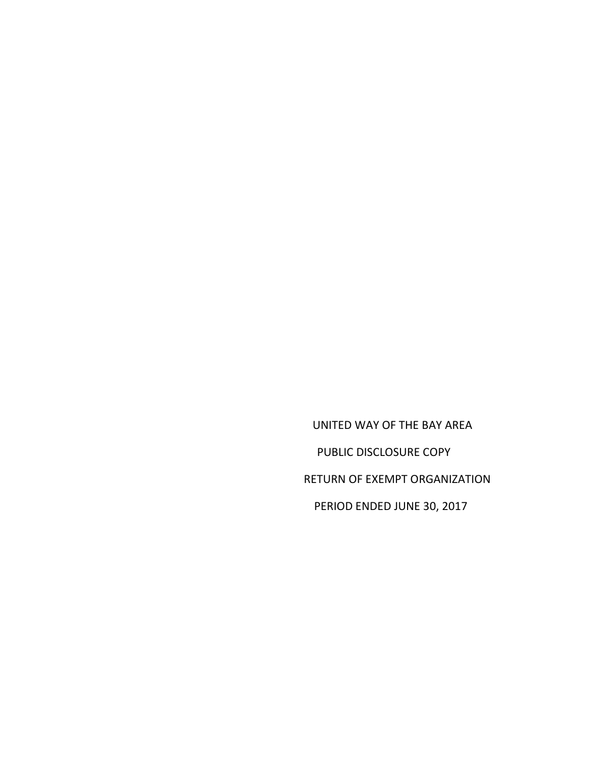UNITED WAY OF THE BAY AREA

PUBLIC DISCLOSURE COPY

RETURN OF EXEMPT ORGANIZATION

PERIOD ENDED JUNE 30, 2017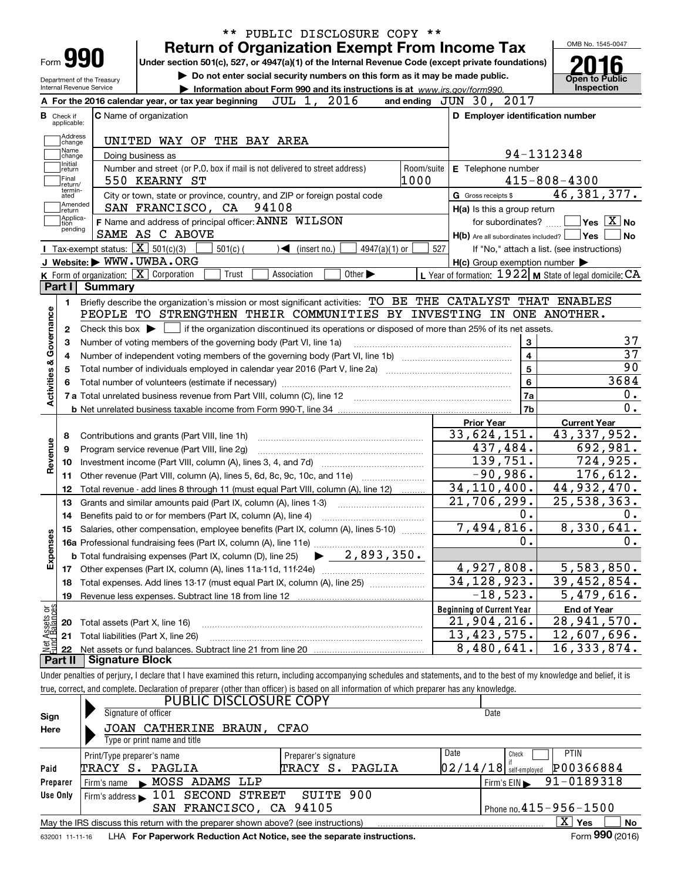\*\* PUBLIC DISCLOSURE COPY \*\*

Form **990**

# Return of Organization Exempt From Income Tax

Under section 501(c), 527, or 4947(a)(1) of the Internal Revenue Code (except private foundations)

▶ Do not enter social security numbers on this form as it may be made public.

▶ Information about Form 990 and its instructions is at www.irs.gov/form990.

Department of the Treasury
Internal Revenue Service

OMB No. 1545-0047

**2016**

Open to Public Inspection

**A** For the 2016 calendar year, or tax year beginning JUL 1, 2016 and ending JUN 30, 2017

**B** Check if applicable:
- Address change
- Name change
- Initial return
- Final return/terminated
- Amended return
- Application pending

**C** Name of organization: UNITED WAY OF THE BAY AREA

Doing business as

Number and street (or P.O. box if mail is not delivered to street address): 550 KEARNY ST — Room/suite: 1000

City or town, state or province, country, and ZIP or foreign postal code: SAN FRANCISCO, CA 94108

**D** Employer identification number: 94-1312348

**E** Telephone number: 415-808-4300

**G** Gross receipts $ 46,381,377.

**F** Name and address of principal officer: ANNE WILSON
SAME AS C ABOVE

**H(a)** Is this a group return for subordinates? ☐ Yes ☒ No

**H(b)** Are all subordinates included? ☐ Yes ☐ No
If "No," attach a list. (see instructions)

**H(c)** Group exemption number ▶

**I** Tax-exempt status: ☒ 501(c)(3) ☐ 501(c) ( ) ◀ (insert no.) ☐ 4947(a)(1) or ☐ 527

**J** Website: ▶ WWW.UWBA.ORG

**K** Form of organization: ☒ Corporation ☐ Trust ☐ Association ☐ Other ▶

**L** Year of formation: 1922 **M** State of legal domicile: CA

## Part I Summary

**Activities & Governance**

1. Briefly describe the organization's mission or most significant activities: TO BE THE CATALYST THAT ENABLES PEOPLE TO STRENGTHEN THEIR COMMUNITIES BY INVESTING IN ONE ANOTHER.
2. Check this box ▶ ☐ if the organization discontinued its operations or disposed of more than 25% of its net assets.

| | | | |
|---|---|---|---|
| 3 | Number of voting members of the governing body (Part VI, line 1a) | 3 | 37 |
| 4 | Number of independent voting members of the governing body (Part VI, line 1b) | 4 | 37 |
| 5 | Total number of individuals employed in calendar year 2016 (Part V, line 2a) | 5 | 90 |
| 6 | Total number of volunteers (estimate if necessary) | 6 | 3684 |
| 7a | Total unrelated business revenue from Part VIII, column (C), line 12 | 7a | 0. |
| b | Net unrelated business taxable income from Form 990-T, line 34 | 7b | 0. |

| | | Prior Year | Current Year |
|---|---|---|---|
| **Revenue** | | | |
| 8 | Contributions and grants (Part VIII, line 1h) | 33,624,151. | 43,337,952. |
| 9 | Program service revenue (Part VIII, line 2g) | 437,484. | 692,981. |
| 10 | Investment income (Part VIII, column (A), lines 3, 4, and 7d) | 139,751. | 724,925. |
| 11 | Other revenue (Part VIII, column (A), lines 5, 6d, 8c, 9c, 10c, and 11e) | -90,986. | 176,612. |
| 12 | Total revenue - add lines 8 through 11 (must equal Part VIII, column (A), line 12) | 34,110,400. | 44,932,470. |
| **Expenses** | | | |
| 13 | Grants and similar amounts paid (Part IX, column (A), lines 1-3) | 21,706,299. | 25,538,363. |
| 14 | Benefits paid to or for members (Part IX, column (A), line 4) | 0. | 0. |
| 15 | Salaries, other compensation, employee benefits (Part IX, column (A), lines 5-10) | 7,494,816. | 8,330,641. |
| 16a | Professional fundraising fees (Part IX, column (A), line 11e) | 0. | 0. |
| b | Total fundraising expenses (Part IX, column (D), line 25) ▶ 2,893,350. | | |
| 17 | Other expenses (Part IX, column (A), lines 11a-11d, 11f-24e) | 4,927,808. | 5,583,850. |
| 18 | Total expenses. Add lines 13-17 (must equal Part IX, column (A), line 25) | 34,128,923. | 39,452,854. |
| 19 | Revenue less expenses. Subtract line 18 from line 12 | -18,523. | 5,479,616. |

| | | Beginning of Current Year | End of Year |
|---|---|---|---|
| **Net Assets or Fund Balances** | | | |
| 20 | Total assets (Part X, line 16) | 21,904,216. | 28,941,570. |
| 21 | Total liabilities (Part X, line 26) | 13,423,575. | 12,607,696. |
| 22 | Net assets or fund balances. Subtract line 21 from line 20 | 8,480,641. | 16,333,874. |

## Part II Signature Block

Under penalties of perjury, I declare that I have examined this return, including accompanying schedules and statements, and to the best of my knowledge and belief, it is true, correct, and complete. Declaration of preparer (other than officer) is based on all information of which preparer has any knowledge.

**Sign Here**

PUBLIC DISCLOSURE COPY
Signature of officer — Date

JOAN CATHERINE BRAUN, CFAO
Type or print name and title

**Paid Preparer Use Only**

| Print/Type preparer's name | Preparer's signature | Date | Check ☐ if self-employed | PTIN |
|---|---|---|---|---|
| TRACY S. PAGLIA | TRACY S. PAGLIA | 02/14/18 | | P00366884 |

Firm's name ▶ MOSS ADAMS LLP — Firm's EIN ▶ 91-0189318

Firm's address ▶ 101 SECOND STREET SUITE 900, SAN FRANCISCO, CA 94105 — Phone no. 415-956-1500

May the IRS discuss this return with the preparer shown above? (see instructions) ☒ Yes ☐ No

632001 11-11-16 LHA For Paperwork Reduction Act Notice, see the separate instructions. Form **990** (2016)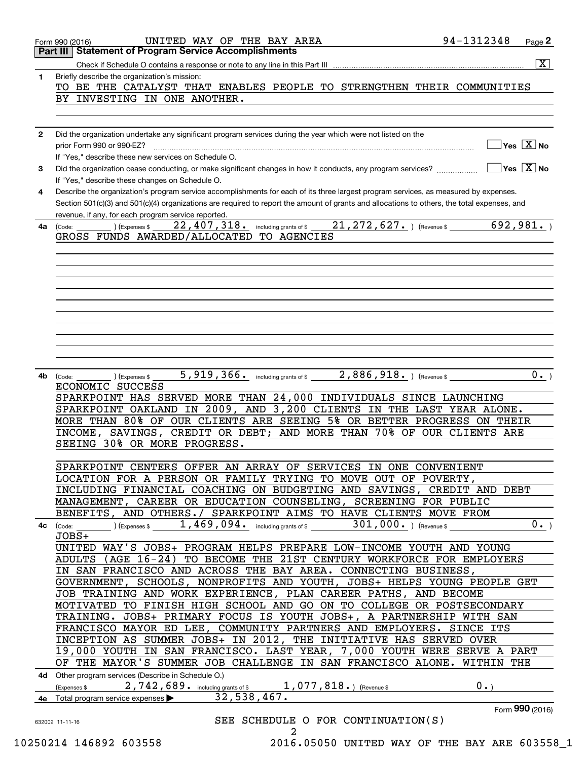Form 990 (2016) UNITED WAY OF THE BAY AREA 94-1312348

## Part III Statement of Program Service Accomplishments

Check if Schedule O contains a response or note to any line in this Part III .......... [X]

**1** Briefly describe the organization's mission:

TO BE THE CATALYST THAT ENABLES PEOPLE TO STRENGTHEN THEIR COMMUNITIES BY INVESTING IN ONE ANOTHER.

**2** Did the organization undertake any significant program services during the year which were not listed on the prior Form 990 or 990-EZ? .......... [ ] Yes [X] No

If "Yes," describe these new services on Schedule O.

**3** Did the organization cease conducting, or make significant changes in how it conducts, any program services? .......... [ ] Yes [X] No

If "Yes," describe these changes on Schedule O.

**4** Describe the organization's program service accomplishments for each of its three largest program services, as measured by expenses. Section 501(c)(3) and 501(c)(4) organizations are required to report the amount of grants and allocations to others, the total expenses, and revenue, if any, for each program service reported.

**4a** (Code: ) (Expenses $ 22,407,318. including grants of $ 21,272,627. ) (Revenue $ 692,981. )

GROSS FUNDS AWARDED/ALLOCATED TO AGENCIES

**4b** (Code: ) (Expenses $ 5,919,366. including grants of $ 2,886,918. ) (Revenue $ 0. )

ECONOMIC SUCCESS

SPARKPOINT HAS SERVED MORE THAN 24,000 INDIVIDUALS SINCE LAUNCHING SPARKPOINT OAKLAND IN 2009, AND 3,200 CLIENTS IN THE LAST YEAR ALONE. MORE THAN 80% OF OUR CLIENTS ARE SEEING 5% OR BETTER PROGRESS ON THEIR INCOME, SAVINGS, CREDIT OR DEBT; AND MORE THAN 70% OF OUR CLIENTS ARE SEEING 30% OR MORE PROGRESS.

SPARKPOINT CENTERS OFFER AN ARRAY OF SERVICES IN ONE CONVENIENT LOCATION FOR A PERSON OR FAMILY TRYING TO MOVE OUT OF POVERTY, INCLUDING FINANCIAL COACHING ON BUDGETING AND SAVINGS, CREDIT AND DEBT MANAGEMENT, CAREER OR EDUCATION COUNSELING, SCREENING FOR PUBLIC BENEFITS, AND OTHERS./ SPARKPOINT AIMS TO HAVE CLIENTS MOVE FROM

**4c** (Code: ) (Expenses $ 1,469,094. including grants of $ 301,000. ) (Revenue $ 0. )

JOBS+

UNITED WAY'S JOBS+ PROGRAM HELPS PREPARE LOW-INCOME YOUTH AND YOUNG ADULTS (AGE 16-24) TO BECOME THE 21ST CENTURY WORKFORCE FOR EMPLOYERS IN SAN FRANCISCO AND ACROSS THE BAY AREA. CONNECTING BUSINESS, GOVERNMENT, SCHOOLS, NONPROFITS AND YOUTH, JOBS+ HELPS YOUNG PEOPLE GET JOB TRAINING AND WORK EXPERIENCE, PLAN CAREER PATHS, AND BECOME MOTIVATED TO FINISH HIGH SCHOOL AND GO ON TO COLLEGE OR POSTSECONDARY TRAINING. JOBS+ PRIMARY FOCUS IS YOUTH JOBS+, A PARTNERSHIP WITH SAN FRANCISCO MAYOR ED LEE, COMMUNITY PARTNERS AND EMPLOYERS. SINCE ITS INCEPTION AS SUMMER JOBS+ IN 2012, THE INITIATIVE HAS SERVED OVER 19,000 YOUTH IN SAN FRANCISCO. LAST YEAR, 7,000 YOUTH WERE SERVE A PART OF THE MAYOR'S SUMMER JOB CHALLENGE IN SAN FRANCISCO ALONE. WITHIN THE

**4d** Other program services (Describe in Schedule O.)

(Expenses $ 2,742,689. including grants of $ 1,077,818. ) (Revenue $ 0. )

**4e** Total program service expenses ▶ 32,538,467.

Form **990** (2016)

632002 11-11-16

SEE SCHEDULE O FOR CONTINUATION(S)

10250214 146892 603558 2016.05050 UNITED WAY OF THE BAY ARE 603558_1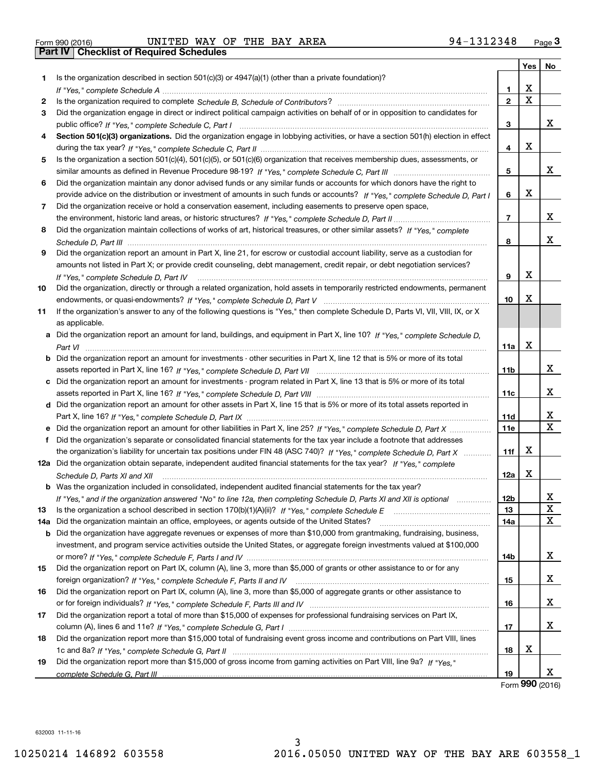Form 990 (2016) UNITED WAY OF THE BAY AREA 94-1312348

## Part IV Checklist of Required Schedules

| | | | Yes | No |
|---|---|---|---|---|
| 1 | Is the organization described in section 501(c)(3) or 4947(a)(1) (other than a private foundation)? *If "Yes," complete Schedule A* | 1 | X | |
| 2 | Is the organization required to complete *Schedule B, Schedule of Contributors*? | 2 | X | |
| 3 | Did the organization engage in direct or indirect political campaign activities on behalf of or in opposition to candidates for public office? *If "Yes," complete Schedule C, Part I* | 3 | | X |
| 4 | **Section 501(c)(3) organizations.** Did the organization engage in lobbying activities, or have a section 501(h) election in effect during the tax year? *If "Yes," complete Schedule C, Part II* | 4 | X | |
| 5 | Is the organization a section 501(c)(4), 501(c)(5), or 501(c)(6) organization that receives membership dues, assessments, or similar amounts as defined in Revenue Procedure 98-19? *If "Yes," complete Schedule C, Part III* | 5 | | X |
| 6 | Did the organization maintain any donor advised funds or any similar funds or accounts for which donors have the right to provide advice on the distribution or investment of amounts in such funds or accounts? *If "Yes," complete Schedule D, Part I* | 6 | X | |
| 7 | Did the organization receive or hold a conservation easement, including easements to preserve open space, the environment, historic land areas, or historic structures? *If "Yes," complete Schedule D, Part II* | 7 | | X |
| 8 | Did the organization maintain collections of works of art, historical treasures, or other similar assets? *If "Yes," complete Schedule D, Part III* | 8 | | X |
| 9 | Did the organization report an amount in Part X, line 21, for escrow or custodial account liability, serve as a custodian for amounts not listed in Part X; or provide credit counseling, debt management, credit repair, or debt negotiation services? *If "Yes," complete Schedule D, Part IV* | 9 | X | |
| 10 | Did the organization, directly or through a related organization, hold assets in temporarily restricted endowments, permanent endowments, or quasi-endowments? *If "Yes," complete Schedule D, Part V* | 10 | X | |
| 11 | If the organization's answer to any of the following questions is "Yes," then complete Schedule D, Parts VI, VII, VIII, IX, or X as applicable. | | | |
| a | Did the organization report an amount for land, buildings, and equipment in Part X, line 10? *If "Yes," complete Schedule D, Part VI* | 11a | X | |
| b | Did the organization report an amount for investments - other securities in Part X, line 12 that is 5% or more of its total assets reported in Part X, line 16? *If "Yes," complete Schedule D, Part VII* | 11b | | X |
| c | Did the organization report an amount for investments - program related in Part X, line 13 that is 5% or more of its total assets reported in Part X, line 16? *If "Yes," complete Schedule D, Part VIII* | 11c | | X |
| d | Did the organization report an amount for other assets in Part X, line 15 that is 5% or more of its total assets reported in Part X, line 16? *If "Yes," complete Schedule D, Part IX* | 11d | | X |
| e | Did the organization report an amount for other liabilities in Part X, line 25? *If "Yes," complete Schedule D, Part X* | 11e | | X |
| f | Did the organization's separate or consolidated financial statements for the tax year include a footnote that addresses the organization's liability for uncertain tax positions under FIN 48 (ASC 740)? *If "Yes," complete Schedule D, Part X* | 11f | X | |
| 12a | Did the organization obtain separate, independent audited financial statements for the tax year? *If "Yes," complete Schedule D, Parts XI and XII* | 12a | X | |
| b | Was the organization included in consolidated, independent audited financial statements for the tax year? *If "Yes," and if the organization answered "No" to line 12a, then completing Schedule D, Parts XI and XII is optional* | 12b | | X |
| 13 | Is the organization a school described in section 170(b)(1)(A)(ii)? *If "Yes," complete Schedule E* | 13 | | X |
| 14a | Did the organization maintain an office, employees, or agents outside of the United States? | 14a | | X |
| b | Did the organization have aggregate revenues or expenses of more than $10,000 from grantmaking, fundraising, business, investment, and program service activities outside the United States, or aggregate foreign investments valued at $100,000 or more? *If "Yes," complete Schedule F, Parts I and IV* | 14b | | X |
| 15 | Did the organization report on Part IX, column (A), line 3, more than $5,000 of grants or other assistance to or for any foreign organization? *If "Yes," complete Schedule F, Parts II and IV* | 15 | | X |
| 16 | Did the organization report on Part IX, column (A), line 3, more than $5,000 of aggregate grants or other assistance to or for foreign individuals? *If "Yes," complete Schedule F, Parts III and IV* | 16 | | X |
| 17 | Did the organization report a total of more than $15,000 of expenses for professional fundraising services on Part IX, column (A), lines 6 and 11e? *If "Yes," complete Schedule G, Part I* | 17 | | X |
| 18 | Did the organization report more than $15,000 total of fundraising event gross income and contributions on Part VIII, lines 1c and 8a? *If "Yes," complete Schedule G, Part II* | 18 | X | |
| 19 | Did the organization report more than $15,000 of gross income from gaming activities on Part VIII, line 9a? *If "Yes," complete Schedule G, Part III* | 19 | | X |

Form **990** (2016)

632003 11-11-16

10250214 146892 603558 2016.05050 UNITED WAY OF THE BAY ARE 603558_1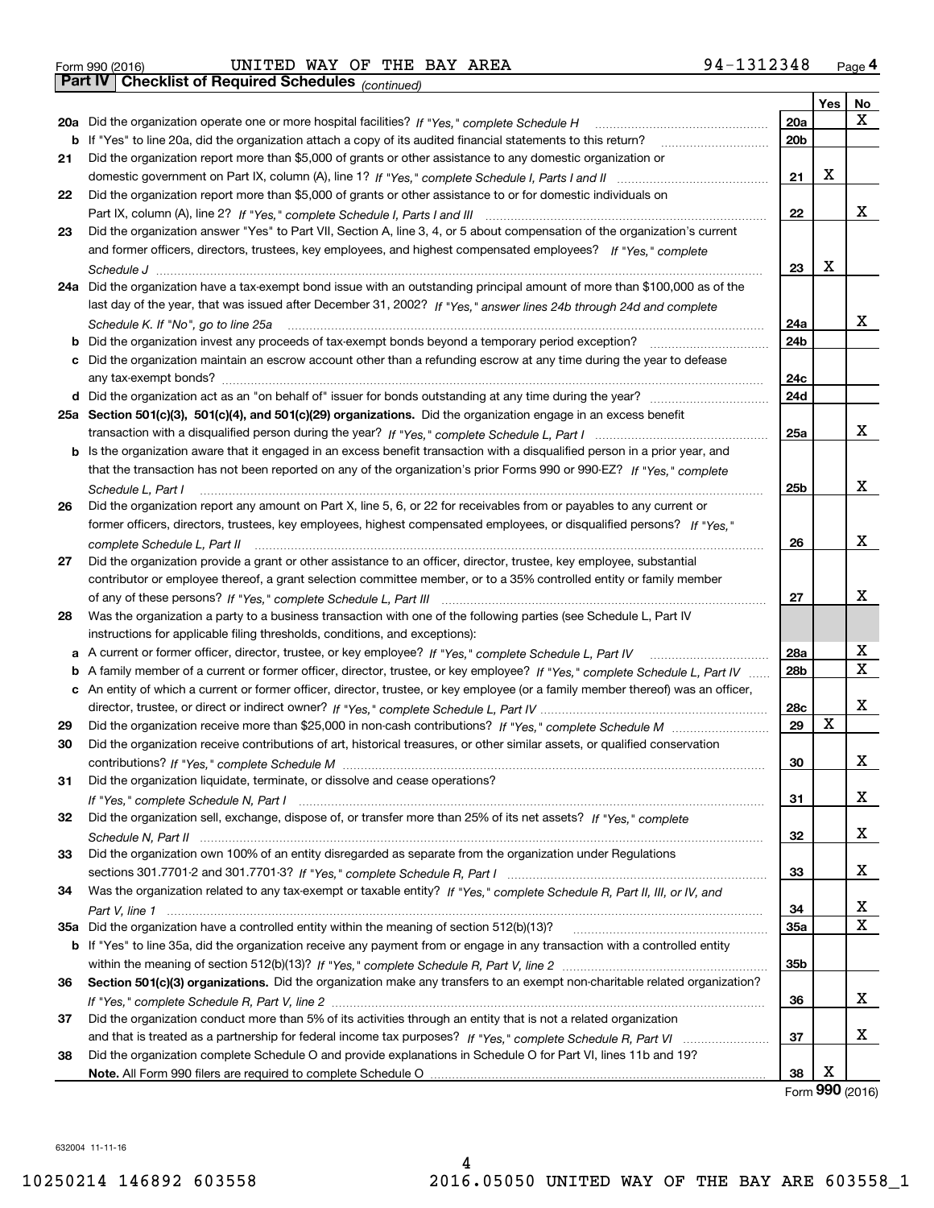Form 990 (2016) UNITED WAY OF THE BAY AREA 94-1312348 Page 4

**Part IV | Checklist of Required Schedules** *(continued)*

| | | | Yes | No |
|---|---|---|---|---|
| **20a** | Did the organization operate one or more hospital facilities? *If "Yes," complete Schedule H* | 20a | | X |
| **b** | If "Yes" to line 20a, did the organization attach a copy of its audited financial statements to this return? | 20b | | |
| **21** | Did the organization report more than $5,000 of grants or other assistance to any domestic organization or domestic government on Part IX, column (A), line 1? *If "Yes," complete Schedule I, Parts I and II* | 21 | X | |
| **22** | Did the organization report more than $5,000 of grants or other assistance to or for domestic individuals on Part IX, column (A), line 2? *If "Yes," complete Schedule I, Parts I and III* | 22 | | X |
| **23** | Did the organization answer "Yes" to Part VII, Section A, line 3, 4, or 5 about compensation of the organization's current and former officers, directors, trustees, key employees, and highest compensated employees? *If "Yes," complete Schedule J* | 23 | X | |
| **24a** | Did the organization have a tax-exempt bond issue with an outstanding principal amount of more than $100,000 as of the last day of the year, that was issued after December 31, 2002? *If "Yes," answer lines 24b through 24d and complete Schedule K. If "No", go to line 25a* | 24a | | X |
| **b** | Did the organization invest any proceeds of tax-exempt bonds beyond a temporary period exception? | 24b | | |
| **c** | Did the organization maintain an escrow account other than a refunding escrow at any time during the year to defease any tax-exempt bonds? | 24c | | |
| **d** | Did the organization act as an "on behalf of" issuer for bonds outstanding at any time during the year? | 24d | | |
| **25a** | **Section 501(c)(3), 501(c)(4), and 501(c)(29) organizations.** Did the organization engage in an excess benefit transaction with a disqualified person during the year? *If "Yes," complete Schedule L, Part I* | 25a | | X |
| **b** | Is the organization aware that it engaged in an excess benefit transaction with a disqualified person in a prior year, and that the transaction has not been reported on any of the organization's prior Forms 990 or 990-EZ? *If "Yes," complete Schedule L, Part I* | 25b | | X |
| **26** | Did the organization report any amount on Part X, line 5, 6, or 22 for receivables from or payables to any current or former officers, directors, trustees, key employees, highest compensated employees, or disqualified persons? *If "Yes," complete Schedule L, Part II* | 26 | | X |
| **27** | Did the organization provide a grant or other assistance to an officer, director, trustee, key employee, substantial contributor or employee thereof, a grant selection committee member, or to a 35% controlled entity or family member of any of these persons? *If "Yes," complete Schedule L, Part III* | 27 | | X |
| **28** | Was the organization a party to a business transaction with one of the following parties (see Schedule L, Part IV instructions for applicable filing thresholds, conditions, and exceptions): | | | |
| **a** | A current or former officer, director, trustee, or key employee? *If "Yes," complete Schedule L, Part IV* | 28a | | X |
| **b** | A family member of a current or former officer, director, trustee, or key employee? *If "Yes," complete Schedule L, Part IV* | 28b | | X |
| **c** | An entity of which a current or former officer, director, trustee, or key employee (or a family member thereof) was an officer, director, trustee, or direct or indirect owner? *If "Yes," complete Schedule L, Part IV* | 28c | | X |
| **29** | Did the organization receive more than $25,000 in non-cash contributions? *If "Yes," complete Schedule M* | 29 | X | |
| **30** | Did the organization receive contributions of art, historical treasures, or other similar assets, or qualified conservation contributions? *If "Yes," complete Schedule M* | 30 | | X |
| **31** | Did the organization liquidate, terminate, or dissolve and cease operations? *If "Yes," complete Schedule N, Part I* | 31 | | X |
| **32** | Did the organization sell, exchange, dispose of, or transfer more than 25% of its net assets? *If "Yes," complete Schedule N, Part II* | 32 | | X |
| **33** | Did the organization own 100% of an entity disregarded as separate from the organization under Regulations sections 301.7701-2 and 301.7701-3? *If "Yes," complete Schedule R, Part I* | 33 | | X |
| **34** | Was the organization related to any tax-exempt or taxable entity? *If "Yes," complete Schedule R, Part II, III, or IV, and Part V, line 1* | 34 | | X |
| **35a** | Did the organization have a controlled entity within the meaning of section 512(b)(13)? | 35a | | X |
| **b** | If "Yes" to line 35a, did the organization receive any payment from or engage in any transaction with a controlled entity within the meaning of section 512(b)(13)? *If "Yes," complete Schedule R, Part V, line 2* | 35b | | |
| **36** | **Section 501(c)(3) organizations.** Did the organization make any transfers to an exempt non-charitable related organization? *If "Yes," complete Schedule R, Part V, line 2* | 36 | | X |
| **37** | Did the organization conduct more than 5% of its activities through an entity that is not a related organization and that is treated as a partnership for federal income tax purposes? *If "Yes," complete Schedule R, Part VI* | 37 | | X |
| **38** | Did the organization complete Schedule O and provide explanations in Schedule O for Part VI, lines 11b and 19? **Note.** All Form 990 filers are required to complete Schedule O | 38 | X | |

Form **990** (2016)

632004 11-11-16

10250214 146892 603558 2016.05050 UNITED WAY OF THE BAY ARE 603558_1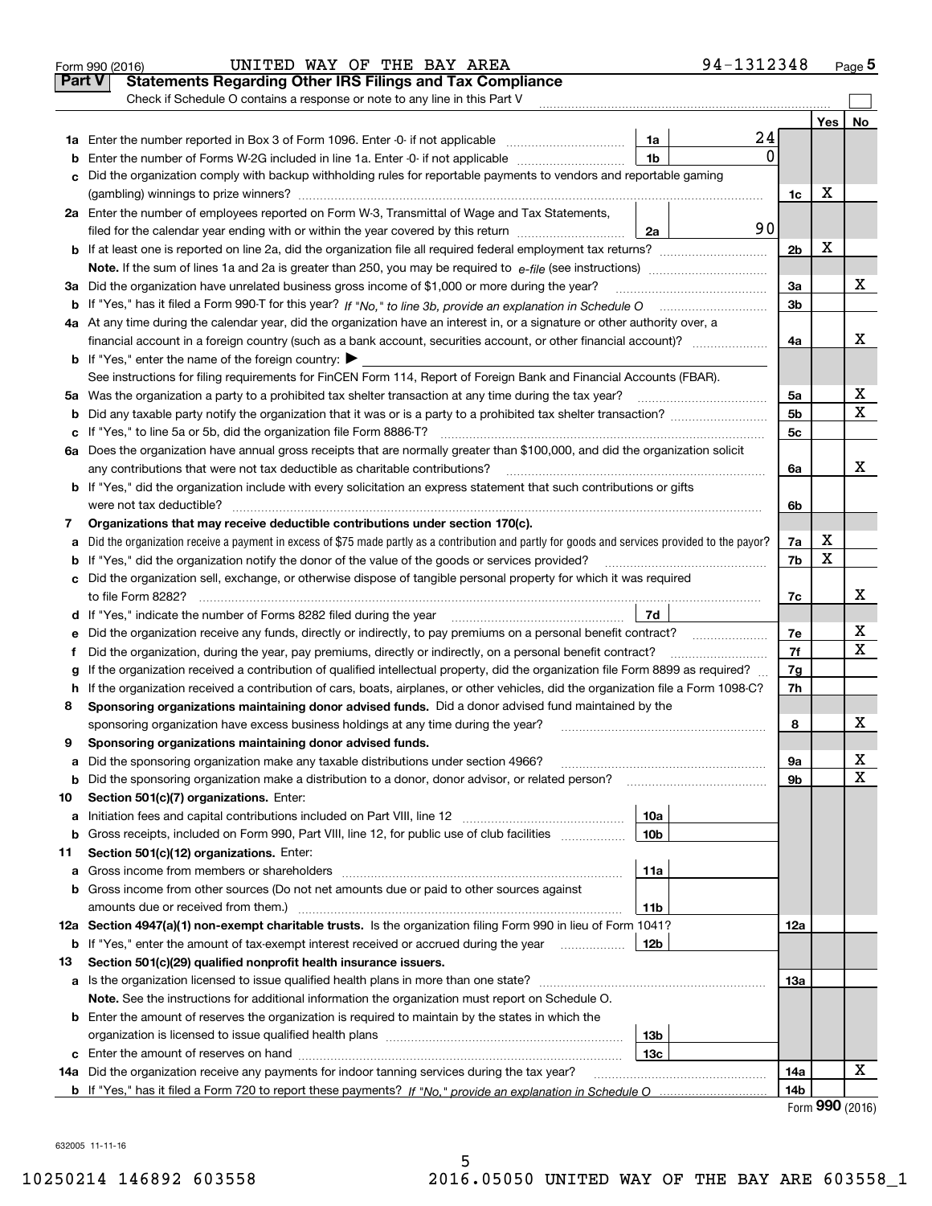Form 990 (2016) UNITED WAY OF THE BAY AREA 94-1312348

## Part V Statements Regarding Other IRS Filings and Tax Compliance

Check if Schedule O contains a response or note to any line in this Part V

| | | | | | Yes | No |
|---|---|---|---|---|---|---|
| **1a** | Enter the number reported in Box 3 of Form 1096. Enter -0- if not applicable | 1a | 24 | | | |
| **b** | Enter the number of Forms W-2G included in line 1a. Enter -0- if not applicable | 1b | 0 | | | |
| **c** | Did the organization comply with backup withholding rules for reportable payments to vendors and reportable gaming (gambling) winnings to prize winners? | | | 1c | X | |
| **2a** | Enter the number of employees reported on Form W-3, Transmittal of Wage and Tax Statements, filed for the calendar year ending with or within the year covered by this return | 2a | 90 | | | |
| **b** | If at least one is reported on line 2a, did the organization file all required federal employment tax returns? | | | 2b | X | |
| | **Note.** If the sum of lines 1a and 2a is greater than 250, you may be required to *e-file* (see instructions) | | | | | |
| **3a** | Did the organization have unrelated business gross income of $1,000 or more during the year? | | | 3a | | X |
| **b** | If "Yes," has it filed a Form 990-T for this year? *If "No," to line 3b, provide an explanation in Schedule O* | | | 3b | | |
| **4a** | At any time during the calendar year, did the organization have an interest in, or a signature or other authority over, a financial account in a foreign country (such as a bank account, securities account, or other financial account)? | | | 4a | | X |
| **b** | If "Yes," enter the name of the foreign country: ▶ | | | | | |
| | See instructions for filing requirements for FinCEN Form 114, Report of Foreign Bank and Financial Accounts (FBAR). | | | | | |
| **5a** | Was the organization a party to a prohibited tax shelter transaction at any time during the tax year? | | | 5a | | X |
| **b** | Did any taxable party notify the organization that it was or is a party to a prohibited tax shelter transaction? | | | 5b | | X |
| **c** | If "Yes," to line 5a or 5b, did the organization file Form 8886-T? | | | 5c | | |
| **6a** | Does the organization have annual gross receipts that are normally greater than $100,000, and did the organization solicit any contributions that were not tax deductible as charitable contributions? | | | 6a | | X |
| **b** | If "Yes," did the organization include with every solicitation an express statement that such contributions or gifts were not tax deductible? | | | 6b | | |
| **7** | **Organizations that may receive deductible contributions under section 170(c).** | | | | | |
| **a** | Did the organization receive a payment in excess of $75 made partly as a contribution and partly for goods and services provided to the payor? | | | 7a | X | |
| **b** | If "Yes," did the organization notify the donor of the value of the goods or services provided? | | | 7b | X | |
| **c** | Did the organization sell, exchange, or otherwise dispose of tangible personal property for which it was required to file Form 8282? | | | 7c | | X |
| **d** | If "Yes," indicate the number of Forms 8282 filed during the year | 7d | | | | |
| **e** | Did the organization receive any funds, directly or indirectly, to pay premiums on a personal benefit contract? | | | 7e | | X |
| **f** | Did the organization, during the year, pay premiums, directly or indirectly, on a personal benefit contract? | | | 7f | | X |
| **g** | If the organization received a contribution of qualified intellectual property, did the organization file Form 8899 as required? | | | 7g | | |
| **h** | If the organization received a contribution of cars, boats, airplanes, or other vehicles, did the organization file a Form 1098-C? | | | 7h | | |
| **8** | **Sponsoring organizations maintaining donor advised funds.** Did a donor advised fund maintained by the sponsoring organization have excess business holdings at any time during the year? | | | 8 | | X |
| **9** | **Sponsoring organizations maintaining donor advised funds.** | | | | | |
| **a** | Did the sponsoring organization make any taxable distributions under section 4966? | | | 9a | | X |
| **b** | Did the sponsoring organization make a distribution to a donor, donor advisor, or related person? | | | 9b | | X |
| **10** | **Section 501(c)(7) organizations.** Enter: | | | | | |
| **a** | Initiation fees and capital contributions included on Part VIII, line 12 | 10a | | | | |
| **b** | Gross receipts, included on Form 990, Part VIII, line 12, for public use of club facilities | 10b | | | | |
| **11** | **Section 501(c)(12) organizations.** Enter: | | | | | |
| **a** | Gross income from members or shareholders | 11a | | | | |
| **b** | Gross income from other sources (Do not net amounts due or paid to other sources against amounts due or received from them.) | 11b | | | | |
| **12a** | **Section 4947(a)(1) non-exempt charitable trusts.** Is the organization filing Form 990 in lieu of Form 1041? | | | 12a | | |
| **b** | If "Yes," enter the amount of tax-exempt interest received or accrued during the year | 12b | | | | |
| **13** | **Section 501(c)(29) qualified nonprofit health insurance issuers.** | | | | | |
| **a** | Is the organization licensed to issue qualified health plans in more than one state? | | | 13a | | |
| | **Note.** See the instructions for additional information the organization must report on Schedule O. | | | | | |
| **b** | Enter the amount of reserves the organization is required to maintain by the states in which the organization is licensed to issue qualified health plans | 13b | | | | |
| **c** | Enter the amount of reserves on hand | 13c | | | | |
| **14a** | Did the organization receive any payments for indoor tanning services during the tax year? | | | 14a | | X |
| **b** | If "Yes," has it filed a Form 720 to report these payments? *If "No," provide an explanation in Schedule O* | | | 14b | | |

Form **990** (2016)

632005 11-11-16

10250214 146892 603558 2016.05050 UNITED WAY OF THE BAY ARE 603558_1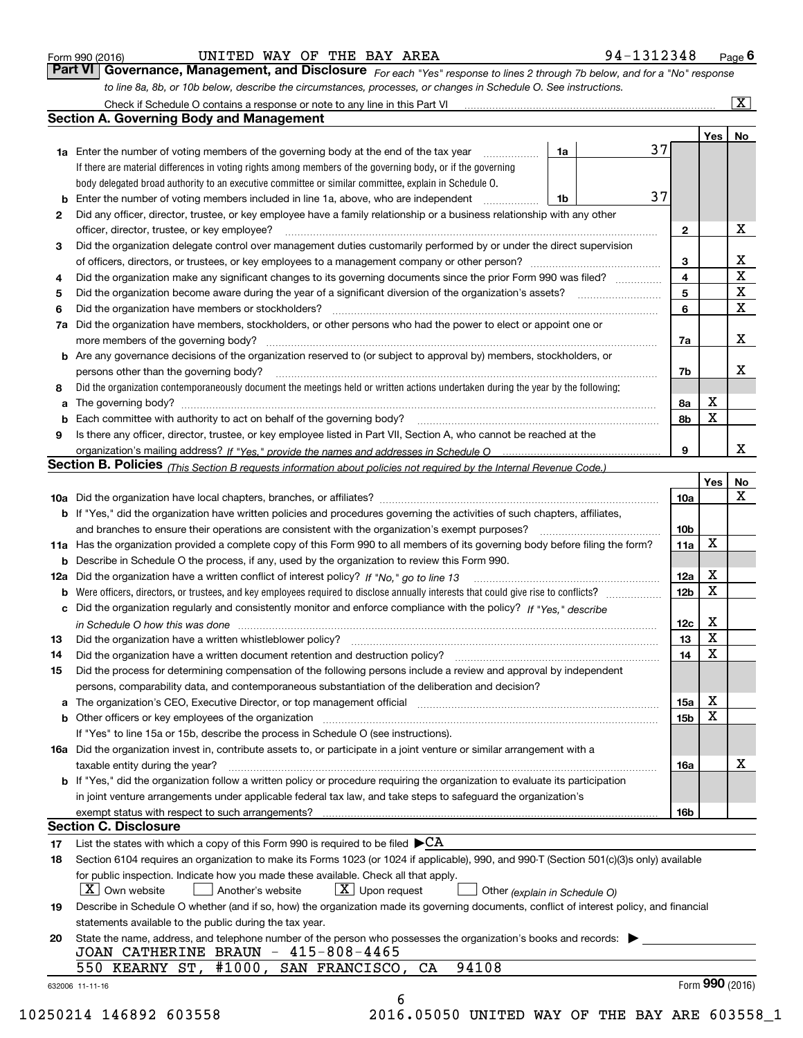Form 990 (2016) UNITED WAY OF THE BAY AREA 94-1312348 Page 6

## Part VI Governance, Management, and Disclosure

*For each "Yes" response to lines 2 through 7b below, and for a "No" response to line 8a, 8b, or 10b below, describe the circumstances, processes, or changes in Schedule O. See instructions.*

Check if Schedule O contains a response or note to any line in this Part VI [X]

### Section A. Governing Body and Management

| | | | | Yes | No |
|---|---|---|---|---|---|
| **1a** | Enter the number of voting members of the governing body at the end of the tax year. If there are material differences in voting rights among members of the governing body, or if the governing body delegated broad authority to an executive committee or similar committee, explain in Schedule O. | 1a | 37 | | |
| **b** | Enter the number of voting members included in line 1a, above, who are independent | 1b | 37 | | |
| **2** | Did any officer, director, trustee, or key employee have a family relationship or a business relationship with any other officer, director, trustee, or key employee? | 2 | | | X |
| **3** | Did the organization delegate control over management duties customarily performed by or under the direct supervision of officers, directors, or trustees, or key employees to a management company or other person? | 3 | | | X |
| **4** | Did the organization make any significant changes to its governing documents since the prior Form 990 was filed? | 4 | | | X |
| **5** | Did the organization become aware during the year of a significant diversion of the organization's assets? | 5 | | | X |
| **6** | Did the organization have members or stockholders? | 6 | | | X |
| **7a** | Did the organization have members, stockholders, or other persons who had the power to elect or appoint one or more members of the governing body? | 7a | | | X |
| **b** | Are any governance decisions of the organization reserved to (or subject to approval by) members, stockholders, or persons other than the governing body? | 7b | | | X |
| **8** | Did the organization contemporaneously document the meetings held or written actions undertaken during the year by the following: | | | | |
| **a** | The governing body? | 8a | | X | |
| **b** | Each committee with authority to act on behalf of the governing body? | 8b | | X | |
| **9** | Is there any officer, director, trustee, or key employee listed in Part VII, Section A, who cannot be reached at the organization's mailing address? *If "Yes," provide the names and addresses in Schedule O* | 9 | | | X |

### Section B. Policies *(This Section B requests information about policies not required by the Internal Revenue Code.)*

| | | | Yes | No |
|---|---|---|---|---|
| **10a** | Did the organization have local chapters, branches, or affiliates? | 10a | | X |
| **b** | If "Yes," did the organization have written policies and procedures governing the activities of such chapters, affiliates, and branches to ensure their operations are consistent with the organization's exempt purposes? | 10b | | |
| **11a** | Has the organization provided a complete copy of this Form 990 to all members of its governing body before filing the form? | 11a | X | |
| **b** | Describe in Schedule O the process, if any, used by the organization to review this Form 990. | | | |
| **12a** | Did the organization have a written conflict of interest policy? *If "No," go to line 13* | 12a | X | |
| **b** | Were officers, directors, or trustees, and key employees required to disclose annually interests that could give rise to conflicts? | 12b | X | |
| **c** | Did the organization regularly and consistently monitor and enforce compliance with the policy? *If "Yes," describe in Schedule O how this was done* | 12c | X | |
| **13** | Did the organization have a written whistleblower policy? | 13 | X | |
| **14** | Did the organization have a written document retention and destruction policy? | 14 | X | |
| **15** | Did the process for determining compensation of the following persons include a review and approval by independent persons, comparability data, and contemporaneous substantiation of the deliberation and decision? | | | |
| **a** | The organization's CEO, Executive Director, or top management official | 15a | X | |
| **b** | Other officers or key employees of the organization | 15b | X | |
| | If "Yes" to line 15a or 15b, describe the process in Schedule O (see instructions). | | | |
| **16a** | Did the organization invest in, contribute assets to, or participate in a joint venture or similar arrangement with a taxable entity during the year? | 16a | | X |
| **b** | If "Yes," did the organization follow a written policy or procedure requiring the organization to evaluate its participation in joint venture arrangements under applicable federal tax law, and take steps to safeguard the organization's exempt status with respect to such arrangements? | 16b | | |

### Section C. Disclosure

**17** List the states with which a copy of this Form 990 is required to be filed ▶CA

**18** Section 6104 requires an organization to make its Forms 1023 (or 1024 if applicable), 990, and 990-T (Section 501(c)(3)s only) available for public inspection. Indicate how you made these available. Check all that apply.

[X] Own website [ ] Another's website [X] Upon request [ ] Other *(explain in Schedule O)*

**19** Describe in Schedule O whether (and if so, how) the organization made its governing documents, conflict of interest policy, and financial statements available to the public during the tax year.

**20** State the name, address, and telephone number of the person who possesses the organization's books and records: ▶

JOAN CATHERINE BRAUN - 415-808-4465
550 KEARNY ST, #1000, SAN FRANCISCO, CA 94108

632006 11-11-16 Form **990** (2016)

10250214 146892 603558 2016.05050 UNITED WAY OF THE BAY ARE 603558_1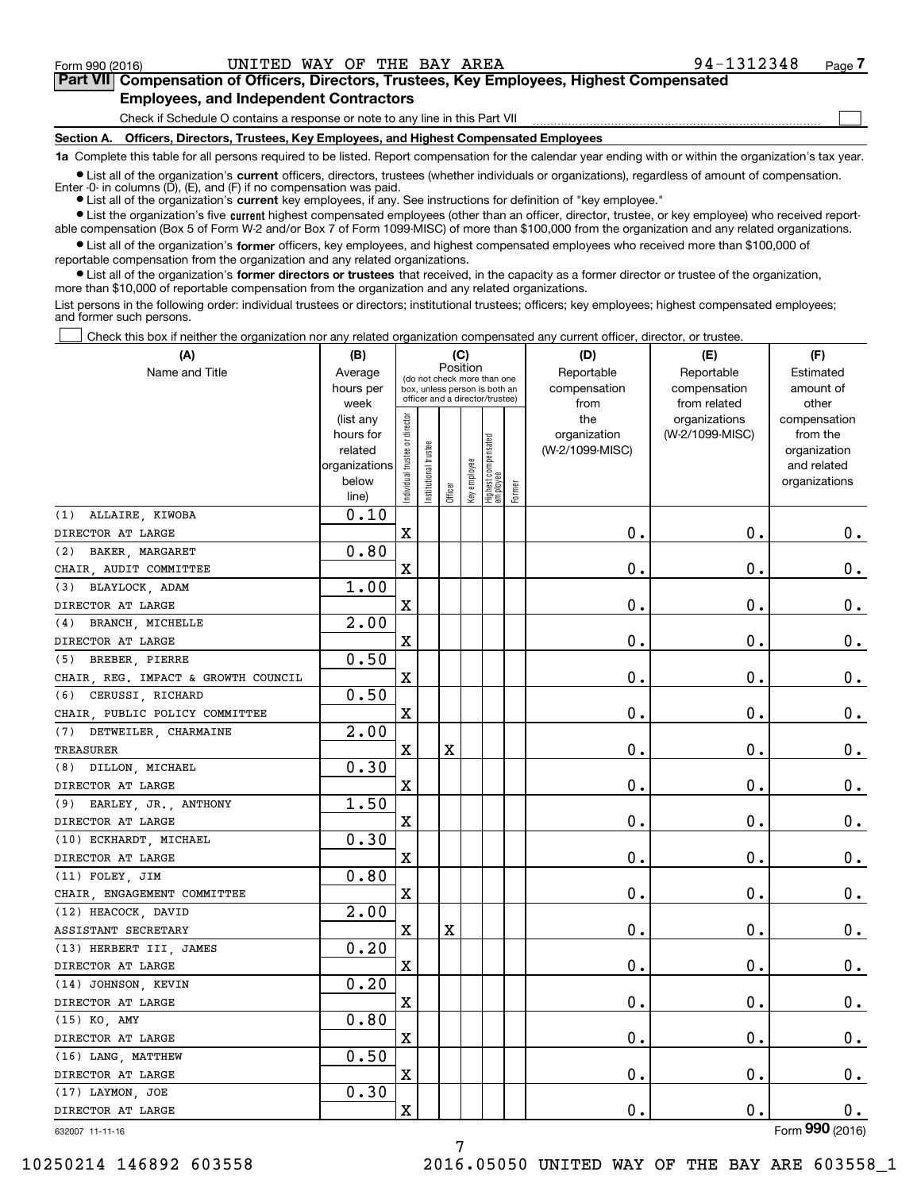Form 990 (2016) UNITED WAY OF THE BAY AREA 94-1312348 Page 7

## Part VII Compensation of Officers, Directors, Trustees, Key Employees, Highest Compensated Employees, and Independent Contractors

Check if Schedule O contains a response or note to any line in this Part VII

### Section A. Officers, Directors, Trustees, Key Employees, and Highest Compensated Employees

**1a** Complete this table for all persons required to be listed. Report compensation for the calendar year ending with or within the organization's tax year.

- List all of the organization's **current** officers, directors, trustees (whether individuals or organizations), regardless of amount of compensation. Enter -0- in columns (D), (E), and (F) if no compensation was paid.
- List all of the organization's **current** key employees, if any. See instructions for definition of "key employee."
- List the organization's five **current** highest compensated employees (other than an officer, director, trustee, or key employee) who received reportable compensation (Box 5 of Form W-2 and/or Box 7 of Form 1099-MISC) of more than $100,000 from the organization and any related organizations.
- List all of the organization's **former** officers, key employees, and highest compensated employees who received more than $100,000 of reportable compensation from the organization and any related organizations.
- List all of the organization's **former directors or trustees** that received, in the capacity as a former director or trustee of the organization, more than $10,000 of reportable compensation from the organization and any related organizations.

List persons in the following order: individual trustees or directors; institutional trustees; officers; key employees; highest compensated employees; and former such persons.

Check this box if neither the organization nor any related organization compensated any current officer, director, or trustee.

| (A) Name and Title | (B) Average hours per week (list any hours for related organizations below line) | (C) Position: Individual trustee or director | Institutional trustee | Officer | Key employee | Highest compensated employee | Former | (D) Reportable compensation from the organization (W-2/1099-MISC) | (E) Reportable compensation from related organizations (W-2/1099-MISC) | (F) Estimated amount of other compensation from the organization and related organizations |
|---|---|---|---|---|---|---|---|---|---|---|
| (1) ALLAIRE, KIWOBA<br>DIRECTOR AT LARGE | 0.10 | X | | | | | | 0. | 0. | 0. |
| (2) BAKER, MARGARET<br>CHAIR, AUDIT COMMITTEE | 0.80 | X | | | | | | 0. | 0. | 0. |
| (3) BLAYLOCK, ADAM<br>DIRECTOR AT LARGE | 1.00 | X | | | | | | 0. | 0. | 0. |
| (4) BRANCH, MICHELLE<br>DIRECTOR AT LARGE | 2.00 | X | | | | | | 0. | 0. | 0. |
| (5) BREBER, PIERRE<br>CHAIR, REG. IMPACT & GROWTH COUNCIL | 0.50 | X | | | | | | 0. | 0. | 0. |
| (6) CERUSSI, RICHARD<br>CHAIR, PUBLIC POLICY COMMITTEE | 0.50 | X | | | | | | 0. | 0. | 0. |
| (7) DETWEILER, CHARMAINE<br>TREASURER | 2.00 | X | | X | | | | 0. | 0. | 0. |
| (8) DILLON, MICHAEL<br>DIRECTOR AT LARGE | 0.30 | X | | | | | | 0. | 0. | 0. |
| (9) EARLEY, JR., ANTHONY<br>DIRECTOR AT LARGE | 1.50 | X | | | | | | 0. | 0. | 0. |
| (10) ECKHARDT, MICHAEL<br>DIRECTOR AT LARGE | 0.30 | X | | | | | | 0. | 0. | 0. |
| (11) FOLEY, JIM<br>CHAIR, ENGAGEMENT COMMITTEE | 0.80 | X | | | | | | 0. | 0. | 0. |
| (12) HEACOCK, DAVID<br>ASSISTANT SECRETARY | 2.00 | X | | X | | | | 0. | 0. | 0. |
| (13) HERBERT III, JAMES<br>DIRECTOR AT LARGE | 0.20 | X | | | | | | 0. | 0. | 0. |
| (14) JOHNSON, KEVIN<br>DIRECTOR AT LARGE | 0.20 | X | | | | | | 0. | 0. | 0. |
| (15) KO, AMY<br>DIRECTOR AT LARGE | 0.80 | X | | | | | | 0. | 0. | 0. |
| (16) LANG, MATTHEW<br>DIRECTOR AT LARGE | 0.50 | X | | | | | | 0. | 0. | 0. |
| (17) LAYMON, JOE<br>DIRECTOR AT LARGE | 0.30 | X | | | | | | 0. | 0. | 0. |

632007 11-11-16

Form **990** (2016)

10250214 146892 603558 2016.05050 UNITED WAY OF THE BAY ARE 603558_1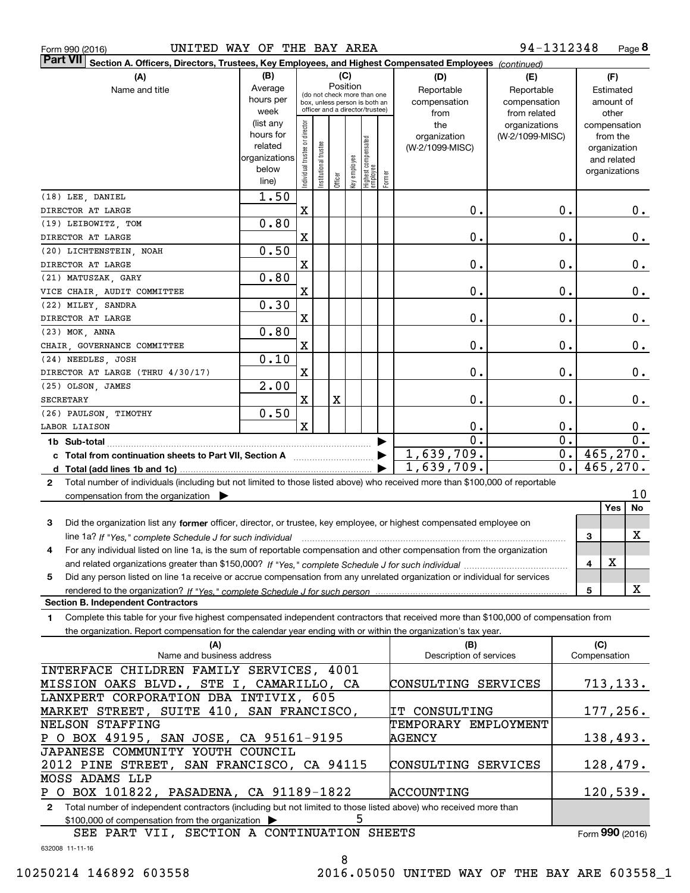Form 990 (2016) UNITED WAY OF THE BAY AREA 94-1312348 Page 8

**Part VII Section A. Officers, Directors, Trustees, Key Employees, and Highest Compensated Employees** *(continued)*

| (A) Name and title | (B) Average hours per week (list any hours for related organizations below line) | (C) Position: Individual trustee or director | Institutional trustee | Officer | Key employee | Highest compensated employee | Former | (D) Reportable compensation from the organization (W-2/1099-MISC) | (E) Reportable compensation from related organizations (W-2/1099-MISC) | (F) Estimated amount of other compensation from the organization and related organizations |
|---|---|---|---|---|---|---|---|---|---|---|
| (18) LEE, DANIEL<br>DIRECTOR AT LARGE | 1.50 | X | | | | | | 0. | 0. | 0. |
| (19) LEIBOWITZ, TOM<br>DIRECTOR AT LARGE | 0.80 | X | | | | | | 0. | 0. | 0. |
| (20) LICHTENSTEIN, NOAH<br>DIRECTOR AT LARGE | 0.50 | X | | | | | | 0. | 0. | 0. |
| (21) MATUSZAK, GARY<br>VICE CHAIR, AUDIT COMMITTEE | 0.80 | X | | | | | | 0. | 0. | 0. |
| (22) MILEY, SANDRA<br>DIRECTOR AT LARGE | 0.30 | X | | | | | | 0. | 0. | 0. |
| (23) MOK, ANNA<br>CHAIR, GOVERNANCE COMMITTEE | 0.80 | X | | | | | | 0. | 0. | 0. |
| (24) NEEDLES, JOSH<br>DIRECTOR AT LARGE (THRU 4/30/17) | 0.10 | X | | | | | | 0. | 0. | 0. |
| (25) OLSON, JAMES<br>SECRETARY | 2.00 | X | | X | | | | 0. | 0. | 0. |
| (26) PAULSON, TIMOTHY<br>LABOR LIAISON | 0.50 | X | | | | | | 0. | 0. | 0. |
| **1b Sub-total** | | | | | | | | 0. | 0. | 0. |
| **c Total from continuation sheets to Part VII, Section A** | | | | | | | | 1,639,709. | 0. | 465,270. |
| **d Total (add lines 1b and 1c)** | | | | | | | | 1,639,709. | 0. | 465,270. |

**2** Total number of individuals (including but not limited to those listed above) who received more than $100,000 of reportable compensation from the organization ▶ 10

| | | Yes | No |
|---|---|---|---|
| **3** Did the organization list any **former** officer, director, or trustee, key employee, or highest compensated employee on line 1a? *If "Yes," complete Schedule J for such individual* | 3 | | X |
| **4** For any individual listed on line 1a, is the sum of reportable compensation and other compensation from the organization and related organizations greater than $150,000? *If "Yes," complete Schedule J for such individual* | 4 | X | |
| **5** Did any person listed on line 1a receive or accrue compensation from any unrelated organization or individual for services rendered to the organization? *If "Yes," complete Schedule J for such person* | 5 | | X |

**Section B. Independent Contractors**

**1** Complete this table for your five highest compensated independent contractors that received more than $100,000 of compensation from the organization. Report compensation for the calendar year ending with or within the organization's tax year.

| (A) Name and business address | (B) Description of services | (C) Compensation |
|---|---|---|
| INTERFACE CHILDREN FAMILY SERVICES, 4001 MISSION OAKS BLVD., STE I, CAMARILLO, CA | CONSULTING SERVICES | 713,133. |
| LANXPERT CORPORATION DBA INTIVIX, 605 MARKET STREET, SUITE 410, SAN FRANCISCO, | IT CONSULTING | 177,256. |
| NELSON STAFFING P O BOX 49195, SAN JOSE, CA 95161-9195 | TEMPORARY EMPLOYMENT AGENCY | 138,493. |
| JAPANESE COMMUNITY YOUTH COUNCIL 2012 PINE STREET, SAN FRANCISCO, CA 94115 | CONSULTING SERVICES | 128,479. |
| MOSS ADAMS LLP P O BOX 101822, PASADENA, CA 91189-1822 | ACCOUNTING | 120,539. |

**2** Total number of independent contractors (including but not limited to those listed above) who received more than $100,000 of compensation from the organization ▶ 5

SEE PART VII, SECTION A CONTINUATION SHEETS

Form **990** (2016)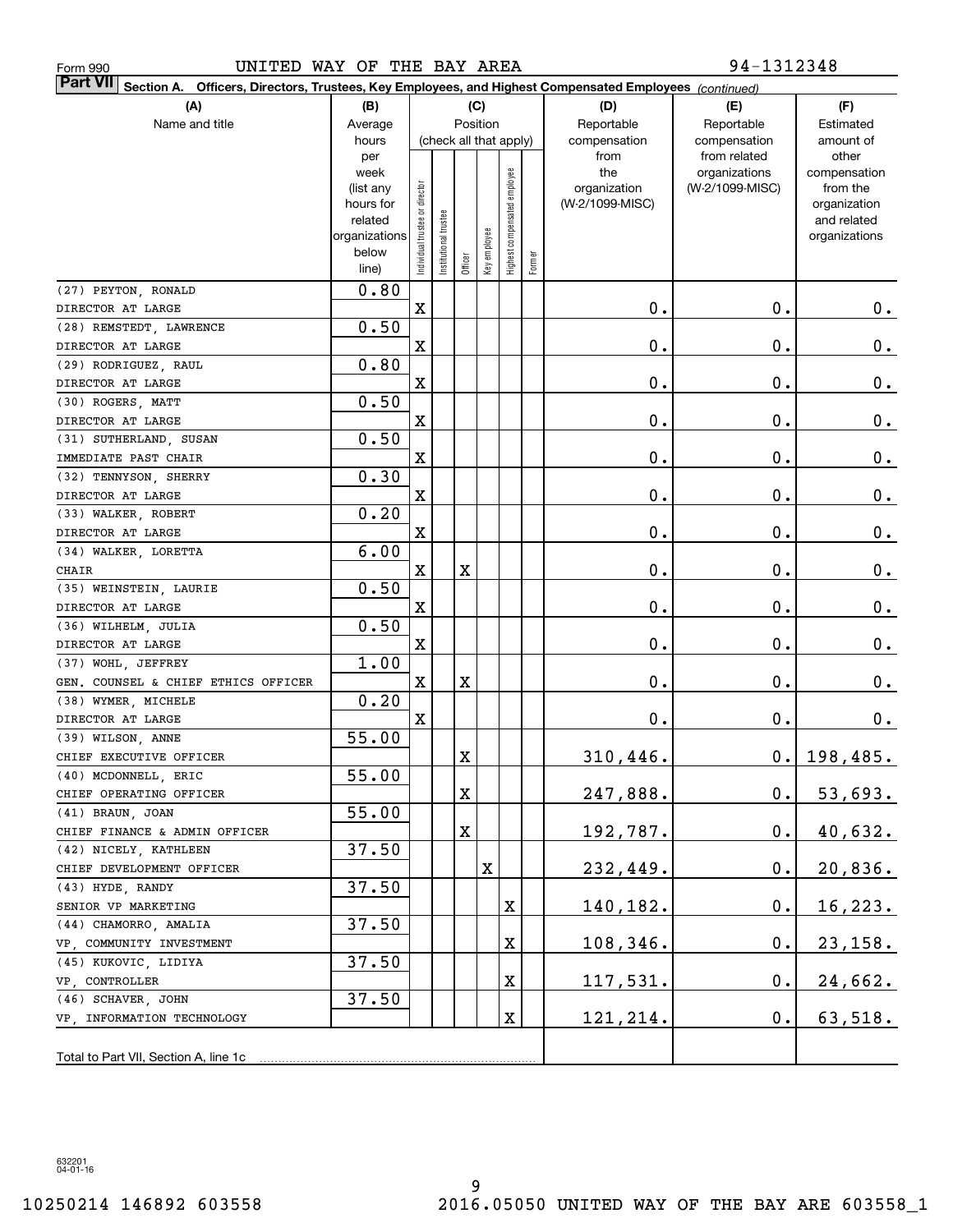Form 990 UNITED WAY OF THE BAY AREA 94-1312348

**Part VII Section A. Officers, Directors, Trustees, Key Employees, and Highest Compensated Employees** *(continued)*

| (A) Name and title | (B) Average hours per week (list any hours for related organizations below line) | (C) Position: Individual trustee or director | Institutional trustee | Officer | Key employee | Highest compensated employee | Former | (D) Reportable compensation from the organization (W-2/1099-MISC) | (E) Reportable compensation from related organizations (W-2/1099-MISC) | (F) Estimated amount of other compensation from the organization and related organizations |
|---|---|---|---|---|---|---|---|---|---|---|
| (27) PEYTON, RONALD<br>DIRECTOR AT LARGE | 0.80 | X | | | | | | 0. | 0. | 0. |
| (28) REMSTEDT, LAWRENCE<br>DIRECTOR AT LARGE | 0.50 | X | | | | | | 0. | 0. | 0. |
| (29) RODRIGUEZ, RAUL<br>DIRECTOR AT LARGE | 0.80 | X | | | | | | 0. | 0. | 0. |
| (30) ROGERS, MATT<br>DIRECTOR AT LARGE | 0.50 | X | | | | | | 0. | 0. | 0. |
| (31) SUTHERLAND, SUSAN<br>IMMEDIATE PAST CHAIR | 0.50 | X | | | | | | 0. | 0. | 0. |
| (32) TENNYSON, SHERRY<br>DIRECTOR AT LARGE | 0.30 | X | | | | | | 0. | 0. | 0. |
| (33) WALKER, ROBERT<br>DIRECTOR AT LARGE | 0.20 | X | | | | | | 0. | 0. | 0. |
| (34) WALKER, LORETTA<br>CHAIR | 6.00 | X | | X | | | | 0. | 0. | 0. |
| (35) WEINSTEIN, LAURIE<br>DIRECTOR AT LARGE | 0.50 | X | | | | | | 0. | 0. | 0. |
| (36) WILHELM, JULIA<br>DIRECTOR AT LARGE | 0.50 | X | | | | | | 0. | 0. | 0. |
| (37) WOHL, JEFFREY<br>GEN. COUNSEL & CHIEF ETHICS OFFICER | 1.00 | X | | X | | | | 0. | 0. | 0. |
| (38) WYMER, MICHELE<br>DIRECTOR AT LARGE | 0.20 | X | | | | | | 0. | 0. | 0. |
| (39) WILSON, ANNE<br>CHIEF EXECUTIVE OFFICER | 55.00 | | | X | | | | 310,446. | 0. | 198,485. |
| (40) MCDONNELL, ERIC<br>CHIEF OPERATING OFFICER | 55.00 | | | X | | | | 247,888. | 0. | 53,693. |
| (41) BRAUN, JOAN<br>CHIEF FINANCE & ADMIN OFFICER | 55.00 | | | X | | | | 192,787. | 0. | 40,632. |
| (42) NICELY, KATHLEEN<br>CHIEF DEVELOPMENT OFFICER | 37.50 | | | | X | | | 232,449. | 0. | 20,836. |
| (43) HYDE, RANDY<br>SENIOR VP MARKETING | 37.50 | | | | | X | | 140,182. | 0. | 16,223. |
| (44) CHAMORRO, AMALIA<br>VP, COMMUNITY INVESTMENT | 37.50 | | | | | X | | 108,346. | 0. | 23,158. |
| (45) KUKOVIC, LIDIYA<br>VP, CONTROLLER | 37.50 | | | | | X | | 117,531. | 0. | 24,662. |
| (46) SCHAVER, JOHN<br>VP, INFORMATION TECHNOLOGY | 37.50 | | | | | X | | 121,214. | 0. | 63,518. |
| Total to Part VII, Section A, line 1c | | | | | | | | | | |

632201 04-01-16

10250214 146892 603558 2016.05050 UNITED WAY OF THE BAY ARE 603558_1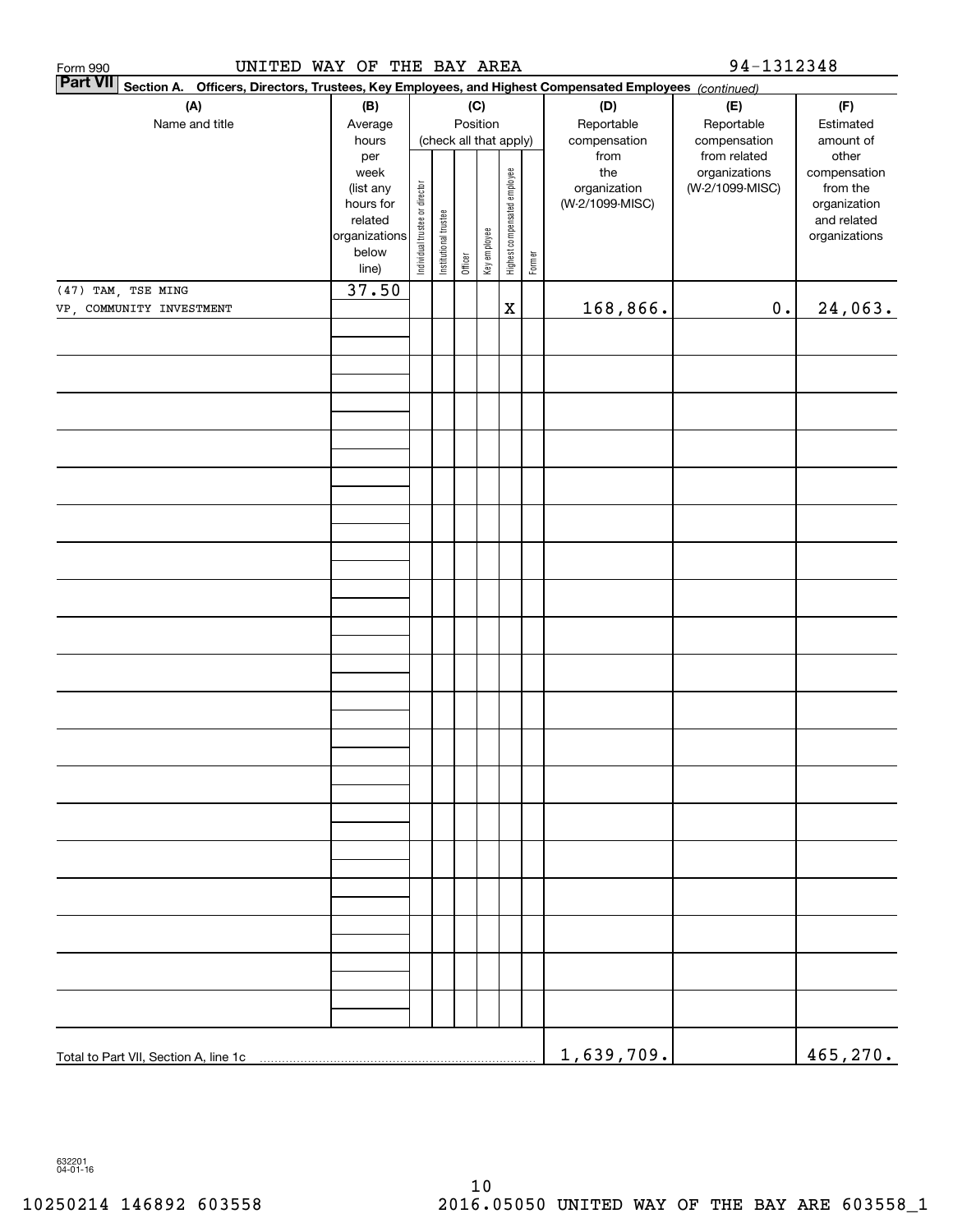Form 990 UNITED WAY OF THE BAY AREA 94-1312348

**Part VII Section A. Officers, Directors, Trustees, Key Employees, and Highest Compensated Employees** *(continued)*

| (A) Name and title | (B) Average hours per week (list any hours for related organizations below line) | (C) Position (check all that apply): Individual trustee or director | Institutional trustee | Officer | Key employee | Highest compensated employee | Former | (D) Reportable compensation from the organization (W-2/1099-MISC) | (E) Reportable compensation from related organizations (W-2/1099-MISC) | (F) Estimated amount of other compensation from the organization and related organizations |
|---|---|---|---|---|---|---|---|---|---|---|
| (47) TAM, TSE MING<br>VP, COMMUNITY INVESTMENT | 37.50 | | | | | X | | 168,866. | 0. | 24,063. |
| Total to Part VII, Section A, line 1c | | | | | | | | 1,639,709. | | 465,270. |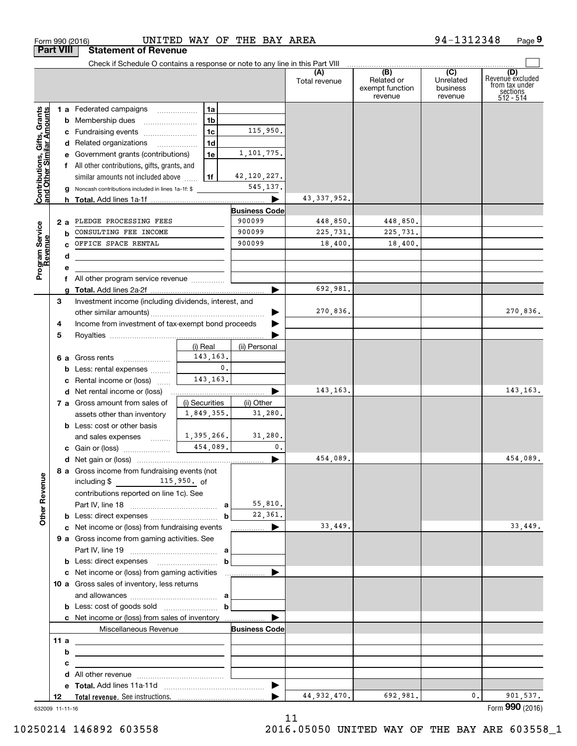Form 990 (2016) UNITED WAY OF THE BAY AREA 94-1312348 Page 9

## Part VIII Statement of Revenue

Check if Schedule O contains a response or note to any line in this Part VIII

| | | | (A) Total revenue | (B) Related or exempt function revenue | (C) Unrelated business revenue | (D) Revenue excluded from tax under sections 512 - 514 |
|---|---|---|---|---|---|---|
| **Contributions, Gifts, Grants and Other Similar Amounts** | 1a Federated campaigns | 1a | | | | |
| | b Membership dues | 1b | | | | |
| | c Fundraising events | 1c 115,950. | | | | |
| | d Related organizations | 1d | | | | |
| | e Government grants (contributions) | 1e 1,101,775. | | | | |
| | f All other contributions, gifts, grants, and similar amounts not included above | 1f 42,120,227. | | | | |
| | g Noncash contributions included in lines 1a-1f: $ | 545,137. | | | | |
| | h **Total.** Add lines 1a-1f | | 43,337,952. | | | |
| **Program Service Revenue** | | Business Code | | | | |
| | 2a PLEDGE PROCESSING FEES | 900099 | 448,850. | 448,850. | | |
| | b CONSULTING FEE INCOME | 900099 | 225,731. | 225,731. | | |
| | c OFFICE SPACE RENTAL | 900099 | 18,400. | 18,400. | | |
| | d | | | | | |
| | e | | | | | |
| | f All other program service revenue | | | | | |
| | g **Total.** Add lines 2a-2f | | 692,981. | | | |
| | 3 Investment income (including dividends, interest, and other similar amounts) | | 270,836. | | | 270,836. |
| | 4 Income from investment of tax-exempt bond proceeds | | | | | |
| | 5 Royalties | | | | | |
| | | (i) Real / (ii) Personal | | | | |
| | 6a Gross rents | 143,163. / | | | | |
| | b Less: rental expenses | 0. / | | | | |
| | c Rental income or (loss) | 143,163. / | | | | |
| | d Net rental income or (loss) | | 143,163. | | | 143,163. |
| | 7a Gross amount from sales of assets other than inventory | (i) Securities 1,849,355. / (ii) Other 31,280. | | | | |
| | b Less: cost or other basis and sales expenses | 1,395,266. / 31,280. | | | | |
| | c Gain or (loss) | 454,089. / 0. | | | | |
| | d Net gain or (loss) | | 454,089. | | | 454,089. |
| **Other Revenue** | 8a Gross income from fundraising events (not including $ 115,950. of contributions reported on line 1c). See Part IV, line 18 | a 55,810. | | | | |
| | b Less: direct expenses | b 22,361. | | | | |
| | c Net income or (loss) from fundraising events | | 33,449. | | | 33,449. |
| | 9a Gross income from gaming activities. See Part IV, line 19 | a | | | | |
| | b Less: direct expenses | b | | | | |
| | c Net income or (loss) from gaming activities | | | | | |
| | 10a Gross sales of inventory, less returns and allowances | a | | | | |
| | b Less: cost of goods sold | b | | | | |
| | c Net income or (loss) from sales of inventory | | | | | |
| | Miscellaneous Revenue | Business Code | | | | |
| | 11a | | | | | |
| | b | | | | | |
| | c | | | | | |
| | d All other revenue | | | | | |
| | e **Total.** Add lines 11a-11d | | | | | |
| | 12 **Total revenue.** See instructions. | | 44,932,470. | 692,981. | 0. | 901,537. |

632009 11-11-16 Form **990** (2016)

10250214 146892 603558 2016.05050 UNITED WAY OF THE BAY ARE 603558_1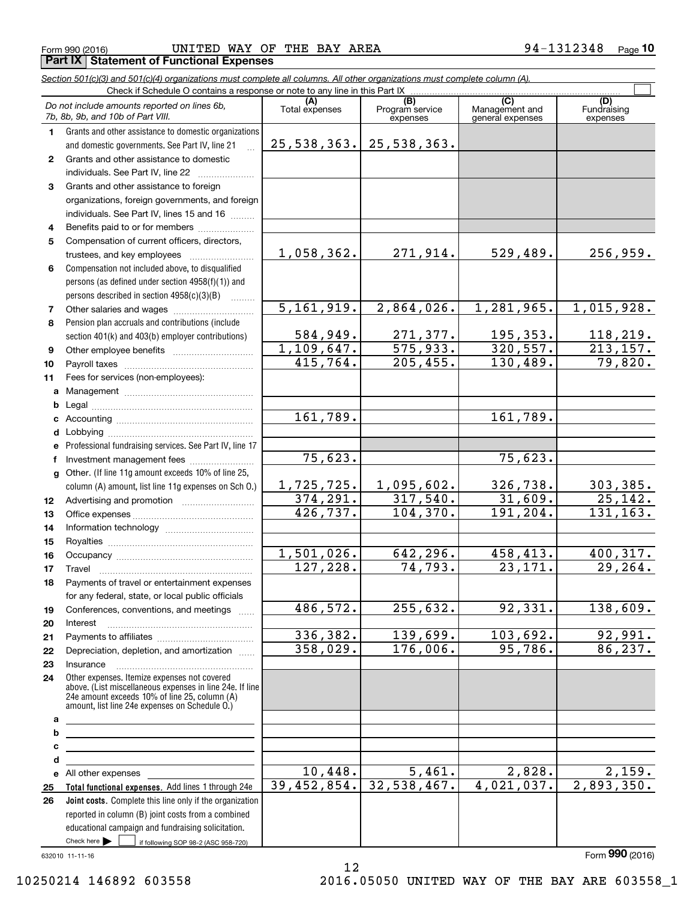Form 990 (2016) UNITED WAY OF THE BAY AREA 94-1312348 Page 10

**Part IX Statement of Functional Expenses**

*Section 501(c)(3) and 501(c)(4) organizations must complete all columns. All other organizations must complete column (A).*

Check if Schedule O contains a response or note to any line in this Part IX

| *Do not include amounts reported on lines 6b, 7b, 8b, 9b, and 10b of Part VIII.* | (A) Total expenses | (B) Program service expenses | (C) Management and general expenses | (D) Fundraising expenses |
|---|---|---|---|---|
| **1** Grants and other assistance to domestic organizations and domestic governments. See Part IV, line 21 | 25,538,363. | 25,538,363. | | |
| **2** Grants and other assistance to domestic individuals. See Part IV, line 22 | | | | |
| **3** Grants and other assistance to foreign organizations, foreign governments, and foreign individuals. See Part IV, lines 15 and 16 | | | | |
| **4** Benefits paid to or for members | | | | |
| **5** Compensation of current officers, directors, trustees, and key employees | 1,058,362. | 271,914. | 529,489. | 256,959. |
| **6** Compensation not included above, to disqualified persons (as defined under section 4958(f)(1)) and persons described in section 4958(c)(3)(B) | | | | |
| **7** Other salaries and wages | 5,161,919. | 2,864,026. | 1,281,965. | 1,015,928. |
| **8** Pension plan accruals and contributions (include section 401(k) and 403(b) employer contributions) | 584,949. | 271,377. | 195,353. | 118,219. |
| **9** Other employee benefits | 1,109,647. | 575,933. | 320,557. | 213,157. |
| **10** Payroll taxes | 415,764. | 205,455. | 130,489. | 79,820. |
| **11** Fees for services (non-employees): | | | | |
| **a** Management | | | | |
| **b** Legal | | | | |
| **c** Accounting | 161,789. | | 161,789. | |
| **d** Lobbying | | | | |
| **e** Professional fundraising services. See Part IV, line 17 | | | | |
| **f** Investment management fees | 75,623. | | 75,623. | |
| **g** Other. (If line 11g amount exceeds 10% of line 25, column (A) amount, list line 11g expenses on Sch O.) | 1,725,725. | 1,095,602. | 326,738. | 303,385. |
| **12** Advertising and promotion | 374,291. | 317,540. | 31,609. | 25,142. |
| **13** Office expenses | 426,737. | 104,370. | 191,204. | 131,163. |
| **14** Information technology | | | | |
| **15** Royalties | | | | |
| **16** Occupancy | 1,501,026. | 642,296. | 458,413. | 400,317. |
| **17** Travel | 127,228. | 74,793. | 23,171. | 29,264. |
| **18** Payments of travel or entertainment expenses for any federal, state, or local public officials | | | | |
| **19** Conferences, conventions, and meetings | 486,572. | 255,632. | 92,331. | 138,609. |
| **20** Interest | | | | |
| **21** Payments to affiliates | 336,382. | 139,699. | 103,692. | 92,991. |
| **22** Depreciation, depletion, and amortization | 358,029. | 176,006. | 95,786. | 86,237. |
| **23** Insurance | | | | |
| **24** Other expenses. Itemize expenses not covered above. (List miscellaneous expenses in line 24e. If line 24e amount exceeds 10% of line 25, column (A) amount, list line 24e expenses on Schedule O.) | | | | |
| **a** | | | | |
| **b** | | | | |
| **c** | | | | |
| **d** | | | | |
| **e** All other expenses | 10,448. | 5,461. | 2,828. | 2,159. |
| **25 Total functional expenses.** Add lines 1 through 24e | 39,452,854. | 32,538,467. | 4,021,037. | 2,893,350. |
| **26 Joint costs.** Complete this line only if the organization reported in column (B) joint costs from a combined educational campaign and fundraising solicitation. Check here ☐ if following SOP 98-2 (ASC 958-720) | | | | |

632010 11-11-16

Form **990** (2016)

10250214 146892 603558 2016.05050 UNITED WAY OF THE BAY ARE 603558_1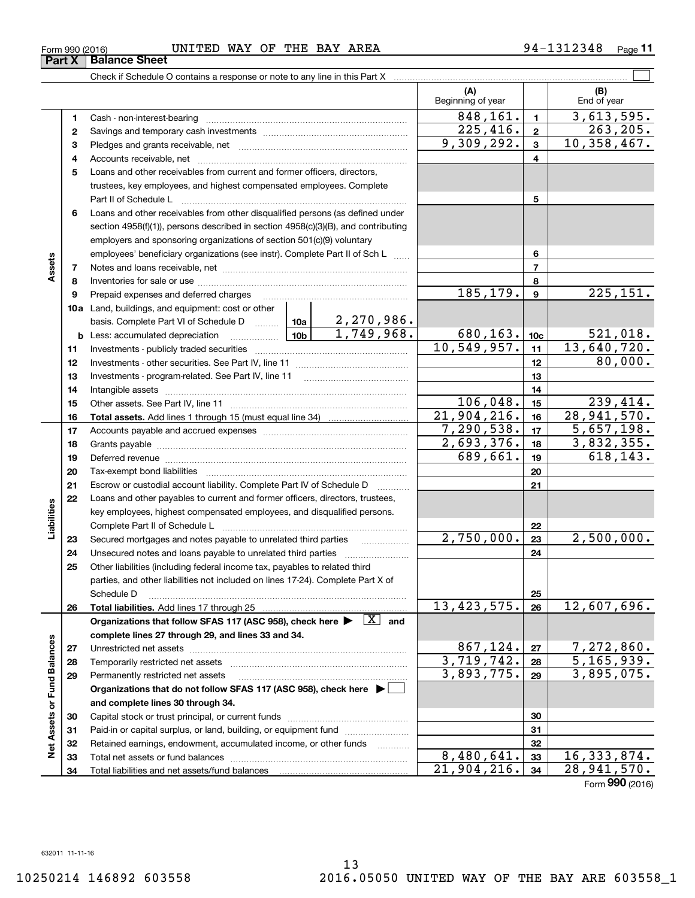Form 990 (2016) UNITED WAY OF THE BAY AREA 94-1312348

## Part X Balance Sheet

Check if Schedule O contains a response or note to any line in this Part X ☐

| | | | (A) Beginning of year | | (B) End of year |
|---|---|---|---|---|---|
| **Assets** | 1 | Cash - non-interest-bearing | 848,161. | 1 | 3,613,595. |
| | 2 | Savings and temporary cash investments | 225,416. | 2 | 263,205. |
| | 3 | Pledges and grants receivable, net | 9,309,292. | 3 | 10,358,467. |
| | 4 | Accounts receivable, net | | 4 | |
| | 5 | Loans and other receivables from current and former officers, directors, trustees, key employees, and highest compensated employees. Complete Part II of Schedule L | | 5 | |
| | 6 | Loans and other receivables from other disqualified persons (as defined under section 4958(f)(1)), persons described in section 4958(c)(3)(B), and contributing employers and sponsoring organizations of section 501(c)(9) voluntary employees' beneficiary organizations (see instr). Complete Part II of Sch L | | 6 | |
| | 7 | Notes and loans receivable, net | | 7 | |
| | 8 | Inventories for sale or use | | 8 | |
| | 9 | Prepaid expenses and deferred charges | 185,179. | 9 | 225,151. |
| | 10a | Land, buildings, and equipment: cost or other basis. Complete Part VI of Schedule D — 10a: 2,270,986. | | | |
| | b | Less: accumulated depreciation — 10b: 1,749,968. | 680,163. | 10c | 521,018. |
| | 11 | Investments - publicly traded securities | 10,549,957. | 11 | 13,640,720. |
| | 12 | Investments - other securities. See Part IV, line 11 | | 12 | 80,000. |
| | 13 | Investments - program-related. See Part IV, line 11 | | 13 | |
| | 14 | Intangible assets | | 14 | |
| | 15 | Other assets. See Part IV, line 11 | 106,048. | 15 | 239,414. |
| | 16 | **Total assets.** Add lines 1 through 15 (must equal line 34) | 21,904,216. | 16 | 28,941,570. |
| **Liabilities** | 17 | Accounts payable and accrued expenses | 7,290,538. | 17 | 5,657,198. |
| | 18 | Grants payable | 2,693,376. | 18 | 3,832,355. |
| | 19 | Deferred revenue | 689,661. | 19 | 618,143. |
| | 20 | Tax-exempt bond liabilities | | 20 | |
| | 21 | Escrow or custodial account liability. Complete Part IV of Schedule D | | 21 | |
| | 22 | Loans and other payables to current and former officers, directors, trustees, key employees, highest compensated employees, and disqualified persons. Complete Part II of Schedule L | | 22 | |
| | 23 | Secured mortgages and notes payable to unrelated third parties | 2,750,000. | 23 | 2,500,000. |
| | 24 | Unsecured notes and loans payable to unrelated third parties | | 24 | |
| | 25 | Other liabilities (including federal income tax, payables to related third parties, and other liabilities not included on lines 17-24). Complete Part X of Schedule D | | 25 | |
| | 26 | **Total liabilities.** Add lines 17 through 25 | 13,423,575. | 26 | 12,607,696. |
| **Net Assets or Fund Balances** | | **Organizations that follow SFAS 117 (ASC 958), check here ▶ [X] and complete lines 27 through 29, and lines 33 and 34.** | | | |
| | 27 | Unrestricted net assets | 867,124. | 27 | 7,272,860. |
| | 28 | Temporarily restricted net assets | 3,719,742. | 28 | 5,165,939. |
| | 29 | Permanently restricted net assets | 3,893,775. | 29 | 3,895,075. |
| | | **Organizations that do not follow SFAS 117 (ASC 958), check here ▶ ☐ and complete lines 30 through 34.** | | | |
| | 30 | Capital stock or trust principal, or current funds | | 30 | |
| | 31 | Paid-in or capital surplus, or land, building, or equipment fund | | 31 | |
| | 32 | Retained earnings, endowment, accumulated income, or other funds | | 32 | |
| | 33 | Total net assets or fund balances | 8,480,641. | 33 | 16,333,874. |
| | 34 | Total liabilities and net assets/fund balances | 21,904,216. | 34 | 28,941,570. |

Form **990** (2016)

632011 11-11-16

10250214 146892 603558 2016.05050 UNITED WAY OF THE BAY ARE 603558_1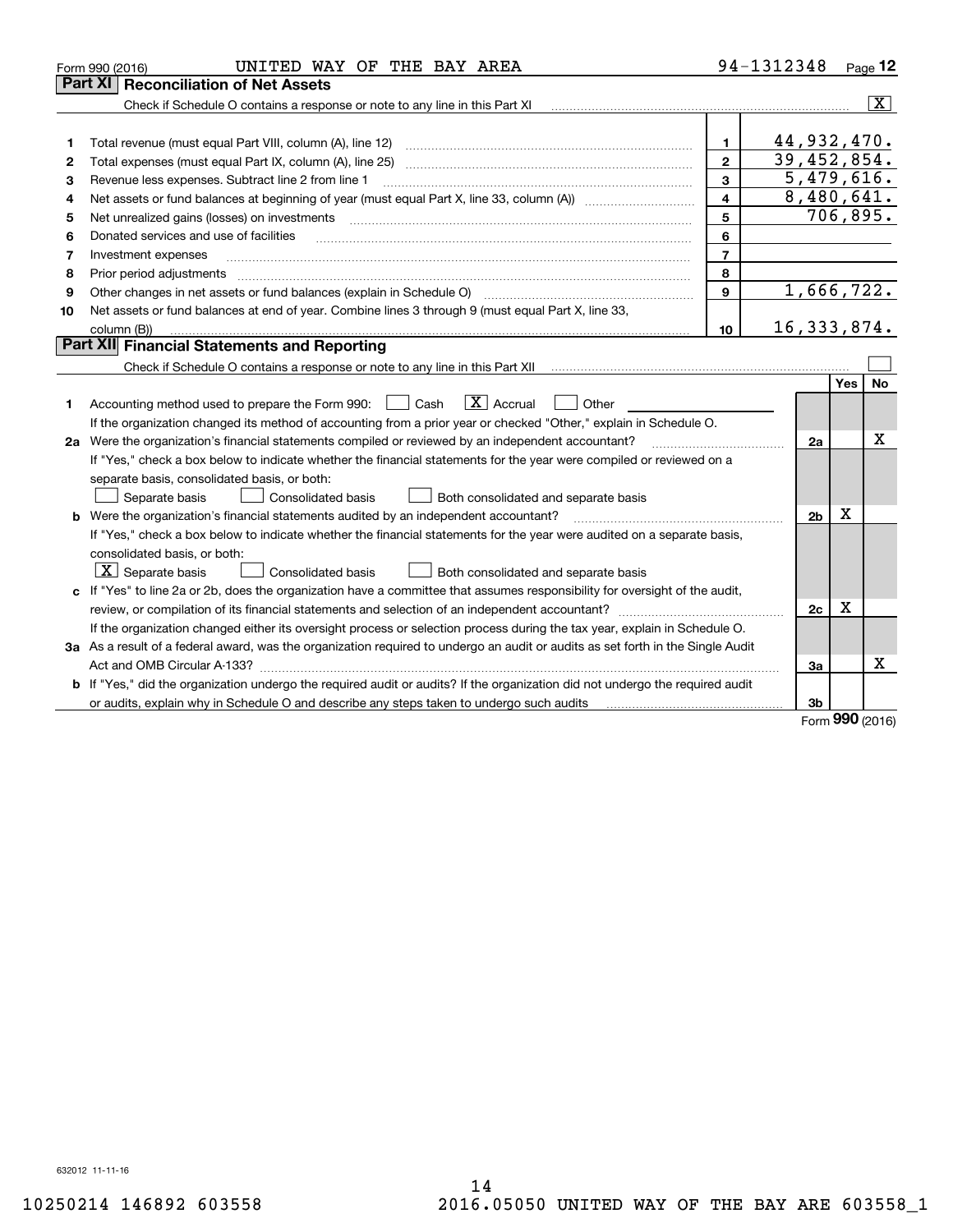Form 990 (2016) UNITED WAY OF THE BAY AREA 94-1312348 Page 12

## Part XI Reconciliation of Net Assets

Check if Schedule O contains a response or note to any line in this Part XI [X]

| | | | |
|---|---|---|---|
| 1 | Total revenue (must equal Part VIII, column (A), line 12) | 1 | 44,932,470. |
| 2 | Total expenses (must equal Part IX, column (A), line 25) | 2 | 39,452,854. |
| 3 | Revenue less expenses. Subtract line 2 from line 1 | 3 | 5,479,616. |
| 4 | Net assets or fund balances at beginning of year (must equal Part X, line 33, column (A)) | 4 | 8,480,641. |
| 5 | Net unrealized gains (losses) on investments | 5 | 706,895. |
| 6 | Donated services and use of facilities | 6 | |
| 7 | Investment expenses | 7 | |
| 8 | Prior period adjustments | 8 | |
| 9 | Other changes in net assets or fund balances (explain in Schedule O) | 9 | 1,666,722. |
| 10 | Net assets or fund balances at end of year. Combine lines 3 through 9 (must equal Part X, line 33, column (B)) | 10 | 16,333,874. |

## Part XII Financial Statements and Reporting

Check if Schedule O contains a response or note to any line in this Part XII [ ]

| | | | Yes | No |
|---|---|---|---|---|
| 1 | Accounting method used to prepare the Form 990: [ ] Cash [X] Accrual [ ] Other<br>If the organization changed its method of accounting from a prior year or checked "Other," explain in Schedule O. | | | |
| 2a | Were the organization's financial statements compiled or reviewed by an independent accountant?<br>If "Yes," check a box below to indicate whether the financial statements for the year were compiled or reviewed on a separate basis, consolidated basis, or both:<br>[ ] Separate basis [ ] Consolidated basis [ ] Both consolidated and separate basis | 2a | | X |
| b | Were the organization's financial statements audited by an independent accountant?<br>If "Yes," check a box below to indicate whether the financial statements for the year were audited on a separate basis, consolidated basis, or both:<br>[X] Separate basis [ ] Consolidated basis [ ] Both consolidated and separate basis | 2b | X | |
| c | If "Yes" to line 2a or 2b, does the organization have a committee that assumes responsibility for oversight of the audit, review, or compilation of its financial statements and selection of an independent accountant?<br>If the organization changed either its oversight process or selection process during the tax year, explain in Schedule O. | 2c | X | |
| 3a | As a result of a federal award, was the organization required to undergo an audit or audits as set forth in the Single Audit Act and OMB Circular A-133? | 3a | | X |
| b | If "Yes," did the organization undergo the required audit or audits? If the organization did not undergo the required audit or audits, explain why in Schedule O and describe any steps taken to undergo such audits | 3b | | |

Form 990 (2016)

632012 11-11-16

10250214 146892 603558 2016.05050 UNITED WAY OF THE BAY ARE 603558_1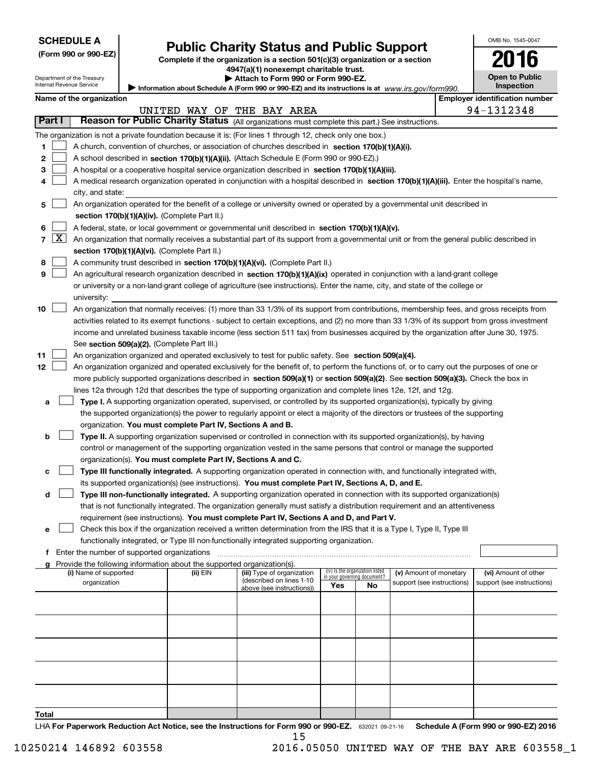**SCHEDULE A**

**(Form 990 or 990-EZ)**

Department of the Treasury
Internal Revenue Service

# Public Charity Status and Public Support

**Complete if the organization is a section 501(c)(3) organization or a section 4947(a)(1) nonexempt charitable trust.**

**▶ Attach to Form 990 or Form 990-EZ.**

**▶ Information about Schedule A (Form 990 or 990-EZ) and its instructions is at** *www.irs.gov/form990.*

OMB No. 1545-0047

**2016**

**Open to Public Inspection**

**Name of the organization**: UNITED WAY OF THE BAY AREA

**Employer identification number**: 94-1312348

## Part I — Reason for Public Charity Status (All organizations must complete this part.) See instructions.

The organization is not a private foundation because it is: (For lines 1 through 12, check only one box.)

1. [ ] A church, convention of churches, or association of churches described in **section 170(b)(1)(A)(i).**
2. [ ] A school described in **section 170(b)(1)(A)(ii).** (Attach Schedule E (Form 990 or 990-EZ).)
3. [ ] A hospital or a cooperative hospital service organization described in **section 170(b)(1)(A)(iii).**
4. [ ] A medical research organization operated in conjunction with a hospital described in **section 170(b)(1)(A)(iii).** Enter the hospital's name, city, and state:
5. [ ] An organization operated for the benefit of a college or university owned or operated by a governmental unit described in **section 170(b)(1)(A)(iv).** (Complete Part II.)
6. [ ] A federal, state, or local government or governmental unit described in **section 170(b)(1)(A)(v).**
7. [X] An organization that normally receives a substantial part of its support from a governmental unit or from the general public described in **section 170(b)(1)(A)(vi).** (Complete Part II.)
8. [ ] A community trust described in **section 170(b)(1)(A)(vi).** (Complete Part II.)
9. [ ] An agricultural research organization described in **section 170(b)(1)(A)(ix)** operated in conjunction with a land-grant college or university or a non-land-grant college of agriculture (see instructions). Enter the name, city, and state of the college or university:
10. [ ] An organization that normally receives: (1) more than 33 1/3% of its support from contributions, membership fees, and gross receipts from activities related to its exempt functions - subject to certain exceptions, and (2) no more than 33 1/3% of its support from gross investment income and unrelated business taxable income (less section 511 tax) from businesses acquired by the organization after June 30, 1975. See **section 509(a)(2).** (Complete Part III.)
11. [ ] An organization organized and operated exclusively to test for public safety. See **section 509(a)(4).**
12. [ ] An organization organized and operated exclusively for the benefit of, to perform the functions of, or to carry out the purposes of one or more publicly supported organizations described in **section 509(a)(1)** or **section 509(a)(2).** See **section 509(a)(3).** Check the box in lines 12a through 12d that describes the type of supporting organization and complete lines 12e, 12f, and 12g.
   - **a** [ ] **Type I.** A supporting organization operated, supervised, or controlled by its supported organization(s), typically by giving the supported organization(s) the power to regularly appoint or elect a majority of the directors or trustees of the supporting organization. **You must complete Part IV, Sections A and B.**
   - **b** [ ] **Type II.** A supporting organization supervised or controlled in connection with its supported organization(s), by having control or management of the supporting organization vested in the same persons that control or manage the supported organization(s). **You must complete Part IV, Sections A and C.**
   - **c** [ ] **Type III functionally integrated.** A supporting organization operated in connection with, and functionally integrated with, its supported organization(s) (see instructions). **You must complete Part IV, Sections A, D, and E.**
   - **d** [ ] **Type III non-functionally integrated.** A supporting organization operated in connection with its supported organization(s) that is not functionally integrated. The organization generally must satisfy a distribution requirement and an attentiveness requirement (see instructions). **You must complete Part IV, Sections A and D, and Part V.**
   - **e** [ ] Check this box if the organization received a written determination from the IRS that it is a Type I, Type II, Type III functionally integrated, or Type III non-functionally integrated supporting organization.
   - **f** Enter the number of supported organizations
   - **g** Provide the following information about the supported organization(s).

| (i) Name of supported organization | (ii) EIN | (iii) Type of organization (described on lines 1-10 above (see instructions)) | (iv) Is the organization listed in your governing document? Yes | No | (v) Amount of monetary support (see instructions) | (vi) Amount of other support (see instructions) |
|---|---|---|---|---|---|---|
| | | | | | | |
| | | | | | | |
| | | | | | | |
| | | | | | | |
| | | | | | | |
| **Total** | | | | | | |

LHA **For Paperwork Reduction Act Notice, see the Instructions for Form 990 or 990-EZ.** 632021 09-21-16 **Schedule A (Form 990 or 990-EZ) 2016**

10250214 146892 603558 2016.05050 UNITED WAY OF THE BAY ARE 603558_1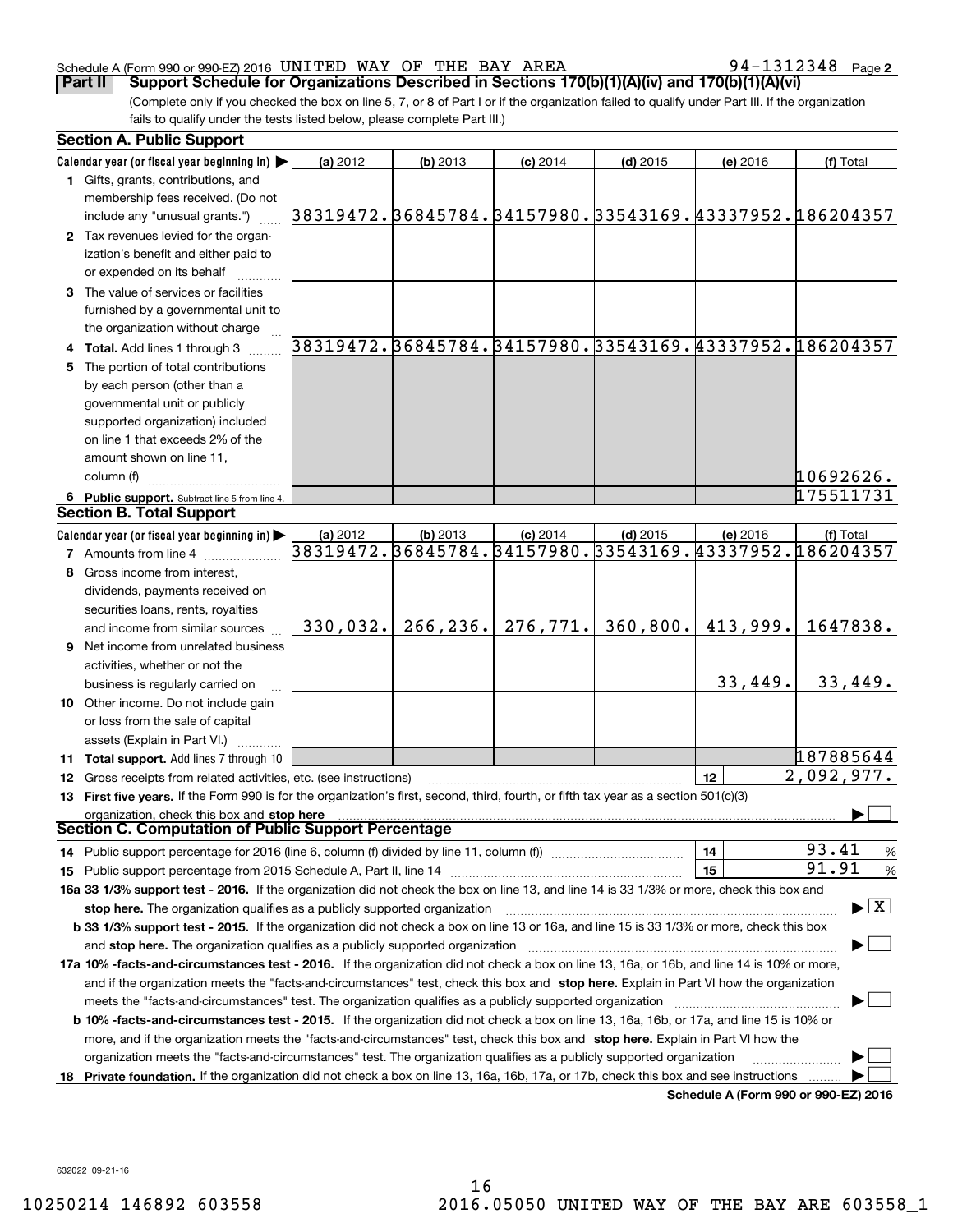Schedule A (Form 990 or 990-EZ) 2016 UNITED WAY OF THE BAY AREA 94-1312348 Page **2**

## Part II Support Schedule for Organizations Described in Sections 170(b)(1)(A)(iv) and 170(b)(1)(A)(vi)

(Complete only if you checked the box on line 5, 7, or 8 of Part I or if the organization failed to qualify under Part III. If the organization fails to qualify under the tests listed below, please complete Part III.)

### Section A. Public Support

| Calendar year (or fiscal year beginning in) ▶ | (a) 2012 | (b) 2013 | (c) 2014 | (d) 2015 | (e) 2016 | (f) Total |
|---|---|---|---|---|---|---|
| **1** Gifts, grants, contributions, and membership fees received. (Do not include any "unusual grants.") | 38319472. | 36845784. | 34157980. | 33543169. | 43337952. | 186204357 |
| **2** Tax revenues levied for the organization's benefit and either paid to or expended on its behalf | | | | | | |
| **3** The value of services or facilities furnished by a governmental unit to the organization without charge | | | | | | |
| **4 Total.** Add lines 1 through 3 | 38319472. | 36845784. | 34157980. | 33543169. | 43337952. | 186204357 |
| **5** The portion of total contributions by each person (other than a governmental unit or publicly supported organization) included on line 1 that exceeds 2% of the amount shown on line 11, column (f) | | | | | | 10692626. |
| **6 Public support.** Subtract line 5 from line 4. | | | | | | 175511731 |

### Section B. Total Support

| Calendar year (or fiscal year beginning in) ▶ | (a) 2012 | (b) 2013 | (c) 2014 | (d) 2015 | (e) 2016 | (f) Total |
|---|---|---|---|---|---|---|
| **7** Amounts from line 4 | 38319472. | 36845784. | 34157980. | 33543169. | 43337952. | 186204357 |
| **8** Gross income from interest, dividends, payments received on securities loans, rents, royalties and income from similar sources | 330,032. | 266,236. | 276,771. | 360,800. | 413,999. | 1647838. |
| **9** Net income from unrelated business activities, whether or not the business is regularly carried on | | | | | 33,449. | 33,449. |
| **10** Other income. Do not include gain or loss from the sale of capital assets (Explain in Part VI.) | | | | | | |
| **11 Total support.** Add lines 7 through 10 | | | | | | 187885644 |

**12** Gross receipts from related activities, etc. (see instructions) ..... **12** 2,092,977.

**13 First five years.** If the Form 990 is for the organization's first, second, third, fourth, or fifth tax year as a section 501(c)(3) organization, check this box and **stop here** ▶ ☐

### Section C. Computation of Public Support Percentage

**14** Public support percentage for 2016 (line 6, column (f) divided by line 11, column (f)) ..... **14** 93.41 %

**15** Public support percentage from 2015 Schedule A, Part II, line 14 ..... **15** 91.91 %

**16a 33 1/3% support test - 2016.** If the organization did not check the box on line 13, and line 14 is 33 1/3% or more, check this box and **stop here.** The organization qualifies as a publicly supported organization ▶ ☒

**b 33 1/3% support test - 2015.** If the organization did not check a box on line 13 or 16a, and line 15 is 33 1/3% or more, check this box and **stop here.** The organization qualifies as a publicly supported organization ▶ ☐

**17a 10% -facts-and-circumstances test - 2016.** If the organization did not check a box on line 13, 16a, or 16b, and line 14 is 10% or more, and if the organization meets the "facts-and-circumstances" test, check this box and **stop here.** Explain in Part VI how the organization meets the "facts-and-circumstances" test. The organization qualifies as a publicly supported organization ▶ ☐

**b 10% -facts-and-circumstances test - 2015.** If the organization did not check a box on line 13, 16a, 16b, or 17a, and line 15 is 10% or more, and if the organization meets the "facts-and-circumstances" test, check this box and **stop here.** Explain in Part VI how the organization meets the "facts-and-circumstances" test. The organization qualifies as a publicly supported organization ▶ ☐

**18 Private foundation.** If the organization did not check a box on line 13, 16a, 16b, 17a, or 17b, check this box and see instructions ▶ ☐

**Schedule A (Form 990 or 990-EZ) 2016**

632022 09-21-16

10250214 146892 603558 2016.05050 UNITED WAY OF THE BAY ARE 603558_1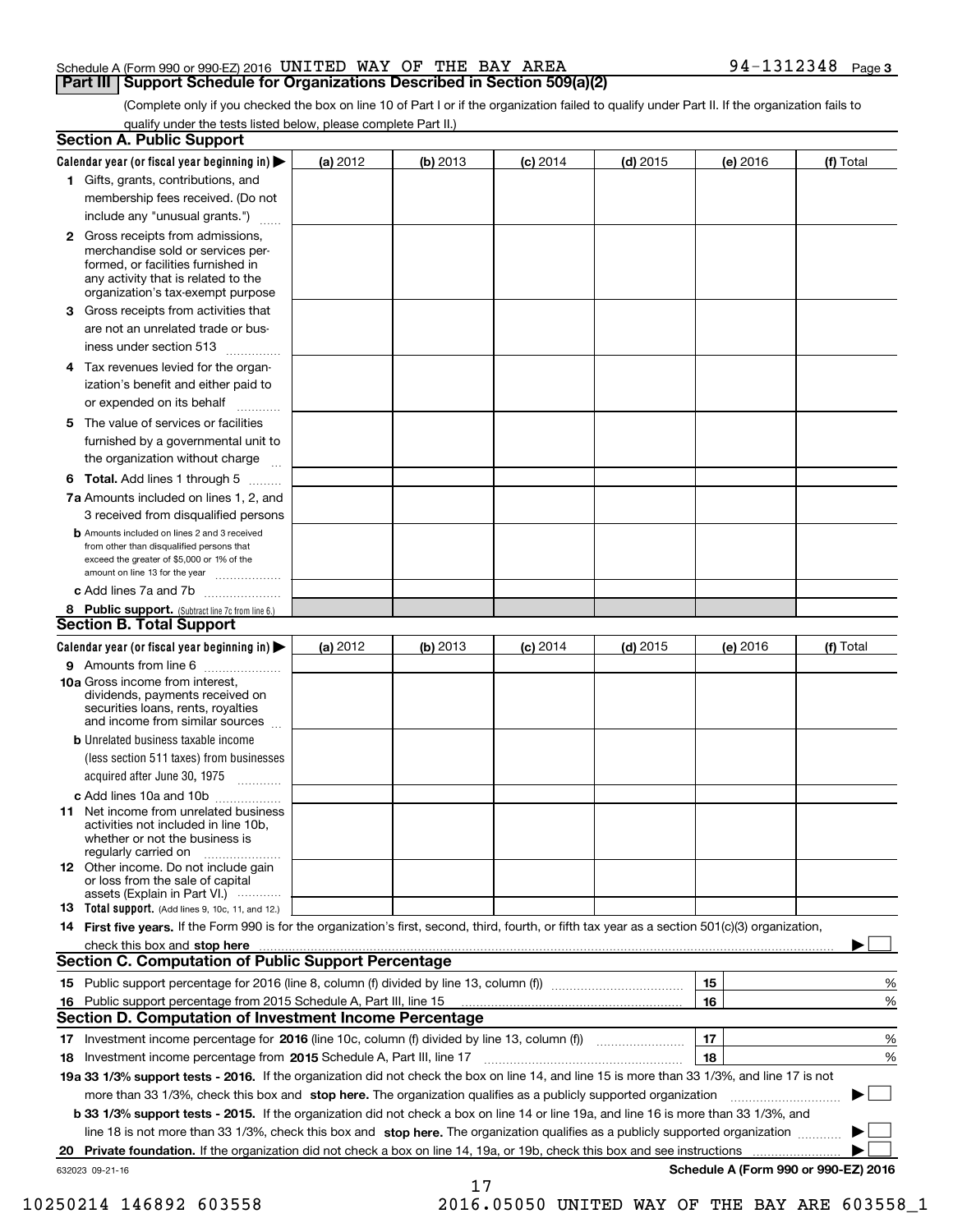Schedule A (Form 990 or 990-EZ) 2016 UNITED WAY OF THE BAY AREA 94-1312348 Page 3

## Part III Support Schedule for Organizations Described in Section 509(a)(2)

(Complete only if you checked the box on line 10 of Part I or if the organization failed to qualify under Part II. If the organization fails to qualify under the tests listed below, please complete Part II.)

### Section A. Public Support

| Calendar year (or fiscal year beginning in) ▶ | (a) 2012 | (b) 2013 | (c) 2014 | (d) 2015 | (e) 2016 | (f) Total |
|---|---|---|---|---|---|---|
| 1 Gifts, grants, contributions, and membership fees received. (Do not include any "unusual grants.") | | | | | | |
| 2 Gross receipts from admissions, merchandise sold or services performed, or facilities furnished in any activity that is related to the organization's tax-exempt purpose | | | | | | |
| 3 Gross receipts from activities that are not an unrelated trade or business under section 513 | | | | | | |
| 4 Tax revenues levied for the organization's benefit and either paid to or expended on its behalf | | | | | | |
| 5 The value of services or facilities furnished by a governmental unit to the organization without charge | | | | | | |
| 6 Total. Add lines 1 through 5 | | | | | | |
| 7a Amounts included on lines 1, 2, and 3 received from disqualified persons | | | | | | |
| b Amounts included on lines 2 and 3 received from other than disqualified persons that exceed the greater of $5,000 or 1% of the amount on line 13 for the year | | | | | | |
| c Add lines 7a and 7b | | | | | | |
| 8 Public support. (Subtract line 7c from line 6.) | | | | | | |

### Section B. Total Support

| Calendar year (or fiscal year beginning in) ▶ | (a) 2012 | (b) 2013 | (c) 2014 | (d) 2015 | (e) 2016 | (f) Total |
|---|---|---|---|---|---|---|
| 9 Amounts from line 6 | | | | | | |
| 10a Gross income from interest, dividends, payments received on securities loans, rents, royalties and income from similar sources | | | | | | |
| b Unrelated business taxable income (less section 511 taxes) from businesses acquired after June 30, 1975 | | | | | | |
| c Add lines 10a and 10b | | | | | | |
| 11 Net income from unrelated business activities not included in line 10b, whether or not the business is regularly carried on | | | | | | |
| 12 Other income. Do not include gain or loss from the sale of capital assets (Explain in Part VI.) | | | | | | |
| 13 Total support. (Add lines 9, 10c, 11, and 12.) | | | | | | |

14 **First five years.** If the Form 990 is for the organization's first, second, third, fourth, or fifth tax year as a section 501(c)(3) organization, check this box and **stop here** ▶ ☐

### Section C. Computation of Public Support Percentage

| | | | |
|---|---|---|---|
| 15 | Public support percentage for 2016 (line 8, column (f) divided by line 13, column (f)) | 15 | % |
| 16 | Public support percentage from 2015 Schedule A, Part III, line 15 | 16 | % |

### Section D. Computation of Investment Income Percentage

| | | | |
|---|---|---|---|
| 17 | Investment income percentage for **2016** (line 10c, column (f) divided by line 13, column (f)) | 17 | % |
| 18 | Investment income percentage from **2015** Schedule A, Part III, line 17 | 18 | % |

**19a 33 1/3% support tests - 2016.** If the organization did not check the box on line 14, and line 15 is more than 33 1/3%, and line 17 is not more than 33 1/3%, check this box and **stop here.** The organization qualifies as a publicly supported organization ▶ ☐

**b 33 1/3% support tests - 2015.** If the organization did not check a box on line 14 or line 19a, and line 16 is more than 33 1/3%, and line 18 is not more than 33 1/3%, check this box and **stop here.** The organization qualifies as a publicly supported organization ▶ ☐

**20 Private foundation.** If the organization did not check a box on line 14, 19a, or 19b, check this box and see instructions ▶ ☐

632023 09-21-16

**Schedule A (Form 990 or 990-EZ) 2016**

10250214 146892 603558 2016.05050 UNITED WAY OF THE BAY ARE 603558_1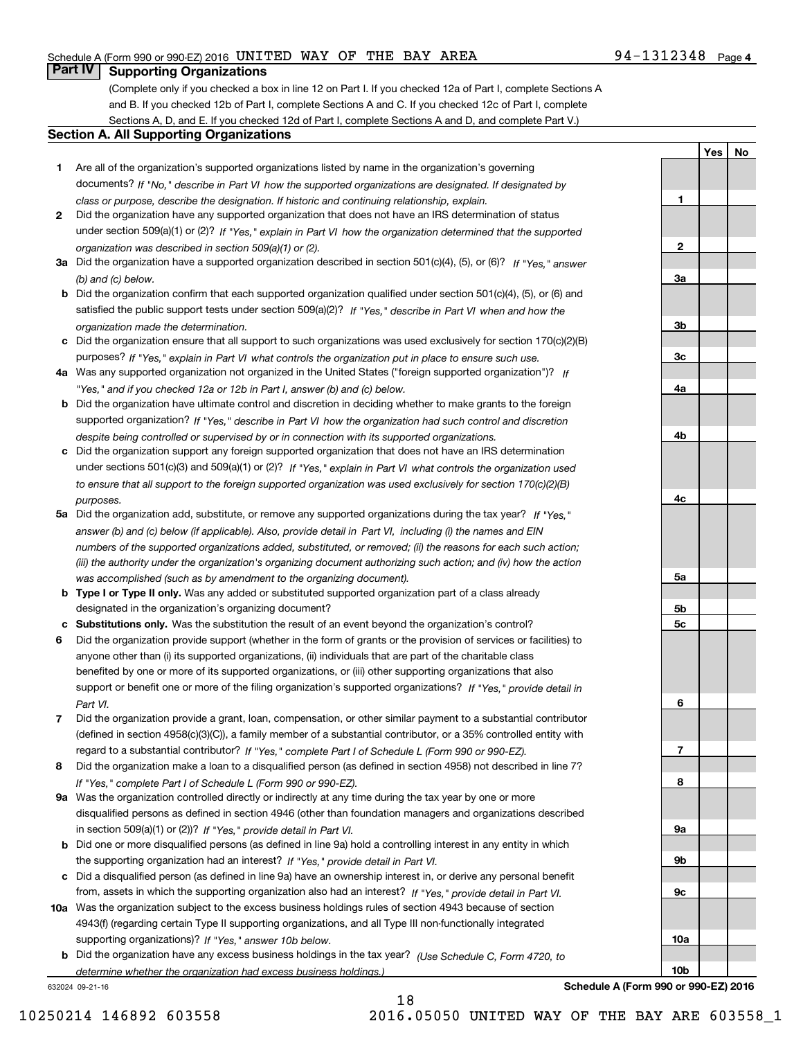Schedule A (Form 990 or 990-EZ) 2016 UNITED WAY OF THE BAY AREA 94-1312348 Page 4

## Part IV Supporting Organizations

(Complete only if you checked a box in line 12 on Part I. If you checked 12a of Part I, complete Sections A and B. If you checked 12b of Part I, complete Sections A and C. If you checked 12c of Part I, complete Sections A, D, and E. If you checked 12d of Part I, complete Sections A and D, and complete Part V.)

### Section A. All Supporting Organizations

| | | Line | Yes | No |
|---|---|---|---|---|
| **1** | Are all of the organization's supported organizations listed by name in the organization's governing documents? *If "No," describe in Part VI how the supported organizations are designated. If designated by class or purpose, describe the designation. If historic and continuing relationship, explain.* | 1 | | |
| **2** | Did the organization have any supported organization that does not have an IRS determination of status under section 509(a)(1) or (2)? *If "Yes," explain in Part VI how the organization determined that the supported organization was described in section 509(a)(1) or (2).* | 2 | | |
| **3a** | Did the organization have a supported organization described in section 501(c)(4), (5), or (6)? *If "Yes," answer (b) and (c) below.* | 3a | | |
| **b** | Did the organization confirm that each supported organization qualified under section 501(c)(4), (5), or (6) and satisfied the public support tests under section 509(a)(2)? *If "Yes," describe in Part VI when and how the organization made the determination.* | 3b | | |
| **c** | Did the organization ensure that all support to such organizations was used exclusively for section 170(c)(2)(B) purposes? *If "Yes," explain in Part VI what controls the organization put in place to ensure such use.* | 3c | | |
| **4a** | Was any supported organization not organized in the United States ("foreign supported organization")? *If "Yes," and if you checked 12a or 12b in Part I, answer (b) and (c) below.* | 4a | | |
| **b** | Did the organization have ultimate control and discretion in deciding whether to make grants to the foreign supported organization? *If "Yes," describe in Part VI how the organization had such control and discretion despite being controlled or supervised by or in connection with its supported organizations.* | 4b | | |
| **c** | Did the organization support any foreign supported organization that does not have an IRS determination under sections 501(c)(3) and 509(a)(1) or (2)? *If "Yes," explain in Part VI what controls the organization used to ensure that all support to the foreign supported organization was used exclusively for section 170(c)(2)(B) purposes.* | 4c | | |
| **5a** | Did the organization add, substitute, or remove any supported organizations during the tax year? *If "Yes," answer (b) and (c) below (if applicable). Also, provide detail in Part VI, including (i) the names and EIN numbers of the supported organizations added, substituted, or removed; (ii) the reasons for each such action; (iii) the authority under the organization's organizing document authorizing such action; and (iv) how the action was accomplished (such as by amendment to the organizing document).* | 5a | | |
| **b** | **Type I or Type II only.** Was any added or substituted supported organization part of a class already designated in the organization's organizing document? | 5b | | |
| **c** | **Substitutions only.** Was the substitution the result of an event beyond the organization's control? | 5c | | |
| **6** | Did the organization provide support (whether in the form of grants or the provision of services or facilities) to anyone other than (i) its supported organizations, (ii) individuals that are part of the charitable class benefited by one or more of its supported organizations, or (iii) other supporting organizations that also support or benefit one or more of the filing organization's supported organizations? *If "Yes," provide detail in Part VI.* | 6 | | |
| **7** | Did the organization provide a grant, loan, compensation, or other similar payment to a substantial contributor (defined in section 4958(c)(3)(C)), a family member of a substantial contributor, or a 35% controlled entity with regard to a substantial contributor? *If "Yes," complete Part I of Schedule L (Form 990 or 990-EZ).* | 7 | | |
| **8** | Did the organization make a loan to a disqualified person (as defined in section 4958) not described in line 7? *If "Yes," complete Part I of Schedule L (Form 990 or 990-EZ).* | 8 | | |
| **9a** | Was the organization controlled directly or indirectly at any time during the tax year by one or more disqualified persons as defined in section 4946 (other than foundation managers and organizations described in section 509(a)(1) or (2))? *If "Yes," provide detail in Part VI.* | 9a | | |
| **b** | Did one or more disqualified persons (as defined in line 9a) hold a controlling interest in any entity in which the supporting organization had an interest? *If "Yes," provide detail in Part VI.* | 9b | | |
| **c** | Did a disqualified person (as defined in line 9a) have an ownership interest in, or derive any personal benefit from, assets in which the supporting organization also had an interest? *If "Yes," provide detail in Part VI.* | 9c | | |
| **10a** | Was the organization subject to the excess business holdings rules of section 4943 because of section 4943(f) (regarding certain Type II supporting organizations, and all Type III non-functionally integrated supporting organizations)? *If "Yes," answer 10b below.* | 10a | | |
| **b** | Did the organization have any excess business holdings in the tax year? *(Use Schedule C, Form 4720, to determine whether the organization had excess business holdings.)* | 10b | | |

632024 09-21-16

Schedule A (Form 990 or 990-EZ) 2016

10250214 146892 603558 2016.05050 UNITED WAY OF THE BAY ARE 603558_1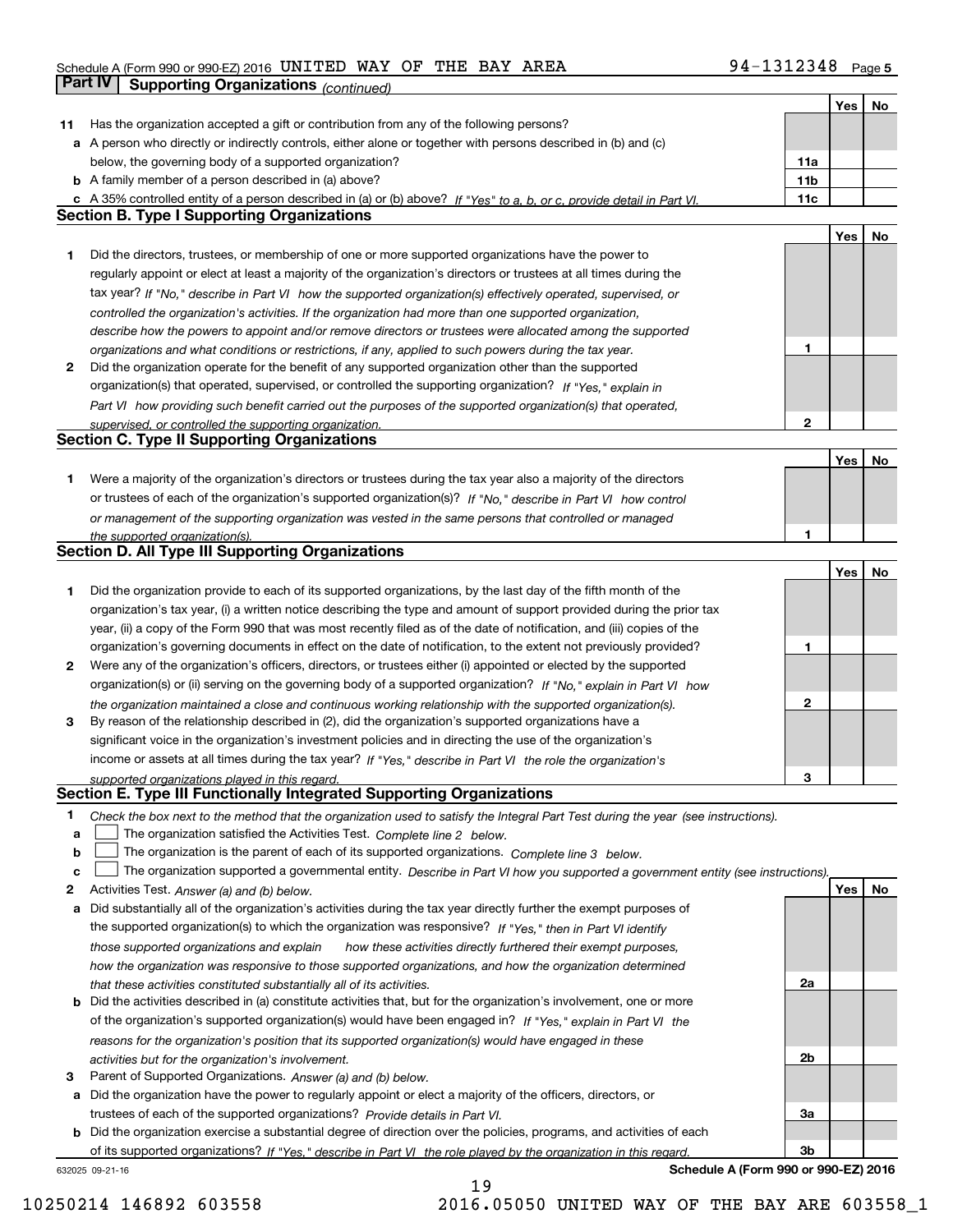Schedule A (Form 990 or 990-EZ) 2016 UNITED WAY OF THE BAY AREA 94-1312348 Page 5

**Part IV Supporting Organizations** *(continued)*

| | | | Yes | No |
|---|---|---|---|---|
| **11** | Has the organization accepted a gift or contribution from any of the following persons? | | | |
| **a** | A person who directly or indirectly controls, either alone or together with persons described in (b) and (c) below, the governing body of a supported organization? | **11a** | | |
| **b** | A family member of a person described in (a) above? | **11b** | | |
| **c** | A 35% controlled entity of a person described in (a) or (b) above? *If "Yes" to a, b, or c, provide detail in Part VI.* | **11c** | | |

## Section B. Type I Supporting Organizations

| | | | Yes | No |
|---|---|---|---|---|
| **1** | Did the directors, trustees, or membership of one or more supported organizations have the power to regularly appoint or elect at least a majority of the organization's directors or trustees at all times during the tax year? *If "No," describe in Part VI how the supported organization(s) effectively operated, supervised, or controlled the organization's activities. If the organization had more than one supported organization, describe how the powers to appoint and/or remove directors or trustees were allocated among the supported organizations and what conditions or restrictions, if any, applied to such powers during the tax year.* | **1** | | |
| **2** | Did the organization operate for the benefit of any supported organization other than the supported organization(s) that operated, supervised, or controlled the supporting organization? *If "Yes," explain in Part VI how providing such benefit carried out the purposes of the supported organization(s) that operated, supervised, or controlled the supporting organization.* | **2** | | |

## Section C. Type II Supporting Organizations

| | | | Yes | No |
|---|---|---|---|---|
| **1** | Were a majority of the organization's directors or trustees during the tax year also a majority of the directors or trustees of each of the organization's supported organization(s)? *If "No," describe in Part VI how control or management of the supporting organization was vested in the same persons that controlled or managed the supported organization(s).* | **1** | | |

## Section D. All Type III Supporting Organizations

| | | | Yes | No |
|---|---|---|---|---|
| **1** | Did the organization provide to each of its supported organizations, by the last day of the fifth month of the organization's tax year, (i) a written notice describing the type and amount of support provided during the prior tax year, (ii) a copy of the Form 990 that was most recently filed as of the date of notification, and (iii) copies of the organization's governing documents in effect on the date of notification, to the extent not previously provided? | **1** | | |
| **2** | Were any of the organization's officers, directors, or trustees either (i) appointed or elected by the supported organization(s) or (ii) serving on the governing body of a supported organization? *If "No," explain in Part VI how the organization maintained a close and continuous working relationship with the supported organization(s).* | **2** | | |
| **3** | By reason of the relationship described in (2), did the organization's supported organizations have a significant voice in the organization's investment policies and in directing the use of the organization's income or assets at all times during the tax year? *If "Yes," describe in Part VI the role the organization's supported organizations played in this regard.* | **3** | | |

## Section E. Type III Functionally Integrated Supporting Organizations

**1** *Check the box next to the method that the organization used to satisfy the Integral Part Test during the year (see instructions).*

**a** ☐ The organization satisfied the Activities Test. *Complete line 2 below.*

**b** ☐ The organization is the parent of each of its supported organizations. *Complete line 3 below.*

**c** ☐ The organization supported a governmental entity. *Describe in Part VI how you supported a government entity (see instructions).*

| | | | Yes | No |
|---|---|---|---|---|
| **2** | Activities Test. *Answer (a) and (b) below.* | | | |
| **a** | Did substantially all of the organization's activities during the tax year directly further the exempt purposes of the supported organization(s) to which the organization was responsive? *If "Yes," then in Part VI identify those supported organizations and explain how these activities directly furthered their exempt purposes, how the organization was responsive to those supported organizations, and how the organization determined that these activities constituted substantially all of its activities.* | **2a** | | |
| **b** | Did the activities described in (a) constitute activities that, but for the organization's involvement, one or more of the organization's supported organization(s) would have been engaged in? *If "Yes," explain in Part VI the reasons for the organization's position that its supported organization(s) would have engaged in these activities but for the organization's involvement.* | **2b** | | |
| **3** | Parent of Supported Organizations. *Answer (a) and (b) below.* | | | |
| **a** | Did the organization have the power to regularly appoint or elect a majority of the officers, directors, or trustees of each of the supported organizations? *Provide details in Part VI.* | **3a** | | |
| **b** | Did the organization exercise a substantial degree of direction over the policies, programs, and activities of each of its supported organizations? *If "Yes," describe in Part VI the role played by the organization in this regard.* | **3b** | | |

632025 09-21-16 **Schedule A (Form 990 or 990-EZ) 2016**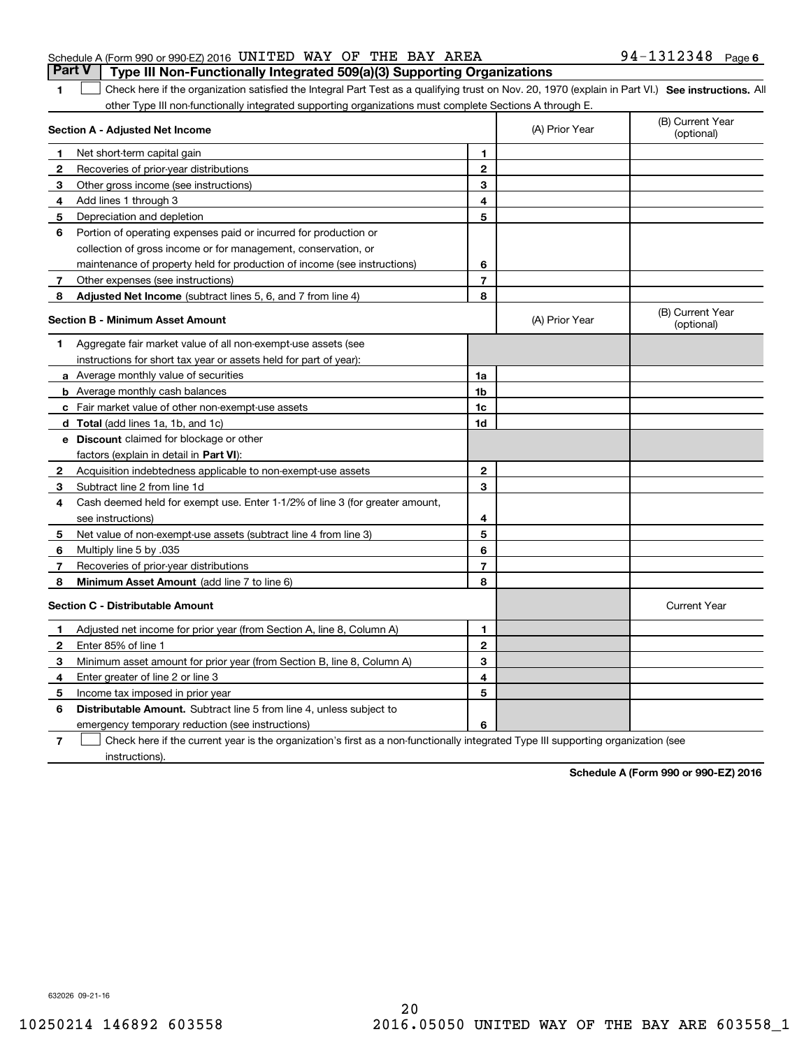Schedule A (Form 990 or 990-EZ) 2016 UNITED WAY OF THE BAY AREA 94-1312348 Page 6

## Part V Type III Non-Functionally Integrated 509(a)(3) Supporting Organizations

1 ☐ Check here if the organization satisfied the Integral Part Test as a qualifying trust on Nov. 20, 1970 (explain in Part VI.) **See instructions.** All other Type III non-functionally integrated supporting organizations must complete Sections A through E.

| **Section A - Adjusted Net Income** | | | (A) Prior Year | (B) Current Year (optional) |
|---|---|---|---|---|
| 1 | Net short-term capital gain | 1 | | |
| 2 | Recoveries of prior-year distributions | 2 | | |
| 3 | Other gross income (see instructions) | 3 | | |
| 4 | Add lines 1 through 3 | 4 | | |
| 5 | Depreciation and depletion | 5 | | |
| 6 | Portion of operating expenses paid or incurred for production or collection of gross income or for management, conservation, or maintenance of property held for production of income (see instructions) | 6 | | |
| 7 | Other expenses (see instructions) | 7 | | |
| 8 | **Adjusted Net Income** (subtract lines 5, 6, and 7 from line 4) | 8 | | |

| **Section B - Minimum Asset Amount** | | | (A) Prior Year | (B) Current Year (optional) |
|---|---|---|---|---|
| 1 | Aggregate fair market value of all non-exempt-use assets (see instructions for short tax year or assets held for part of year): | | | |
| a | Average monthly value of securities | 1a | | |
| b | Average monthly cash balances | 1b | | |
| c | Fair market value of other non-exempt-use assets | 1c | | |
| d | **Total** (add lines 1a, 1b, and 1c) | 1d | | |
| e | **Discount** claimed for blockage or other factors (explain in detail in **Part VI**): | | | |
| 2 | Acquisition indebtedness applicable to non-exempt-use assets | 2 | | |
| 3 | Subtract line 2 from line 1d | 3 | | |
| 4 | Cash deemed held for exempt use. Enter 1-1/2% of line 3 (for greater amount, see instructions) | 4 | | |
| 5 | Net value of non-exempt-use assets (subtract line 4 from line 3) | 5 | | |
| 6 | Multiply line 5 by .035 | 6 | | |
| 7 | Recoveries of prior-year distributions | 7 | | |
| 8 | **Minimum Asset Amount** (add line 7 to line 6) | 8 | | |

| **Section C - Distributable Amount** | | | | Current Year |
|---|---|---|---|---|
| 1 | Adjusted net income for prior year (from Section A, line 8, Column A) | 1 | | |
| 2 | Enter 85% of line 1 | 2 | | |
| 3 | Minimum asset amount for prior year (from Section B, line 8, Column A) | 3 | | |
| 4 | Enter greater of line 2 or line 3 | 4 | | |
| 5 | Income tax imposed in prior year | 5 | | |
| 6 | **Distributable Amount.** Subtract line 5 from line 4, unless subject to emergency temporary reduction (see instructions) | 6 | | |

7 ☐ Check here if the current year is the organization's first as a non-functionally integrated Type III supporting organization (see instructions).

**Schedule A (Form 990 or 990-EZ) 2016**

632026 09-21-16

10250214 146892 603558 2016.05050 UNITED WAY OF THE BAY ARE 603558_1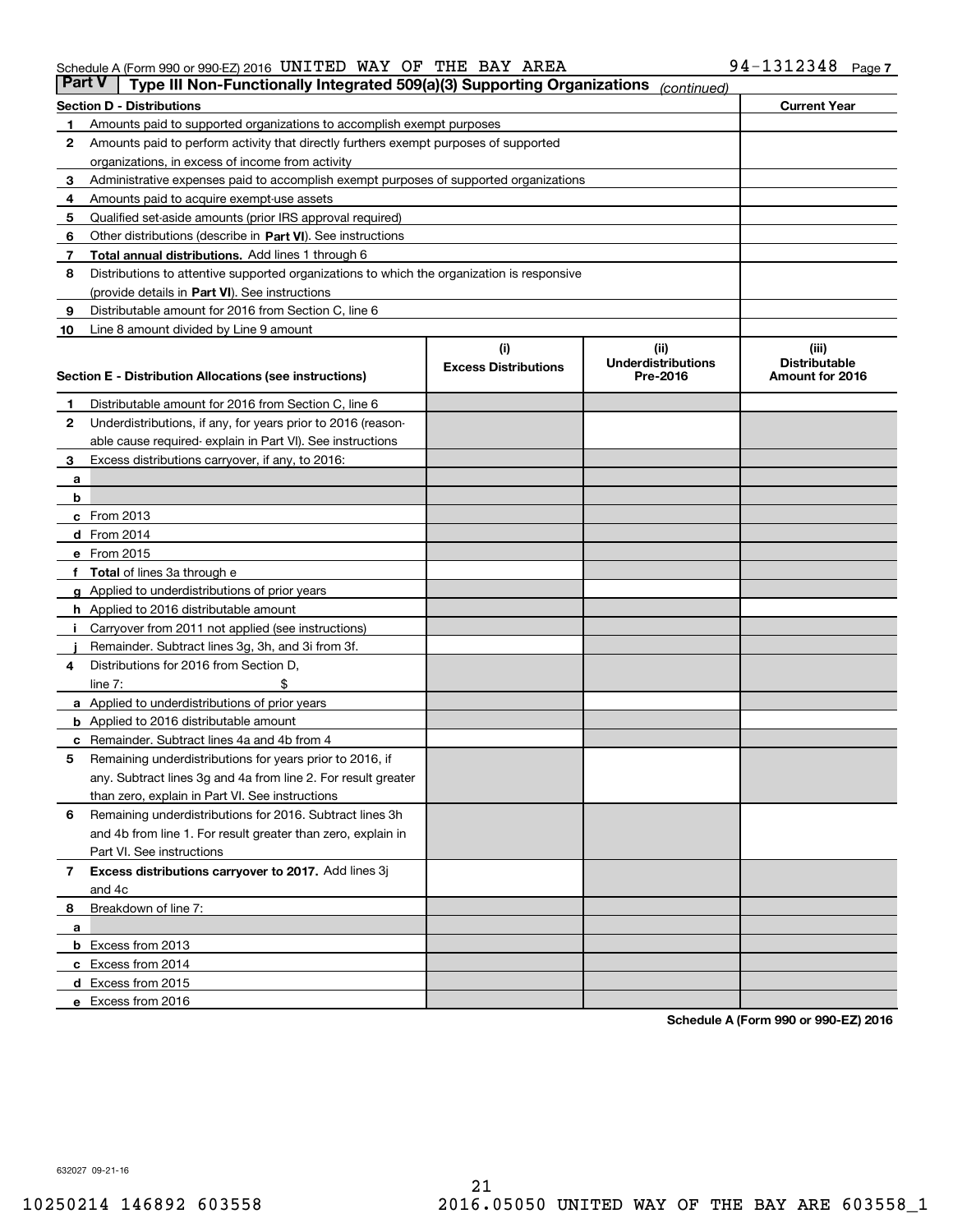Schedule A (Form 990 or 990-EZ) 2016 UNITED WAY OF THE BAY AREA 94-1312348 Page 7

**Part V | Type III Non-Functionally Integrated 509(a)(3) Supporting Organizations** *(continued)*

| **Section D - Distributions** | **Current Year** |
|---|---|
| **1** Amounts paid to supported organizations to accomplish exempt purposes | |
| **2** Amounts paid to perform activity that directly furthers exempt purposes of supported organizations, in excess of income from activity | |
| **3** Administrative expenses paid to accomplish exempt purposes of supported organizations | |
| **4** Amounts paid to acquire exempt-use assets | |
| **5** Qualified set-aside amounts (prior IRS approval required) | |
| **6** Other distributions (describe in **Part VI**). See instructions | |
| **7** **Total annual distributions.** Add lines 1 through 6 | |
| **8** Distributions to attentive supported organizations to which the organization is responsive (provide details in **Part VI**). See instructions | |
| **9** Distributable amount for 2016 from Section C, line 6 | |
| **10** Line 8 amount divided by Line 9 amount | |

| **Section E - Distribution Allocations (see instructions)** | **(i) Excess Distributions** | **(ii) Underdistributions Pre-2016** | **(iii) Distributable Amount for 2016** |
|---|---|---|---|
| **1** Distributable amount for 2016 from Section C, line 6 | | | |
| **2** Underdistributions, if any, for years prior to 2016 (reasonable cause required- explain in Part VI). See instructions | | | |
| **3** Excess distributions carryover, if any, to 2016: | | | |
| **a** | | | |
| **b** | | | |
| **c** From 2013 | | | |
| **d** From 2014 | | | |
| **e** From 2015 | | | |
| **f** **Total** of lines 3a through e | | | |
| **g** Applied to underdistributions of prior years | | | |
| **h** Applied to 2016 distributable amount | | | |
| **i** Carryover from 2011 not applied (see instructions) | | | |
| **j** Remainder. Subtract lines 3g, 3h, and 3i from 3f. | | | |
| **4** Distributions for 2016 from Section D, line 7: $ | | | |
| **a** Applied to underdistributions of prior years | | | |
| **b** Applied to 2016 distributable amount | | | |
| **c** Remainder. Subtract lines 4a and 4b from 4 | | | |
| **5** Remaining underdistributions for years prior to 2016, if any. Subtract lines 3g and 4a from line 2. For result greater than zero, explain in Part VI. See instructions | | | |
| **6** Remaining underdistributions for 2016. Subtract lines 3h and 4b from line 1. For result greater than zero, explain in Part VI. See instructions | | | |
| **7** **Excess distributions carryover to 2017.** Add lines 3j and 4c | | | |
| **8** Breakdown of line 7: | | | |
| **a** | | | |
| **b** Excess from 2013 | | | |
| **c** Excess from 2014 | | | |
| **d** Excess from 2015 | | | |
| **e** Excess from 2016 | | | |

**Schedule A (Form 990 or 990-EZ) 2016**

632027 09-21-16

10250214 146892 603558 2016.05050 UNITED WAY OF THE BAY ARE 603558_1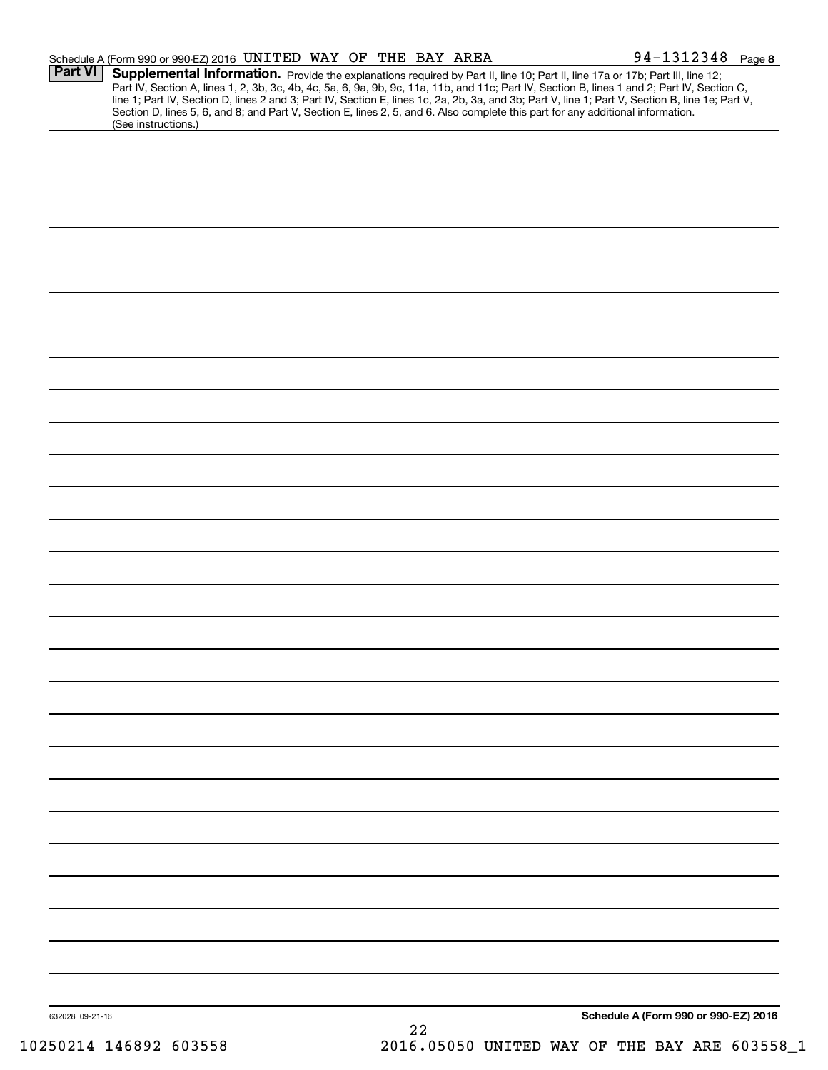Schedule A (Form 990 or 990-EZ) 2016 UNITED WAY OF THE BAY AREA 94-1312348 Page 8

**Part VI** **Supplemental Information.** Provide the explanations required by Part II, line 10; Part II, line 17a or 17b; Part III, line 12; Part IV, Section A, lines 1, 2, 3b, 3c, 4b, 4c, 5a, 6, 9a, 9b, 9c, 11a, 11b, and 11c; Part IV, Section B, lines 1 and 2; Part IV, Section C, line 1; Part IV, Section D, lines 2 and 3; Part IV, Section E, lines 1c, 2a, 2b, 3a, and 3b; Part V, line 1; Part V, Section B, line 1e; Part V, Section D, lines 5, 6, and 8; and Part V, Section E, lines 2, 5, and 6. Also complete this part for any additional information. (See instructions.)

632028 09-21-16

**Schedule A (Form 990 or 990-EZ) 2016**

10250214 146892 603558 2016.05050 UNITED WAY OF THE BAY ARE 603558_1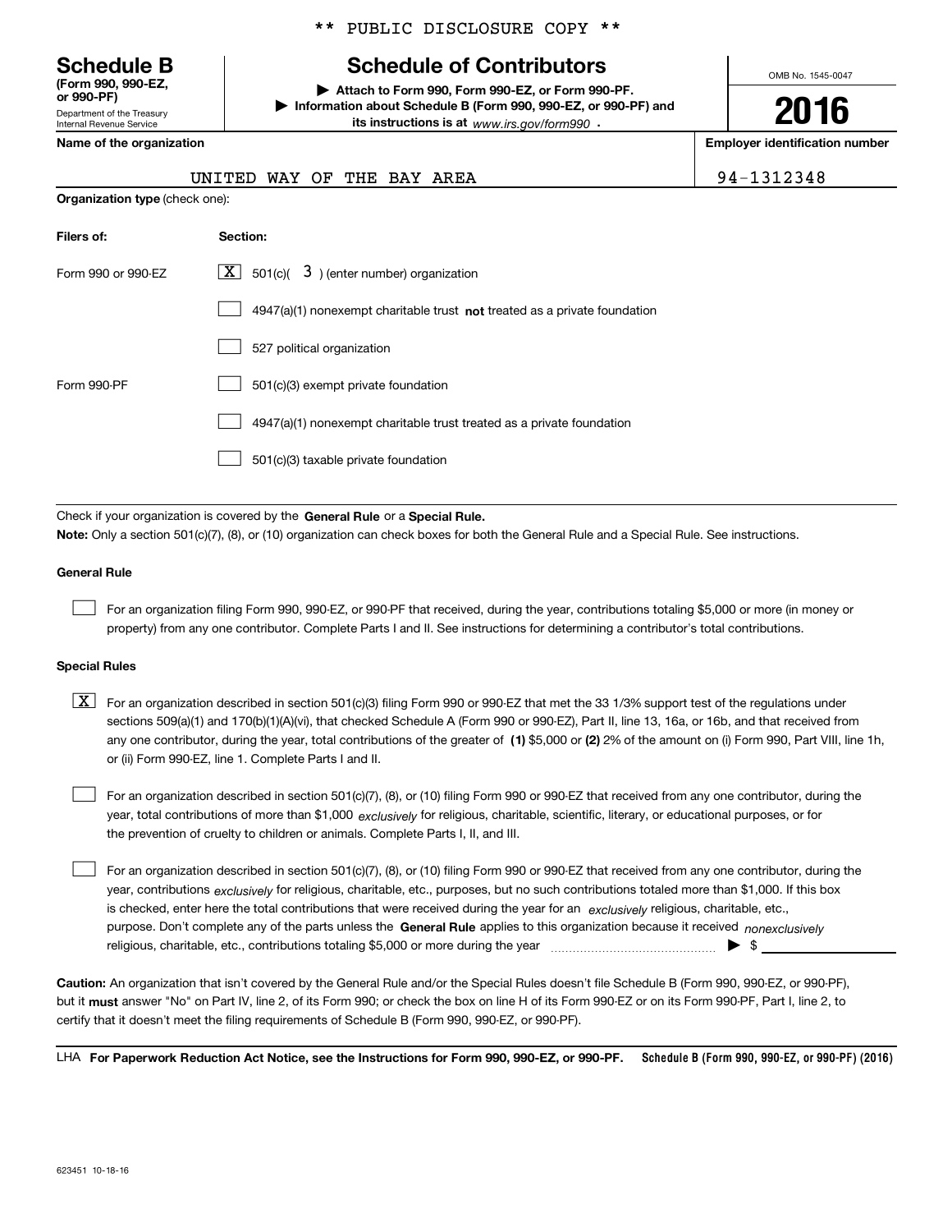** PUBLIC DISCLOSURE COPY **

**Schedule B**
**(Form 990, 990-EZ, or 990-PF)**
Department of the Treasury
Internal Revenue Service

# Schedule of Contributors

▶ **Attach to Form 990, Form 990-EZ, or Form 990-PF.**
▶ **Information about Schedule B (Form 990, 990-EZ, or 990-PF) and its instructions is at** *www.irs.gov/form990* **.**

OMB No. 1545-0047

**2016**

**Name of the organization**

UNITED WAY OF THE BAY AREA

**Employer identification number**

94-1312348

**Organization type** (check one):

| **Filers of:** | **Section:** |
|---|---|
| Form 990 or 990-EZ | [X] 501(c)( 3 ) (enter number) organization |
| | [ ] 4947(a)(1) nonexempt charitable trust **not** treated as a private foundation |
| | [ ] 527 political organization |
| Form 990-PF | [ ] 501(c)(3) exempt private foundation |
| | [ ] 4947(a)(1) nonexempt charitable trust treated as a private foundation |
| | [ ] 501(c)(3) taxable private foundation |

Check if your organization is covered by the **General Rule** or a **Special Rule.**

**Note:** Only a section 501(c)(7), (8), or (10) organization can check boxes for both the General Rule and a Special Rule. See instructions.

**General Rule**

[ ] For an organization filing Form 990, 990-EZ, or 990-PF that received, during the year, contributions totaling $5,000 or more (in money or property) from any one contributor. Complete Parts I and II. See instructions for determining a contributor's total contributions.

**Special Rules**

[X] For an organization described in section 501(c)(3) filing Form 990 or 990-EZ that met the 33 1/3% support test of the regulations under sections 509(a)(1) and 170(b)(1)(A)(vi), that checked Schedule A (Form 990 or 990-EZ), Part II, line 13, 16a, or 16b, and that received from any one contributor, during the year, total contributions of the greater of **(1)** $5,000 or **(2)** 2% of the amount on (i) Form 990, Part VIII, line 1h, or (ii) Form 990-EZ, line 1. Complete Parts I and II.

[ ] For an organization described in section 501(c)(7), (8), or (10) filing Form 990 or 990-EZ that received from any one contributor, during the year, total contributions of more than $1,000 *exclusively* for religious, charitable, scientific, literary, or educational purposes, or for the prevention of cruelty to children or animals. Complete Parts I, II, and III.

[ ] For an organization described in section 501(c)(7), (8), or (10) filing Form 990 or 990-EZ that received from any one contributor, during the year, contributions *exclusively* for religious, charitable, etc., purposes, but no such contributions totaled more than $1,000. If this box is checked, enter here the total contributions that were received during the year for an *exclusively* religious, charitable, etc., purpose. Don't complete any of the parts unless the **General Rule** applies to this organization because it received *nonexclusively* religious, charitable, etc., contributions totaling $5,000 or more during the year ▶ $

**Caution:** An organization that isn't covered by the General Rule and/or the Special Rules doesn't file Schedule B (Form 990, 990-EZ, or 990-PF), but it **must** answer "No" on Part IV, line 2, of its Form 990; or check the box on line H of its Form 990-EZ or on its Form 990-PF, Part I, line 2, to certify that it doesn't meet the filing requirements of Schedule B (Form 990, 990-EZ, or 990-PF).

LHA **For Paperwork Reduction Act Notice, see the Instructions for Form 990, 990-EZ, or 990-PF.** **Schedule B (Form 990, 990-EZ, or 990-PF) (2016)**

623451 10-18-16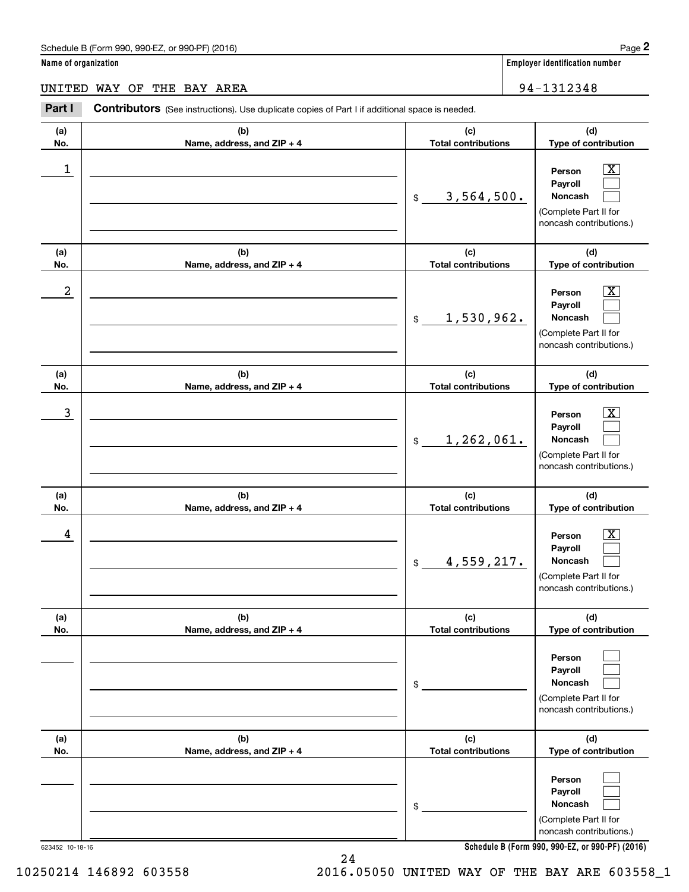Schedule B (Form 990, 990-EZ, or 990-PF) (2016) Page **2**

**Name of organization**

UNITED WAY OF THE BAY AREA

**Employer identification number**

94-1312348

**Part I** **Contributors** (See instructions). Use duplicate copies of Part I if additional space is needed.

| (a) No. | (b) Name, address, and ZIP + 4 | (c) Total contributions | (d) Type of contribution |
|---|---|---|---|
| 1 | | $ 3,564,500. | Person [X] Payroll [ ] Noncash [ ] (Complete Part II for noncash contributions.) |
| 2 | | $ 1,530,962. | Person [X] Payroll [ ] Noncash [ ] (Complete Part II for noncash contributions.) |
| 3 | | $ 1,262,061. | Person [X] Payroll [ ] Noncash [ ] (Complete Part II for noncash contributions.) |
| 4 | | $ 4,559,217. | Person [X] Payroll [ ] Noncash [ ] (Complete Part II for noncash contributions.) |
| | | $ | Person [ ] Payroll [ ] Noncash [ ] (Complete Part II for noncash contributions.) |
| | | $ | Person [ ] Payroll [ ] Noncash [ ] (Complete Part II for noncash contributions.) |

623452 10-18-16

**Schedule B (Form 990, 990-EZ, or 990-PF) (2016)**

10250214 146892 603558 2016.05050 UNITED WAY OF THE BAY ARE 603558_1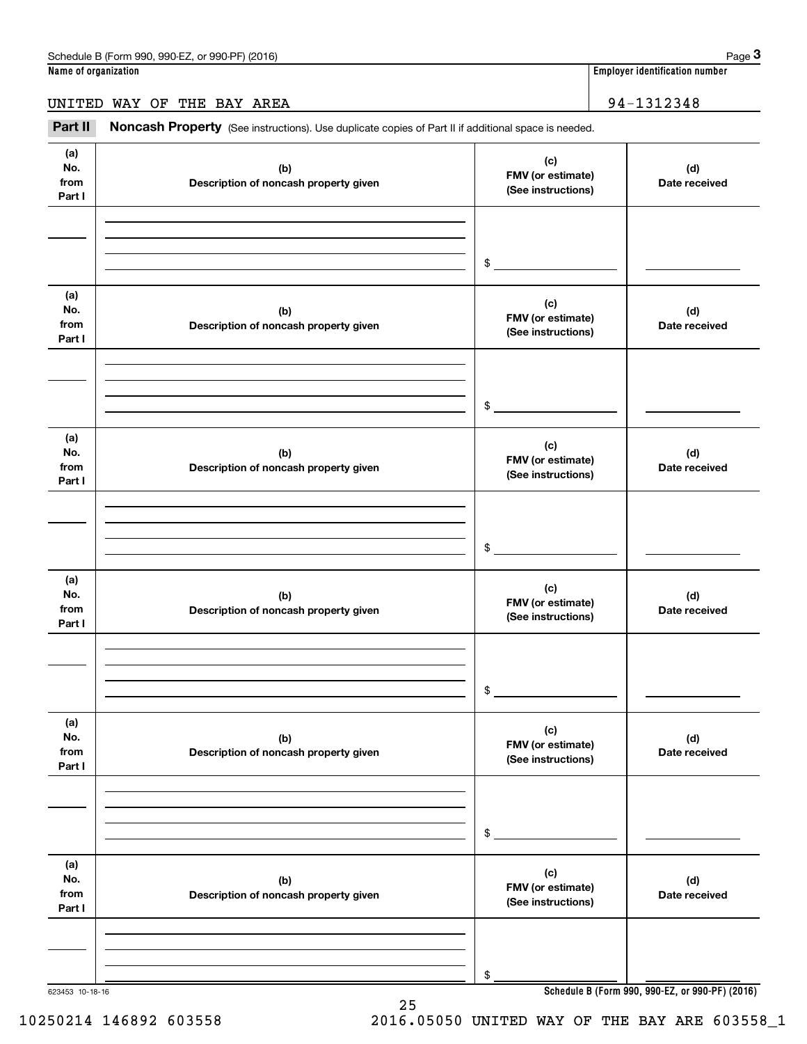Name of organization | Employer identification number

UNITED WAY OF THE BAY AREA | 94-1312348

## Part II Noncash Property (See instructions). Use duplicate copies of Part II if additional space is needed.

| (a) No. from Part I | (b) Description of noncash property given | (c) FMV (or estimate) (See instructions) | (d) Date received |
|---|---|---|---|
| | | $ | |

| (a) No. from Part I | (b) Description of noncash property given | (c) FMV (or estimate) (See instructions) | (d) Date received |
|---|---|---|---|
| | | $ | |

| (a) No. from Part I | (b) Description of noncash property given | (c) FMV (or estimate) (See instructions) | (d) Date received |
|---|---|---|---|
| | | $ | |

| (a) No. from Part I | (b) Description of noncash property given | (c) FMV (or estimate) (See instructions) | (d) Date received |
|---|---|---|---|
| | | $ | |

| (a) No. from Part I | (b) Description of noncash property given | (c) FMV (or estimate) (See instructions) | (d) Date received |
|---|---|---|---|
| | | $ | |

| (a) No. from Part I | (b) Description of noncash property given | (c) FMV (or estimate) (See instructions) | (d) Date received |
|---|---|---|---|
| | | $ | |

623453 10-18-16

10250214 146892 603558 2016.05050 UNITED WAY OF THE BAY ARE 603558_1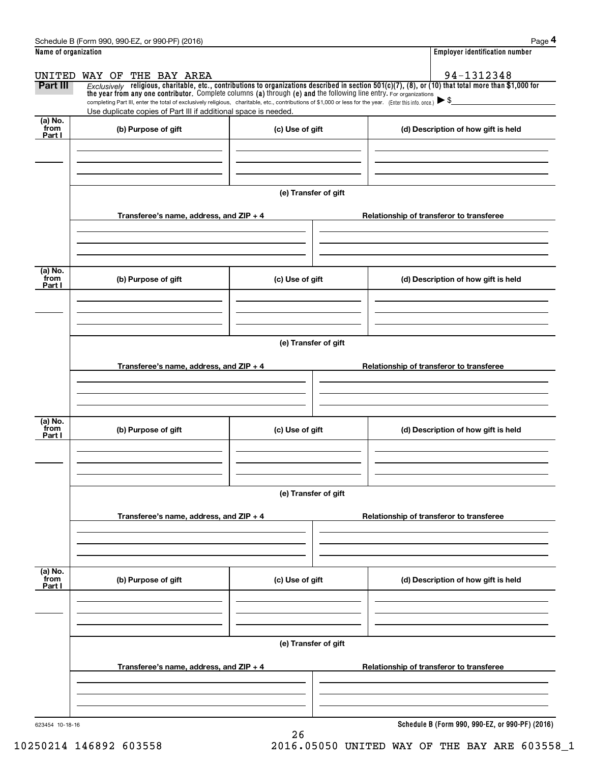Schedule B (Form 990, 990-EZ, or 990-PF) (2016)

**Name of organization**

UNITED WAY OF THE BAY AREA

**Employer identification number**

94-1312348

**Part III** *Exclusively* **religious, charitable, etc., contributions to organizations described in section 501(c)(7), (8), or (10) that total more than $1,000 for the year from any one contributor.** Complete columns **(a)** through **(e)** and the following line entry. For organizations completing Part III, enter the total of exclusively religious, charitable, etc., contributions of $1,000 or less for the year. (Enter this info. once.) ▶ $

Use duplicate copies of Part III if additional space is needed.

| (a) No. from Part I | (b) Purpose of gift | (c) Use of gift | (d) Description of how gift is held |
|---|---|---|---|
| | | | |

(e) Transfer of gift

| Transferee's name, address, and ZIP + 4 | Relationship of transferor to transferee |
|---|---|
| | |

| (a) No. from Part I | (b) Purpose of gift | (c) Use of gift | (d) Description of how gift is held |
|---|---|---|---|
| | | | |

(e) Transfer of gift

| Transferee's name, address, and ZIP + 4 | Relationship of transferor to transferee |
|---|---|
| | |

| (a) No. from Part I | (b) Purpose of gift | (c) Use of gift | (d) Description of how gift is held |
|---|---|---|---|
| | | | |

(e) Transfer of gift

| Transferee's name, address, and ZIP + 4 | Relationship of transferor to transferee |
|---|---|
| | |

| (a) No. from Part I | (b) Purpose of gift | (c) Use of gift | (d) Description of how gift is held |
|---|---|---|---|
| | | | |

(e) Transfer of gift

| Transferee's name, address, and ZIP + 4 | Relationship of transferor to transferee |
|---|---|
| | |

623454 10-18-16

**Schedule B (Form 990, 990-EZ, or 990-PF) (2016)**

10250214 146892 603558 2016.05050 UNITED WAY OF THE BAY ARE 603558_1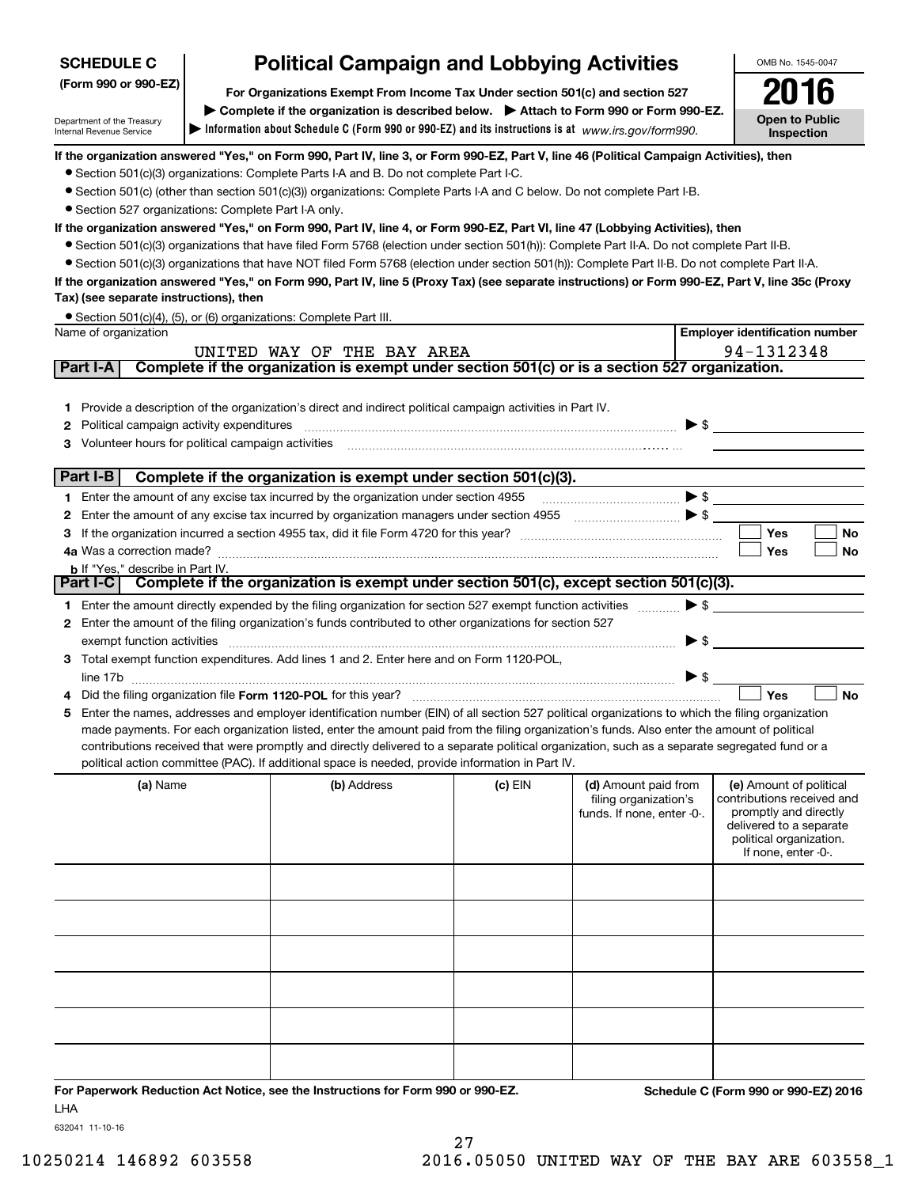**SCHEDULE C (Form 990 or 990-EZ)**

Department of the Treasury Internal Revenue Service

# Political Campaign and Lobbying Activities

**For Organizations Exempt From Income Tax Under section 501(c) and section 527**

▶ **Complete if the organization is described below.** ▶ **Attach to Form 990 or Form 990-EZ.**

▶ **Information about Schedule C (Form 990 or 990-EZ) and its instructions is at** *www.irs.gov/form990.*

OMB No. 1545-0047

**2016**

**Open to Public Inspection**

**If the organization answered "Yes," on Form 990, Part IV, line 3, or Form 990-EZ, Part V, line 46 (Political Campaign Activities), then**

- Section 501(c)(3) organizations: Complete Parts I-A and B. Do not complete Part I-C.
- Section 501(c) (other than section 501(c)(3)) organizations: Complete Parts I-A and C below. Do not complete Part I-B.
- Section 527 organizations: Complete Part I-A only.

**If the organization answered "Yes," on Form 990, Part IV, line 4, or Form 990-EZ, Part VI, line 47 (Lobbying Activities), then**

- Section 501(c)(3) organizations that have filed Form 5768 (election under section 501(h)): Complete Part II-A. Do not complete Part II-B.
- Section 501(c)(3) organizations that have NOT filed Form 5768 (election under section 501(h)): Complete Part II-B. Do not complete Part II-A.

**If the organization answered "Yes," on Form 990, Part IV, line 5 (Proxy Tax) (see separate instructions) or Form 990-EZ, Part V, line 35c (Proxy Tax) (see separate instructions), then**

- Section 501(c)(4), (5), or (6) organizations: Complete Part III.

| Name of organization | Employer identification number |
|---|---|
| UNITED WAY OF THE BAY AREA | 94-1312348 |

## Part I-A Complete if the organization is exempt under section 501(c) or is a section 527 organization.

1. Provide a description of the organization's direct and indirect political campaign activities in Part IV.
2. Political campaign activity expenditures ▶ $
3. Volunteer hours for political campaign activities

## Part I-B Complete if the organization is exempt under section 501(c)(3).

1. Enter the amount of any excise tax incurred by the organization under section 4955 ▶ $
2. Enter the amount of any excise tax incurred by organization managers under section 4955 ▶ $
3. If the organization incurred a section 4955 tax, did it file Form 4720 for this year? ☐ Yes ☐ No
4a. Was a correction made? ☐ Yes ☐ No
 b. If "Yes," describe in Part IV.

## Part I-C Complete if the organization is exempt under section 501(c), except section 501(c)(3).

1. Enter the amount directly expended by the filing organization for section 527 exempt function activities ▶ $
2. Enter the amount of the filing organization's funds contributed to other organizations for section 527 exempt function activities ▶ $
3. Total exempt function expenditures. Add lines 1 and 2. Enter here and on Form 1120-POL, line 17b ▶ $
4. Did the filing organization file **Form 1120-POL** for this year? ☐ Yes ☐ No
5. Enter the names, addresses and employer identification number (EIN) of all section 527 political organizations to which the filing organization made payments. For each organization listed, enter the amount paid from the filing organization's funds. Also enter the amount of political contributions received that were promptly and directly delivered to a separate political organization, such as a separate segregated fund or a political action committee (PAC). If additional space is needed, provide information in Part IV.

| (a) Name | (b) Address | (c) EIN | (d) Amount paid from filing organization's funds. If none, enter -0-. | (e) Amount of political contributions received and promptly and directly delivered to a separate political organization. If none, enter -0-. |
|---|---|---|---|---|
| | | | | |
| | | | | |
| | | | | |
| | | | | |
| | | | | |
| | | | | |

**For Paperwork Reduction Act Notice, see the Instructions for Form 990 or 990-EZ.** **Schedule C (Form 990 or 990-EZ) 2016**

LHA

632041 11-10-16

10250214 146892 603558 2016.05050 UNITED WAY OF THE BAY ARE 603558_1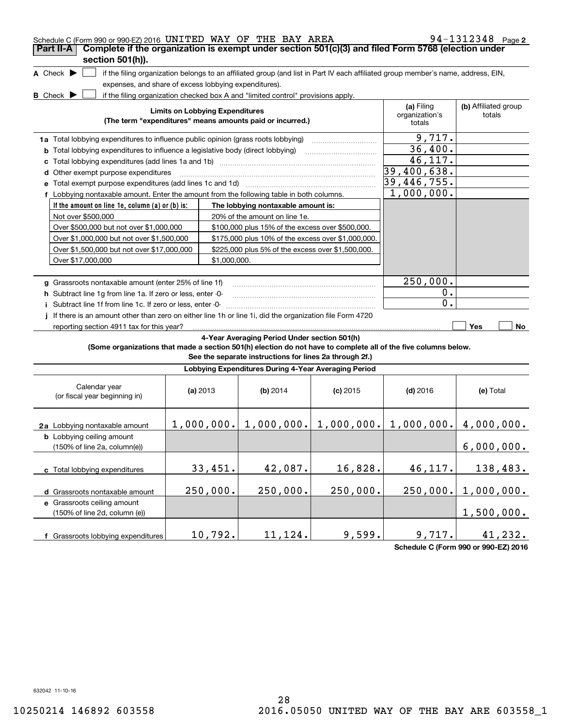Schedule C (Form 990 or 990-EZ) 2016 UNITED WAY OF THE BAY AREA 94-1312348 Page 2

## Part II-A Complete if the organization is exempt under section 501(c)(3) and filed Form 5768 (election under section 501(h)).

**A** Check ▶ ☐ if the filing organization belongs to an affiliated group (and list in Part IV each affiliated group member's name, address, EIN, expenses, and share of excess lobbying expenditures).

**B** Check ▶ ☐ if the filing organization checked box A and "limited control" provisions apply.

| Limits on Lobbying Expenditures (The term "expenditures" means amounts paid or incurred.) | (a) Filing organization's totals | (b) Affiliated group totals |
|---|---|---|
| **1a** Total lobbying expenditures to influence public opinion (grass roots lobbying) | 9,717. | |
| **b** Total lobbying expenditures to influence a legislative body (direct lobbying) | 36,400. | |
| **c** Total lobbying expenditures (add lines 1a and 1b) | 46,117. | |
| **d** Other exempt purpose expenditures | 39,400,638. | |
| **e** Total exempt purpose expenditures (add lines 1c and 1d) | 39,446,755. | |
| **f** Lobbying nontaxable amount. Enter the amount from the following table in both columns. | 1,000,000. | |

| If the amount on line 1e, column (a) or (b) is: | The lobbying nontaxable amount is: |
|---|---|
| Not over $500,000 | 20% of the amount on line 1e. |
| Over $500,000 but not over $1,000,000 | $100,000 plus 15% of the excess over $500,000. |
| Over $1,000,000 but not over $1,500,000 | $175,000 plus 10% of the excess over $1,000,000. |
| Over $1,500,000 but not over $17,000,000 | $225,000 plus 5% of the excess over $1,500,000. |
| Over $17,000,000 | $1,000,000. |

| | (a) Filing organization's totals | (b) Affiliated group totals |
|---|---|---|
| **g** Grassroots nontaxable amount (enter 25% of line 1f) | 250,000. | |
| **h** Subtract line 1g from line 1a. If zero or less, enter -0- | 0. | |
| **i** Subtract line 1f from line 1c. If zero or less, enter -0- | 0. | |

**j** If there is an amount other than zero on either line 1h or line 1i, did the organization file Form 4720 reporting section 4911 tax for this year? ☐ Yes ☐ No

### 4-Year Averaging Period Under section 501(h)

**(Some organizations that made a section 501(h) election do not have to complete all of the five columns below. See the separate instructions for lines 2a through 2f.)**

| Lobbying Expenditures During 4-Year Averaging Period | | | | | |
|---|---|---|---|---|---|
| Calendar year (or fiscal year beginning in) | (a) 2013 | (b) 2014 | (c) 2015 | (d) 2016 | (e) Total |
| **2a** Lobbying nontaxable amount | 1,000,000. | 1,000,000. | 1,000,000. | 1,000,000. | 4,000,000. |
| **b** Lobbying ceiling amount (150% of line 2a, column(e)) | | | | | 6,000,000. |
| **c** Total lobbying expenditures | 33,451. | 42,087. | 16,828. | 46,117. | 138,483. |
| **d** Grassroots nontaxable amount | 250,000. | 250,000. | 250,000. | 250,000. | 1,000,000. |
| **e** Grassroots ceiling amount (150% of line 2d, column (e)) | | | | | 1,500,000. |
| **f** Grassroots lobbying expenditures | 10,792. | 11,124. | 9,599. | 9,717. | 41,232. |

Schedule C (Form 990 or 990-EZ) 2016

632042 11-10-16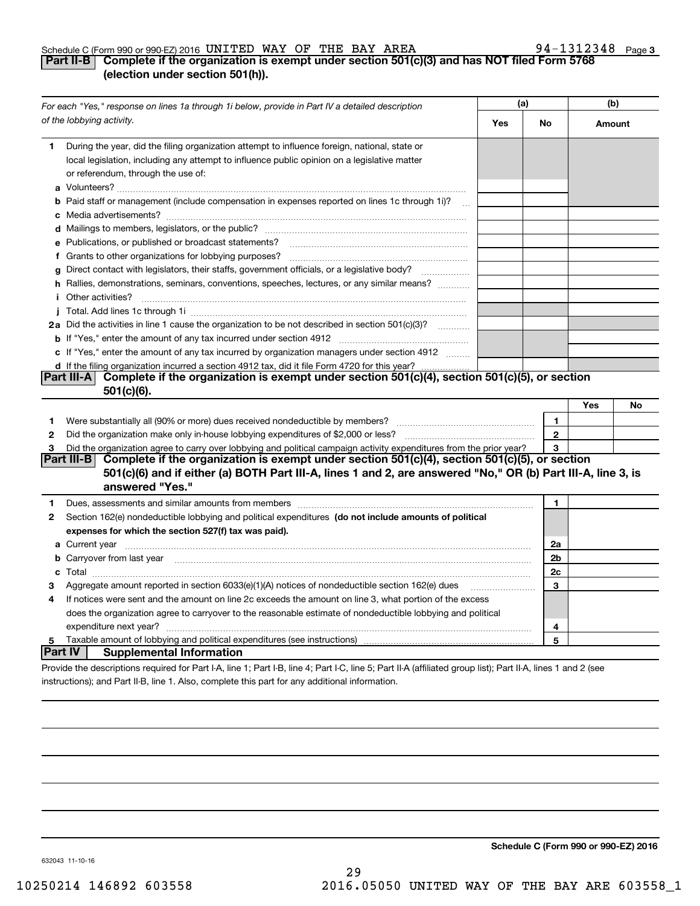Schedule C (Form 990 or 990-EZ) 2016 UNITED WAY OF THE BAY AREA 94-1312348 Page 3

## Part II-B Complete if the organization is exempt under section 501(c)(3) and has NOT filed Form 5768 (election under section 501(h)).

| For each "Yes," response on lines 1a through 1i below, provide in Part IV a detailed description of the lobbying activity. | (a) Yes | (a) No | (b) Amount |
|---|---|---|---|
| **1** During the year, did the filing organization attempt to influence foreign, national, state or local legislation, including any attempt to influence public opinion on a legislative matter or referendum, through the use of: | | | |
| **a** Volunteers? | | | |
| **b** Paid staff or management (include compensation in expenses reported on lines 1c through 1i)? | | | |
| **c** Media advertisements? | | | |
| **d** Mailings to members, legislators, or the public? | | | |
| **e** Publications, or published or broadcast statements? | | | |
| **f** Grants to other organizations for lobbying purposes? | | | |
| **g** Direct contact with legislators, their staffs, government officials, or a legislative body? | | | |
| **h** Rallies, demonstrations, seminars, conventions, speeches, lectures, or any similar means? | | | |
| **i** Other activities? | | | |
| **j** Total. Add lines 1c through 1i | | | |
| **2a** Did the activities in line 1 cause the organization to be not described in section 501(c)(3)? | | | |
| **b** If "Yes," enter the amount of any tax incurred under section 4912 | | | |
| **c** If "Yes," enter the amount of any tax incurred by organization managers under section 4912 | | | |
| **d** If the filing organization incurred a section 4912 tax, did it file Form 4720 for this year? | | | |

## Part III-A Complete if the organization is exempt under section 501(c)(4), section 501(c)(5), or section 501(c)(6).

| | | | Yes | No |
|---|---|---|---|---|
| **1** | Were substantially all (90% or more) dues received nondeductible by members? | 1 | | |
| **2** | Did the organization make only in-house lobbying expenditures of $2,000 or less? | 2 | | |
| **3** | Did the organization agree to carry over lobbying and political campaign activity expenditures from the prior year? | 3 | | |

## Part III-B Complete if the organization is exempt under section 501(c)(4), section 501(c)(5), or section 501(c)(6) and if either (a) BOTH Part III-A, lines 1 and 2, are answered "No," OR (b) Part III-A, line 3, is answered "Yes."

| | | | |
|---|---|---|---|
| **1** | Dues, assessments and similar amounts from members | 1 | |
| **2** | Section 162(e) nondeductible lobbying and political expenditures **(do not include amounts of political expenses for which the section 527(f) tax was paid).** | | |
| **a** | Current year | 2a | |
| **b** | Carryover from last year | 2b | |
| **c** | Total | 2c | |
| **3** | Aggregate amount reported in section 6033(e)(1)(A) notices of nondeductible section 162(e) dues | 3 | |
| **4** | If notices were sent and the amount on line 2c exceeds the amount on line 3, what portion of the excess does the organization agree to carryover to the reasonable estimate of nondeductible lobbying and political expenditure next year? | 4 | |
| **5** | Taxable amount of lobbying and political expenditures (see instructions) | 5 | |

## Part IV Supplemental Information

Provide the descriptions required for Part I-A, line 1; Part I-B, line 4; Part I-C, line 5; Part II-A (affiliated group list); Part II-A, lines 1 and 2 (see instructions); and Part II-B, line 1. Also, complete this part for any additional information.

**Schedule C (Form 990 or 990-EZ) 2016**

632043 11-10-16

10250214 146892 603558 2016.05050 UNITED WAY OF THE BAY ARE 603558_1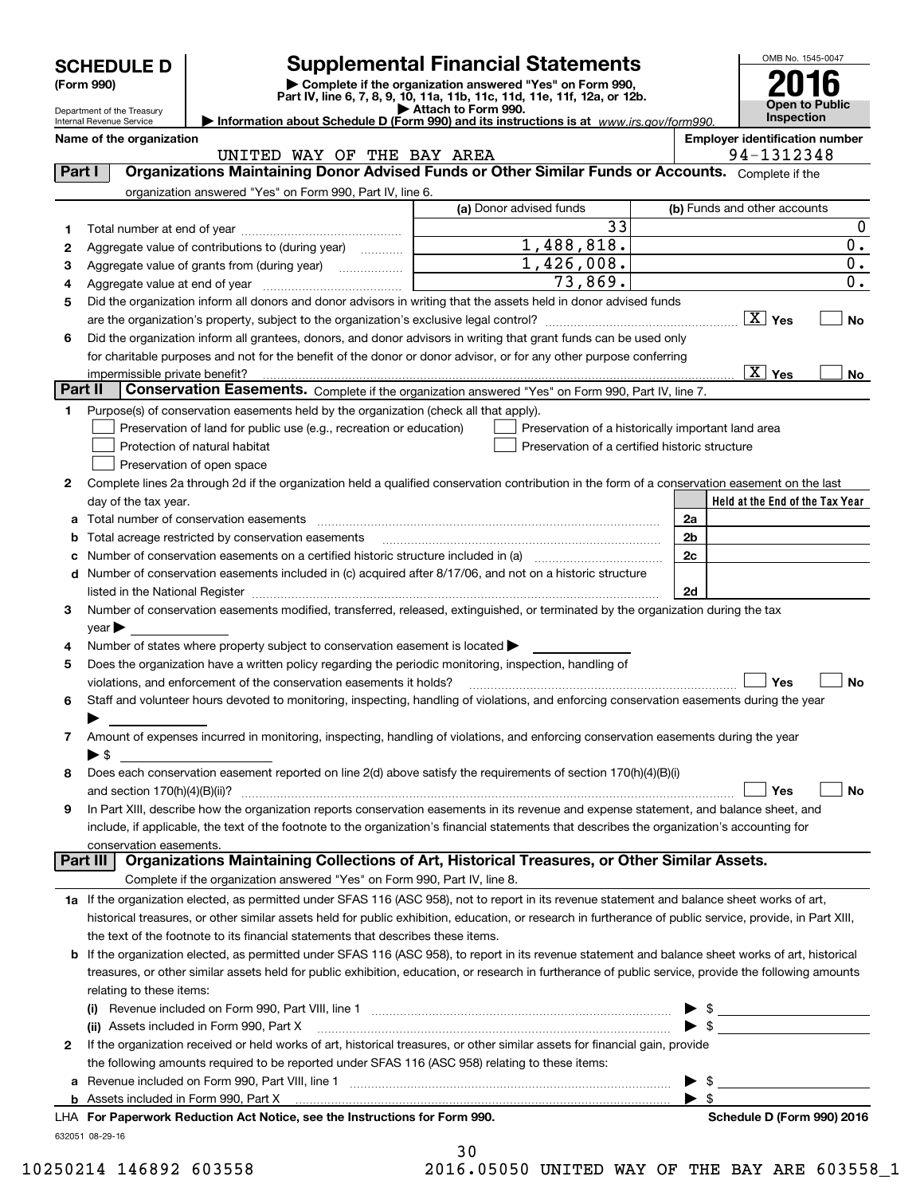# SCHEDULE D (Form 990)

Department of the Treasury
Internal Revenue Service

# Supplemental Financial Statements

▶ Complete if the organization answered "Yes" on Form 990, Part IV, line 6, 7, 8, 9, 10, 11a, 11b, 11c, 11d, 11e, 11f, 12a, or 12b.
▶ Attach to Form 990.
▶ Information about Schedule D (Form 990) and its instructions is at *www.irs.gov/form990.*

OMB No. 1545-0047

**2016**

**Open to Public Inspection**

**Name of the organization:** UNITED WAY OF THE BAY AREA

**Employer identification number:** 94-1312348

## Part I — Organizations Maintaining Donor Advised Funds or Other Similar Funds or Accounts. Complete if the organization answered "Yes" on Form 990, Part IV, line 6.

| | | (a) Donor advised funds | (b) Funds and other accounts |
|---|---|---|---|
| 1 | Total number at end of year | 33 | 0 |
| 2 | Aggregate value of contributions to (during year) | 1,488,818. | 0. |
| 3 | Aggregate value of grants from (during year) | 1,426,008. | 0. |
| 4 | Aggregate value at end of year | 73,869. | 0. |

5 Did the organization inform all donors and donor advisors in writing that the assets held in donor advised funds are the organization's property, subject to the organization's exclusive legal control? [X] Yes [ ] No

6 Did the organization inform all grantees, donors, and donor advisors in writing that grant funds can be used only for charitable purposes and not for the benefit of the donor or donor advisor, or for any other purpose conferring impermissible private benefit? [X] Yes [ ] No

## Part II — Conservation Easements. Complete if the organization answered "Yes" on Form 990, Part IV, line 7.

1 Purpose(s) of conservation easements held by the organization (check all that apply).

- [ ] Preservation of land for public use (e.g., recreation or education)
- [ ] Protection of natural habitat
- [ ] Preservation of open space
- [ ] Preservation of a historically important land area
- [ ] Preservation of a certified historic structure

2 Complete lines 2a through 2d if the organization held a qualified conservation contribution in the form of a conservation easement on the last day of the tax year.

| | | | Held at the End of the Tax Year |
|---|---|---|---|
| a | Total number of conservation easements | 2a | |
| b | Total acreage restricted by conservation easements | 2b | |
| c | Number of conservation easements on a certified historic structure included in (a) | 2c | |
| d | Number of conservation easements included in (c) acquired after 8/17/06, and not on a historic structure listed in the National Register | 2d | |

3 Number of conservation easements modified, transferred, released, extinguished, or terminated by the organization during the tax year ▶

4 Number of states where property subject to conservation easement is located ▶

5 Does the organization have a written policy regarding the periodic monitoring, inspection, handling of violations, and enforcement of the conservation easements it holds? [ ] Yes [ ] No

6 Staff and volunteer hours devoted to monitoring, inspecting, handling of violations, and enforcing conservation easements during the year ▶

7 Amount of expenses incurred in monitoring, inspecting, handling of violations, and enforcing conservation easements during the year ▶ $

8 Does each conservation easement reported on line 2(d) above satisfy the requirements of section 170(h)(4)(B)(i) and section 170(h)(4)(B)(ii)? [ ] Yes [ ] No

9 In Part XIII, describe how the organization reports conservation easements in its revenue and expense statement, and balance sheet, and include, if applicable, the text of the footnote to the organization's financial statements that describes the organization's accounting for conservation easements.

## Part III — Organizations Maintaining Collections of Art, Historical Treasures, or Other Similar Assets. Complete if the organization answered "Yes" on Form 990, Part IV, line 8.

1a If the organization elected, as permitted under SFAS 116 (ASC 958), not to report in its revenue statement and balance sheet works of art, historical treasures, or other similar assets held for public exhibition, education, or research in furtherance of public service, provide, in Part XIII, the text of the footnote to its financial statements that describes these items.

b If the organization elected, as permitted under SFAS 116 (ASC 958), to report in its revenue statement and balance sheet works of art, historical treasures, or other similar assets held for public exhibition, education, or research in furtherance of public service, provide the following amounts relating to these items:

(i) Revenue included on Form 990, Part VIII, line 1 ▶ $

(ii) Assets included in Form 990, Part X ▶ $

2 If the organization received or held works of art, historical treasures, or other similar assets for financial gain, provide the following amounts required to be reported under SFAS 116 (ASC 958) relating to these items:

a Revenue included on Form 990, Part VIII, line 1 ▶ $

b Assets included in Form 990, Part X ▶ $

LHA **For Paperwork Reduction Act Notice, see the Instructions for Form 990.** **Schedule D (Form 990) 2016**

632051 08-29-16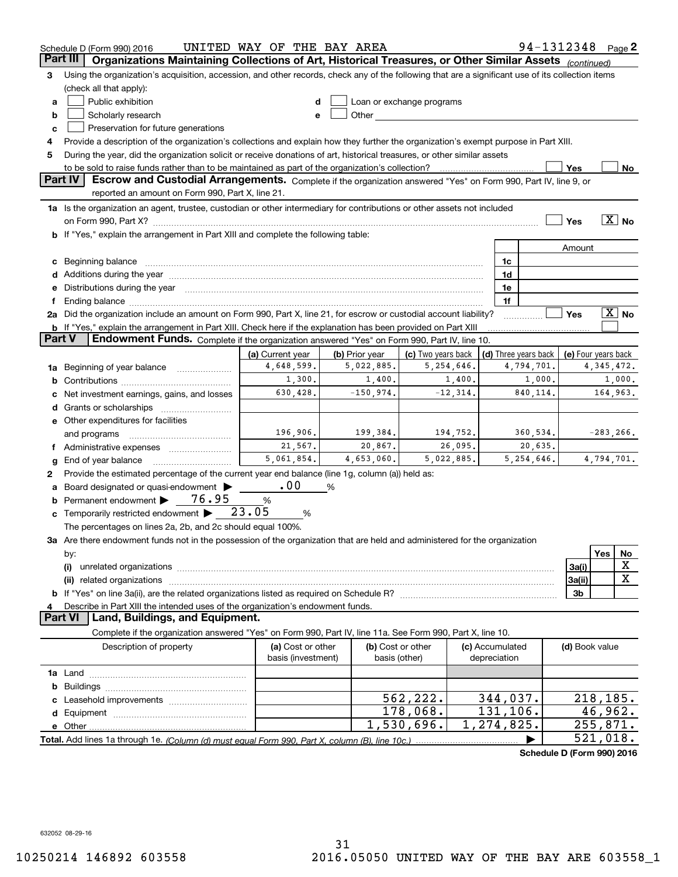Schedule D (Form 990) 2016 UNITED WAY OF THE BAY AREA 94-1312348 Page 2

**Part III Organizations Maintaining Collections of Art, Historical Treasures, or Other Similar Assets** *(continued)*

3 Using the organization's acquisition, accession, and other records, check any of the following that are a significant use of its collection items (check all that apply):

a ☐ Public exhibition  d ☐ Loan or exchange programs

b ☐ Scholarly research  e ☐ Other

c ☐ Preservation for future generations

4 Provide a description of the organization's collections and explain how they further the organization's exempt purpose in Part XIII.

5 During the year, did the organization solicit or receive donations of art, historical treasures, or other similar assets to be sold to raise funds rather than to be maintained as part of the organization's collection? ☐ Yes ☐ No

**Part IV Escrow and Custodial Arrangements.** Complete if the organization answered "Yes" on Form 990, Part IV, line 9, or reported an amount on Form 990, Part X, line 21.

1a Is the organization an agent, trustee, custodian or other intermediary for contributions or other assets not included on Form 990, Part X? ☐ Yes ☒ No

b If "Yes," explain the arrangement in Part XIII and complete the following table:

| | | Amount |
|---|---|---|
| c Beginning balance | 1c | |
| d Additions during the year | 1d | |
| e Distributions during the year | 1e | |
| f Ending balance | 1f | |

2a Did the organization include an amount on Form 990, Part X, line 21, for escrow or custodial account liability? ☐ Yes ☒ No

b If "Yes," explain the arrangement in Part XIII. Check here if the explanation has been provided on Part XIII ☐

**Part V Endowment Funds.** Complete if the organization answered "Yes" on Form 990, Part IV, line 10.

| | (a) Current year | (b) Prior year | (c) Two years back | (d) Three years back | (e) Four years back |
|---|---|---|---|---|---|
| 1a Beginning of year balance | 4,648,599. | 5,022,885. | 5,254,646. | 4,794,701. | 4,345,472. |
| b Contributions | 1,300. | 1,400. | 1,400. | 1,000. | 1,000. |
| c Net investment earnings, gains, and losses | 630,428. | -150,974. | -12,314. | 840,114. | 164,963. |
| d Grants or scholarships | | | | | |
| e Other expenditures for facilities and programs | 196,906. | 199,384. | 194,752. | 360,534. | -283,266. |
| f Administrative expenses | 21,567. | 20,867. | 26,095. | 20,635. | |
| g End of year balance | 5,061,854. | 4,653,060. | 5,022,885. | 5,254,646. | 4,794,701. |

2 Provide the estimated percentage of the current year end balance (line 1g, column (a)) held as:

a Board designated or quasi-endowment ▶ .00 %

b Permanent endowment ▶ 76.95 %

c Temporarily restricted endowment ▶ 23.05 %

The percentages on lines 2a, 2b, and 2c should equal 100%.

3a Are there endowment funds not in the possession of the organization that are held and administered for the organization by:

| | | Yes | No |
|---|---|---|---|
| (i) unrelated organizations | 3a(i) | | X |
| (ii) related organizations | 3a(ii) | | X |
| b If "Yes" on line 3a(ii), are the related organizations listed as required on Schedule R? | 3b | | |

4 Describe in Part XIII the intended uses of the organization's endowment funds.

**Part VI Land, Buildings, and Equipment.**

Complete if the organization answered "Yes" on Form 990, Part IV, line 11a. See Form 990, Part X, line 10.

| Description of property | (a) Cost or other basis (investment) | (b) Cost or other basis (other) | (c) Accumulated depreciation | (d) Book value |
|---|---|---|---|---|
| 1a Land | | | | |
| b Buildings | | | | |
| c Leasehold improvements | | 562,222. | 344,037. | 218,185. |
| d Equipment | | 178,068. | 131,106. | 46,962. |
| e Other | | 1,530,696. | 1,274,825. | 255,871. |
| Total. Add lines 1a through 1e. *(Column (d) must equal Form 990, Part X, column (B), line 10c.)* | | | ▶ | 521,018. |

Schedule D (Form 990) 2016

632052 08-29-16

10250214 146892 603558  2016.05050 UNITED WAY OF THE BAY ARE 603558_1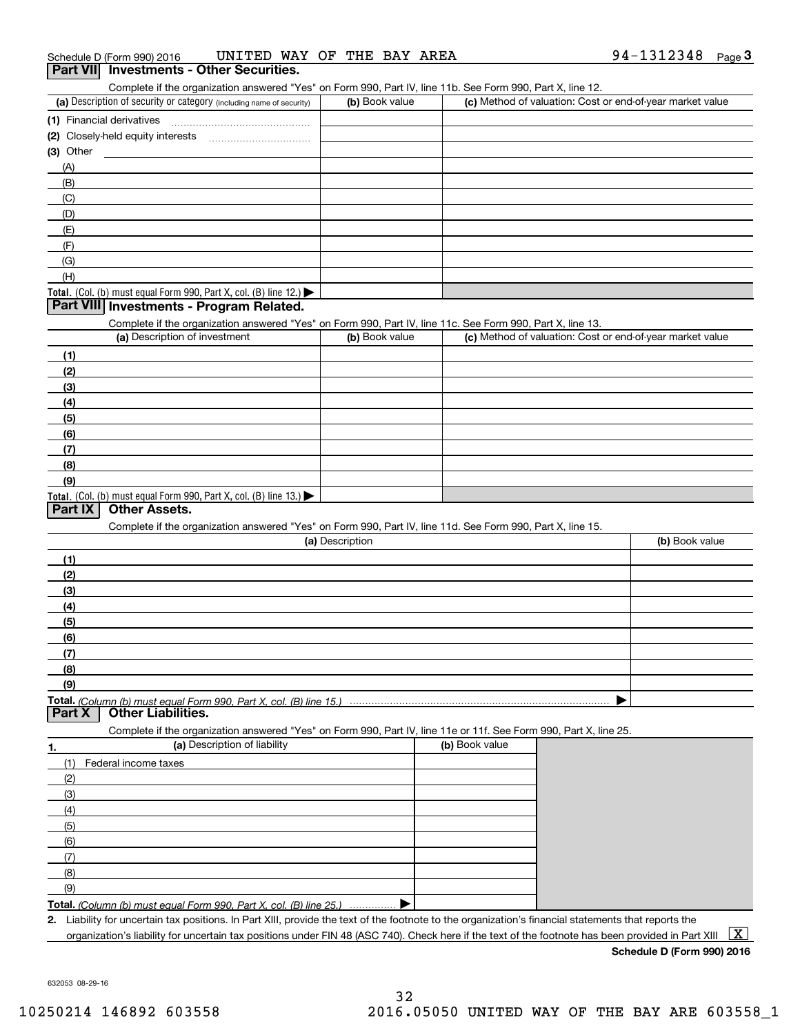Schedule D (Form 990) 2016 UNITED WAY OF THE BAY AREA 94-1312348 Page 3

## Part VII Investments - Other Securities.

Complete if the organization answered "Yes" on Form 990, Part IV, line 11b. See Form 990, Part X, line 12.

| (a) Description of security or category (including name of security) | (b) Book value | (c) Method of valuation: Cost or end-of-year market value |
|---|---|---|
| (1) Financial derivatives | | |
| (2) Closely-held equity interests | | |
| (3) Other | | |
| (A) | | |
| (B) | | |
| (C) | | |
| (D) | | |
| (E) | | |
| (F) | | |
| (G) | | |
| (H) | | |
| **Total.** (Col. (b) must equal Form 990, Part X, col. (B) line 12.) ▶ | | |

## Part VIII Investments - Program Related.

Complete if the organization answered "Yes" on Form 990, Part IV, line 11c. See Form 990, Part X, line 13.

| (a) Description of investment | (b) Book value | (c) Method of valuation: Cost or end-of-year market value |
|---|---|---|
| (1) | | |
| (2) | | |
| (3) | | |
| (4) | | |
| (5) | | |
| (6) | | |
| (7) | | |
| (8) | | |
| (9) | | |
| **Total.** (Col. (b) must equal Form 990, Part X, col. (B) line 13.) ▶ | | |

## Part IX Other Assets.

Complete if the organization answered "Yes" on Form 990, Part IV, line 11d. See Form 990, Part X, line 15.

| (a) Description | (b) Book value |
|---|---|
| (1) | |
| (2) | |
| (3) | |
| (4) | |
| (5) | |
| (6) | |
| (7) | |
| (8) | |
| (9) | |
| **Total.** *(Column (b) must equal Form 990, Part X, col. (B) line 15.)* ▶ | |

## Part X Other Liabilities.

Complete if the organization answered "Yes" on Form 990, Part IV, line 11e or 11f. See Form 990, Part X, line 25.

| 1. (a) Description of liability | (b) Book value |
|---|---|
| (1) Federal income taxes | |
| (2) | |
| (3) | |
| (4) | |
| (5) | |
| (6) | |
| (7) | |
| (8) | |
| (9) | |
| **Total.** *(Column (b) must equal Form 990, Part X, col. (B) line 25.)* ▶ | |

**2.** Liability for uncertain tax positions. In Part XIII, provide the text of the footnote to the organization's financial statements that reports the organization's liability for uncertain tax positions under FIN 48 (ASC 740). Check here if the text of the footnote has been provided in Part XIII [X]

**Schedule D (Form 990) 2016**

632053 08-29-16

10250214 146892 603558 2016.05050 UNITED WAY OF THE BAY ARE 603558_1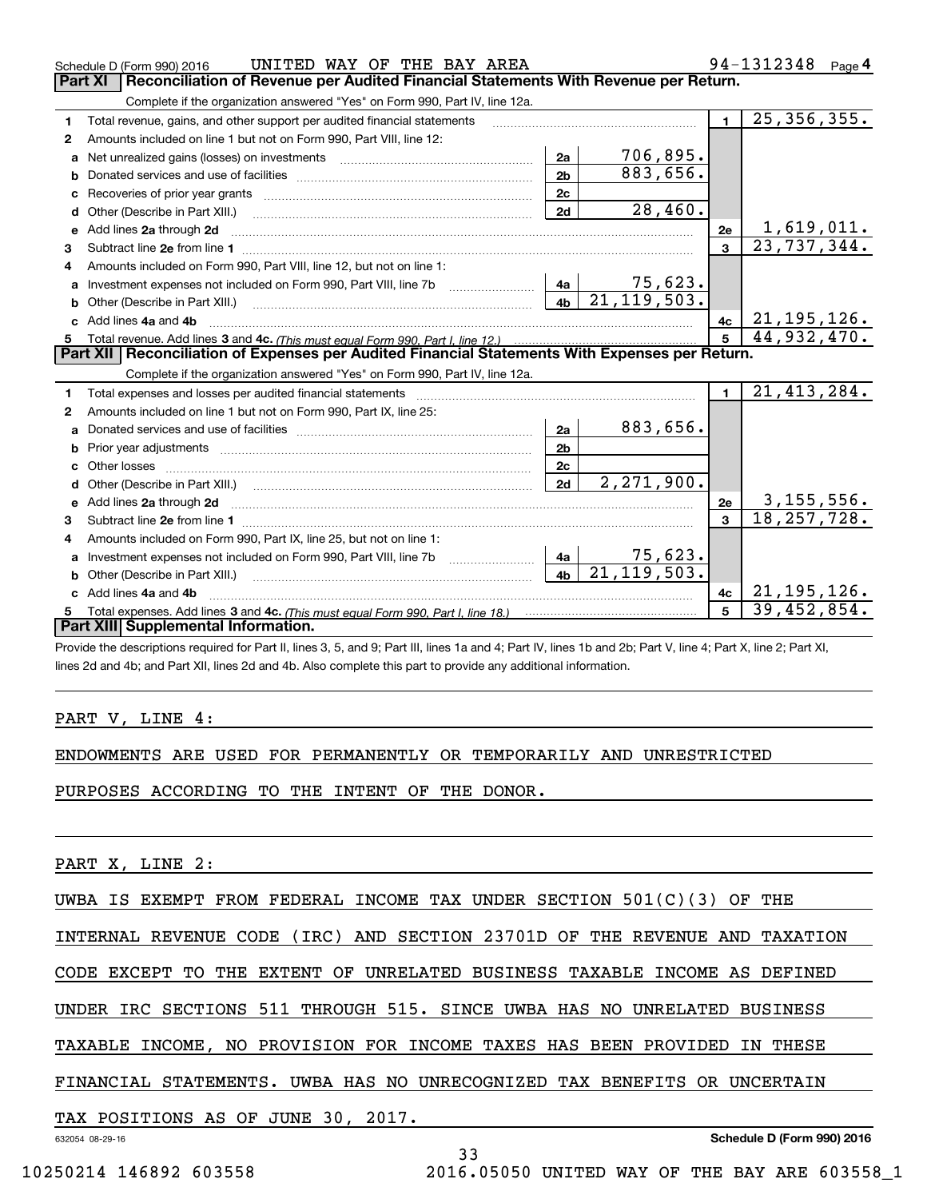Schedule D (Form 990) 2016 UNITED WAY OF THE BAY AREA 94-1312348 Page 4

## Part XI Reconciliation of Revenue per Audited Financial Statements With Revenue per Return.

Complete if the organization answered "Yes" on Form 990, Part IV, line 12a.

| | | | | | |
|---|---|---|---|---|---|
| 1 | Total revenue, gains, and other support per audited financial statements | | | 1 | 25,356,355. |
| 2 | Amounts included on line 1 but not on Form 990, Part VIII, line 12: | | | | |
| a | Net unrealized gains (losses) on investments | 2a | 706,895. | | |
| b | Donated services and use of facilities | 2b | 883,656. | | |
| c | Recoveries of prior year grants | 2c | | | |
| d | Other (Describe in Part XIII.) | 2d | 28,460. | | |
| e | Add lines 2a through 2d | | | 2e | 1,619,011. |
| 3 | Subtract line 2e from line 1 | | | 3 | 23,737,344. |
| 4 | Amounts included on Form 990, Part VIII, line 12, but not on line 1: | | | | |
| a | Investment expenses not included on Form 990, Part VIII, line 7b | 4a | 75,623. | | |
| b | Other (Describe in Part XIII.) | 4b | 21,119,503. | | |
| c | Add lines 4a and 4b | | | 4c | 21,195,126. |
| 5 | Total revenue. Add lines 3 and 4c. *(This must equal Form 990, Part I, line 12.)* | | | 5 | 44,932,470. |

## Part XII Reconciliation of Expenses per Audited Financial Statements With Expenses per Return.

Complete if the organization answered "Yes" on Form 990, Part IV, line 12a.

| | | | | | |
|---|---|---|---|---|---|
| 1 | Total expenses and losses per audited financial statements | | | 1 | 21,413,284. |
| 2 | Amounts included on line 1 but not on Form 990, Part IX, line 25: | | | | |
| a | Donated services and use of facilities | 2a | 883,656. | | |
| b | Prior year adjustments | 2b | | | |
| c | Other losses | 2c | | | |
| d | Other (Describe in Part XIII.) | 2d | 2,271,900. | | |
| e | Add lines 2a through 2d | | | 2e | 3,155,556. |
| 3 | Subtract line 2e from line 1 | | | 3 | 18,257,728. |
| 4 | Amounts included on Form 990, Part IX, line 25, but not on line 1: | | | | |
| a | Investment expenses not included on Form 990, Part VIII, line 7b | 4a | 75,623. | | |
| b | Other (Describe in Part XIII.) | 4b | 21,119,503. | | |
| c | Add lines 4a and 4b | | | 4c | 21,195,126. |
| 5 | Total expenses. Add lines 3 and 4c. *(This must equal Form 990, Part I, line 18.)* | | | 5 | 39,452,854. |

## Part XIII Supplemental Information.

Provide the descriptions required for Part II, lines 3, 5, and 9; Part III, lines 1a and 4; Part IV, lines 1b and 2b; Part V, line 4; Part X, line 2; Part XI, lines 2d and 4b; and Part XII, lines 2d and 4b. Also complete this part to provide any additional information.

PART V, LINE 4:

ENDOWMENTS ARE USED FOR PERMANENTLY OR TEMPORARILY AND UNRESTRICTED PURPOSES ACCORDING TO THE INTENT OF THE DONOR.

PART X, LINE 2:

UWBA IS EXEMPT FROM FEDERAL INCOME TAX UNDER SECTION 501(C)(3) OF THE INTERNAL REVENUE CODE (IRC) AND SECTION 23701D OF THE REVENUE AND TAXATION CODE EXCEPT TO THE EXTENT OF UNRELATED BUSINESS TAXABLE INCOME AS DEFINED UNDER IRC SECTIONS 511 THROUGH 515. SINCE UWBA HAS NO UNRELATED BUSINESS TAXABLE INCOME, NO PROVISION FOR INCOME TAXES HAS BEEN PROVIDED IN THESE FINANCIAL STATEMENTS. UWBA HAS NO UNRECOGNIZED TAX BENEFITS OR UNCERTAIN TAX POSITIONS AS OF JUNE 30, 2017.

632054 08-29-16 Schedule D (Form 990) 2016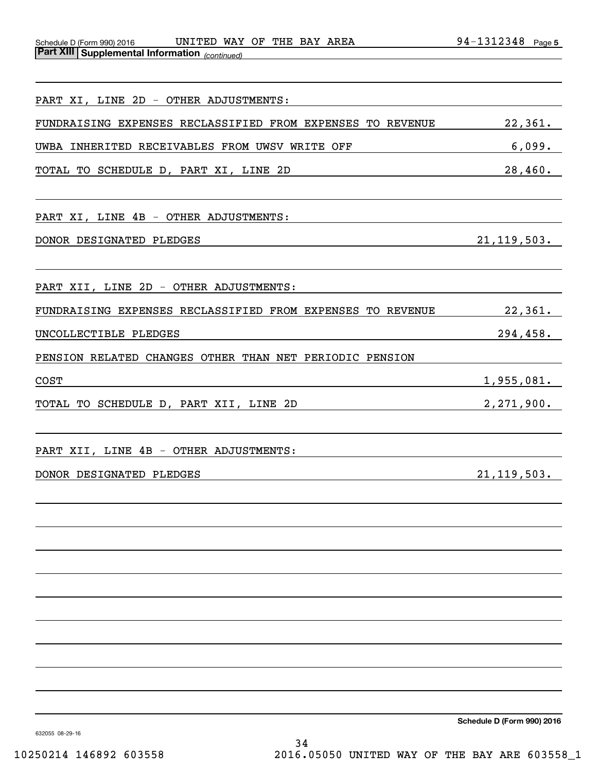Schedule D (Form 990) 2016 UNITED WAY OF THE BAY AREA 94-1312348 Page 5

**Part XIII | Supplemental Information** *(continued)*

PART XI, LINE 2D - OTHER ADJUSTMENTS:

| | |
|---|---|
| FUNDRAISING EXPENSES RECLASSIFIED FROM EXPENSES TO REVENUE | 22,361. |
| UWBA INHERITED RECEIVABLES FROM UWSV WRITE OFF | 6,099. |
| TOTAL TO SCHEDULE D, PART XI, LINE 2D | 28,460. |

PART XI, LINE 4B - OTHER ADJUSTMENTS:

| | |
|---|---|
| DONOR DESIGNATED PLEDGES | 21,119,503. |

PART XII, LINE 2D - OTHER ADJUSTMENTS:

| | |
|---|---|
| FUNDRAISING EXPENSES RECLASSIFIED FROM EXPENSES TO REVENUE | 22,361. |
| UNCOLLECTIBLE PLEDGES | 294,458. |
| PENSION RELATED CHANGES OTHER THAN NET PERIODIC PENSION COST | 1,955,081. |
| TOTAL TO SCHEDULE D, PART XII, LINE 2D | 2,271,900. |

PART XII, LINE 4B - OTHER ADJUSTMENTS:

| | |
|---|---|
| DONOR DESIGNATED PLEDGES | 21,119,503. |

Schedule D (Form 990) 2016

632055 08-29-16

10250214 146892 603558 2016.05050 UNITED WAY OF THE BAY ARE 603558_1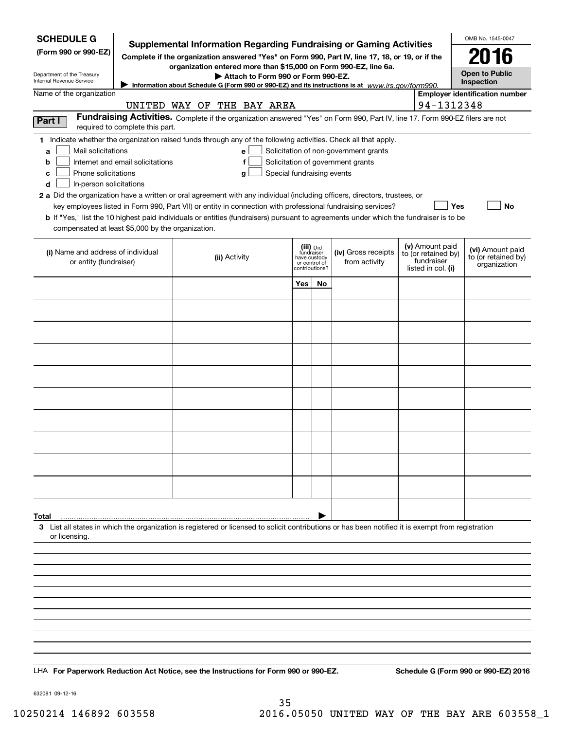**SCHEDULE G**
**(Form 990 or 990-EZ)**

Department of the Treasury
Internal Revenue Service

# Supplemental Information Regarding Fundraising or Gaming Activities

**Complete if the organization answered "Yes" on Form 990, Part IV, line 17, 18, or 19, or if the organization entered more than $15,000 on Form 990-EZ, line 6a.**

**▶ Attach to Form 990 or Form 990-EZ.**

**▶ Information about Schedule G (Form 990 or 990-EZ) and its instructions is at** *www.irs.gov/form990.*

OMB No. 1545-0047

**2016**

**Open to Public Inspection**

Name of the organization: UNITED WAY OF THE BAY AREA

**Employer identification number:** 94-1312348

**Part I** **Fundraising Activities.** Complete if the organization answered "Yes" on Form 990, Part IV, line 17. Form 990-EZ filers are not required to complete this part.

**1** Indicate whether the organization raised funds through any of the following activities. Check all that apply.

- **a** ☐ Mail solicitations
- **b** ☐ Internet and email solicitations
- **c** ☐ Phone solicitations
- **d** ☐ In-person solicitations
- **e** ☐ Solicitation of non-government grants
- **f** ☐ Solicitation of government grants
- **g** ☐ Special fundraising events

**2 a** Did the organization have a written or oral agreement with any individual (including officers, directors, trustees, or key employees listed in Form 990, Part VII) or entity in connection with professional fundraising services? ☐ **Yes** ☐ **No**

**b** If "Yes," list the 10 highest paid individuals or entities (fundraisers) pursuant to agreements under which the fundraiser is to be compensated at least $5,000 by the organization.

| (i) Name and address of individual or entity (fundraiser) | (ii) Activity | (iii) Did fundraiser have custody or control of contributions? | | (iv) Gross receipts from activity | (v) Amount paid to (or retained by) fundraiser listed in col. (i) | (vi) Amount paid to (or retained by) organization |
|---|---|---|---|---|---|---|
| | | **Yes** | **No** | | | |
| | | | | | | |
| | | | | | | |
| | | | | | | |
| | | | | | | |
| | | | | | | |
| | | | | | | |
| | | | | | | |
| | | | | | | |
| | | | | | | |
| | | | | | | |
| **Total** ▶ | | | | | | |

**3** List all states in which the organization is registered or licensed to solicit contributions or has been notified it is exempt from registration or licensing.

LHA **For Paperwork Reduction Act Notice, see the Instructions for Form 990 or 990-EZ.** **Schedule G (Form 990 or 990-EZ) 2016**

632081 09-12-16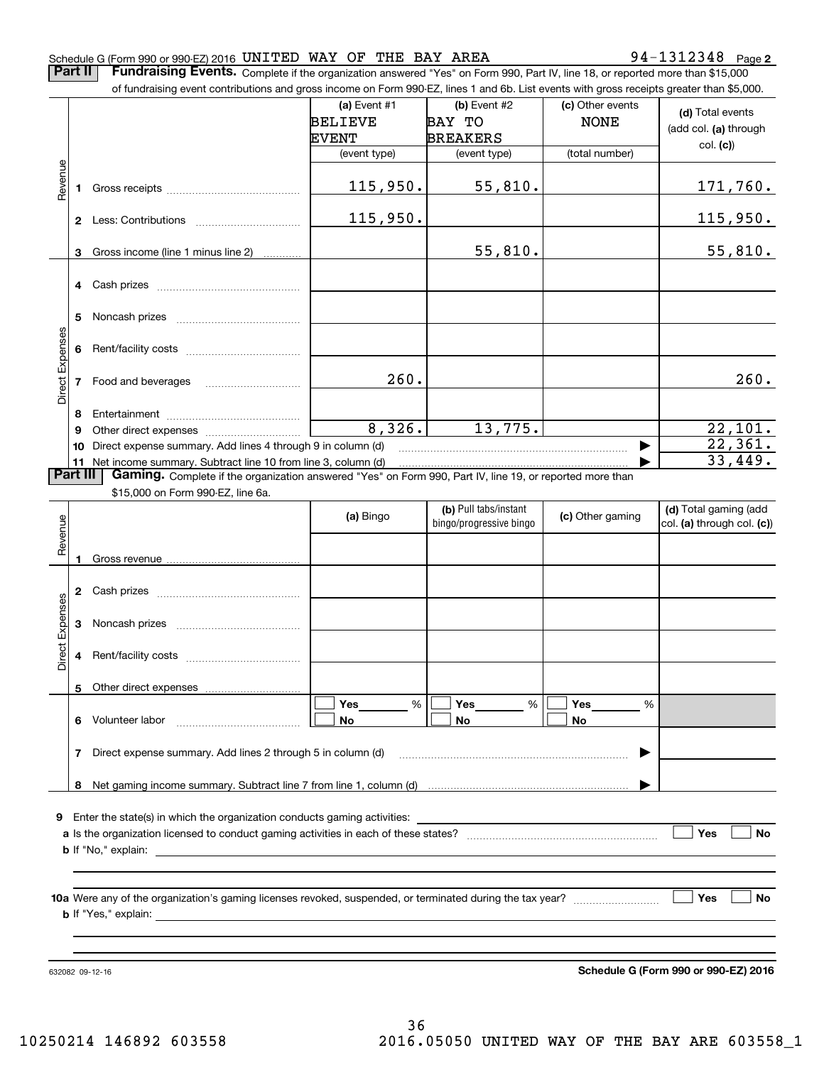Schedule G (Form 990 or 990-EZ) 2016 UNITED WAY OF THE BAY AREA 94-1312348 Page 2

**Part II Fundraising Events.** Complete if the organization answered "Yes" on Form 990, Part IV, line 18, or reported more than $15,000 of fundraising event contributions and gross income on Form 990-EZ, lines 1 and 6b. List events with gross receipts greater than $5,000.

| | | (a) Event #1 BELIEVE EVENT (event type) | (b) Event #2 BAY TO BREAKERS (event type) | (c) Other events NONE (total number) | (d) Total events (add col. (a) through col. (c)) |
|---|---|---|---|---|---|
| Revenue | 1 Gross receipts | 115,950. | 55,810. | | 171,760. |
| | 2 Less: Contributions | 115,950. | | | 115,950. |
| | 3 Gross income (line 1 minus line 2) | | 55,810. | | 55,810. |
| Direct Expenses | 4 Cash prizes | | | | |
| | 5 Noncash prizes | | | | |
| | 6 Rent/facility costs | | | | |
| | 7 Food and beverages | 260. | | | 260. |
| | 8 Entertainment | | | | |
| | 9 Other direct expenses | 8,326. | 13,775. | | 22,101. |
| | 10 Direct expense summary. Add lines 4 through 9 in column (d) | | | | 22,361. |
| | 11 Net income summary. Subtract line 10 from line 3, column (d) | | | | 33,449. |

**Part III Gaming.** Complete if the organization answered "Yes" on Form 990, Part IV, line 19, or reported more than $15,000 on Form 990-EZ, line 6a.

| | | (a) Bingo | (b) Pull tabs/instant bingo/progressive bingo | (c) Other gaming | (d) Total gaming (add col. (a) through col. (c)) |
|---|---|---|---|---|---|
| Revenue | 1 Gross revenue | | | | |
| Direct Expenses | 2 Cash prizes | | | | |
| | 3 Noncash prizes | | | | |
| | 4 Rent/facility costs | | | | |
| | 5 Other direct expenses | | | | |
| | 6 Volunteer labor | Yes ___ % No | Yes ___ % No | Yes ___ % No | |
| | 7 Direct expense summary. Add lines 2 through 5 in column (d) | | | | |
| | 8 Net gaming income summary. Subtract line 7 from line 1, column (d) | | | | |

9 Enter the state(s) in which the organization conducts gaming activities: 

a Is the organization licensed to conduct gaming activities in each of these states? Yes No

b If "No," explain:

10a Were any of the organization's gaming licenses revoked, suspended, or terminated during the tax year? Yes No

b If "Yes," explain:

632082 09-12-16 **Schedule G (Form 990 or 990-EZ) 2016**

10250214 146892 603558 2016.05050 UNITED WAY OF THE BAY ARE 603558_1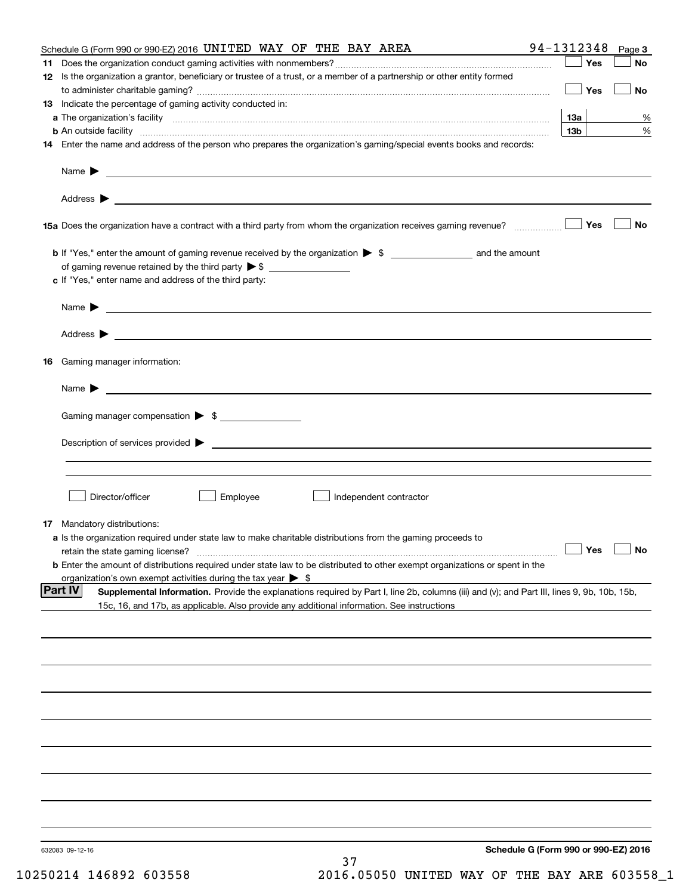Schedule G (Form 990 or 990-EZ) 2016 UNITED WAY OF THE BAY AREA 94-1312348 Page 3

**11** Does the organization conduct gaming activities with nonmembers? ☐ Yes ☐ No

**12** Is the organization a grantor, beneficiary or trustee of a trust, or a member of a partnership or other entity formed to administer charitable gaming? ☐ Yes ☐ No

**13** Indicate the percentage of gaming activity conducted in:

**a** The organization's facility **13a** %

**b** An outside facility **13b** %

**14** Enter the name and address of the person who prepares the organization's gaming/special events books and records:

Name ▶

Address ▶

**15a** Does the organization have a contract with a third party from whom the organization receives gaming revenue? ☐ Yes ☐ No

**b** If "Yes," enter the amount of gaming revenue received by the organization ▶ $ and the amount of gaming revenue retained by the third party ▶ $

**c** If "Yes," enter name and address of the third party:

Name ▶

Address ▶

**16** Gaming manager information:

Name ▶

Gaming manager compensation ▶ $

Description of services provided ▶

☐ Director/officer ☐ Employee ☐ Independent contractor

**17** Mandatory distributions:

**a** Is the organization required under state law to make charitable distributions from the gaming proceeds to retain the state gaming license? ☐ Yes ☐ No

**b** Enter the amount of distributions required under state law to be distributed to other exempt organizations or spent in the organization's own exempt activities during the tax year ▶ $

**Part IV** **Supplemental Information.** Provide the explanations required by Part I, line 2b, columns (iii) and (v); and Part III, lines 9, 9b, 10b, 15b, 15c, 16, and 17b, as applicable. Also provide any additional information. See instructions

632083 09-12-16

**Schedule G (Form 990 or 990-EZ) 2016**

10250214 146892 603558 2016.05050 UNITED WAY OF THE BAY ARE 603558_1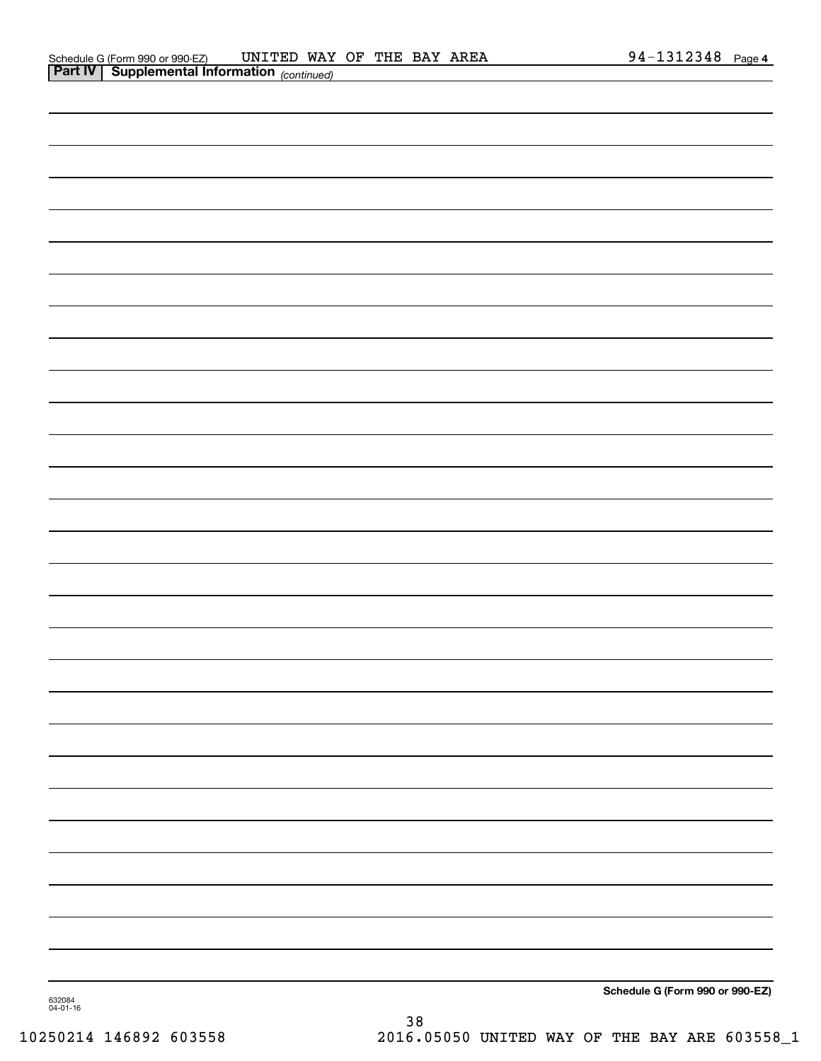Schedule G (Form 990 or 990-EZ) UNITED WAY OF THE BAY AREA 94-1312348 Page 4

**Part IV | Supplemental Information** *(continued)*

**Schedule G (Form 990 or 990-EZ)**

632084 04-01-16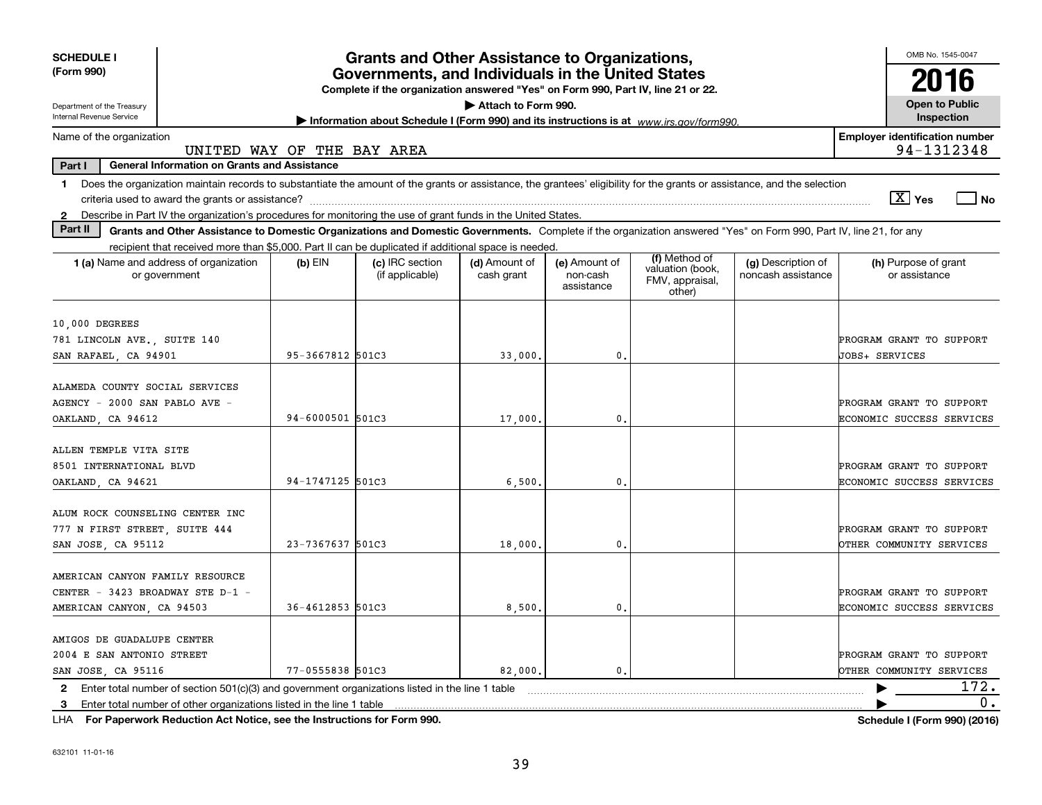**SCHEDULE I (Form 990)**

Department of the Treasury
Internal Revenue Service

# Grants and Other Assistance to Organizations, Governments, and Individuals in the United States

**Complete if the organization answered "Yes" on Form 990, Part IV, line 21 or 22.**

▶ Attach to Form 990.

▶ Information about Schedule I (Form 990) and its instructions is at *www.irs.gov/form990.*

OMB No. 1545-0047

**2016**

**Open to Public Inspection**

Name of the organization: UNITED WAY OF THE BAY AREA

**Employer identification number** 94-1312348

**Part I — General Information on Grants and Assistance**

1 Does the organization maintain records to substantiate the amount of the grants or assistance, the grantees' eligibility for the grants or assistance, and the selection criteria used to award the grants or assistance? [X] Yes [ ] No

2 Describe in Part IV the organization's procedures for monitoring the use of grant funds in the United States.

**Part II — Grants and Other Assistance to Domestic Organizations and Domestic Governments.** Complete if the organization answered "Yes" on Form 990, Part IV, line 21, for any recipient that received more than $5,000. Part II can be duplicated if additional space is needed.

| 1 (a) Name and address of organization or government | (b) EIN | (c) IRC section (if applicable) | (d) Amount of cash grant | (e) Amount of non-cash assistance | (f) Method of valuation (book, FMV, appraisal, other) | (g) Description of noncash assistance | (h) Purpose of grant or assistance |
|---|---|---|---|---|---|---|---|
| 10,000 DEGREES 781 LINCOLN AVE., SUITE 140 SAN RAFAEL, CA 94901 | 95-3667812 | 501C3 | 33,000. | 0. | | | PROGRAM GRANT TO SUPPORT JOBS+ SERVICES |
| ALAMEDA COUNTY SOCIAL SERVICES AGENCY - 2000 SAN PABLO AVE - OAKLAND, CA 94612 | 94-6000501 | 501C3 | 17,000. | 0. | | | PROGRAM GRANT TO SUPPORT ECONOMIC SUCCESS SERVICES |
| ALLEN TEMPLE VITA SITE 8501 INTERNATIONAL BLVD OAKLAND, CA 94621 | 94-1747125 | 501C3 | 6,500. | 0. | | | PROGRAM GRANT TO SUPPORT ECONOMIC SUCCESS SERVICES |
| ALUM ROCK COUNSELING CENTER INC 777 N FIRST STREET, SUITE 444 SAN JOSE, CA 95112 | 23-7367637 | 501C3 | 18,000. | 0. | | | PROGRAM GRANT TO SUPPORT OTHER COMMUNITY SERVICES |
| AMERICAN CANYON FAMILY RESOURCE CENTER - 3423 BROADWAY STE D-1 - AMERICAN CANYON, CA 94503 | 36-4612853 | 501C3 | 8,500. | 0. | | | PROGRAM GRANT TO SUPPORT ECONOMIC SUCCESS SERVICES |
| AMIGOS DE GUADALUPE CENTER 2004 E SAN ANTONIO STREET SAN JOSE, CA 95116 | 77-0555838 | 501C3 | 82,000. | 0. | | | PROGRAM GRANT TO SUPPORT OTHER COMMUNITY SERVICES |

2 Enter total number of section 501(c)(3) and government organizations listed in the line 1 table ▶ 172.

3 Enter total number of other organizations listed in the line 1 table ▶ 0.

LHA **For Paperwork Reduction Act Notice, see the Instructions for Form 990.** **Schedule I (Form 990) (2016)**

632101 11-01-16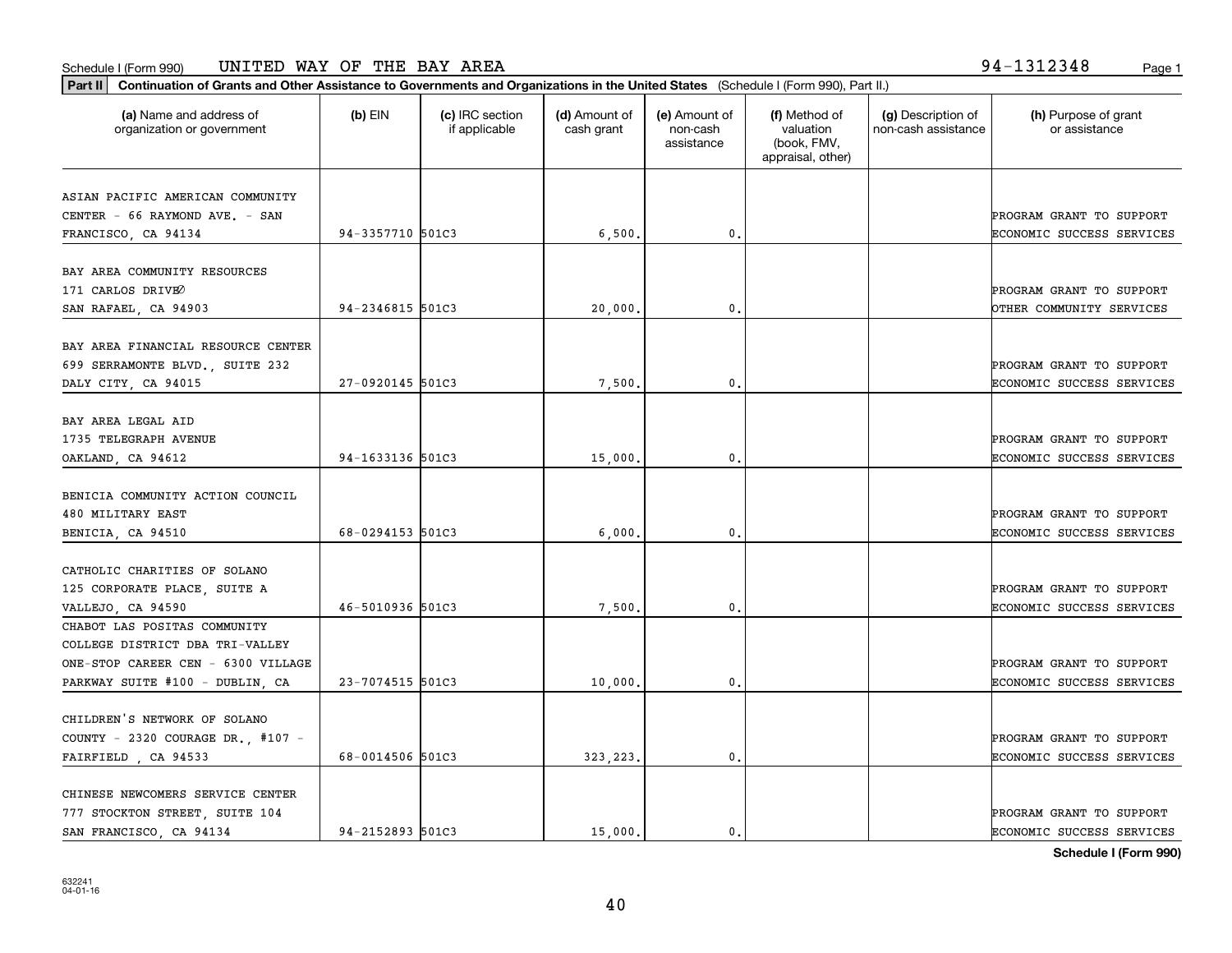Schedule I (Form 990) UNITED WAY OF THE BAY AREA 94-1312348

**Part II** **Continuation of Grants and Other Assistance to Governments and Organizations in the United States** (Schedule I (Form 990), Part II.)

| (a) Name and address of organization or government | (b) EIN | (c) IRC section if applicable | (d) Amount of cash grant | (e) Amount of non-cash assistance | (f) Method of valuation (book, FMV, appraisal, other) | (g) Description of non-cash assistance | (h) Purpose of grant or assistance |
|---|---|---|---|---|---|---|---|
| ASIAN PACIFIC AMERICAN COMMUNITY CENTER - 66 RAYMOND AVE. - SAN FRANCISCO, CA 94134 | 94-3357710 | 501C3 | 6,500. | 0. | | | PROGRAM GRANT TO SUPPORT ECONOMIC SUCCESS SERVICES |
| BAY AREA COMMUNITY RESOURCES 171 CARLOS DRIVE∅ SAN RAFAEL, CA 94903 | 94-2346815 | 501C3 | 20,000. | 0. | | | PROGRAM GRANT TO SUPPORT OTHER COMMUNITY SERVICES |
| BAY AREA FINANCIAL RESOURCE CENTER 699 SERRAMONTE BLVD., SUITE 232 DALY CITY, CA 94015 | 27-0920145 | 501C3 | 7,500. | 0. | | | PROGRAM GRANT TO SUPPORT ECONOMIC SUCCESS SERVICES |
| BAY AREA LEGAL AID 1735 TELEGRAPH AVENUE OAKLAND, CA 94612 | 94-1633136 | 501C3 | 15,000. | 0. | | | PROGRAM GRANT TO SUPPORT ECONOMIC SUCCESS SERVICES |
| BENICIA COMMUNITY ACTION COUNCIL 480 MILITARY EAST BENICIA, CA 94510 | 68-0294153 | 501C3 | 6,000. | 0. | | | PROGRAM GRANT TO SUPPORT ECONOMIC SUCCESS SERVICES |
| CATHOLIC CHARITIES OF SOLANO 125 CORPORATE PLACE, SUITE A VALLEJO, CA 94590 | 46-5010936 | 501C3 | 7,500. | 0. | | | PROGRAM GRANT TO SUPPORT ECONOMIC SUCCESS SERVICES |
| CHABOT LAS POSITAS COMMUNITY COLLEGE DISTRICT DBA TRI-VALLEY ONE-STOP CAREER CEN - 6300 VILLAGE PARKWAY SUITE #100 - DUBLIN, CA | 23-7074515 | 501C3 | 10,000. | 0. | | | PROGRAM GRANT TO SUPPORT ECONOMIC SUCCESS SERVICES |
| CHILDREN'S NETWORK OF SOLANO COUNTY - 2320 COURAGE DR., #107 - FAIRFIELD , CA 94533 | 68-0014506 | 501C3 | 323,223. | 0. | | | PROGRAM GRANT TO SUPPORT ECONOMIC SUCCESS SERVICES |
| CHINESE NEWCOMERS SERVICE CENTER 777 STOCKTON STREET, SUITE 104 SAN FRANCISCO, CA 94134 | 94-2152893 | 501C3 | 15,000. | 0. | | | PROGRAM GRANT TO SUPPORT ECONOMIC SUCCESS SERVICES |

**Schedule I (Form 990)**

632241 04-01-16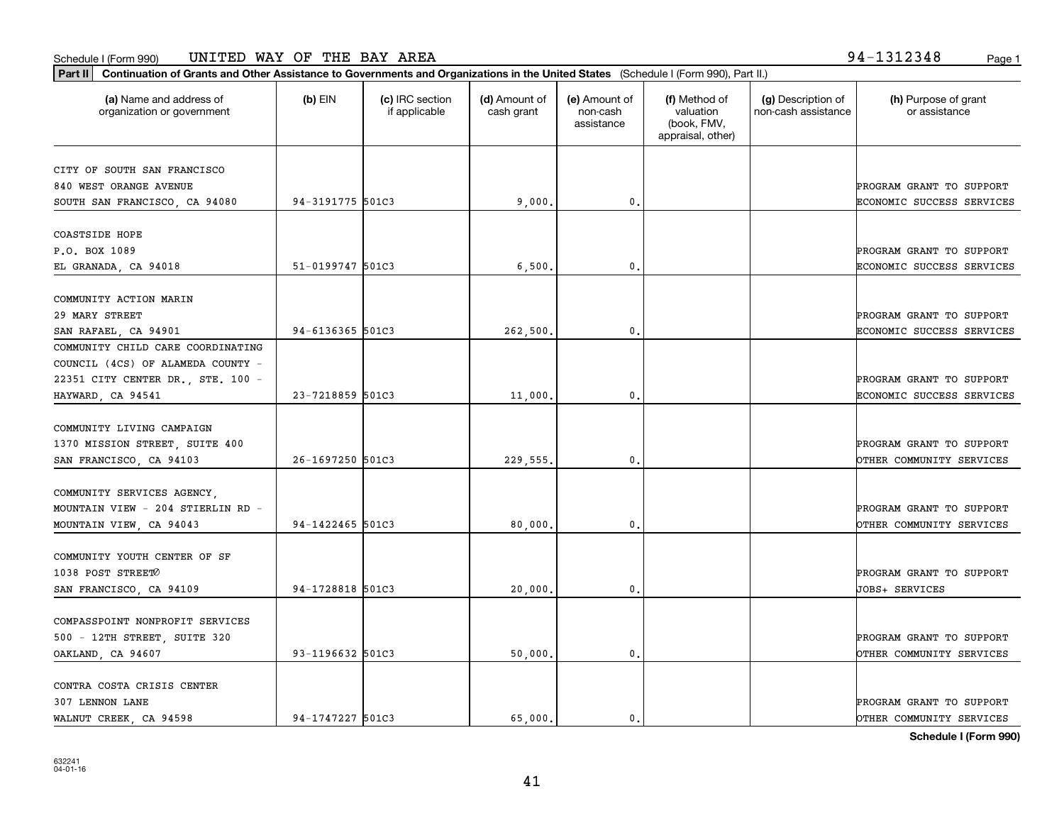Schedule I (Form 990) UNITED WAY OF THE BAY AREA 94-1312348

**Part II** **Continuation of Grants and Other Assistance to Governments and Organizations in the United States** (Schedule I (Form 990), Part II.)

| (a) Name and address of organization or government | (b) EIN | (c) IRC section if applicable | (d) Amount of cash grant | (e) Amount of non-cash assistance | (f) Method of valuation (book, FMV, appraisal, other) | (g) Description of non-cash assistance | (h) Purpose of grant or assistance |
|---|---|---|---|---|---|---|---|
| CITY OF SOUTH SAN FRANCISCO 840 WEST ORANGE AVENUE SOUTH SAN FRANCISCO, CA 94080 | 94-3191775 | 501C3 | 9,000. | 0. | | | PROGRAM GRANT TO SUPPORT ECONOMIC SUCCESS SERVICES |
| COASTSIDE HOPE P.O. BOX 1089 EL GRANADA, CA 94018 | 51-0199747 | 501C3 | 6,500. | 0. | | | PROGRAM GRANT TO SUPPORT ECONOMIC SUCCESS SERVICES |
| COMMUNITY ACTION MARIN 29 MARY STREET SAN RAFAEL, CA 94901 | 94-6136365 | 501C3 | 262,500. | 0. | | | PROGRAM GRANT TO SUPPORT ECONOMIC SUCCESS SERVICES |
| COMMUNITY CHILD CARE COORDINATING COUNCIL (4CS) OF ALAMEDA COUNTY - 22351 CITY CENTER DR., STE. 100 - HAYWARD, CA 94541 | 23-7218859 | 501C3 | 11,000. | 0. | | | PROGRAM GRANT TO SUPPORT ECONOMIC SUCCESS SERVICES |
| COMMUNITY LIVING CAMPAIGN 1370 MISSION STREET, SUITE 400 SAN FRANCISCO, CA 94103 | 26-1697250 | 501C3 | 229,555. | 0. | | | PROGRAM GRANT TO SUPPORT OTHER COMMUNITY SERVICES |
| COMMUNITY SERVICES AGENCY, MOUNTAIN VIEW - 204 STIERLIN RD - MOUNTAIN VIEW, CA 94043 | 94-1422465 | 501C3 | 80,000. | 0. | | | PROGRAM GRANT TO SUPPORT OTHER COMMUNITY SERVICES |
| COMMUNITY YOUTH CENTER OF SF 1038 POST STREET∅ SAN FRANCISCO, CA 94109 | 94-1728818 | 501C3 | 20,000. | 0. | | | PROGRAM GRANT TO SUPPORT JOBS+ SERVICES |
| COMPASSPOINT NONPROFIT SERVICES 500 - 12TH STREET, SUITE 320 OAKLAND, CA 94607 | 93-1196632 | 501C3 | 50,000. | 0. | | | PROGRAM GRANT TO SUPPORT OTHER COMMUNITY SERVICES |
| CONTRA COSTA CRISIS CENTER 307 LENNON LANE WALNUT CREEK, CA 94598 | 94-1747227 | 501C3 | 65,000. | 0. | | | PROGRAM GRANT TO SUPPORT OTHER COMMUNITY SERVICES |

**Schedule I (Form 990)**

632241
04-01-16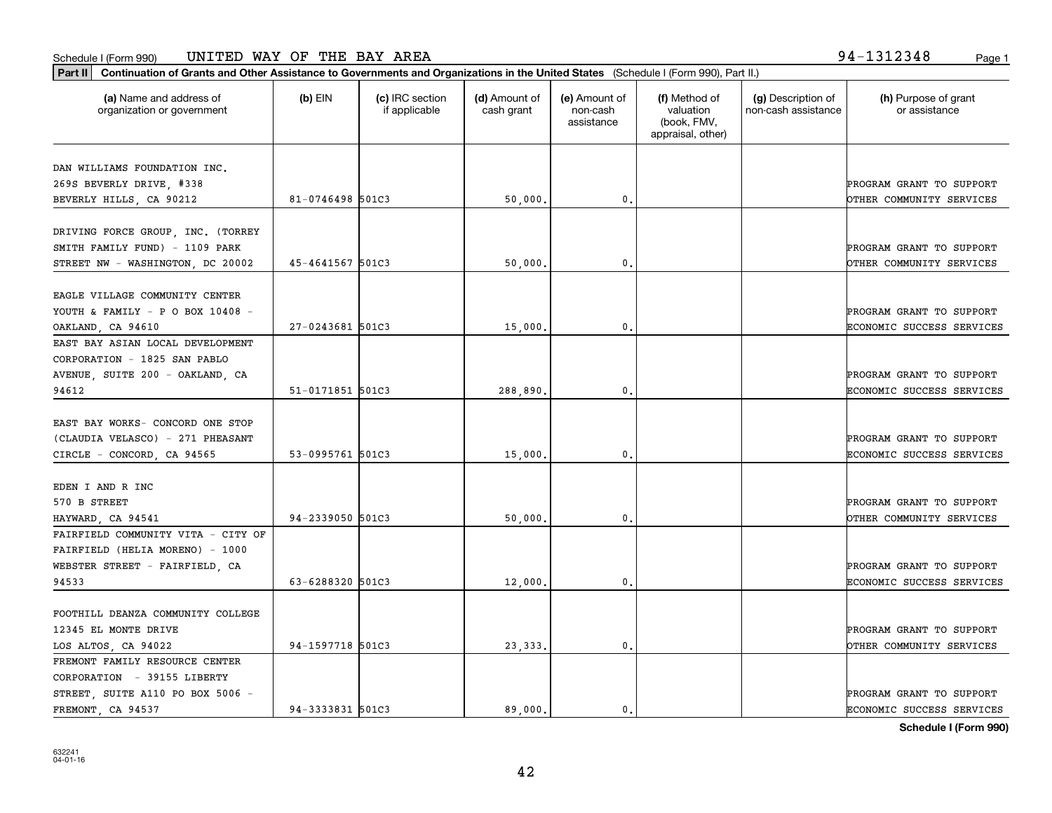Schedule I (Form 990) UNITED WAY OF THE BAY AREA 94-1312348

**Part II** **Continuation of Grants and Other Assistance to Governments and Organizations in the United States** (Schedule I (Form 990), Part II.)

| (a) Name and address of organization or government | (b) EIN | (c) IRC section if applicable | (d) Amount of cash grant | (e) Amount of non-cash assistance | (f) Method of valuation (book, FMV, appraisal, other) | (g) Description of non-cash assistance | (h) Purpose of grant or assistance |
|---|---|---|---|---|---|---|---|
| DAN WILLIAMS FOUNDATION INC. 269S BEVERLY DRIVE, #338 BEVERLY HILLS, CA 90212 | 81-0746498 | 501C3 | 50,000. | 0. | | | PROGRAM GRANT TO SUPPORT OTHER COMMUNITY SERVICES |
| DRIVING FORCE GROUP, INC. (TORREY SMITH FAMILY FUND) - 1109 PARK STREET NW - WASHINGTON, DC 20002 | 45-4641567 | 501C3 | 50,000. | 0. | | | PROGRAM GRANT TO SUPPORT OTHER COMMUNITY SERVICES |
| EAGLE VILLAGE COMMUNITY CENTER YOUTH & FAMILY - P O BOX 10408 - OAKLAND, CA 94610 | 27-0243681 | 501C3 | 15,000. | 0. | | | PROGRAM GRANT TO SUPPORT ECONOMIC SUCCESS SERVICES |
| EAST BAY ASIAN LOCAL DEVELOPMENT CORPORATION - 1825 SAN PABLO AVENUE, SUITE 200 - OAKLAND, CA 94612 | 51-0171851 | 501C3 | 288,890. | 0. | | | PROGRAM GRANT TO SUPPORT ECONOMIC SUCCESS SERVICES |
| EAST BAY WORKS- CONCORD ONE STOP (CLAUDIA VELASCO) - 271 PHEASANT CIRCLE - CONCORD, CA 94565 | 53-0995761 | 501C3 | 15,000. | 0. | | | PROGRAM GRANT TO SUPPORT ECONOMIC SUCCESS SERVICES |
| EDEN I AND R INC 570 B STREET HAYWARD, CA 94541 | 94-2339050 | 501C3 | 50,000. | 0. | | | PROGRAM GRANT TO SUPPORT OTHER COMMUNITY SERVICES |
| FAIRFIELD COMMUNITY VITA - CITY OF FAIRFIELD (HELIA MORENO) - 1000 WEBSTER STREET - FAIRFIELD, CA 94533 | 63-6288320 | 501C3 | 12,000. | 0. | | | PROGRAM GRANT TO SUPPORT ECONOMIC SUCCESS SERVICES |
| FOOTHILL DEANZA COMMUNITY COLLEGE 12345 EL MONTE DRIVE LOS ALTOS, CA 94022 | 94-1597718 | 501C3 | 23,333. | 0. | | | PROGRAM GRANT TO SUPPORT OTHER COMMUNITY SERVICES |
| FREMONT FAMILY RESOURCE CENTER CORPORATION - 39155 LIBERTY STREET, SUITE A110 PO BOX 5006 - FREMONT, CA 94537 | 94-3333831 | 501C3 | 89,000. | 0. | | | PROGRAM GRANT TO SUPPORT ECONOMIC SUCCESS SERVICES |

**Schedule I (Form 990)**

632241
04-01-16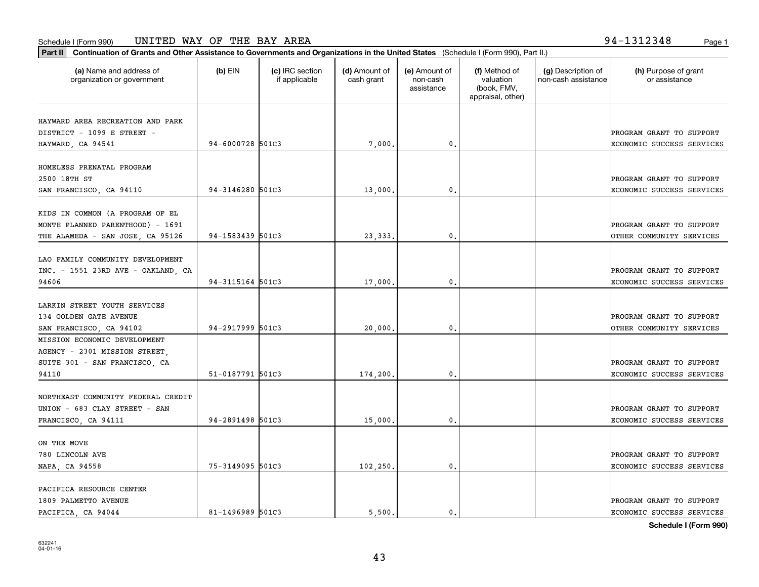Schedule I (Form 990) UNITED WAY OF THE BAY AREA 94-1312348

**Part II** **Continuation of Grants and Other Assistance to Governments and Organizations in the United States** (Schedule I (Form 990), Part II.)

| (a) Name and address of organization or government | (b) EIN | (c) IRC section if applicable | (d) Amount of cash grant | (e) Amount of non-cash assistance | (f) Method of valuation (book, FMV, appraisal, other) | (g) Description of non-cash assistance | (h) Purpose of grant or assistance |
|---|---|---|---|---|---|---|---|
| HAYWARD AREA RECREATION AND PARK DISTRICT - 1099 E STREET - HAYWARD, CA 94541 | 94-6000728 | 501C3 | 7,000. | 0. | | | PROGRAM GRANT TO SUPPORT ECONOMIC SUCCESS SERVICES |
| HOMELESS PRENATAL PROGRAM 2500 18TH ST SAN FRANCISCO, CA 94110 | 94-3146280 | 501C3 | 13,000. | 0. | | | PROGRAM GRANT TO SUPPORT ECONOMIC SUCCESS SERVICES |
| KIDS IN COMMON (A PROGRAM OF EL MONTE PLANNED PARENTHOOD) - 1691 THE ALAMEDA - SAN JOSE, CA 95126 | 94-1583439 | 501C3 | 23,333. | 0. | | | PROGRAM GRANT TO SUPPORT OTHER COMMUNITY SERVICES |
| LAO FAMILY COMMUNITY DEVELOPMENT INC. - 1551 23RD AVE - OAKLAND, CA 94606 | 94-3115164 | 501C3 | 17,000. | 0. | | | PROGRAM GRANT TO SUPPORT ECONOMIC SUCCESS SERVICES |
| LARKIN STREET YOUTH SERVICES 134 GOLDEN GATE AVENUE SAN FRANCISCO, CA 94102 | 94-2917999 | 501C3 | 20,000. | 0. | | | PROGRAM GRANT TO SUPPORT OTHER COMMUNITY SERVICES |
| MISSION ECONOMIC DEVELOPMENT AGENCY - 2301 MISSION STREET, SUITE 301 - SAN FRANCISCO, CA 94110 | 51-0187791 | 501C3 | 174,200. | 0. | | | PROGRAM GRANT TO SUPPORT ECONOMIC SUCCESS SERVICES |
| NORTHEAST COMMUNITY FEDERAL CREDIT UNION - 683 CLAY STREET - SAN FRANCISCO, CA 94111 | 94-2891498 | 501C3 | 15,000. | 0. | | | PROGRAM GRANT TO SUPPORT ECONOMIC SUCCESS SERVICES |
| ON THE MOVE 780 LINCOLN AVE NAPA, CA 94558 | 75-3149095 | 501C3 | 102,250. | 0. | | | PROGRAM GRANT TO SUPPORT ECONOMIC SUCCESS SERVICES |
| PACIFICA RESOURCE CENTER 1809 PALMETTO AVENUE PACIFICA, CA 94044 | 81-1496989 | 501C3 | 5,500. | 0. | | | PROGRAM GRANT TO SUPPORT ECONOMIC SUCCESS SERVICES |

**Schedule I (Form 990)**

632241 04-01-16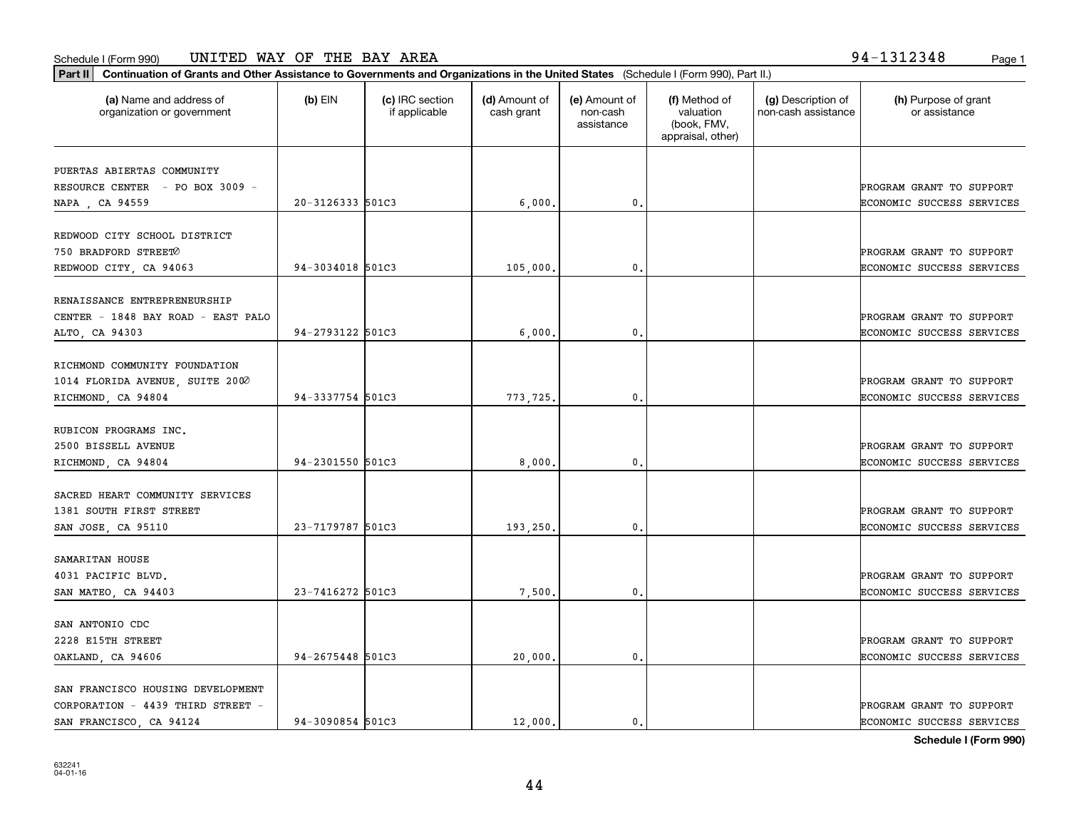Schedule I (Form 990) UNITED WAY OF THE BAY AREA 94-1312348

**Part II** **Continuation of Grants and Other Assistance to Governments and Organizations in the United States** (Schedule I (Form 990), Part II.)

| (a) Name and address of organization or government | (b) EIN | (c) IRC section if applicable | (d) Amount of cash grant | (e) Amount of non-cash assistance | (f) Method of valuation (book, FMV, appraisal, other) | (g) Description of non-cash assistance | (h) Purpose of grant or assistance |
|---|---|---|---|---|---|---|---|
| PUERTAS ABIERTAS COMMUNITY RESOURCE CENTER - PO BOX 3009 - NAPA , CA 94559 | 20-3126333 | 501C3 | 6,000. | 0. | | | PROGRAM GRANT TO SUPPORT ECONOMIC SUCCESS SERVICES |
| REDWOOD CITY SCHOOL DISTRICT 750 BRADFORD STREET REDWOOD CITY, CA 94063 | 94-3034018 | 501C3 | 105,000. | 0. | | | PROGRAM GRANT TO SUPPORT ECONOMIC SUCCESS SERVICES |
| RENAISSANCE ENTREPRENEURSHIP CENTER - 1848 BAY ROAD - EAST PALO ALTO, CA 94303 | 94-2793122 | 501C3 | 6,000. | 0. | | | PROGRAM GRANT TO SUPPORT ECONOMIC SUCCESS SERVICES |
| RICHMOND COMMUNITY FOUNDATION 1014 FLORIDA AVENUE, SUITE 200 RICHMOND, CA 94804 | 94-3337754 | 501C3 | 773,725. | 0. | | | PROGRAM GRANT TO SUPPORT ECONOMIC SUCCESS SERVICES |
| RUBICON PROGRAMS INC. 2500 BISSELL AVENUE RICHMOND, CA 94804 | 94-2301550 | 501C3 | 8,000. | 0. | | | PROGRAM GRANT TO SUPPORT ECONOMIC SUCCESS SERVICES |
| SACRED HEART COMMUNITY SERVICES 1381 SOUTH FIRST STREET SAN JOSE, CA 95110 | 23-7179787 | 501C3 | 193,250. | 0. | | | PROGRAM GRANT TO SUPPORT ECONOMIC SUCCESS SERVICES |
| SAMARITAN HOUSE 4031 PACIFIC BLVD. SAN MATEO, CA 94403 | 23-7416272 | 501C3 | 7,500. | 0. | | | PROGRAM GRANT TO SUPPORT ECONOMIC SUCCESS SERVICES |
| SAN ANTONIO CDC 2228 E15TH STREET OAKLAND, CA 94606 | 94-2675448 | 501C3 | 20,000. | 0. | | | PROGRAM GRANT TO SUPPORT ECONOMIC SUCCESS SERVICES |
| SAN FRANCISCO HOUSING DEVELOPMENT CORPORATION - 4439 THIRD STREET - SAN FRANCISCO, CA 94124 | 94-3090854 | 501C3 | 12,000. | 0. | | | PROGRAM GRANT TO SUPPORT ECONOMIC SUCCESS SERVICES |

**Schedule I (Form 990)**

632241
04-01-16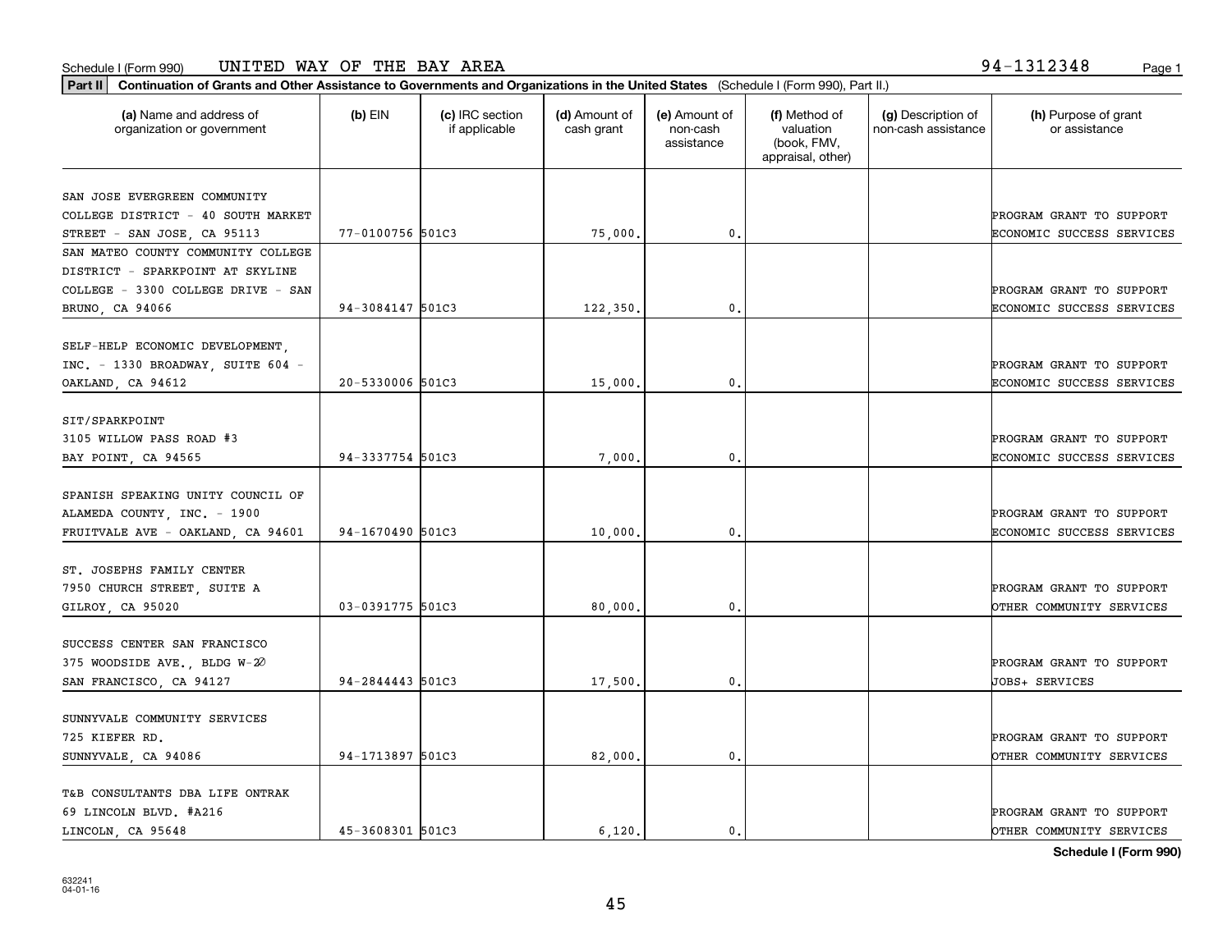Schedule I (Form 990) UNITED WAY OF THE BAY AREA 94-1312348

**Part II** **Continuation of Grants and Other Assistance to Governments and Organizations in the United States** (Schedule I (Form 990), Part II.)

| (a) Name and address of organization or government | (b) EIN | (c) IRC section if applicable | (d) Amount of cash grant | (e) Amount of non-cash assistance | (f) Method of valuation (book, FMV, appraisal, other) | (g) Description of non-cash assistance | (h) Purpose of grant or assistance |
|---|---|---|---|---|---|---|---|
| SAN JOSE EVERGREEN COMMUNITY COLLEGE DISTRICT - 40 SOUTH MARKET STREET - SAN JOSE, CA 95113 | 77-0100756 | 501C3 | 75,000. | 0. | | | PROGRAM GRANT TO SUPPORT ECONOMIC SUCCESS SERVICES |
| SAN MATEO COUNTY COMMUNITY COLLEGE DISTRICT - SPARKPOINT AT SKYLINE COLLEGE - 3300 COLLEGE DRIVE - SAN BRUNO, CA 94066 | 94-3084147 | 501C3 | 122,350. | 0. | | | PROGRAM GRANT TO SUPPORT ECONOMIC SUCCESS SERVICES |
| SELF-HELP ECONOMIC DEVELOPMENT, INC. - 1330 BROADWAY, SUITE 604 - OAKLAND, CA 94612 | 20-5330006 | 501C3 | 15,000. | 0. | | | PROGRAM GRANT TO SUPPORT ECONOMIC SUCCESS SERVICES |
| SIT/SPARKPOINT 3105 WILLOW PASS ROAD #3 BAY POINT, CA 94565 | 94-3337754 | 501C3 | 7,000. | 0. | | | PROGRAM GRANT TO SUPPORT ECONOMIC SUCCESS SERVICES |
| SPANISH SPEAKING UNITY COUNCIL OF ALAMEDA COUNTY, INC. - 1900 FRUITVALE AVE - OAKLAND, CA 94601 | 94-1670490 | 501C3 | 10,000. | 0. | | | PROGRAM GRANT TO SUPPORT ECONOMIC SUCCESS SERVICES |
| ST. JOSEPHS FAMILY CENTER 7950 CHURCH STREET, SUITE A GILROY, CA 95020 | 03-0391775 | 501C3 | 80,000. | 0. | | | PROGRAM GRANT TO SUPPORT OTHER COMMUNITY SERVICES |
| SUCCESS CENTER SAN FRANCISCO 375 WOODSIDE AVE., BLDG W-20 SAN FRANCISCO, CA 94127 | 94-2844443 | 501C3 | 17,500. | 0. | | | PROGRAM GRANT TO SUPPORT JOBS+ SERVICES |
| SUNNYVALE COMMUNITY SERVICES 725 KIEFER RD. SUNNYVALE, CA 94086 | 94-1713897 | 501C3 | 82,000. | 0. | | | PROGRAM GRANT TO SUPPORT OTHER COMMUNITY SERVICES |
| T&B CONSULTANTS DBA LIFE ONTRAK 69 LINCOLN BLVD. #A216 LINCOLN, CA 95648 | 45-3608301 | 501C3 | 6,120. | 0. | | | PROGRAM GRANT TO SUPPORT OTHER COMMUNITY SERVICES |

**Schedule I (Form 990)**

632241
04-01-16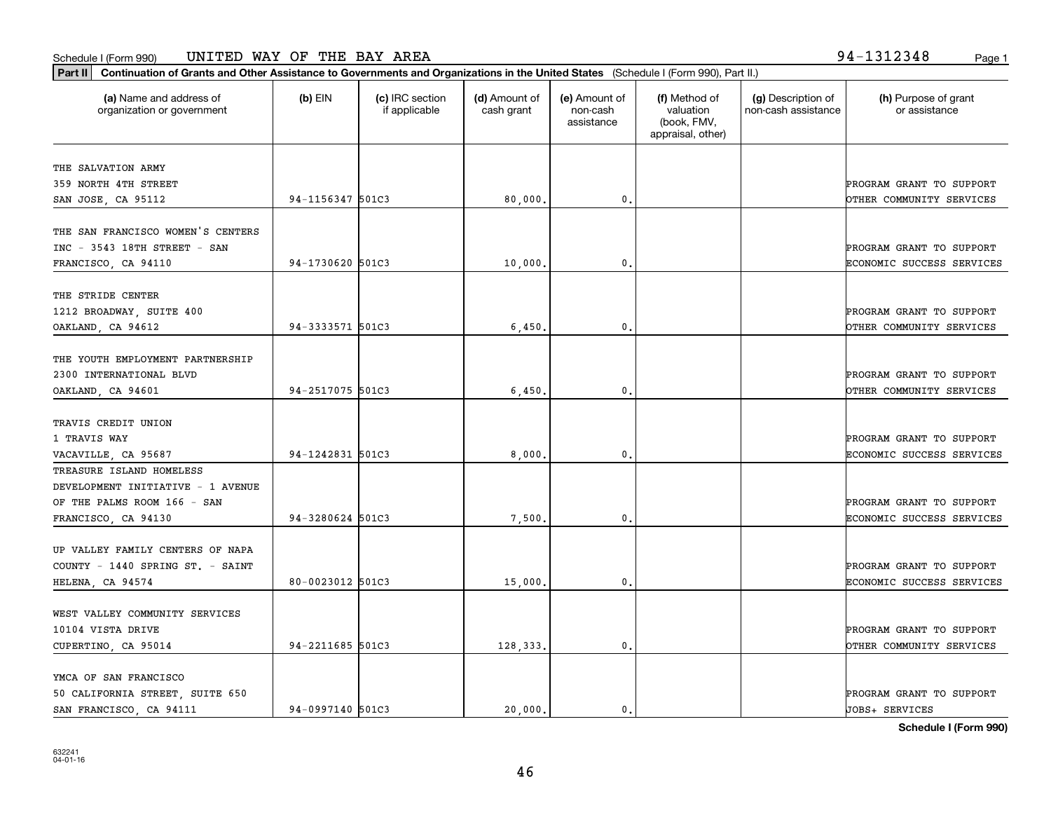Schedule I (Form 990) UNITED WAY OF THE BAY AREA 94-1312348

**Part II** **Continuation of Grants and Other Assistance to Governments and Organizations in the United States** (Schedule I (Form 990), Part II.)

| (a) Name and address of organization or government | (b) EIN | (c) IRC section if applicable | (d) Amount of cash grant | (e) Amount of non-cash assistance | (f) Method of valuation (book, FMV, appraisal, other) | (g) Description of non-cash assistance | (h) Purpose of grant or assistance |
|---|---|---|---|---|---|---|---|
| THE SALVATION ARMY 359 NORTH 4TH STREET SAN JOSE, CA 95112 | 94-1156347 | 501C3 | 80,000. | 0. | | | PROGRAM GRANT TO SUPPORT OTHER COMMUNITY SERVICES |
| THE SAN FRANCISCO WOMEN'S CENTERS INC - 3543 18TH STREET - SAN FRANCISCO, CA 94110 | 94-1730620 | 501C3 | 10,000. | 0. | | | PROGRAM GRANT TO SUPPORT ECONOMIC SUCCESS SERVICES |
| THE STRIDE CENTER 1212 BROADWAY, SUITE 400 OAKLAND, CA 94612 | 94-3333571 | 501C3 | 6,450. | 0. | | | PROGRAM GRANT TO SUPPORT OTHER COMMUNITY SERVICES |
| THE YOUTH EMPLOYMENT PARTNERSHIP 2300 INTERNATIONAL BLVD OAKLAND, CA 94601 | 94-2517075 | 501C3 | 6,450. | 0. | | | PROGRAM GRANT TO SUPPORT OTHER COMMUNITY SERVICES |
| TRAVIS CREDIT UNION 1 TRAVIS WAY VACAVILLE, CA 95687 | 94-1242831 | 501C3 | 8,000. | 0. | | | PROGRAM GRANT TO SUPPORT ECONOMIC SUCCESS SERVICES |
| TREASURE ISLAND HOMELESS DEVELOPMENT INITIATIVE - 1 AVENUE OF THE PALMS ROOM 166 - SAN FRANCISCO, CA 94130 | 94-3280624 | 501C3 | 7,500. | 0. | | | PROGRAM GRANT TO SUPPORT ECONOMIC SUCCESS SERVICES |
| UP VALLEY FAMILY CENTERS OF NAPA COUNTY - 1440 SPRING ST. - SAINT HELENA, CA 94574 | 80-0023012 | 501C3 | 15,000. | 0. | | | PROGRAM GRANT TO SUPPORT ECONOMIC SUCCESS SERVICES |
| WEST VALLEY COMMUNITY SERVICES 10104 VISTA DRIVE CUPERTINO, CA 95014 | 94-2211685 | 501C3 | 128,333. | 0. | | | PROGRAM GRANT TO SUPPORT OTHER COMMUNITY SERVICES |
| YMCA OF SAN FRANCISCO 50 CALIFORNIA STREET, SUITE 650 SAN FRANCISCO, CA 94111 | 94-0997140 | 501C3 | 20,000. | 0. | | | PROGRAM GRANT TO SUPPORT JOBS+ SERVICES |

**Schedule I (Form 990)**

632241 04-01-16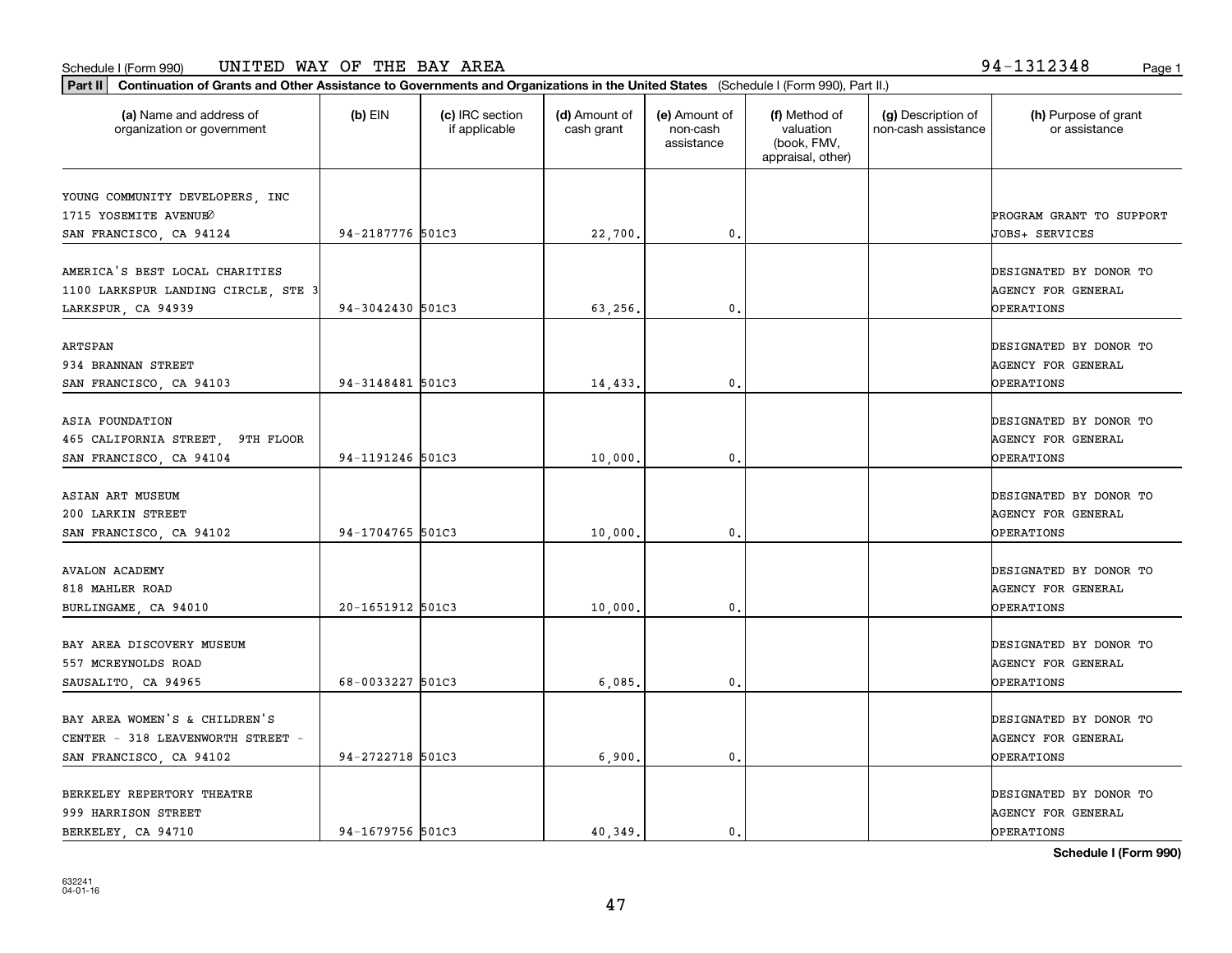Schedule I (Form 990) UNITED WAY OF THE BAY AREA 94-1312348

**Part II** **Continuation of Grants and Other Assistance to Governments and Organizations in the United States** (Schedule I (Form 990), Part II.)

| (a) Name and address of organization or government | (b) EIN | (c) IRC section if applicable | (d) Amount of cash grant | (e) Amount of non-cash assistance | (f) Method of valuation (book, FMV, appraisal, other) | (g) Description of non-cash assistance | (h) Purpose of grant or assistance |
|---|---|---|---|---|---|---|---|
| YOUNG COMMUNITY DEVELOPERS, INC 1715 YOSEMITE AVENUE SAN FRANCISCO, CA 94124 | 94-2187776 | 501C3 | 22,700. | 0. | | | PROGRAM GRANT TO SUPPORT JOBS+ SERVICES |
| AMERICA'S BEST LOCAL CHARITIES 1100 LARKSPUR LANDING CIRCLE, STE 3 LARKSPUR, CA 94939 | 94-3042430 | 501C3 | 63,256. | 0. | | | DESIGNATED BY DONOR TO AGENCY FOR GENERAL OPERATIONS |
| ARTSPAN 934 BRANNAN STREET SAN FRANCISCO, CA 94103 | 94-3148481 | 501C3 | 14,433. | 0. | | | DESIGNATED BY DONOR TO AGENCY FOR GENERAL OPERATIONS |
| ASIA FOUNDATION 465 CALIFORNIA STREET, 9TH FLOOR SAN FRANCISCO, CA 94104 | 94-1191246 | 501C3 | 10,000. | 0. | | | DESIGNATED BY DONOR TO AGENCY FOR GENERAL OPERATIONS |
| ASIAN ART MUSEUM 200 LARKIN STREET SAN FRANCISCO, CA 94102 | 94-1704765 | 501C3 | 10,000. | 0. | | | DESIGNATED BY DONOR TO AGENCY FOR GENERAL OPERATIONS |
| AVALON ACADEMY 818 MAHLER ROAD BURLINGAME, CA 94010 | 20-1651912 | 501C3 | 10,000. | 0. | | | DESIGNATED BY DONOR TO AGENCY FOR GENERAL OPERATIONS |
| BAY AREA DISCOVERY MUSEUM 557 MCREYNOLDS ROAD SAUSALITO, CA 94965 | 68-0033227 | 501C3 | 6,085. | 0. | | | DESIGNATED BY DONOR TO AGENCY FOR GENERAL OPERATIONS |
| BAY AREA WOMEN'S & CHILDREN'S CENTER - 318 LEAVENWORTH STREET - SAN FRANCISCO, CA 94102 | 94-2722718 | 501C3 | 6,900. | 0. | | | DESIGNATED BY DONOR TO AGENCY FOR GENERAL OPERATIONS |
| BERKELEY REPERTORY THEATRE 999 HARRISON STREET BERKELEY, CA 94710 | 94-1679756 | 501C3 | 40,349. | 0. | | | DESIGNATED BY DONOR TO AGENCY FOR GENERAL OPERATIONS |

**Schedule I (Form 990)**

632241 04-01-16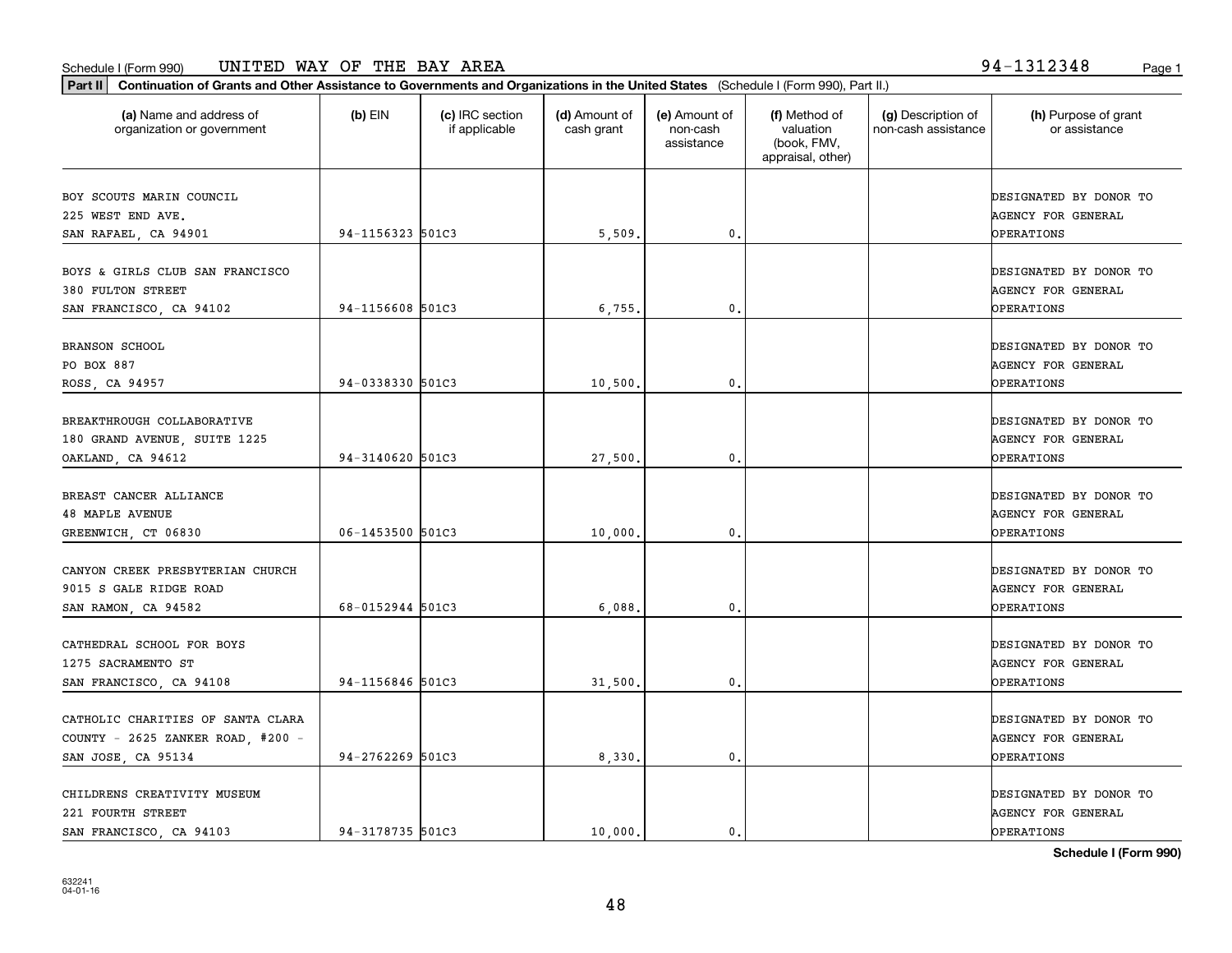Schedule I (Form 990) UNITED WAY OF THE BAY AREA 94-1312348

**Part II** **Continuation of Grants and Other Assistance to Governments and Organizations in the United States** (Schedule I (Form 990), Part II.)

| (a) Name and address of organization or government | (b) EIN | (c) IRC section if applicable | (d) Amount of cash grant | (e) Amount of non-cash assistance | (f) Method of valuation (book, FMV, appraisal, other) | (g) Description of non-cash assistance | (h) Purpose of grant or assistance |
|---|---|---|---|---|---|---|---|
| BOY SCOUTS MARIN COUNCIL 225 WEST END AVE. SAN RAFAEL, CA 94901 | 94-1156323 | 501C3 | 5,509. | 0. | | | DESIGNATED BY DONOR TO AGENCY FOR GENERAL OPERATIONS |
| BOYS & GIRLS CLUB SAN FRANCISCO 380 FULTON STREET SAN FRANCISCO, CA 94102 | 94-1156608 | 501C3 | 6,755. | 0. | | | DESIGNATED BY DONOR TO AGENCY FOR GENERAL OPERATIONS |
| BRANSON SCHOOL PO BOX 887 ROSS, CA 94957 | 94-0338330 | 501C3 | 10,500. | 0. | | | DESIGNATED BY DONOR TO AGENCY FOR GENERAL OPERATIONS |
| BREAKTHROUGH COLLABORATIVE 180 GRAND AVENUE, SUITE 1225 OAKLAND, CA 94612 | 94-3140620 | 501C3 | 27,500. | 0. | | | DESIGNATED BY DONOR TO AGENCY FOR GENERAL OPERATIONS |
| BREAST CANCER ALLIANCE 48 MAPLE AVENUE GREENWICH, CT 06830 | 06-1453500 | 501C3 | 10,000. | 0. | | | DESIGNATED BY DONOR TO AGENCY FOR GENERAL OPERATIONS |
| CANYON CREEK PRESBYTERIAN CHURCH 9015 S GALE RIDGE ROAD SAN RAMON, CA 94582 | 68-0152944 | 501C3 | 6,088. | 0. | | | DESIGNATED BY DONOR TO AGENCY FOR GENERAL OPERATIONS |
| CATHEDRAL SCHOOL FOR BOYS 1275 SACRAMENTO ST SAN FRANCISCO, CA 94108 | 94-1156846 | 501C3 | 31,500. | 0. | | | DESIGNATED BY DONOR TO AGENCY FOR GENERAL OPERATIONS |
| CATHOLIC CHARITIES OF SANTA CLARA COUNTY - 2625 ZANKER ROAD, #200 - SAN JOSE, CA 95134 | 94-2762269 | 501C3 | 8,330. | 0. | | | DESIGNATED BY DONOR TO AGENCY FOR GENERAL OPERATIONS |
| CHILDRENS CREATIVITY MUSEUM 221 FOURTH STREET SAN FRANCISCO, CA 94103 | 94-3178735 | 501C3 | 10,000. | 0. | | | DESIGNATED BY DONOR TO AGENCY FOR GENERAL OPERATIONS |

**Schedule I (Form 990)**

632241
04-01-16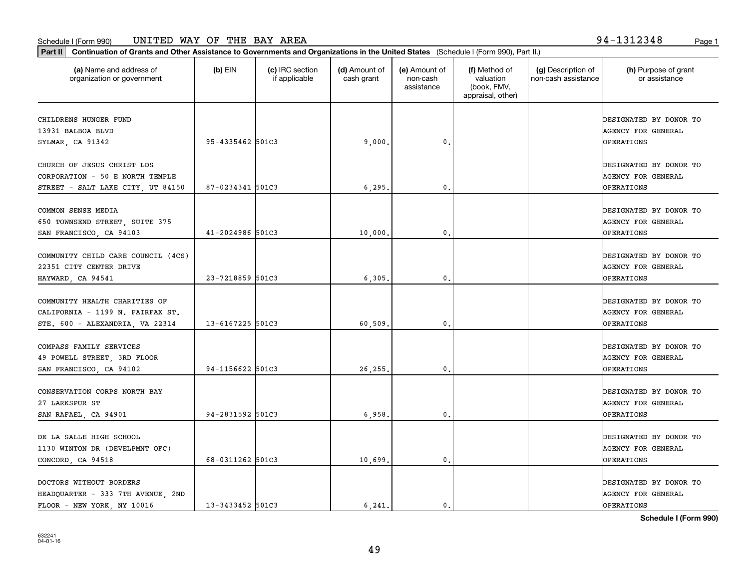Schedule I (Form 990) UNITED WAY OF THE BAY AREA 94-1312348

**Part II** **Continuation of Grants and Other Assistance to Governments and Organizations in the United States** (Schedule I (Form 990), Part II.)

| (a) Name and address of organization or government | (b) EIN | (c) IRC section if applicable | (d) Amount of cash grant | (e) Amount of non-cash assistance | (f) Method of valuation (book, FMV, appraisal, other) | (g) Description of non-cash assistance | (h) Purpose of grant or assistance |
|---|---|---|---|---|---|---|---|
| CHILDRENS HUNGER FUND 13931 BALBOA BLVD SYLMAR, CA 91342 | 95-4335462 | 501C3 | 9,000. | 0. | | | DESIGNATED BY DONOR TO AGENCY FOR GENERAL OPERATIONS |
| CHURCH OF JESUS CHRIST LDS CORPORATION - 50 E NORTH TEMPLE STREET - SALT LAKE CITY, UT 84150 | 87-0234341 | 501C3 | 6,295. | 0. | | | DESIGNATED BY DONOR TO AGENCY FOR GENERAL OPERATIONS |
| COMMON SENSE MEDIA 650 TOWNSEND STREET, SUITE 375 SAN FRANCISCO, CA 94103 | 41-2024986 | 501C3 | 10,000. | 0. | | | DESIGNATED BY DONOR TO AGENCY FOR GENERAL OPERATIONS |
| COMMUNITY CHILD CARE COUNCIL (4CS) 22351 CITY CENTER DRIVE HAYWARD, CA 94541 | 23-7218859 | 501C3 | 6,305. | 0. | | | DESIGNATED BY DONOR TO AGENCY FOR GENERAL OPERATIONS |
| COMMUNITY HEALTH CHARITIES OF CALIFORNIA - 1199 N. FAIRFAX ST. STE. 600 - ALEXANDRIA, VA 22314 | 13-6167225 | 501C3 | 60,509. | 0. | | | DESIGNATED BY DONOR TO AGENCY FOR GENERAL OPERATIONS |
| COMPASS FAMILY SERVICES 49 POWELL STREET, 3RD FLOOR SAN FRANCISCO, CA 94102 | 94-1156622 | 501C3 | 26,255. | 0. | | | DESIGNATED BY DONOR TO AGENCY FOR GENERAL OPERATIONS |
| CONSERVATION CORPS NORTH BAY 27 LARKSPUR ST SAN RAFAEL, CA 94901 | 94-2831592 | 501C3 | 6,958. | 0. | | | DESIGNATED BY DONOR TO AGENCY FOR GENERAL OPERATIONS |
| DE LA SALLE HIGH SCHOOL 1130 WINTON DR (DEVELPMNT OFC) CONCORD, CA 94518 | 68-0311262 | 501C3 | 10,699. | 0. | | | DESIGNATED BY DONOR TO AGENCY FOR GENERAL OPERATIONS |
| DOCTORS WITHOUT BORDERS HEADQUARTER - 333 7TH AVENUE, 2ND FLOOR - NEW YORK, NY 10016 | 13-3433452 | 501C3 | 6,241. | 0. | | | DESIGNATED BY DONOR TO AGENCY FOR GENERAL OPERATIONS |

**Schedule I (Form 990)**

632241
04-01-16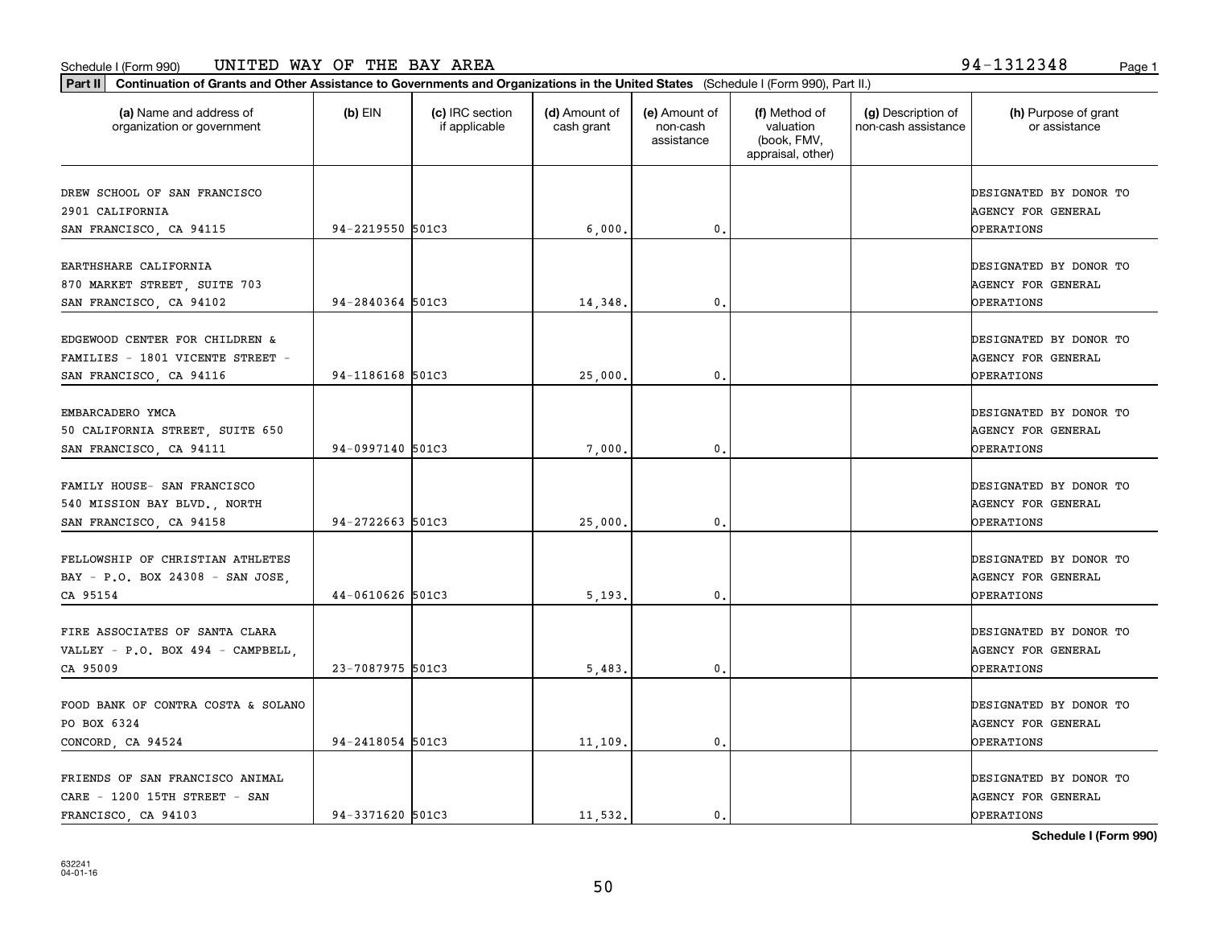Schedule I (Form 990) UNITED WAY OF THE BAY AREA 94-1312348

**Part II** **Continuation of Grants and Other Assistance to Governments and Organizations in the United States** (Schedule I (Form 990), Part II.)

| (a) Name and address of organization or government | (b) EIN | (c) IRC section if applicable | (d) Amount of cash grant | (e) Amount of non-cash assistance | (f) Method of valuation (book, FMV, appraisal, other) | (g) Description of non-cash assistance | (h) Purpose of grant or assistance |
|---|---|---|---|---|---|---|---|
| DREW SCHOOL OF SAN FRANCISCO 2901 CALIFORNIA SAN FRANCISCO, CA 94115 | 94-2219550 | 501C3 | 6,000. | 0. | | | DESIGNATED BY DONOR TO AGENCY FOR GENERAL OPERATIONS |
| EARTHSHARE CALIFORNIA 870 MARKET STREET, SUITE 703 SAN FRANCISCO, CA 94102 | 94-2840364 | 501C3 | 14,348. | 0. | | | DESIGNATED BY DONOR TO AGENCY FOR GENERAL OPERATIONS |
| EDGEWOOD CENTER FOR CHILDREN & FAMILIES - 1801 VICENTE STREET - SAN FRANCISCO, CA 94116 | 94-1186168 | 501C3 | 25,000. | 0. | | | DESIGNATED BY DONOR TO AGENCY FOR GENERAL OPERATIONS |
| EMBARCADERO YMCA 50 CALIFORNIA STREET, SUITE 650 SAN FRANCISCO, CA 94111 | 94-0997140 | 501C3 | 7,000. | 0. | | | DESIGNATED BY DONOR TO AGENCY FOR GENERAL OPERATIONS |
| FAMILY HOUSE- SAN FRANCISCO 540 MISSION BAY BLVD., NORTH SAN FRANCISCO, CA 94158 | 94-2722663 | 501C3 | 25,000. | 0. | | | DESIGNATED BY DONOR TO AGENCY FOR GENERAL OPERATIONS |
| FELLOWSHIP OF CHRISTIAN ATHLETES BAY - P.O. BOX 24308 - SAN JOSE, CA 95154 | 44-0610626 | 501C3 | 5,193. | 0. | | | DESIGNATED BY DONOR TO AGENCY FOR GENERAL OPERATIONS |
| FIRE ASSOCIATES OF SANTA CLARA VALLEY - P.O. BOX 494 - CAMPBELL, CA 95009 | 23-7087975 | 501C3 | 5,483. | 0. | | | DESIGNATED BY DONOR TO AGENCY FOR GENERAL OPERATIONS |
| FOOD BANK OF CONTRA COSTA & SOLANO PO BOX 6324 CONCORD, CA 94524 | 94-2418054 | 501C3 | 11,109. | 0. | | | DESIGNATED BY DONOR TO AGENCY FOR GENERAL OPERATIONS |
| FRIENDS OF SAN FRANCISCO ANIMAL CARE - 1200 15TH STREET - SAN FRANCISCO, CA 94103 | 94-3371620 | 501C3 | 11,532. | 0. | | | DESIGNATED BY DONOR TO AGENCY FOR GENERAL OPERATIONS |

**Schedule I (Form 990)**

632241
04-01-16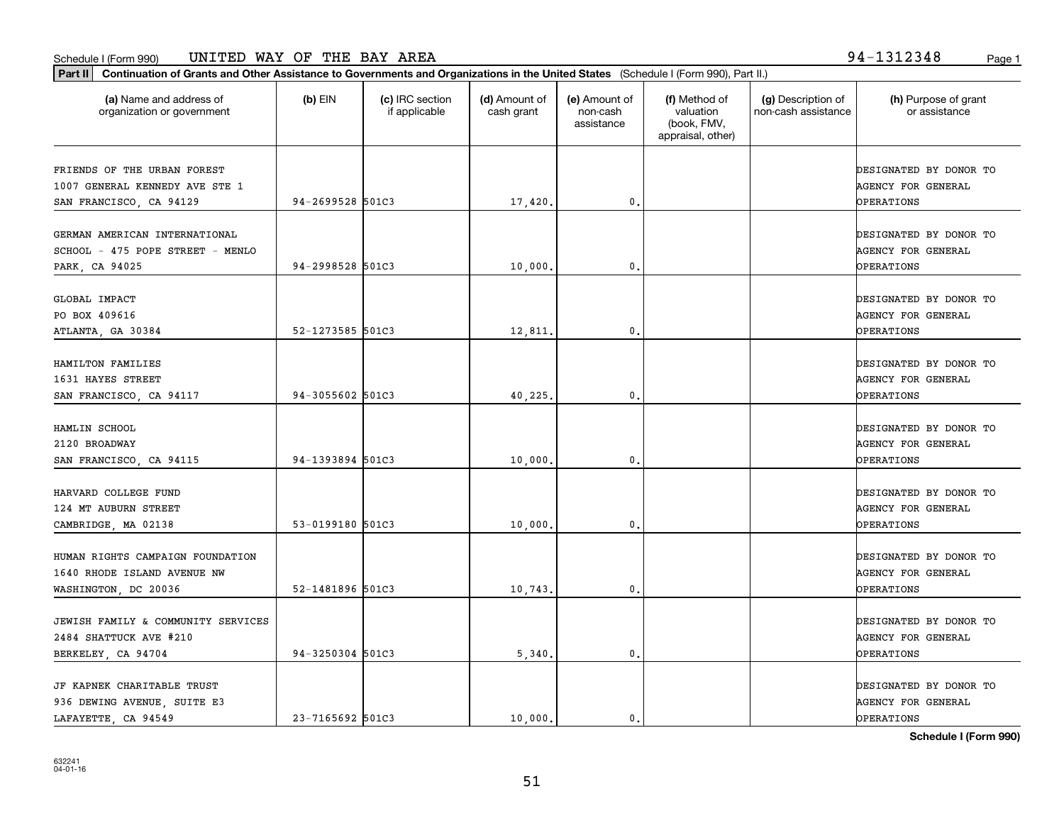Schedule I (Form 990) UNITED WAY OF THE BAY AREA 94-1312348

**Part II** **Continuation of Grants and Other Assistance to Governments and Organizations in the United States** (Schedule I (Form 990), Part II.)

| (a) Name and address of organization or government | (b) EIN | (c) IRC section if applicable | (d) Amount of cash grant | (e) Amount of non-cash assistance | (f) Method of valuation (book, FMV, appraisal, other) | (g) Description of non-cash assistance | (h) Purpose of grant or assistance |
|---|---|---|---|---|---|---|---|
| FRIENDS OF THE URBAN FOREST 1007 GENERAL KENNEDY AVE STE 1 SAN FRANCISCO, CA 94129 | 94-2699528 | 501C3 | 17,420. | 0. | | | DESIGNATED BY DONOR TO AGENCY FOR GENERAL OPERATIONS |
| GERMAN AMERICAN INTERNATIONAL SCHOOL - 475 POPE STREET - MENLO PARK, CA 94025 | 94-2998528 | 501C3 | 10,000. | 0. | | | DESIGNATED BY DONOR TO AGENCY FOR GENERAL OPERATIONS |
| GLOBAL IMPACT PO BOX 409616 ATLANTA, GA 30384 | 52-1273585 | 501C3 | 12,811. | 0. | | | DESIGNATED BY DONOR TO AGENCY FOR GENERAL OPERATIONS |
| HAMILTON FAMILIES 1631 HAYES STREET SAN FRANCISCO, CA 94117 | 94-3055602 | 501C3 | 40,225. | 0. | | | DESIGNATED BY DONOR TO AGENCY FOR GENERAL OPERATIONS |
| HAMLIN SCHOOL 2120 BROADWAY SAN FRANCISCO, CA 94115 | 94-1393894 | 501C3 | 10,000. | 0. | | | DESIGNATED BY DONOR TO AGENCY FOR GENERAL OPERATIONS |
| HARVARD COLLEGE FUND 124 MT AUBURN STREET CAMBRIDGE, MA 02138 | 53-0199180 | 501C3 | 10,000. | 0. | | | DESIGNATED BY DONOR TO AGENCY FOR GENERAL OPERATIONS |
| HUMAN RIGHTS CAMPAIGN FOUNDATION 1640 RHODE ISLAND AVENUE NW WASHINGTON, DC 20036 | 52-1481896 | 501C3 | 10,743. | 0. | | | DESIGNATED BY DONOR TO AGENCY FOR GENERAL OPERATIONS |
| JEWISH FAMILY & COMMUNITY SERVICES 2484 SHATTUCK AVE #210 BERKELEY, CA 94704 | 94-3250304 | 501C3 | 5,340. | 0. | | | DESIGNATED BY DONOR TO AGENCY FOR GENERAL OPERATIONS |
| JF KAPNEK CHARITABLE TRUST 936 DEWING AVENUE, SUITE E3 LAFAYETTE, CA 94549 | 23-7165692 | 501C3 | 10,000. | 0. | | | DESIGNATED BY DONOR TO AGENCY FOR GENERAL OPERATIONS |

**Schedule I (Form 990)**

632241 04-01-16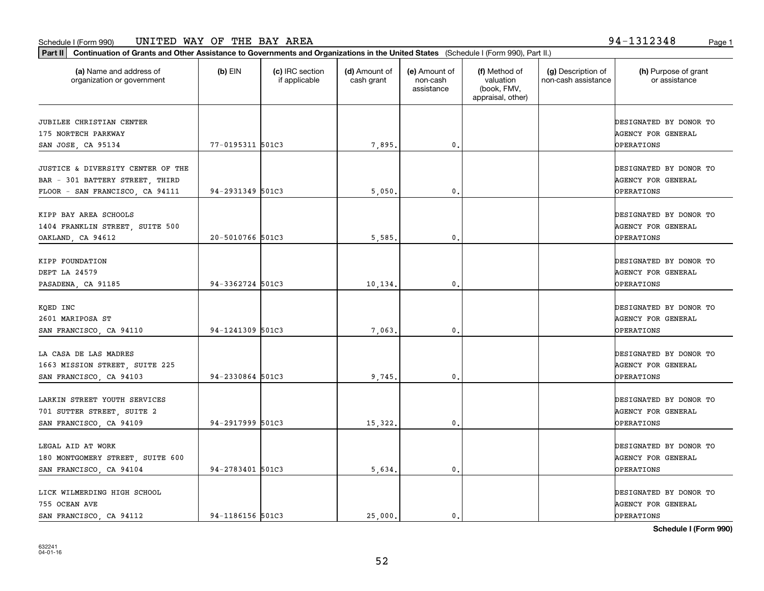Schedule I (Form 990) UNITED WAY OF THE BAY AREA 94-1312348

**Part II** **Continuation of Grants and Other Assistance to Governments and Organizations in the United States** (Schedule I (Form 990), Part II.)

| (a) Name and address of organization or government | (b) EIN | (c) IRC section if applicable | (d) Amount of cash grant | (e) Amount of non-cash assistance | (f) Method of valuation (book, FMV, appraisal, other) | (g) Description of non-cash assistance | (h) Purpose of grant or assistance |
|---|---|---|---|---|---|---|---|
| JUBILEE CHRISTIAN CENTER<br>175 NORTECH PARKWAY<br>SAN JOSE, CA 95134 | 77-0195311 | 501C3 | 7,895. | 0. | | | DESIGNATED BY DONOR TO AGENCY FOR GENERAL OPERATIONS |
| JUSTICE & DIVERSITY CENTER OF THE BAR - 301 BATTERY STREET, THIRD FLOOR - SAN FRANCISCO, CA 94111 | 94-2931349 | 501C3 | 5,050. | 0. | | | DESIGNATED BY DONOR TO AGENCY FOR GENERAL OPERATIONS |
| KIPP BAY AREA SCHOOLS<br>1404 FRANKLIN STREET, SUITE 500<br>OAKLAND, CA 94612 | 20-5010766 | 501C3 | 5,585. | 0. | | | DESIGNATED BY DONOR TO AGENCY FOR GENERAL OPERATIONS |
| KIPP FOUNDATION<br>DEPT LA 24579<br>PASADENA, CA 91185 | 94-3362724 | 501C3 | 10,134. | 0. | | | DESIGNATED BY DONOR TO AGENCY FOR GENERAL OPERATIONS |
| KQED INC<br>2601 MARIPOSA ST<br>SAN FRANCISCO, CA 94110 | 94-1241309 | 501C3 | 7,063. | 0. | | | DESIGNATED BY DONOR TO AGENCY FOR GENERAL OPERATIONS |
| LA CASA DE LAS MADRES<br>1663 MISSION STREET, SUITE 225<br>SAN FRANCISCO, CA 94103 | 94-2330864 | 501C3 | 9,745. | 0. | | | DESIGNATED BY DONOR TO AGENCY FOR GENERAL OPERATIONS |
| LARKIN STREET YOUTH SERVICES<br>701 SUTTER STREET, SUITE 2<br>SAN FRANCISCO, CA 94109 | 94-2917999 | 501C3 | 15,322. | 0. | | | DESIGNATED BY DONOR TO AGENCY FOR GENERAL OPERATIONS |
| LEGAL AID AT WORK<br>180 MONTGOMERY STREET, SUITE 600<br>SAN FRANCISCO, CA 94104 | 94-2783401 | 501C3 | 5,634. | 0. | | | DESIGNATED BY DONOR TO AGENCY FOR GENERAL OPERATIONS |
| LICK WILMERDING HIGH SCHOOL<br>755 OCEAN AVE<br>SAN FRANCISCO, CA 94112 | 94-1186156 | 501C3 | 25,000. | 0. | | | DESIGNATED BY DONOR TO AGENCY FOR GENERAL OPERATIONS |

**Schedule I (Form 990)**

632241
04-01-16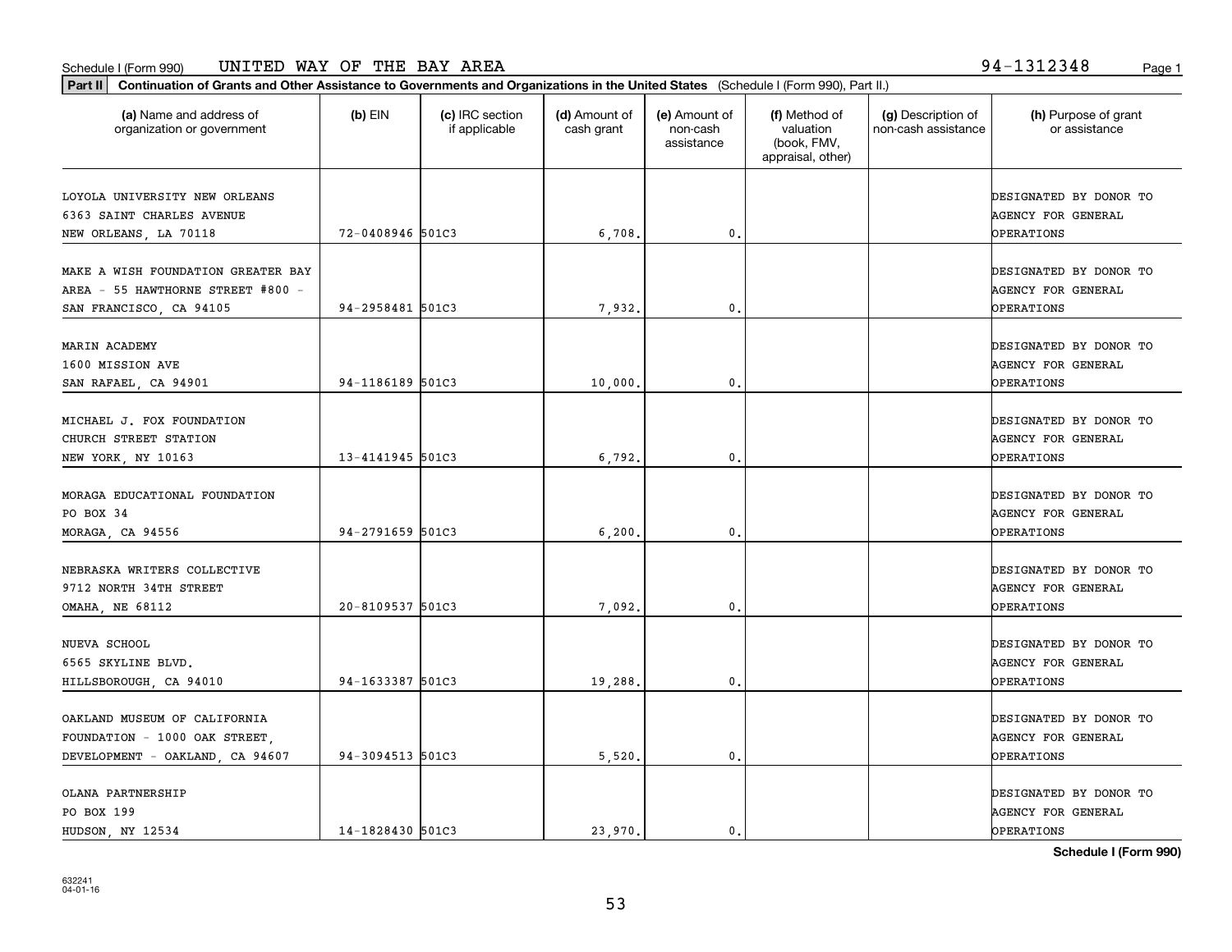Schedule I (Form 990) UNITED WAY OF THE BAY AREA 94-1312348

**Part II** **Continuation of Grants and Other Assistance to Governments and Organizations in the United States** (Schedule I (Form 990), Part II.)

| (a) Name and address of organization or government | (b) EIN | (c) IRC section if applicable | (d) Amount of cash grant | (e) Amount of non-cash assistance | (f) Method of valuation (book, FMV, appraisal, other) | (g) Description of non-cash assistance | (h) Purpose of grant or assistance |
|---|---|---|---|---|---|---|---|
| LOYOLA UNIVERSITY NEW ORLEANS 6363 SAINT CHARLES AVENUE NEW ORLEANS, LA 70118 | 72-0408946 | 501C3 | 6,708. | 0. | | | DESIGNATED BY DONOR TO AGENCY FOR GENERAL OPERATIONS |
| MAKE A WISH FOUNDATION GREATER BAY AREA - 55 HAWTHORNE STREET #800 - SAN FRANCISCO, CA 94105 | 94-2958481 | 501C3 | 7,932. | 0. | | | DESIGNATED BY DONOR TO AGENCY FOR GENERAL OPERATIONS |
| MARIN ACADEMY 1600 MISSION AVE SAN RAFAEL, CA 94901 | 94-1186189 | 501C3 | 10,000. | 0. | | | DESIGNATED BY DONOR TO AGENCY FOR GENERAL OPERATIONS |
| MICHAEL J. FOX FOUNDATION CHURCH STREET STATION NEW YORK, NY 10163 | 13-4141945 | 501C3 | 6,792. | 0. | | | DESIGNATED BY DONOR TO AGENCY FOR GENERAL OPERATIONS |
| MORAGA EDUCATIONAL FOUNDATION PO BOX 34 MORAGA, CA 94556 | 94-2791659 | 501C3 | 6,200. | 0. | | | DESIGNATED BY DONOR TO AGENCY FOR GENERAL OPERATIONS |
| NEBRASKA WRITERS COLLECTIVE 9712 NORTH 34TH STREET OMAHA, NE 68112 | 20-8109537 | 501C3 | 7,092. | 0. | | | DESIGNATED BY DONOR TO AGENCY FOR GENERAL OPERATIONS |
| NUEVA SCHOOL 6565 SKYLINE BLVD. HILLSBOROUGH, CA 94010 | 94-1633387 | 501C3 | 19,288. | 0. | | | DESIGNATED BY DONOR TO AGENCY FOR GENERAL OPERATIONS |
| OAKLAND MUSEUM OF CALIFORNIA FOUNDATION - 1000 OAK STREET, DEVELOPMENT - OAKLAND, CA 94607 | 94-3094513 | 501C3 | 5,520. | 0. | | | DESIGNATED BY DONOR TO AGENCY FOR GENERAL OPERATIONS |
| OLANA PARTNERSHIP PO BOX 199 HUDSON, NY 12534 | 14-1828430 | 501C3 | 23,970. | 0. | | | DESIGNATED BY DONOR TO AGENCY FOR GENERAL OPERATIONS |

**Schedule I (Form 990)**

632241
04-01-16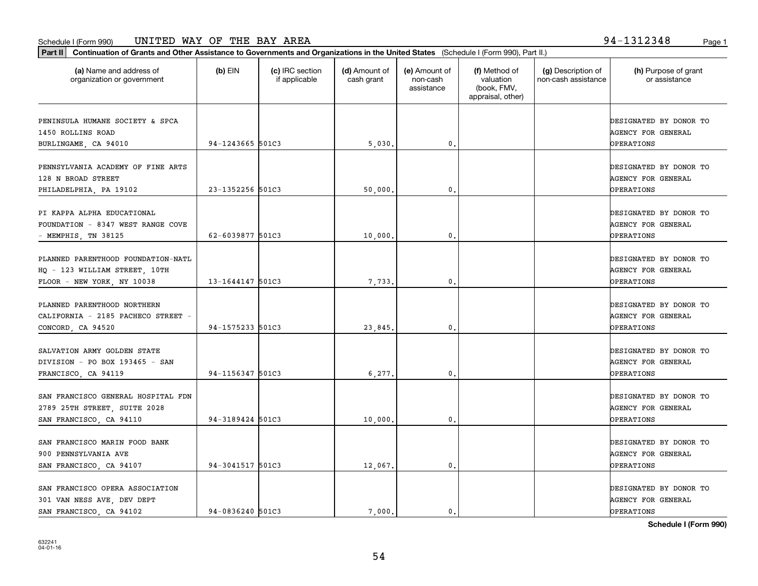Schedule I (Form 990) UNITED WAY OF THE BAY AREA 94-1312348

**Part II** **Continuation of Grants and Other Assistance to Governments and Organizations in the United States** (Schedule I (Form 990), Part II.)

| (a) Name and address of organization or government | (b) EIN | (c) IRC section if applicable | (d) Amount of cash grant | (e) Amount of non-cash assistance | (f) Method of valuation (book, FMV, appraisal, other) | (g) Description of non-cash assistance | (h) Purpose of grant or assistance |
|---|---|---|---|---|---|---|---|
| PENINSULA HUMANE SOCIETY & SPCA 1450 ROLLINS ROAD BURLINGAME, CA 94010 | 94-1243665 | 501C3 | 5,030. | 0. | | | DESIGNATED BY DONOR TO AGENCY FOR GENERAL OPERATIONS |
| PENNSYLVANIA ACADEMY OF FINE ARTS 128 N BROAD STREET PHILADELPHIA, PA 19102 | 23-1352256 | 501C3 | 50,000. | 0. | | | DESIGNATED BY DONOR TO AGENCY FOR GENERAL OPERATIONS |
| PI KAPPA ALPHA EDUCATIONAL FOUNDATION - 8347 WEST RANGE COVE - MEMPHIS, TN 38125 | 62-6039877 | 501C3 | 10,000. | 0. | | | DESIGNATED BY DONOR TO AGENCY FOR GENERAL OPERATIONS |
| PLANNED PARENTHOOD FOUNDATION-NATL HQ - 123 WILLIAM STREET, 10TH FLOOR - NEW YORK, NY 10038 | 13-1644147 | 501C3 | 7,733. | 0. | | | DESIGNATED BY DONOR TO AGENCY FOR GENERAL OPERATIONS |
| PLANNED PARENTHOOD NORTHERN CALIFORNIA - 2185 PACHECO STREET - CONCORD, CA 94520 | 94-1575233 | 501C3 | 23,845. | 0. | | | DESIGNATED BY DONOR TO AGENCY FOR GENERAL OPERATIONS |
| SALVATION ARMY GOLDEN STATE DIVISION - PO BOX 193465 - SAN FRANCISCO, CA 94119 | 94-1156347 | 501C3 | 6,277. | 0. | | | DESIGNATED BY DONOR TO AGENCY FOR GENERAL OPERATIONS |
| SAN FRANCISCO GENERAL HOSPITAL FDN 2789 25TH STREET, SUITE 2028 SAN FRANCISCO, CA 94110 | 94-3189424 | 501C3 | 10,000. | 0. | | | DESIGNATED BY DONOR TO AGENCY FOR GENERAL OPERATIONS |
| SAN FRANCISCO MARIN FOOD BANK 900 PENNSYLVANIA AVE SAN FRANCISCO, CA 94107 | 94-3041517 | 501C3 | 12,067. | 0. | | | DESIGNATED BY DONOR TO AGENCY FOR GENERAL OPERATIONS |
| SAN FRANCISCO OPERA ASSOCIATION 301 VAN NESS AVE, DEV DEPT SAN FRANCISCO, CA 94102 | 94-0836240 | 501C3 | 7,000. | 0. | | | DESIGNATED BY DONOR TO AGENCY FOR GENERAL OPERATIONS |

**Schedule I (Form 990)**

632241
04-01-16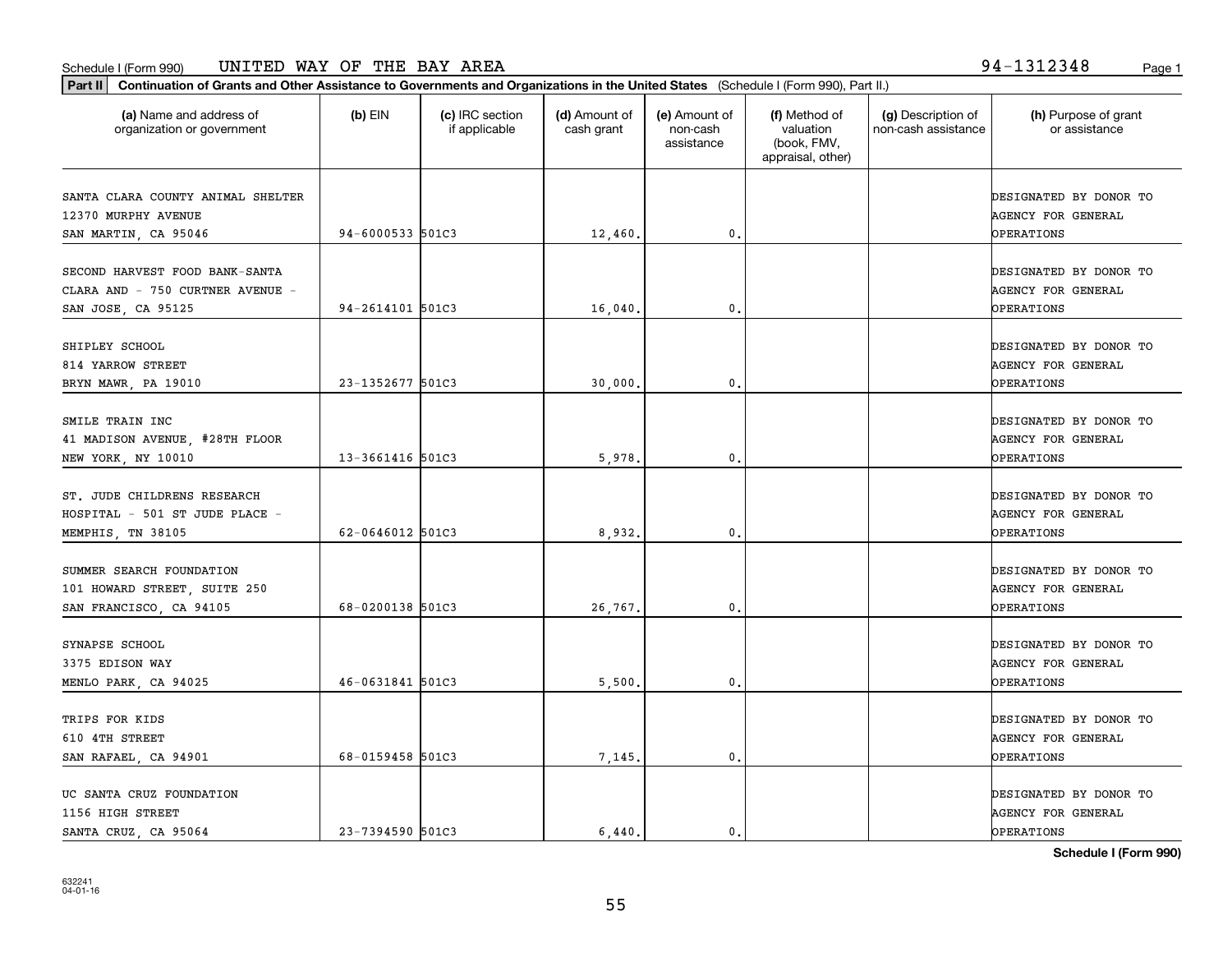Schedule I (Form 990) UNITED WAY OF THE BAY AREA 94-1312348

**Part II** **Continuation of Grants and Other Assistance to Governments and Organizations in the United States** (Schedule I (Form 990), Part II.)

| (a) Name and address of organization or government | (b) EIN | (c) IRC section if applicable | (d) Amount of cash grant | (e) Amount of non-cash assistance | (f) Method of valuation (book, FMV, appraisal, other) | (g) Description of non-cash assistance | (h) Purpose of grant or assistance |
|---|---|---|---|---|---|---|---|
| SANTA CLARA COUNTY ANIMAL SHELTER 12370 MURPHY AVENUE SAN MARTIN, CA 95046 | 94-6000533 | 501C3 | 12,460. | 0. | | | DESIGNATED BY DONOR TO AGENCY FOR GENERAL OPERATIONS |
| SECOND HARVEST FOOD BANK-SANTA CLARA AND - 750 CURTNER AVENUE - SAN JOSE, CA 95125 | 94-2614101 | 501C3 | 16,040. | 0. | | | DESIGNATED BY DONOR TO AGENCY FOR GENERAL OPERATIONS |
| SHIPLEY SCHOOL 814 YARROW STREET BRYN MAWR, PA 19010 | 23-1352677 | 501C3 | 30,000. | 0. | | | DESIGNATED BY DONOR TO AGENCY FOR GENERAL OPERATIONS |
| SMILE TRAIN INC 41 MADISON AVENUE, #28TH FLOOR NEW YORK, NY 10010 | 13-3661416 | 501C3 | 5,978. | 0. | | | DESIGNATED BY DONOR TO AGENCY FOR GENERAL OPERATIONS |
| ST. JUDE CHILDRENS RESEARCH HOSPITAL - 501 ST JUDE PLACE - MEMPHIS, TN 38105 | 62-0646012 | 501C3 | 8,932. | 0. | | | DESIGNATED BY DONOR TO AGENCY FOR GENERAL OPERATIONS |
| SUMMER SEARCH FOUNDATION 101 HOWARD STREET, SUITE 250 SAN FRANCISCO, CA 94105 | 68-0200138 | 501C3 | 26,767. | 0. | | | DESIGNATED BY DONOR TO AGENCY FOR GENERAL OPERATIONS |
| SYNAPSE SCHOOL 3375 EDISON WAY MENLO PARK, CA 94025 | 46-0631841 | 501C3 | 5,500. | 0. | | | DESIGNATED BY DONOR TO AGENCY FOR GENERAL OPERATIONS |
| TRIPS FOR KIDS 610 4TH STREET SAN RAFAEL, CA 94901 | 68-0159458 | 501C3 | 7,145. | 0. | | | DESIGNATED BY DONOR TO AGENCY FOR GENERAL OPERATIONS |
| UC SANTA CRUZ FOUNDATION 1156 HIGH STREET SANTA CRUZ, CA 95064 | 23-7394590 | 501C3 | 6,440. | 0. | | | DESIGNATED BY DONOR TO AGENCY FOR GENERAL OPERATIONS |

**Schedule I (Form 990)**

632241 04-01-16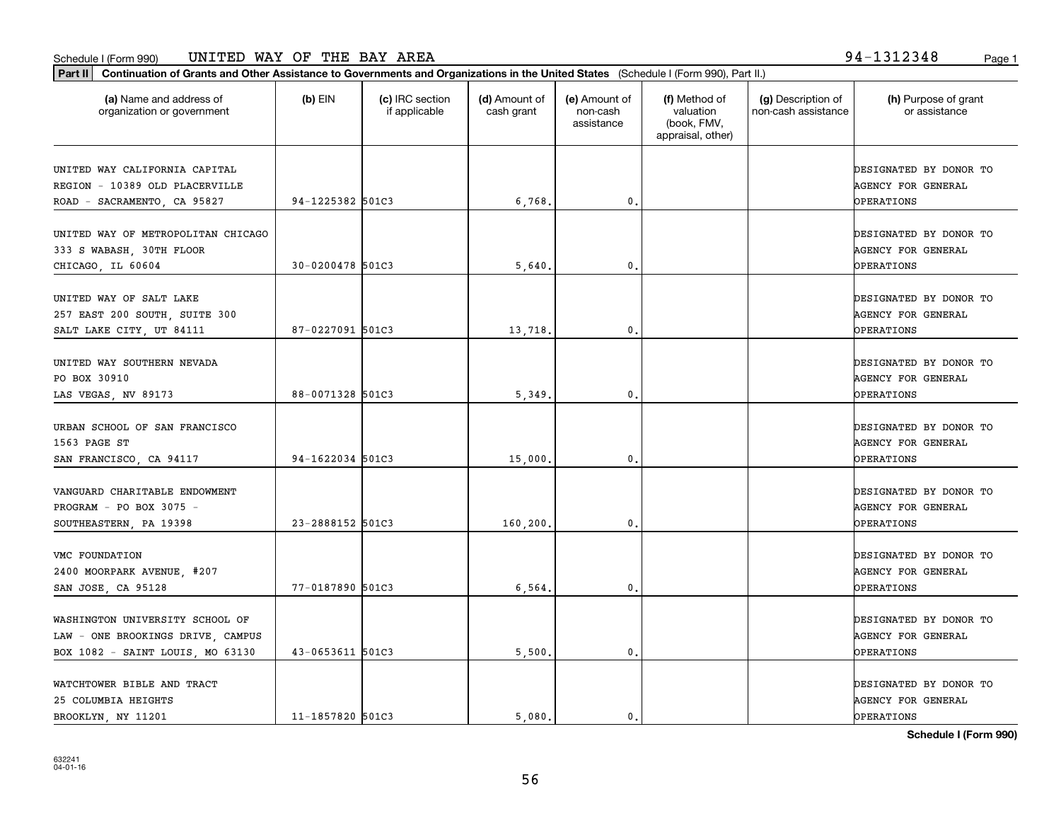Schedule I (Form 990) UNITED WAY OF THE BAY AREA 94-1312348

**Part II** **Continuation of Grants and Other Assistance to Governments and Organizations in the United States** (Schedule I (Form 990), Part II.)

| (a) Name and address of organization or government | (b) EIN | (c) IRC section if applicable | (d) Amount of cash grant | (e) Amount of non-cash assistance | (f) Method of valuation (book, FMV, appraisal, other) | (g) Description of non-cash assistance | (h) Purpose of grant or assistance |
|---|---|---|---|---|---|---|---|
| UNITED WAY CALIFORNIA CAPITAL REGION - 10389 OLD PLACERVILLE ROAD - SACRAMENTO, CA 95827 | 94-1225382 | 501C3 | 6,768. | 0. | | | DESIGNATED BY DONOR TO AGENCY FOR GENERAL OPERATIONS |
| UNITED WAY OF METROPOLITAN CHICAGO 333 S WABASH, 30TH FLOOR CHICAGO, IL 60604 | 30-0200478 | 501C3 | 5,640. | 0. | | | DESIGNATED BY DONOR TO AGENCY FOR GENERAL OPERATIONS |
| UNITED WAY OF SALT LAKE 257 EAST 200 SOUTH, SUITE 300 SALT LAKE CITY, UT 84111 | 87-0227091 | 501C3 | 13,718. | 0. | | | DESIGNATED BY DONOR TO AGENCY FOR GENERAL OPERATIONS |
| UNITED WAY SOUTHERN NEVADA PO BOX 30910 LAS VEGAS, NV 89173 | 88-0071328 | 501C3 | 5,349. | 0. | | | DESIGNATED BY DONOR TO AGENCY FOR GENERAL OPERATIONS |
| URBAN SCHOOL OF SAN FRANCISCO 1563 PAGE ST SAN FRANCISCO, CA 94117 | 94-1622034 | 501C3 | 15,000. | 0. | | | DESIGNATED BY DONOR TO AGENCY FOR GENERAL OPERATIONS |
| VANGUARD CHARITABLE ENDOWMENT PROGRAM - PO BOX 3075 - SOUTHEASTERN, PA 19398 | 23-2888152 | 501C3 | 160,200. | 0. | | | DESIGNATED BY DONOR TO AGENCY FOR GENERAL OPERATIONS |
| VMC FOUNDATION 2400 MOORPARK AVENUE, #207 SAN JOSE, CA 95128 | 77-0187890 | 501C3 | 6,564. | 0. | | | DESIGNATED BY DONOR TO AGENCY FOR GENERAL OPERATIONS |
| WASHINGTON UNIVERSITY SCHOOL OF LAW - ONE BROOKINGS DRIVE, CAMPUS BOX 1082 - SAINT LOUIS, MO 63130 | 43-0653611 | 501C3 | 5,500. | 0. | | | DESIGNATED BY DONOR TO AGENCY FOR GENERAL OPERATIONS |
| WATCHTOWER BIBLE AND TRACT 25 COLUMBIA HEIGHTS BROOKLYN, NY 11201 | 11-1857820 | 501C3 | 5,080. | 0. | | | DESIGNATED BY DONOR TO AGENCY FOR GENERAL OPERATIONS |

**Schedule I (Form 990)**

632241 04-01-16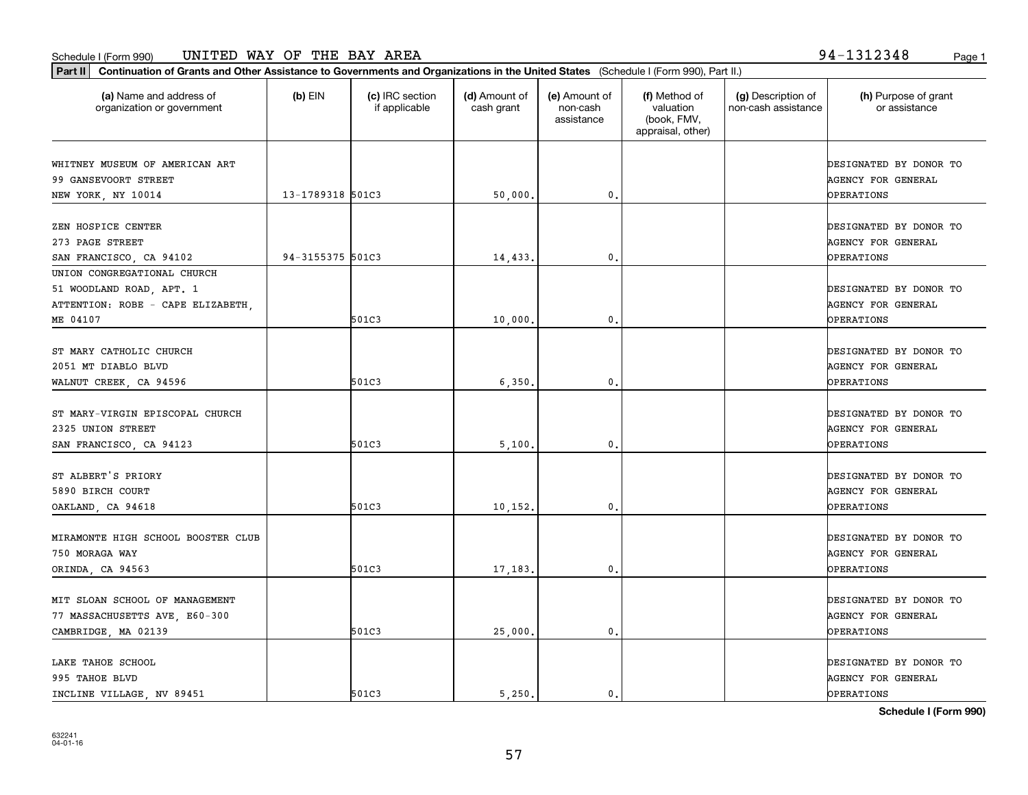Schedule I (Form 990) UNITED WAY OF THE BAY AREA 94-1312348

**Part II** **Continuation of Grants and Other Assistance to Governments and Organizations in the United States** (Schedule I (Form 990), Part II.)

| (a) Name and address of organization or government | (b) EIN | (c) IRC section if applicable | (d) Amount of cash grant | (e) Amount of non-cash assistance | (f) Method of valuation (book, FMV, appraisal, other) | (g) Description of non-cash assistance | (h) Purpose of grant or assistance |
|---|---|---|---|---|---|---|---|
| WHITNEY MUSEUM OF AMERICAN ART 99 GANSEVOORT STREET NEW YORK, NY 10014 | 13-1789318 | 501C3 | 50,000. | 0. | | | DESIGNATED BY DONOR TO AGENCY FOR GENERAL OPERATIONS |
| ZEN HOSPICE CENTER 273 PAGE STREET SAN FRANCISCO, CA 94102 | 94-3155375 | 501C3 | 14,433. | 0. | | | DESIGNATED BY DONOR TO AGENCY FOR GENERAL OPERATIONS |
| UNION CONGREGATIONAL CHURCH 51 WOODLAND ROAD, APT. 1 ATTENTION: ROBE - CAPE ELIZABETH, ME 04107 | | 501C3 | 10,000. | 0. | | | DESIGNATED BY DONOR TO AGENCY FOR GENERAL OPERATIONS |
| ST MARY CATHOLIC CHURCH 2051 MT DIABLO BLVD WALNUT CREEK, CA 94596 | | 501C3 | 6,350. | 0. | | | DESIGNATED BY DONOR TO AGENCY FOR GENERAL OPERATIONS |
| ST MARY-VIRGIN EPISCOPAL CHURCH 2325 UNION STREET SAN FRANCISCO, CA 94123 | | 501C3 | 5,100. | 0. | | | DESIGNATED BY DONOR TO AGENCY FOR GENERAL OPERATIONS |
| ST ALBERT'S PRIORY 5890 BIRCH COURT OAKLAND, CA 94618 | | 501C3 | 10,152. | 0. | | | DESIGNATED BY DONOR TO AGENCY FOR GENERAL OPERATIONS |
| MIRAMONTE HIGH SCHOOL BOOSTER CLUB 750 MORAGA WAY ORINDA, CA 94563 | | 501C3 | 17,183. | 0. | | | DESIGNATED BY DONOR TO AGENCY FOR GENERAL OPERATIONS |
| MIT SLOAN SCHOOL OF MANAGEMENT 77 MASSACHUSETTS AVE, E60-300 CAMBRIDGE, MA 02139 | | 501C3 | 25,000. | 0. | | | DESIGNATED BY DONOR TO AGENCY FOR GENERAL OPERATIONS |
| LAKE TAHOE SCHOOL 995 TAHOE BLVD INCLINE VILLAGE, NV 89451 | | 501C3 | 5,250. | 0. | | | DESIGNATED BY DONOR TO AGENCY FOR GENERAL OPERATIONS |

**Schedule I (Form 990)**

632241
04-01-16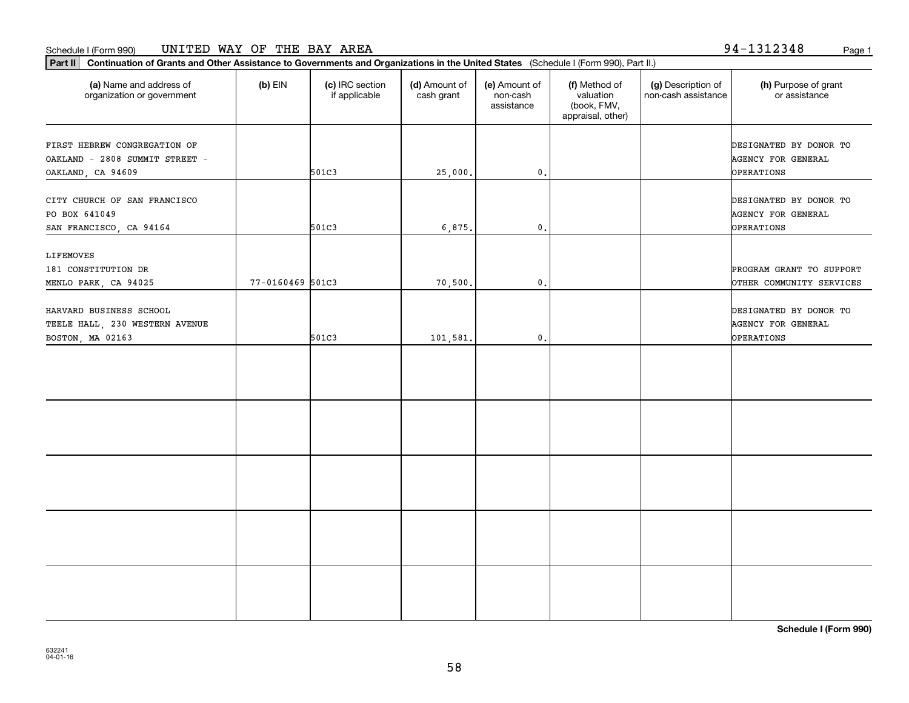Schedule I (Form 990) UNITED WAY OF THE BAY AREA 94-1312348

**Part II** **Continuation of Grants and Other Assistance to Governments and Organizations in the United States** (Schedule I (Form 990), Part II.)

| (a) Name and address of organization or government | (b) EIN | (c) IRC section if applicable | (d) Amount of cash grant | (e) Amount of non-cash assistance | (f) Method of valuation (book, FMV, appraisal, other) | (g) Description of non-cash assistance | (h) Purpose of grant or assistance |
|---|---|---|---|---|---|---|---|
| FIRST HEBREW CONGREGATION OF OAKLAND - 2808 SUMMIT STREET - OAKLAND, CA 94609 | | 501C3 | 25,000. | 0. | | | DESIGNATED BY DONOR TO AGENCY FOR GENERAL OPERATIONS |
| CITY CHURCH OF SAN FRANCISCO PO BOX 641049 SAN FRANCISCO, CA 94164 | | 501C3 | 6,875. | 0. | | | DESIGNATED BY DONOR TO AGENCY FOR GENERAL OPERATIONS |
| LIFEMOVES 181 CONSTITUTION DR MENLO PARK, CA 94025 | 77-0160469 | 501C3 | 70,500. | 0. | | | PROGRAM GRANT TO SUPPORT OTHER COMMUNITY SERVICES |
| HARVARD BUSINESS SCHOOL TEELE HALL, 230 WESTERN AVENUE BOSTON, MA 02163 | | 501C3 | 101,581. | 0. | | | DESIGNATED BY DONOR TO AGENCY FOR GENERAL OPERATIONS |
| | | | | | | | |
| | | | | | | | |
| | | | | | | | |
| | | | | | | | |
| | | | | | | | |

**Schedule I (Form 990)**

632241
04-01-16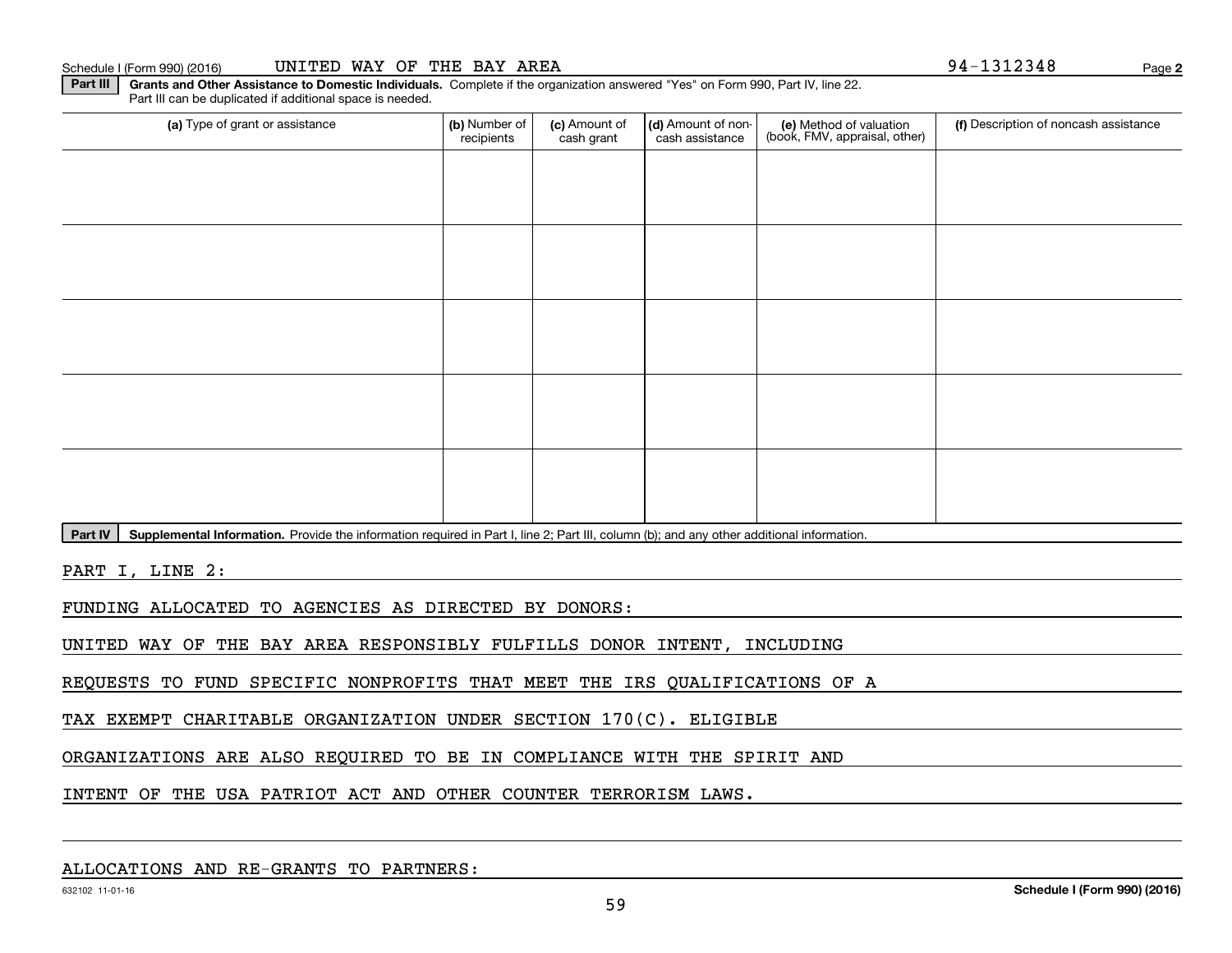Schedule I (Form 990) (2016) UNITED WAY OF THE BAY AREA 94-1312348 Page **2**

**Part III** **Grants and Other Assistance to Domestic Individuals.** Complete if the organization answered "Yes" on Form 990, Part IV, line 22. Part III can be duplicated if additional space is needed.

| (a) Type of grant or assistance | (b) Number of recipients | (c) Amount of cash grant | (d) Amount of non-cash assistance | (e) Method of valuation (book, FMV, appraisal, other) | (f) Description of noncash assistance |
|---|---|---|---|---|---|
| | | | | | |
| | | | | | |
| | | | | | |
| | | | | | |
| | | | | | |

**Part IV** **Supplemental Information.** Provide the information required in Part I, line 2; Part III, column (b); and any other additional information.

PART I, LINE 2:

FUNDING ALLOCATED TO AGENCIES AS DIRECTED BY DONORS:

UNITED WAY OF THE BAY AREA RESPONSIBLY FULFILLS DONOR INTENT, INCLUDING REQUESTS TO FUND SPECIFIC NONPROFITS THAT MEET THE IRS QUALIFICATIONS OF A TAX EXEMPT CHARITABLE ORGANIZATION UNDER SECTION 170(C). ELIGIBLE ORGANIZATIONS ARE ALSO REQUIRED TO BE IN COMPLIANCE WITH THE SPIRIT AND INTENT OF THE USA PATRIOT ACT AND OTHER COUNTER TERRORISM LAWS.

ALLOCATIONS AND RE-GRANTS TO PARTNERS:

632102 11-01-16 **Schedule I (Form 990) (2016)**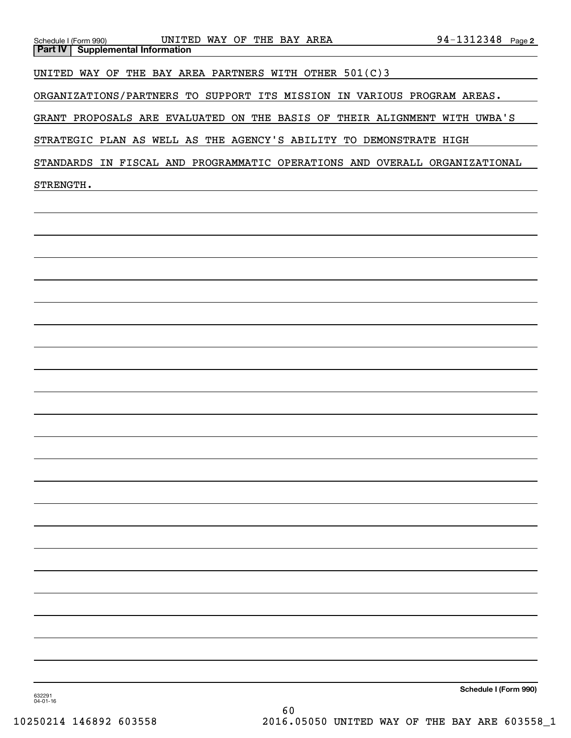Schedule I (Form 990) UNITED WAY OF THE BAY AREA 94-1312348 Page 2

## Part IV Supplemental Information

UNITED WAY OF THE BAY AREA PARTNERS WITH OTHER 501(C)3 ORGANIZATIONS/PARTNERS TO SUPPORT ITS MISSION IN VARIOUS PROGRAM AREAS. GRANT PROPOSALS ARE EVALUATED ON THE BASIS OF THEIR ALIGNMENT WITH UWBA'S STRATEGIC PLAN AS WELL AS THE AGENCY'S ABILITY TO DEMONSTRATE HIGH STANDARDS IN FISCAL AND PROGRAMMATIC OPERATIONS AND OVERALL ORGANIZATIONAL STRENGTH.

632291 04-01-16

**Schedule I (Form 990)**

10250214 146892 603558 2016.05050 UNITED WAY OF THE BAY ARE 603558_1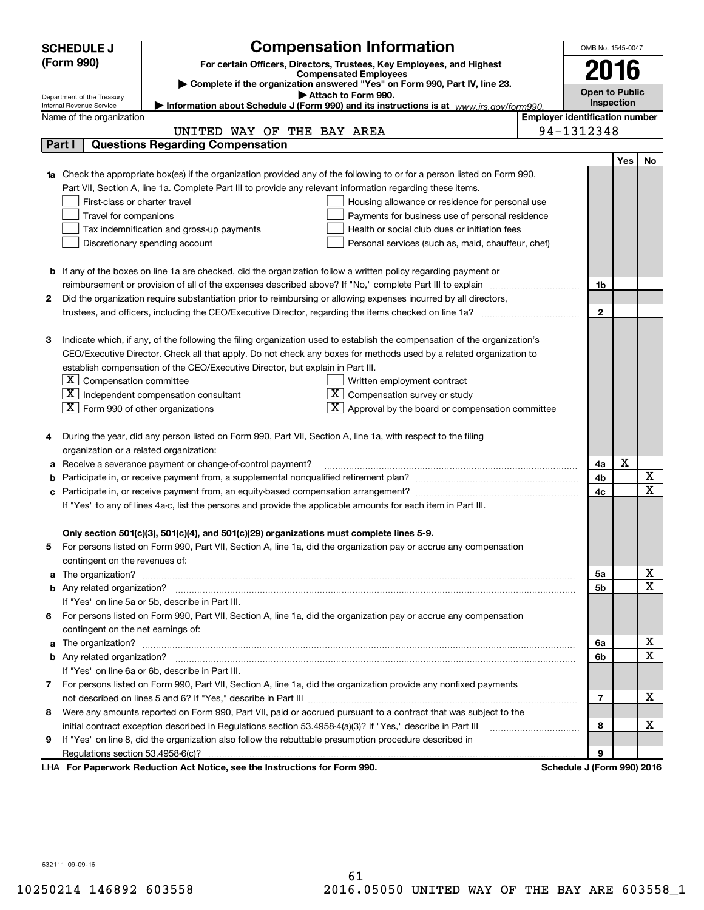**SCHEDULE J (Form 990)**

Department of the Treasury
Internal Revenue Service

# Compensation Information

**For certain Officers, Directors, Trustees, Key Employees, and Highest Compensated Employees**

▶ **Complete if the organization answered "Yes" on Form 990, Part IV, line 23.**

▶ **Attach to Form 990.**

▶ **Information about Schedule J (Form 990) and its instructions is at** *www.irs.gov/form990.*

OMB No. 1545-0047

**2016**

**Open to Public Inspection**

Name of the organization: UNITED WAY OF THE BAY AREA

Employer identification number: 94-1312348

## Part I Questions Regarding Compensation

| | | | Yes | No |
|---|---|---|---|---|
| **1a** | Check the appropriate box(es) if the organization provided any of the following to or for a person listed on Form 990, Part VII, Section A, line 1a. Complete Part III to provide any relevant information regarding these items.<br>☐ First-class or charter travel ☐ Housing allowance or residence for personal use<br>☐ Travel for companions ☐ Payments for business use of personal residence<br>☐ Tax indemnification and gross-up payments ☐ Health or social club dues or initiation fees<br>☐ Discretionary spending account ☐ Personal services (such as, maid, chauffeur, chef) | | | |
| **b** | If any of the boxes on line 1a are checked, did the organization follow a written policy regarding payment or reimbursement or provision of all of the expenses described above? If "No," complete Part III to explain | 1b | | |
| **2** | Did the organization require substantiation prior to reimbursing or allowing expenses incurred by all directors, trustees, and officers, including the CEO/Executive Director, regarding the items checked on line 1a? | 2 | | |
| **3** | Indicate which, if any, of the following the filing organization used to establish the compensation of the organization's CEO/Executive Director. Check all that apply. Do not check any boxes for methods used by a related organization to establish compensation of the CEO/Executive Director, but explain in Part III.<br>☒ Compensation committee ☐ Written employment contract<br>☒ Independent compensation consultant ☒ Compensation survey or study<br>☒ Form 990 of other organizations ☒ Approval by the board or compensation committee | | | |
| **4** | During the year, did any person listed on Form 990, Part VII, Section A, line 1a, with respect to the filing organization or a related organization: | | | |
| **a** | Receive a severance payment or change-of-control payment? | 4a | X | |
| **b** | Participate in, or receive payment from, a supplemental nonqualified retirement plan? | 4b | | X |
| **c** | Participate in, or receive payment from, an equity-based compensation arrangement? | 4c | | X |
| | If "Yes" to any of lines 4a-c, list the persons and provide the applicable amounts for each item in Part III. | | | |
| | **Only section 501(c)(3), 501(c)(4), and 501(c)(29) organizations must complete lines 5-9.** | | | |
| **5** | For persons listed on Form 990, Part VII, Section A, line 1a, did the organization pay or accrue any compensation contingent on the revenues of: | | | |
| **a** | The organization? | 5a | | X |
| **b** | Any related organization? | 5b | | X |
| | If "Yes" on line 5a or 5b, describe in Part III. | | | |
| **6** | For persons listed on Form 990, Part VII, Section A, line 1a, did the organization pay or accrue any compensation contingent on the net earnings of: | | | |
| **a** | The organization? | 6a | | X |
| **b** | Any related organization? | 6b | | X |
| | If "Yes" on line 6a or 6b, describe in Part III. | | | |
| **7** | For persons listed on Form 990, Part VII, Section A, line 1a, did the organization provide any nonfixed payments not described on lines 5 and 6? If "Yes," describe in Part III | 7 | | X |
| **8** | Were any amounts reported on Form 990, Part VII, paid or accrued pursuant to a contract that was subject to the initial contract exception described in Regulations section 53.4958-4(a)(3)? If "Yes," describe in Part III | 8 | | X |
| **9** | If "Yes" on line 8, did the organization also follow the rebuttable presumption procedure described in Regulations section 53.4958-6(c)? | 9 | | |

LHA **For Paperwork Reduction Act Notice, see the Instructions for Form 990.** **Schedule J (Form 990) 2016**

632111 09-09-16

10250214 146892 603558 2016.05050 UNITED WAY OF THE BAY ARE 603558_1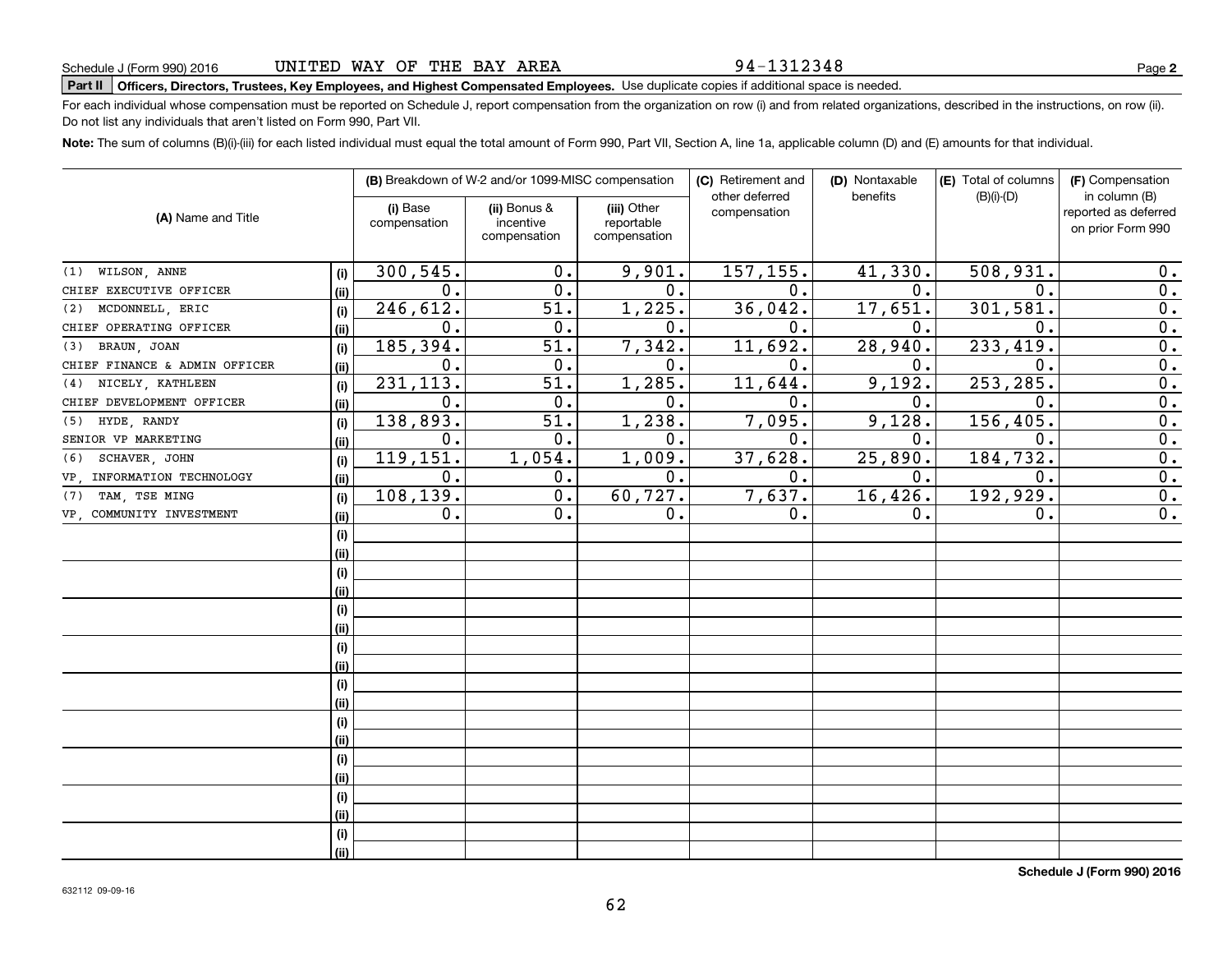Schedule J (Form 990) 2016 UNITED WAY OF THE BAY AREA 94-1312348

**Part II** **Officers, Directors, Trustees, Key Employees, and Highest Compensated Employees.** Use duplicate copies if additional space is needed.

For each individual whose compensation must be reported on Schedule J, report compensation from the organization on row (i) and from related organizations, described in the instructions, on row (ii). Do not list any individuals that aren't listed on Form 990, Part VII.

**Note:** The sum of columns (B)(i)-(iii) for each listed individual must equal the total amount of Form 990, Part VII, Section A, line 1a, applicable column (D) and (E) amounts for that individual.

| (A) Name and Title | | (B) Breakdown of W-2 and/or 1099-MISC compensation | | | (C) Retirement and other deferred compensation | (D) Nontaxable benefits | (E) Total of columns (B)(i)-(D) | (F) Compensation in column (B) reported as deferred on prior Form 990 |
|---|---|---|---|---|---|---|---|---|
| | | (i) Base compensation | (ii) Bonus & incentive compensation | (iii) Other reportable compensation | | | | |
| (1) WILSON, ANNE | (i) | 300,545. | 0. | 9,901. | 157,155. | 41,330. | 508,931. | 0. |
| CHIEF EXECUTIVE OFFICER | (ii) | 0. | 0. | 0. | 0. | 0. | 0. | 0. |
| (2) MCDONNELL, ERIC | (i) | 246,612. | 51. | 1,225. | 36,042. | 17,651. | 301,581. | 0. |
| CHIEF OPERATING OFFICER | (ii) | 0. | 0. | 0. | 0. | 0. | 0. | 0. |
| (3) BRAUN, JOAN | (i) | 185,394. | 51. | 7,342. | 11,692. | 28,940. | 233,419. | 0. |
| CHIEF FINANCE & ADMIN OFFICER | (ii) | 0. | 0. | 0. | 0. | 0. | 0. | 0. |
| (4) NICELY, KATHLEEN | (i) | 231,113. | 51. | 1,285. | 11,644. | 9,192. | 253,285. | 0. |
| CHIEF DEVELOPMENT OFFICER | (ii) | 0. | 0. | 0. | 0. | 0. | 0. | 0. |
| (5) HYDE, RANDY | (i) | 138,893. | 51. | 1,238. | 7,095. | 9,128. | 156,405. | 0. |
| SENIOR VP MARKETING | (ii) | 0. | 0. | 0. | 0. | 0. | 0. | 0. |
| (6) SCHAVER, JOHN | (i) | 119,151. | 1,054. | 1,009. | 37,628. | 25,890. | 184,732. | 0. |
| VP, INFORMATION TECHNOLOGY | (ii) | 0. | 0. | 0. | 0. | 0. | 0. | 0. |
| (7) TAM, TSE MING | (i) | 108,139. | 0. | 60,727. | 7,637. | 16,426. | 192,929. | 0. |
| VP, COMMUNITY INVESTMENT | (ii) | 0. | 0. | 0. | 0. | 0. | 0. | 0. |
| | (i) | | | | | | | |
| | (ii) | | | | | | | |
| | (i) | | | | | | | |
| | (ii) | | | | | | | |
| | (i) | | | | | | | |
| | (ii) | | | | | | | |
| | (i) | | | | | | | |
| | (ii) | | | | | | | |
| | (i) | | | | | | | |
| | (ii) | | | | | | | |
| | (i) | | | | | | | |
| | (ii) | | | | | | | |
| | (i) | | | | | | | |
| | (ii) | | | | | | | |
| | (i) | | | | | | | |
| | (ii) | | | | | | | |
| | (i) | | | | | | | |
| | (ii) | | | | | | | |

**Schedule J (Form 990) 2016**

632112 09-09-16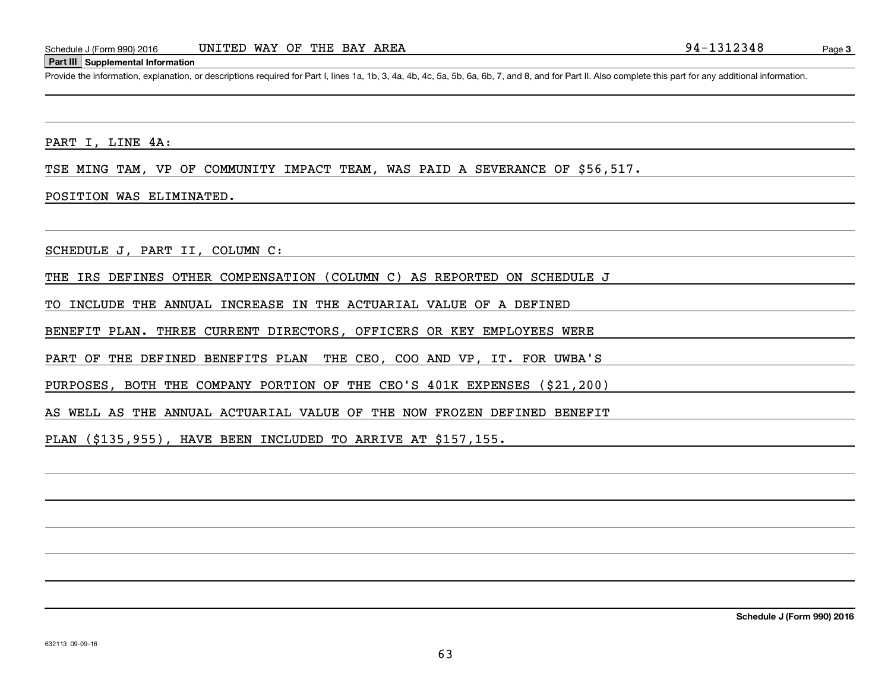Schedule J (Form 990) 2016 UNITED WAY OF THE BAY AREA 94-1312348

## Part III Supplemental Information

Provide the information, explanation, or descriptions required for Part I, lines 1a, 1b, 3, 4a, 4b, 4c, 5a, 5b, 6a, 6b, 7, and 8, and for Part II. Also complete this part for any additional information.

PART I, LINE 4A:

TSE MING TAM, VP OF COMMUNITY IMPACT TEAM, WAS PAID A SEVERANCE OF $56,517.

POSITION WAS ELIMINATED.

SCHEDULE J, PART II, COLUMN C:

THE IRS DEFINES OTHER COMPENSATION (COLUMN C) AS REPORTED ON SCHEDULE J TO INCLUDE THE ANNUAL INCREASE IN THE ACTUARIAL VALUE OF A DEFINED BENEFIT PLAN. THREE CURRENT DIRECTORS, OFFICERS OR KEY EMPLOYEES WERE PART OF THE DEFINED BENEFITS PLAN THE CEO, COO AND VP, IT. FOR UWBA'S PURPOSES, BOTH THE COMPANY PORTION OF THE CEO'S 401K EXPENSES ($21,200) AS WELL AS THE ANNUAL ACTUARIAL VALUE OF THE NOW FROZEN DEFINED BENEFIT PLAN ($135,955), HAVE BEEN INCLUDED TO ARRIVE AT $157,155.

Schedule J (Form 990) 2016

632113 09-09-16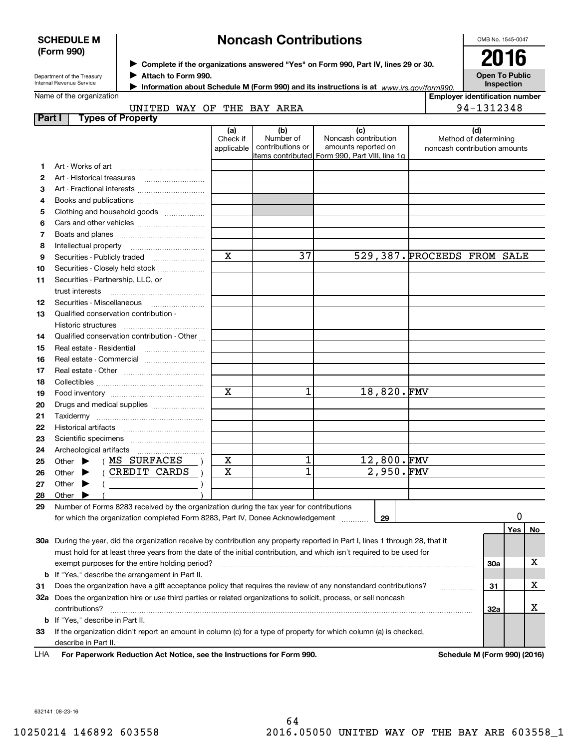**SCHEDULE M (Form 990)**

Department of the Treasury
Internal Revenue Service

# Noncash Contributions

▶ Complete if the organizations answered "Yes" on Form 990, Part IV, lines 29 or 30.
▶ Attach to Form 990.
▶ Information about Schedule M (Form 990) and its instructions is at www.irs.gov/form990.

OMB No. 1545-0047

**2016**

**Open To Public Inspection**

Name of the organization: UNITED WAY OF THE BAY AREA

Employer identification number: 94-1312348

**Part I Types of Property**

| | | (a) Check if applicable | (b) Number of contributions or items contributed | (c) Noncash contribution amounts reported on Form 990, Part VIII, line 1g | (d) Method of determining noncash contribution amounts |
|---|---|---|---|---|---|
| 1 | Art - Works of art | | | | |
| 2 | Art - Historical treasures | | | | |
| 3 | Art - Fractional interests | | | | |
| 4 | Books and publications | | | | |
| 5 | Clothing and household goods | | | | |
| 6 | Cars and other vehicles | | | | |
| 7 | Boats and planes | | | | |
| 8 | Intellectual property | | | | |
| 9 | Securities - Publicly traded | X | 37 | 529,387. | PROCEEDS FROM SALE |
| 10 | Securities - Closely held stock | | | | |
| 11 | Securities - Partnership, LLC, or trust interests | | | | |
| 12 | Securities - Miscellaneous | | | | |
| 13 | Qualified conservation contribution - Historic structures | | | | |
| 14 | Qualified conservation contribution - Other | | | | |
| 15 | Real estate - Residential | | | | |
| 16 | Real estate - Commercial | | | | |
| 17 | Real estate - Other | | | | |
| 18 | Collectibles | | | | |
| 19 | Food inventory | X | 1 | 18,820. | FMV |
| 20 | Drugs and medical supplies | | | | |
| 21 | Taxidermy | | | | |
| 22 | Historical artifacts | | | | |
| 23 | Scientific specimens | | | | |
| 24 | Archeological artifacts | | | | |
| 25 | Other ▶ ( MS SURFACES ) | X | 1 | 12,800. | FMV |
| 26 | Other ▶ ( CREDIT CARDS ) | X | 1 | 2,950. | FMV |
| 27 | Other ▶ ( ) | | | | |
| 28 | Other ▶ ( ) | | | | |

29 Number of Forms 8283 received by the organization during the tax year for contributions for which the organization completed Form 8283, Part IV, Donee Acknowledgement ..... 29 | 0

| | | | Yes | No |
|---|---|---|---|---|
| 30a | During the year, did the organization receive by contribution any property reported in Part I, lines 1 through 28, that it must hold for at least three years from the date of the initial contribution, and which isn't required to be used for exempt purposes for the entire holding period? | 30a | | X |
| b | If "Yes," describe the arrangement in Part II. | | | |
| 31 | Does the organization have a gift acceptance policy that requires the review of any nonstandard contributions? | 31 | | X |
| 32a | Does the organization hire or use third parties or related organizations to solicit, process, or sell noncash contributions? | 32a | | X |
| b | If "Yes," describe in Part II. | | | |
| 33 | If the organization didn't report an amount in column (c) for a type of property for which column (a) is checked, describe in Part II. | | | |

LHA **For Paperwork Reduction Act Notice, see the Instructions for Form 990.** **Schedule M (Form 990) (2016)**

632141 08-23-16

10250214 146892 603558 2016.05050 UNITED WAY OF THE BAY ARE 603558_1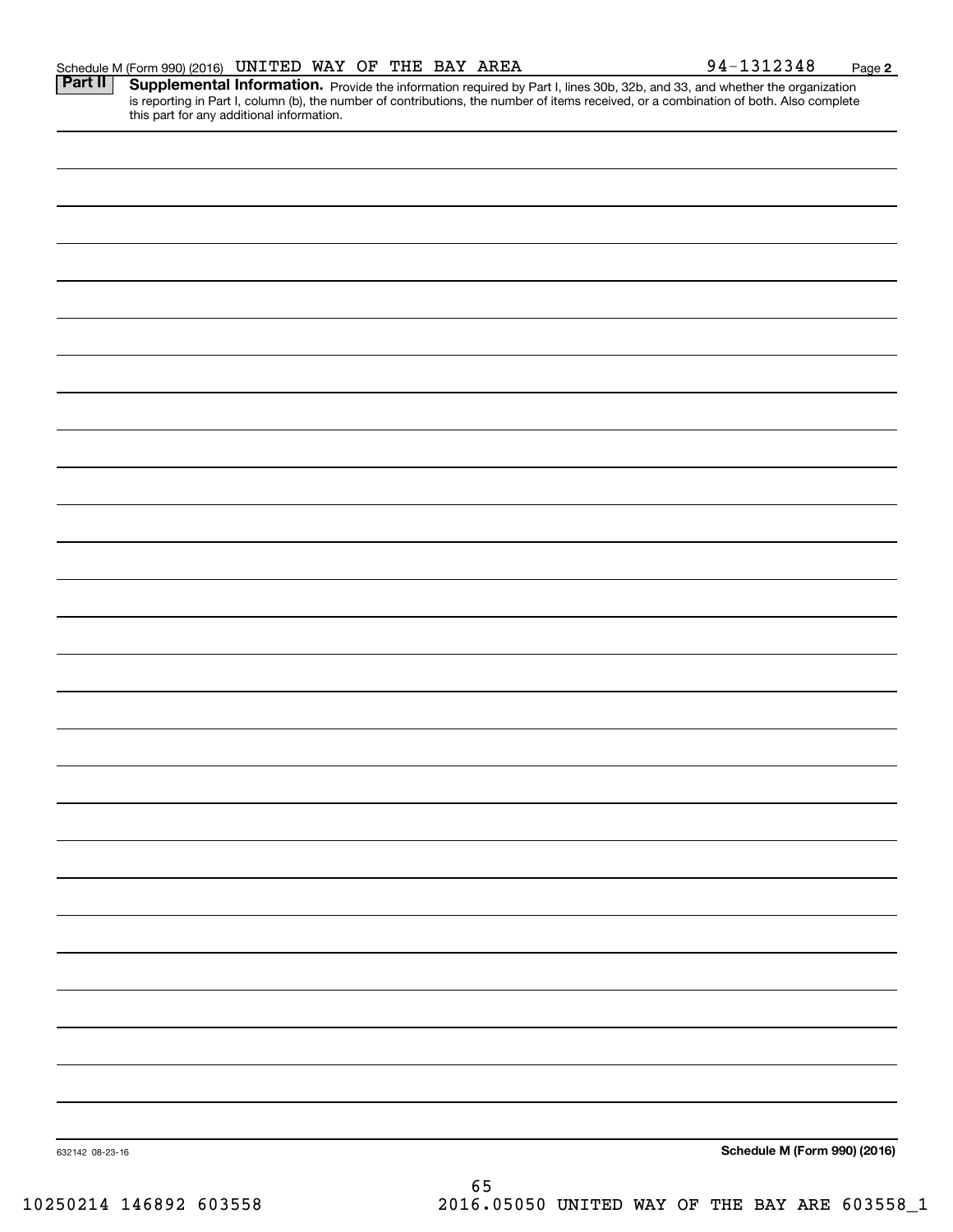Schedule M (Form 990) (2016) UNITED WAY OF THE BAY AREA 94-1312348 Page **2**

**Part II** **Supplemental Information.** Provide the information required by Part I, lines 30b, 32b, and 33, and whether the organization is reporting in Part I, column (b), the number of contributions, the number of items received, or a combination of both. Also complete this part for any additional information.

632142 08-23-16 **Schedule M (Form 990) (2016)**

10250214 146892 603558 2016.05050 UNITED WAY OF THE BAY ARE 603558_1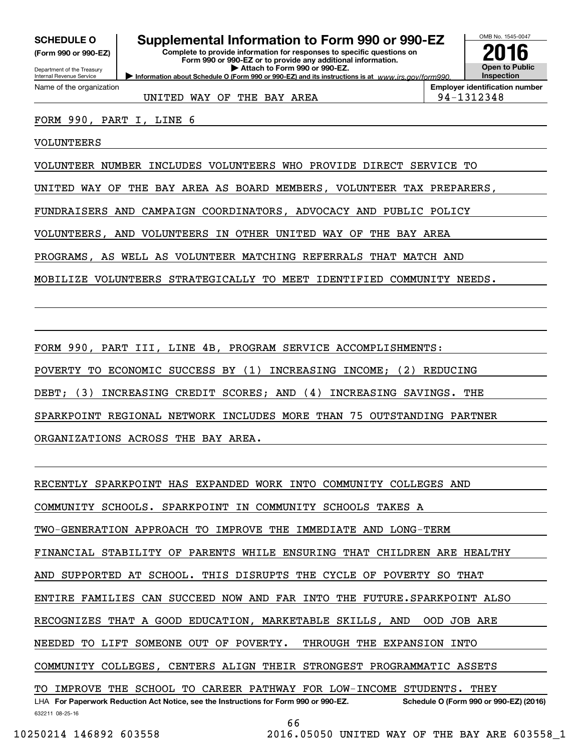**SCHEDULE O**
**(Form 990 or 990-EZ)**

Department of the Treasury
Internal Revenue Service

# Supplemental Information to Form 990 or 990-EZ

**Complete to provide information for responses to specific questions on Form 990 or 990-EZ or to provide any additional information.**
**▶ Attach to Form 990 or 990-EZ.**
**▶ Information about Schedule O (Form 990 or 990-EZ) and its instructions is at** *www.irs.gov/form990.*

OMB No. 1545-0047
**2016**
**Open to Public Inspection**

Name of the organization: UNITED WAY OF THE BAY AREA
**Employer identification number**: 94-1312348

FORM 990, PART I, LINE 6

VOLUNTEERS

VOLUNTEER NUMBER INCLUDES VOLUNTEERS WHO PROVIDE DIRECT SERVICE TO UNITED WAY OF THE BAY AREA AS BOARD MEMBERS, VOLUNTEER TAX PREPARERS, FUNDRAISERS AND CAMPAIGN COORDINATORS, ADVOCACY AND PUBLIC POLICY VOLUNTEERS, AND VOLUNTEERS IN OTHER UNITED WAY OF THE BAY AREA PROGRAMS, AS WELL AS VOLUNTEER MATCHING REFERRALS THAT MATCH AND MOBILIZE VOLUNTEERS STRATEGICALLY TO MEET IDENTIFIED COMMUNITY NEEDS.

FORM 990, PART III, LINE 4B, PROGRAM SERVICE ACCOMPLISHMENTS:

POVERTY TO ECONOMIC SUCCESS BY (1) INCREASING INCOME; (2) REDUCING DEBT; (3) INCREASING CREDIT SCORES; AND (4) INCREASING SAVINGS. THE SPARKPOINT REGIONAL NETWORK INCLUDES MORE THAN 75 OUTSTANDING PARTNER ORGANIZATIONS ACROSS THE BAY AREA.

RECENTLY SPARKPOINT HAS EXPANDED WORK INTO COMMUNITY COLLEGES AND COMMUNITY SCHOOLS. SPARKPOINT IN COMMUNITY SCHOOLS TAKES A TWO-GENERATION APPROACH TO IMPROVE THE IMMEDIATE AND LONG-TERM FINANCIAL STABILITY OF PARENTS WHILE ENSURING THAT CHILDREN ARE HEALTHY AND SUPPORTED AT SCHOOL. THIS DISRUPTS THE CYCLE OF POVERTY SO THAT ENTIRE FAMILIES CAN SUCCEED NOW AND FAR INTO THE FUTURE.SPARKPOINT ALSO RECOGNIZES THAT A GOOD EDUCATION, MARKETABLE SKILLS, AND  OOD JOB ARE NEEDED TO LIFT SOMEONE OUT OF POVERTY.  THROUGH THE EXPANSION INTO COMMUNITY COLLEGES, CENTERS ALIGN THEIR STRONGEST PROGRAMMATIC ASSETS TO IMPROVE THE SCHOOL TO CAREER PATHWAY FOR LOW-INCOME STUDENTS. THEY

LHA **For Paperwork Reduction Act Notice, see the Instructions for Form 990 or 990-EZ.** **Schedule O (Form 990 or 990-EZ) (2016)**
632211 08-25-16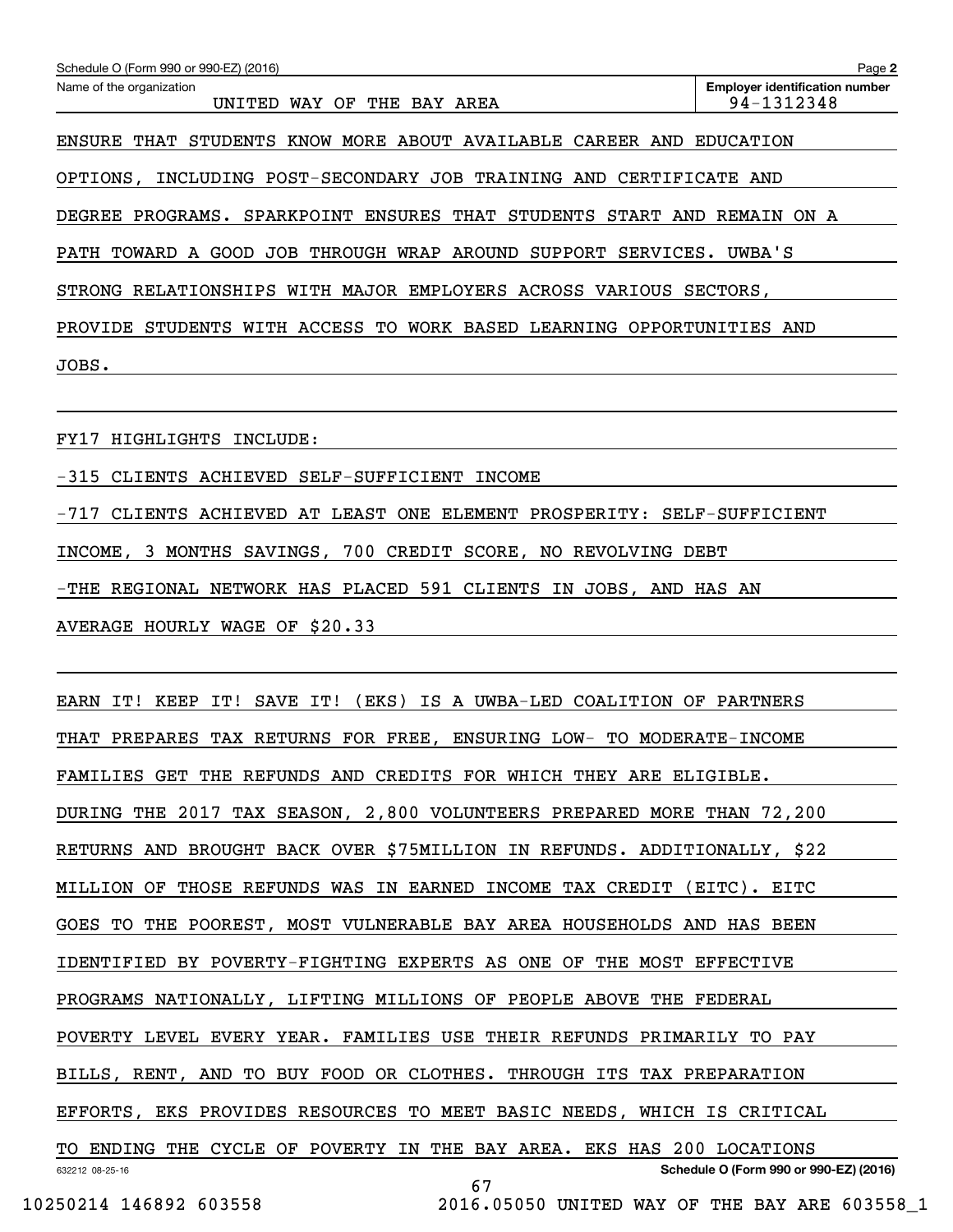Name of the organization: UNITED WAY OF THE BAY AREA

Employer identification number: 94-1312348

ENSURE THAT STUDENTS KNOW MORE ABOUT AVAILABLE CAREER AND EDUCATION OPTIONS, INCLUDING POST-SECONDARY JOB TRAINING AND CERTIFICATE AND DEGREE PROGRAMS. SPARKPOINT ENSURES THAT STUDENTS START AND REMAIN ON A PATH TOWARD A GOOD JOB THROUGH WRAP AROUND SUPPORT SERVICES. UWBA'S STRONG RELATIONSHIPS WITH MAJOR EMPLOYERS ACROSS VARIOUS SECTORS, PROVIDE STUDENTS WITH ACCESS TO WORK BASED LEARNING OPPORTUNITIES AND JOBS.

FY17 HIGHLIGHTS INCLUDE:

-315 CLIENTS ACHIEVED SELF-SUFFICIENT INCOME

-717 CLIENTS ACHIEVED AT LEAST ONE ELEMENT PROSPERITY: SELF-SUFFICIENT INCOME, 3 MONTHS SAVINGS, 700 CREDIT SCORE, NO REVOLVING DEBT

-THE REGIONAL NETWORK HAS PLACED 591 CLIENTS IN JOBS, AND HAS AN AVERAGE HOURLY WAGE OF $20.33

EARN IT! KEEP IT! SAVE IT! (EKS) IS A UWBA-LED COALITION OF PARTNERS THAT PREPARES TAX RETURNS FOR FREE, ENSURING LOW- TO MODERATE-INCOME FAMILIES GET THE REFUNDS AND CREDITS FOR WHICH THEY ARE ELIGIBLE. DURING THE 2017 TAX SEASON, 2,800 VOLUNTEERS PREPARED MORE THAN 72,200 RETURNS AND BROUGHT BACK OVER $75MILLION IN REFUNDS. ADDITIONALLY, $22 MILLION OF THOSE REFUNDS WAS IN EARNED INCOME TAX CREDIT (EITC). EITC GOES TO THE POOREST, MOST VULNERABLE BAY AREA HOUSEHOLDS AND HAS BEEN IDENTIFIED BY POVERTY-FIGHTING EXPERTS AS ONE OF THE MOST EFFECTIVE PROGRAMS NATIONALLY, LIFTING MILLIONS OF PEOPLE ABOVE THE FEDERAL POVERTY LEVEL EVERY YEAR. FAMILIES USE THEIR REFUNDS PRIMARILY TO PAY BILLS, RENT, AND TO BUY FOOD OR CLOTHES. THROUGH ITS TAX PREPARATION EFFORTS, EKS PROVIDES RESOURCES TO MEET BASIC NEEDS, WHICH IS CRITICAL TO ENDING THE CYCLE OF POVERTY IN THE BAY AREA. EKS HAS 200 LOCATIONS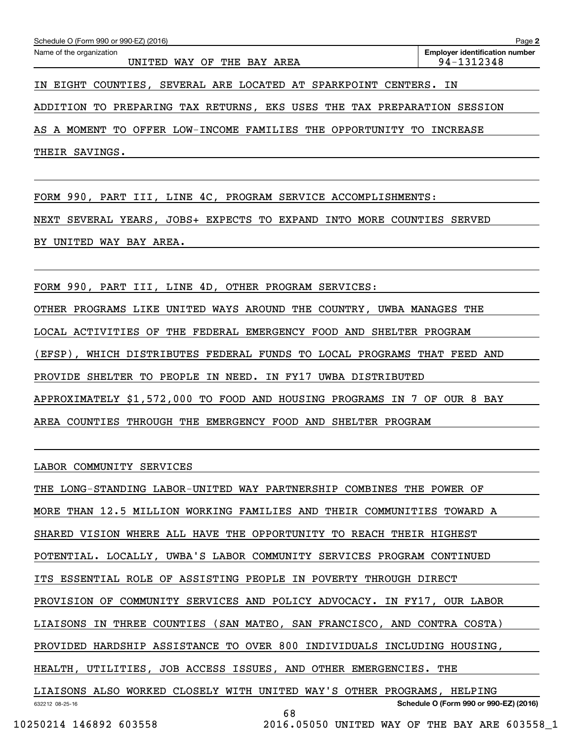Schedule O (Form 990 or 990-EZ) (2016)

Name of the organization: UNITED WAY OF THE BAY AREA

Employer identification number: 94-1312348

IN EIGHT COUNTIES, SEVERAL ARE LOCATED AT SPARKPOINT CENTERS. IN ADDITION TO PREPARING TAX RETURNS, EKS USES THE TAX PREPARATION SESSION AS A MOMENT TO OFFER LOW-INCOME FAMILIES THE OPPORTUNITY TO INCREASE THEIR SAVINGS.

FORM 990, PART III, LINE 4C, PROGRAM SERVICE ACCOMPLISHMENTS:

NEXT SEVERAL YEARS, JOBS+ EXPECTS TO EXPAND INTO MORE COUNTIES SERVED BY UNITED WAY BAY AREA.

FORM 990, PART III, LINE 4D, OTHER PROGRAM SERVICES:

OTHER PROGRAMS LIKE UNITED WAYS AROUND THE COUNTRY, UWBA MANAGES THE LOCAL ACTIVITIES OF THE FEDERAL EMERGENCY FOOD AND SHELTER PROGRAM (EFSP), WHICH DISTRIBUTES FEDERAL FUNDS TO LOCAL PROGRAMS THAT FEED AND PROVIDE SHELTER TO PEOPLE IN NEED. IN FY17 UWBA DISTRIBUTED APPROXIMATELY $1,572,000 TO FOOD AND HOUSING PROGRAMS IN 7 OF OUR 8 BAY AREA COUNTIES THROUGH THE EMERGENCY FOOD AND SHELTER PROGRAM

LABOR COMMUNITY SERVICES

THE LONG-STANDING LABOR-UNITED WAY PARTNERSHIP COMBINES THE POWER OF MORE THAN 12.5 MILLION WORKING FAMILIES AND THEIR COMMUNITIES TOWARD A SHARED VISION WHERE ALL HAVE THE OPPORTUNITY TO REACH THEIR HIGHEST POTENTIAL. LOCALLY, UWBA'S LABOR COMMUNITY SERVICES PROGRAM CONTINUED ITS ESSENTIAL ROLE OF ASSISTING PEOPLE IN POVERTY THROUGH DIRECT PROVISION OF COMMUNITY SERVICES AND POLICY ADVOCACY. IN FY17, OUR LABOR LIAISONS IN THREE COUNTIES (SAN MATEO, SAN FRANCISCO, AND CONTRA COSTA) PROVIDED HARDSHIP ASSISTANCE TO OVER 800 INDIVIDUALS INCLUDING HOUSING, HEALTH, UTILITIES, JOB ACCESS ISSUES, AND OTHER EMERGENCIES. THE LIAISONS ALSO WORKED CLOSELY WITH UNITED WAY'S OTHER PROGRAMS, HELPING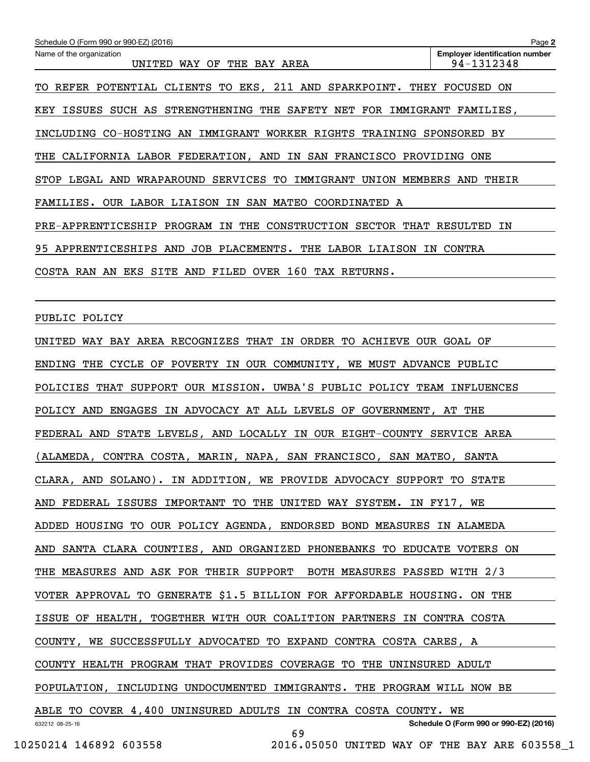TO REFER POTENTIAL CLIENTS TO EKS, 211 AND SPARKPOINT. THEY FOCUSED ON KEY ISSUES SUCH AS STRENGTHENING THE SAFETY NET FOR IMMIGRANT FAMILIES, INCLUDING CO-HOSTING AN IMMIGRANT WORKER RIGHTS TRAINING SPONSORED BY THE CALIFORNIA LABOR FEDERATION, AND IN SAN FRANCISCO PROVIDING ONE STOP LEGAL AND WRAPAROUND SERVICES TO IMMIGRANT UNION MEMBERS AND THEIR FAMILIES. OUR LABOR LIAISON IN SAN MATEO COORDINATED A PRE-APPRENTICESHIP PROGRAM IN THE CONSTRUCTION SECTOR THAT RESULTED IN 95 APPRENTICESHIPS AND JOB PLACEMENTS. THE LABOR LIAISON IN CONTRA COSTA RAN AN EKS SITE AND FILED OVER 160 TAX RETURNS.

PUBLIC POLICY

UNITED WAY BAY AREA RECOGNIZES THAT IN ORDER TO ACHIEVE OUR GOAL OF ENDING THE CYCLE OF POVERTY IN OUR COMMUNITY, WE MUST ADVANCE PUBLIC POLICIES THAT SUPPORT OUR MISSION. UWBA'S PUBLIC POLICY TEAM INFLUENCES POLICY AND ENGAGES IN ADVOCACY AT ALL LEVELS OF GOVERNMENT, AT THE FEDERAL AND STATE LEVELS, AND LOCALLY IN OUR EIGHT-COUNTY SERVICE AREA (ALAMEDA, CONTRA COSTA, MARIN, NAPA, SAN FRANCISCO, SAN MATEO, SANTA CLARA, AND SOLANO). IN ADDITION, WE PROVIDE ADVOCACY SUPPORT TO STATE AND FEDERAL ISSUES IMPORTANT TO THE UNITED WAY SYSTEM. IN FY17, WE ADDED HOUSING TO OUR POLICY AGENDA, ENDORSED BOND MEASURES IN ALAMEDA AND SANTA CLARA COUNTIES, AND ORGANIZED PHONEBANKS TO EDUCATE VOTERS ON THE MEASURES AND ASK FOR THEIR SUPPORT  BOTH MEASURES PASSED WITH 2/3 VOTER APPROVAL TO GENERATE $1.5 BILLION FOR AFFORDABLE HOUSING. ON THE ISSUE OF HEALTH, TOGETHER WITH OUR COALITION PARTNERS IN CONTRA COSTA COUNTY, WE SUCCESSFULLY ADVOCATED TO EXPAND CONTRA COSTA CARES, A COUNTY HEALTH PROGRAM THAT PROVIDES COVERAGE TO THE UNINSURED ADULT POPULATION, INCLUDING UNDOCUMENTED IMMIGRANTS. THE PROGRAM WILL NOW BE ABLE TO COVER 4,400 UNINSURED ADULTS IN CONTRA COSTA COUNTY. WE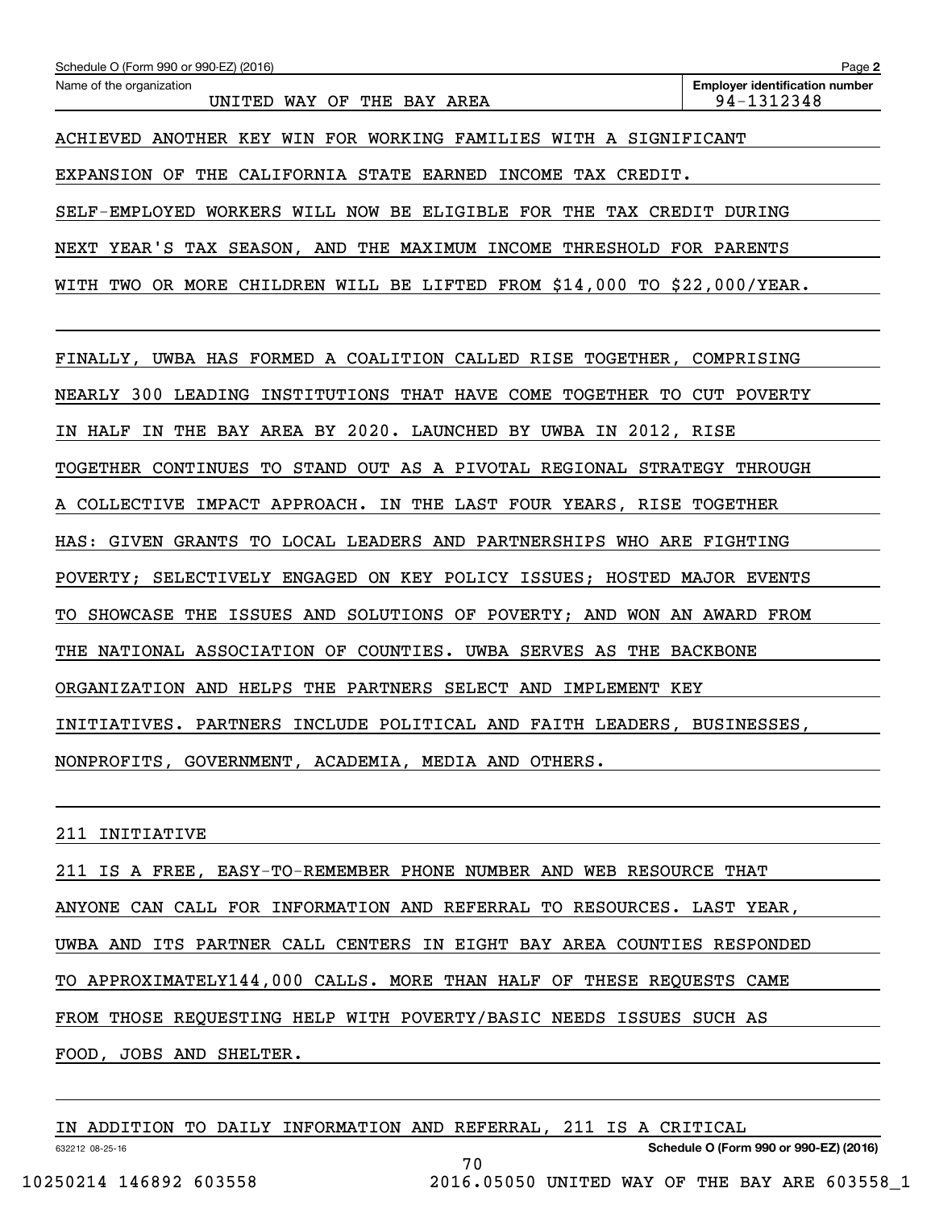Schedule O (Form 990 or 990-EZ) (2016)

Name of the organization: UNITED WAY OF THE BAY AREA

Employer identification number: 94-1312348

ACHIEVED ANOTHER KEY WIN FOR WORKING FAMILIES WITH A SIGNIFICANT EXPANSION OF THE CALIFORNIA STATE EARNED INCOME TAX CREDIT. SELF-EMPLOYED WORKERS WILL NOW BE ELIGIBLE FOR THE TAX CREDIT DURING NEXT YEAR'S TAX SEASON, AND THE MAXIMUM INCOME THRESHOLD FOR PARENTS WITH TWO OR MORE CHILDREN WILL BE LIFTED FROM $14,000 TO $22,000/YEAR.

FINALLY, UWBA HAS FORMED A COALITION CALLED RISE TOGETHER, COMPRISING NEARLY 300 LEADING INSTITUTIONS THAT HAVE COME TOGETHER TO CUT POVERTY IN HALF IN THE BAY AREA BY 2020. LAUNCHED BY UWBA IN 2012, RISE TOGETHER CONTINUES TO STAND OUT AS A PIVOTAL REGIONAL STRATEGY THROUGH A COLLECTIVE IMPACT APPROACH. IN THE LAST FOUR YEARS, RISE TOGETHER HAS: GIVEN GRANTS TO LOCAL LEADERS AND PARTNERSHIPS WHO ARE FIGHTING POVERTY; SELECTIVELY ENGAGED ON KEY POLICY ISSUES; HOSTED MAJOR EVENTS TO SHOWCASE THE ISSUES AND SOLUTIONS OF POVERTY; AND WON AN AWARD FROM THE NATIONAL ASSOCIATION OF COUNTIES. UWBA SERVES AS THE BACKBONE ORGANIZATION AND HELPS THE PARTNERS SELECT AND IMPLEMENT KEY INITIATIVES. PARTNERS INCLUDE POLITICAL AND FAITH LEADERS, BUSINESSES, NONPROFITS, GOVERNMENT, ACADEMIA, MEDIA AND OTHERS.

211 INITIATIVE

211 IS A FREE, EASY-TO-REMEMBER PHONE NUMBER AND WEB RESOURCE THAT ANYONE CAN CALL FOR INFORMATION AND REFERRAL TO RESOURCES. LAST YEAR, UWBA AND ITS PARTNER CALL CENTERS IN EIGHT BAY AREA COUNTIES RESPONDED TO APPROXIMATELY144,000 CALLS. MORE THAN HALF OF THESE REQUESTS CAME FROM THOSE REQUESTING HELP WITH POVERTY/BASIC NEEDS ISSUES SUCH AS FOOD, JOBS AND SHELTER.

IN ADDITION TO DAILY INFORMATION AND REFERRAL, 211 IS A CRITICAL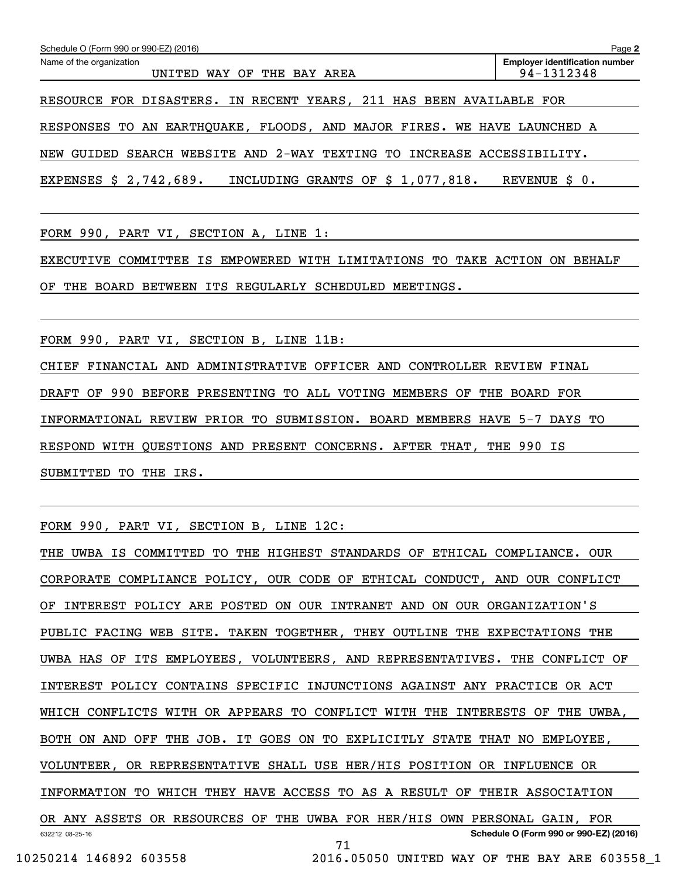Name of the organization: UNITED WAY OF THE BAY AREA

Employer identification number: 94-1312348

RESOURCE FOR DISASTERS. IN RECENT YEARS, 211 HAS BEEN AVAILABLE FOR RESPONSES TO AN EARTHQUAKE, FLOODS, AND MAJOR FIRES. WE HAVE LAUNCHED A NEW GUIDED SEARCH WEBSITE AND 2-WAY TEXTING TO INCREASE ACCESSIBILITY. EXPENSES $ 2,742,689. INCLUDING GRANTS OF $ 1,077,818. REVENUE $ 0.

FORM 990, PART VI, SECTION A, LINE 1:

EXECUTIVE COMMITTEE IS EMPOWERED WITH LIMITATIONS TO TAKE ACTION ON BEHALF OF THE BOARD BETWEEN ITS REGULARLY SCHEDULED MEETINGS.

FORM 990, PART VI, SECTION B, LINE 11B:

CHIEF FINANCIAL AND ADMINISTRATIVE OFFICER AND CONTROLLER REVIEW FINAL DRAFT OF 990 BEFORE PRESENTING TO ALL VOTING MEMBERS OF THE BOARD FOR INFORMATIONAL REVIEW PRIOR TO SUBMISSION. BOARD MEMBERS HAVE 5-7 DAYS TO RESPOND WITH QUESTIONS AND PRESENT CONCERNS. AFTER THAT, THE 990 IS SUBMITTED TO THE IRS.

FORM 990, PART VI, SECTION B, LINE 12C:

THE UWBA IS COMMITTED TO THE HIGHEST STANDARDS OF ETHICAL COMPLIANCE. OUR CORPORATE COMPLIANCE POLICY, OUR CODE OF ETHICAL CONDUCT, AND OUR CONFLICT OF INTEREST POLICY ARE POSTED ON OUR INTRANET AND ON OUR ORGANIZATION'S PUBLIC FACING WEB SITE. TAKEN TOGETHER, THEY OUTLINE THE EXPECTATIONS THE UWBA HAS OF ITS EMPLOYEES, VOLUNTEERS, AND REPRESENTATIVES. THE CONFLICT OF INTEREST POLICY CONTAINS SPECIFIC INJUNCTIONS AGAINST ANY PRACTICE OR ACT WHICH CONFLICTS WITH OR APPEARS TO CONFLICT WITH THE INTERESTS OF THE UWBA, BOTH ON AND OFF THE JOB. IT GOES ON TO EXPLICITLY STATE THAT NO EMPLOYEE, VOLUNTEER, OR REPRESENTATIVE SHALL USE HER/HIS POSITION OR INFLUENCE OR INFORMATION TO WHICH THEY HAVE ACCESS TO AS A RESULT OF THEIR ASSOCIATION OR ANY ASSETS OR RESOURCES OF THE UWBA FOR HER/HIS OWN PERSONAL GAIN, FOR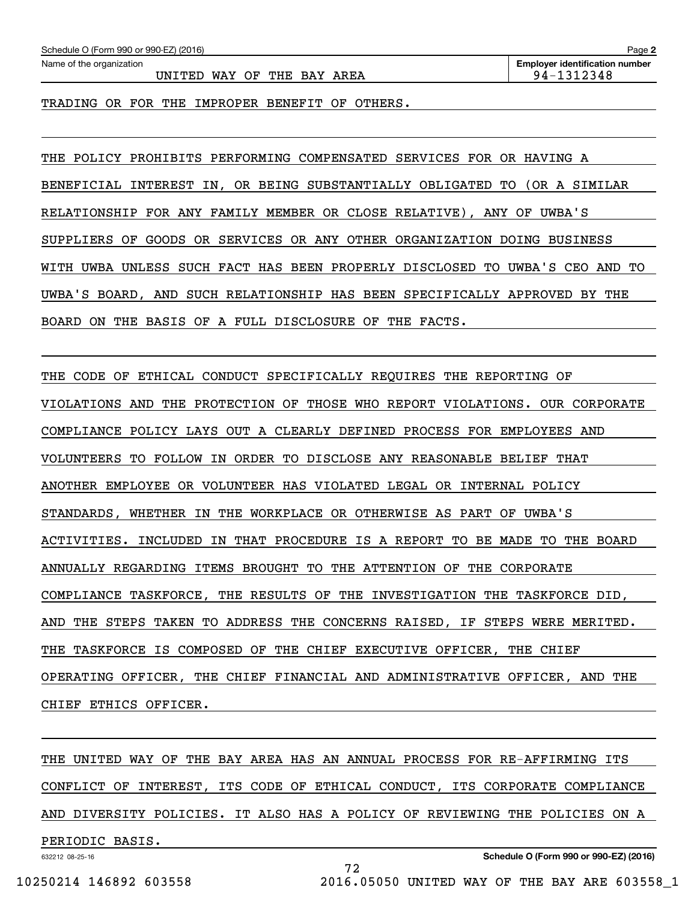Schedule O (Form 990 or 990-EZ) (2016)

Name of the organization: UNITED WAY OF THE BAY AREA

Employer identification number: 94-1312348

TRADING OR FOR THE IMPROPER BENEFIT OF OTHERS.

THE POLICY PROHIBITS PERFORMING COMPENSATED SERVICES FOR OR HAVING A BENEFICIAL INTEREST IN, OR BEING SUBSTANTIALLY OBLIGATED TO (OR A SIMILAR RELATIONSHIP FOR ANY FAMILY MEMBER OR CLOSE RELATIVE), ANY OF UWBA'S SUPPLIERS OF GOODS OR SERVICES OR ANY OTHER ORGANIZATION DOING BUSINESS WITH UWBA UNLESS SUCH FACT HAS BEEN PROPERLY DISCLOSED TO UWBA'S CEO AND TO UWBA'S BOARD, AND SUCH RELATIONSHIP HAS BEEN SPECIFICALLY APPROVED BY THE BOARD ON THE BASIS OF A FULL DISCLOSURE OF THE FACTS.

THE CODE OF ETHICAL CONDUCT SPECIFICALLY REQUIRES THE REPORTING OF VIOLATIONS AND THE PROTECTION OF THOSE WHO REPORT VIOLATIONS. OUR CORPORATE COMPLIANCE POLICY LAYS OUT A CLEARLY DEFINED PROCESS FOR EMPLOYEES AND VOLUNTEERS TO FOLLOW IN ORDER TO DISCLOSE ANY REASONABLE BELIEF THAT ANOTHER EMPLOYEE OR VOLUNTEER HAS VIOLATED LEGAL OR INTERNAL POLICY STANDARDS, WHETHER IN THE WORKPLACE OR OTHERWISE AS PART OF UWBA'S ACTIVITIES. INCLUDED IN THAT PROCEDURE IS A REPORT TO BE MADE TO THE BOARD ANNUALLY REGARDING ITEMS BROUGHT TO THE ATTENTION OF THE CORPORATE COMPLIANCE TASKFORCE, THE RESULTS OF THE INVESTIGATION THE TASKFORCE DID, AND THE STEPS TAKEN TO ADDRESS THE CONCERNS RAISED, IF STEPS WERE MERITED. THE TASKFORCE IS COMPOSED OF THE CHIEF EXECUTIVE OFFICER, THE CHIEF OPERATING OFFICER, THE CHIEF FINANCIAL AND ADMINISTRATIVE OFFICER, AND THE CHIEF ETHICS OFFICER.

THE UNITED WAY OF THE BAY AREA HAS AN ANNUAL PROCESS FOR RE-AFFIRMING ITS CONFLICT OF INTEREST, ITS CODE OF ETHICAL CONDUCT, ITS CORPORATE COMPLIANCE AND DIVERSITY POLICIES. IT ALSO HAS A POLICY OF REVIEWING THE POLICIES ON A PERIODIC BASIS.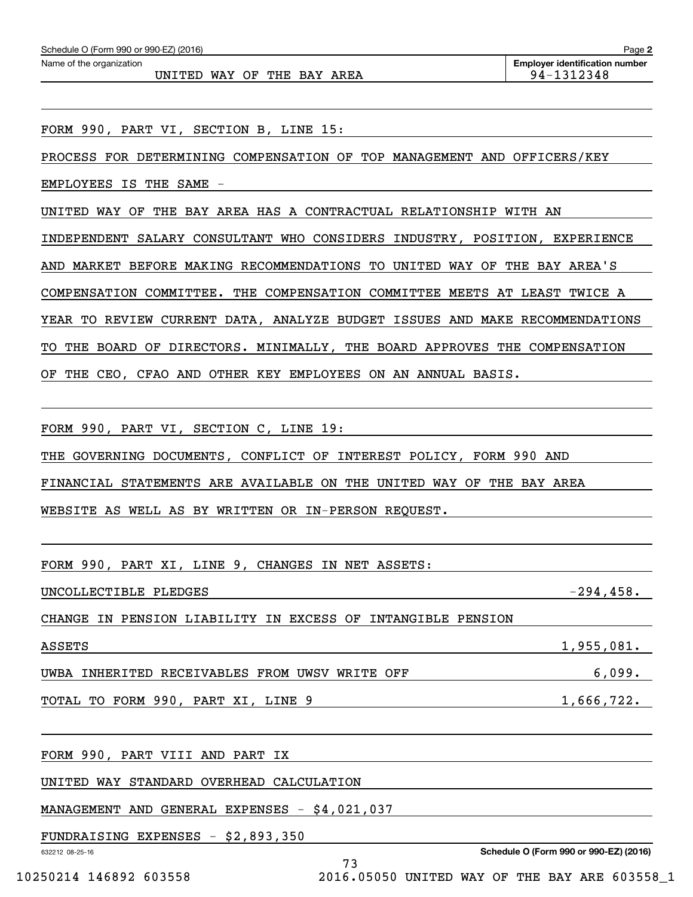Name of the organization: UNITED WAY OF THE BAY AREA

Employer identification number: 94-1312348

FORM 990, PART VI, SECTION B, LINE 15:

PROCESS FOR DETERMINING COMPENSATION OF TOP MANAGEMENT AND OFFICERS/KEY EMPLOYEES IS THE SAME -

UNITED WAY OF THE BAY AREA HAS A CONTRACTUAL RELATIONSHIP WITH AN INDEPENDENT SALARY CONSULTANT WHO CONSIDERS INDUSTRY, POSITION, EXPERIENCE AND MARKET BEFORE MAKING RECOMMENDATIONS TO UNITED WAY OF THE BAY AREA'S COMPENSATION COMMITTEE. THE COMPENSATION COMMITTEE MEETS AT LEAST TWICE A YEAR TO REVIEW CURRENT DATA, ANALYZE BUDGET ISSUES AND MAKE RECOMMENDATIONS TO THE BOARD OF DIRECTORS. MINIMALLY, THE BOARD APPROVES THE COMPENSATION OF THE CEO, CFAO AND OTHER KEY EMPLOYEES ON AN ANNUAL BASIS.

FORM 990, PART VI, SECTION C, LINE 19:

THE GOVERNING DOCUMENTS, CONFLICT OF INTEREST POLICY, FORM 990 AND FINANCIAL STATEMENTS ARE AVAILABLE ON THE UNITED WAY OF THE BAY AREA WEBSITE AS WELL AS BY WRITTEN OR IN-PERSON REQUEST.

FORM 990, PART XI, LINE 9, CHANGES IN NET ASSETS:

| | |
|---|---|
| UNCOLLECTIBLE PLEDGES | -294,458. |
| CHANGE IN PENSION LIABILITY IN EXCESS OF INTANGIBLE PENSION ASSETS | 1,955,081. |
| UWBA INHERITED RECEIVABLES FROM UWSV WRITE OFF | 6,099. |
| TOTAL TO FORM 990, PART XI, LINE 9 | 1,666,722. |

FORM 990, PART VIII AND PART IX

UNITED WAY STANDARD OVERHEAD CALCULATION

MANAGEMENT AND GENERAL EXPENSES - $4,021,037

FUNDRAISING EXPENSES - $2,893,350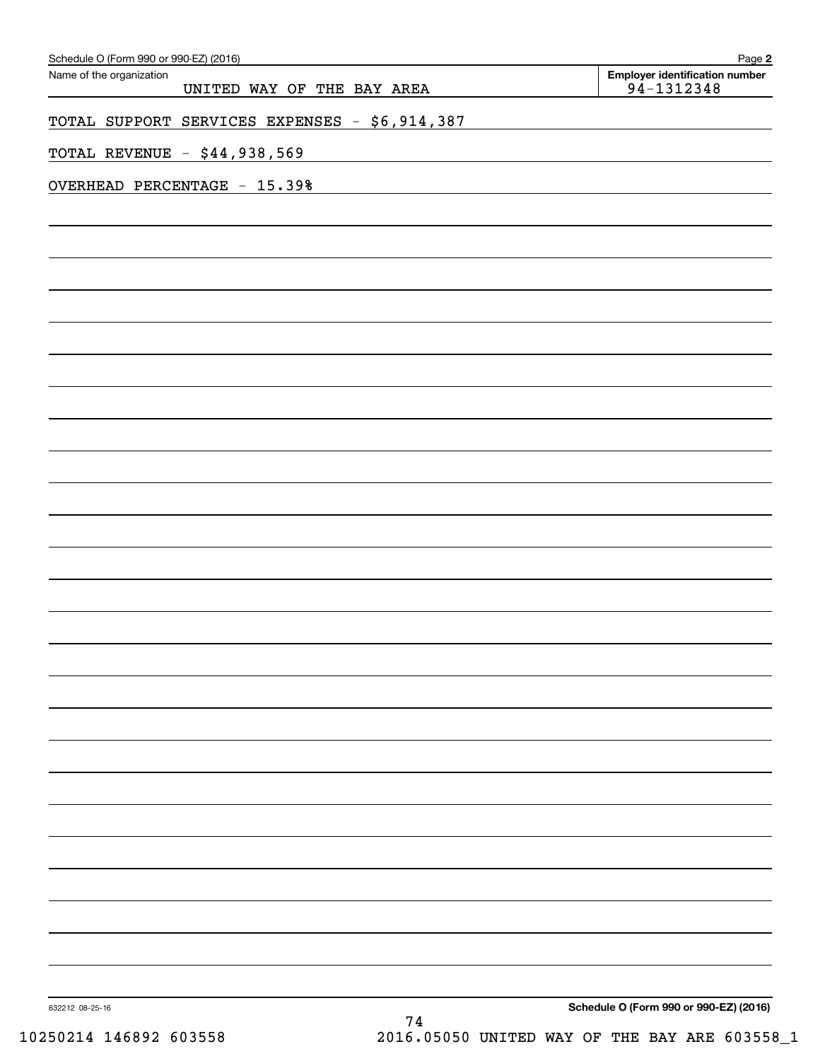Name of the organization: UNITED WAY OF THE BAY AREA

Employer identification number: 94-1312348

TOTAL SUPPORT SERVICES EXPENSES - $6,914,387

TOTAL REVENUE - $44,938,569

OVERHEAD PERCENTAGE - 15.39%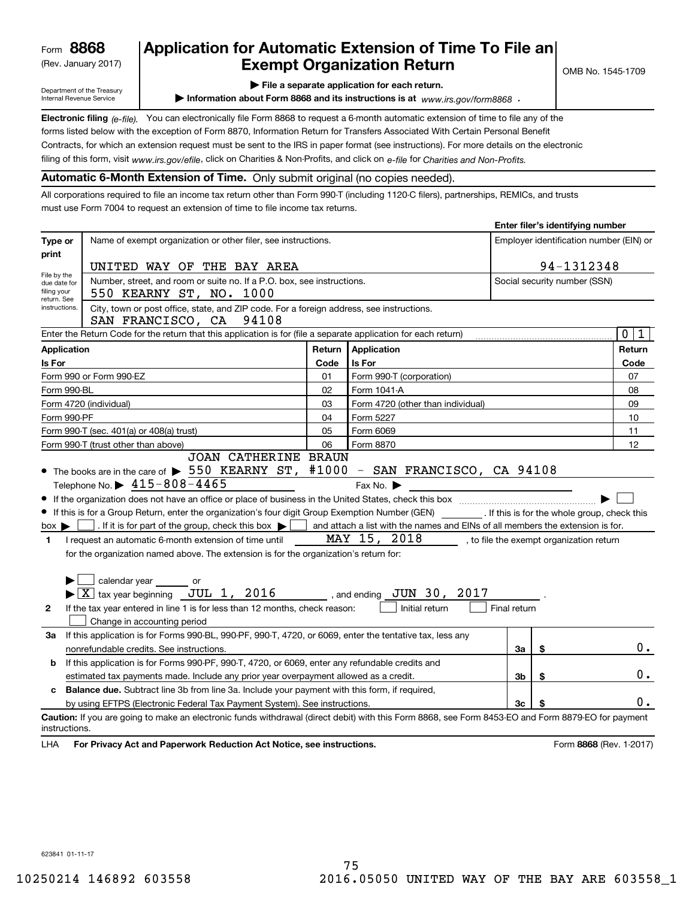Form **8868**
(Rev. January 2017)

Department of the Treasury
Internal Revenue Service

# Application for Automatic Extension of Time To File an Exempt Organization Return

▶ **File a separate application for each return.**

▶ **Information about Form 8868 and its instructions is at** *www.irs.gov/form8868* .

OMB No. 1545-1709

**Electronic filing** *(e-file).* You can electronically file Form 8868 to request a 6-month automatic extension of time to file any of the forms listed below with the exception of Form 8870, Information Return for Transfers Associated With Certain Personal Benefit Contracts, for which an extension request must be sent to the IRS in paper format (see instructions). For more details on the electronic filing of this form, visit *www.irs.gov/efile*, click on Charities & Non-Profits, and click on *e-file* for *Charities and Non-Profits.*

**Automatic 6-Month Extension of Time.** Only submit original (no copies needed).

All corporations required to file an income tax return other than Form 990-T (including 1120-C filers), partnerships, REMICs, and trusts must use Form 7004 to request an extension of time to file income tax returns.

| | | Enter filer's identifying number |
|---|---|---|
| **Type or print** | Name of exempt organization or other filer, see instructions. UNITED WAY OF THE BAY AREA | Employer identification number (EIN) or 94-1312348 |
| File by the due date for filing your return. See instructions. | Number, street, and room or suite no. If a P.O. box, see instructions. 550 KEARNY ST, NO. 1000 | Social security number (SSN) |
| | City, town or post office, state, and ZIP code. For a foreign address, see instructions. SAN FRANCISCO, CA 94108 | |

Enter the Return Code for the return that this application is for (file a separate application for each return) ..... 0 1

| Application Is For | Return Code | Application Is For | Return Code |
|---|---|---|---|
| Form 990 or Form 990-EZ | 01 | Form 990-T (corporation) | 07 |
| Form 990-BL | 02 | Form 1041-A | 08 |
| Form 4720 (individual) | 03 | Form 4720 (other than individual) | 09 |
| Form 990-PF | 04 | Form 5227 | 10 |
| Form 990-T (sec. 401(a) or 408(a) trust) | 05 | Form 6069 | 11 |
| Form 990-T (trust other than above) | 06 | Form 8870 | 12 |

- The books are in the care of ▶ JOAN CATHERINE BRAUN 550 KEARNY ST, #1000 - SAN FRANCISCO, CA 94108
  Telephone No. ▶ 415-808-4465 Fax No. ▶
- If the organization does not have an office or place of business in the United States, check this box ..... ▶ ☐
- If this is for a Group Return, enter the organization's four digit Group Exemption Number (GEN) ______ . If this is for the whole group, check this box ▶ ☐ . If it is for part of the group, check this box ▶ ☐ and attach a list with the names and EINs of all members the extension is for.

**1** I request an automatic 6-month extension of time until MAY 15, 2018 , to file the exempt organization return for the organization named above. The extension is for the organization's return for:

▶ ☐ calendar year ______ or
▶ ☒ tax year beginning JUL 1, 2016 , and ending JUN 30, 2017 .

**2** If the tax year entered in line 1 is for less than 12 months, check reason: ☐ Initial return ☐ Final return ☐ Change in accounting period

| | | | |
|---|---|---|---|
| **3a** | If this application is for Forms 990-BL, 990-PF, 990-T, 4720, or 6069, enter the tentative tax, less any nonrefundable credits. See instructions. | 3a | $ 0. |
| **b** | If this application is for Forms 990-PF, 990-T, 4720, or 6069, enter any refundable credits and estimated tax payments made. Include any prior year overpayment allowed as a credit. | 3b | $ 0. |
| **c** | **Balance due.** Subtract line 3b from line 3a. Include your payment with this form, if required, by using EFTPS (Electronic Federal Tax Payment System). See instructions. | 3c | $ 0. |

**Caution:** If you are going to make an electronic funds withdrawal (direct debit) with this Form 8868, see Form 8453-EO and Form 8879-EO for payment instructions.

LHA **For Privacy Act and Paperwork Reduction Act Notice, see instructions.** Form **8868** (Rev. 1-2017)

623841 01-11-17

10250214 146892 603558 2016.05050 UNITED WAY OF THE BAY ARE 603558_1